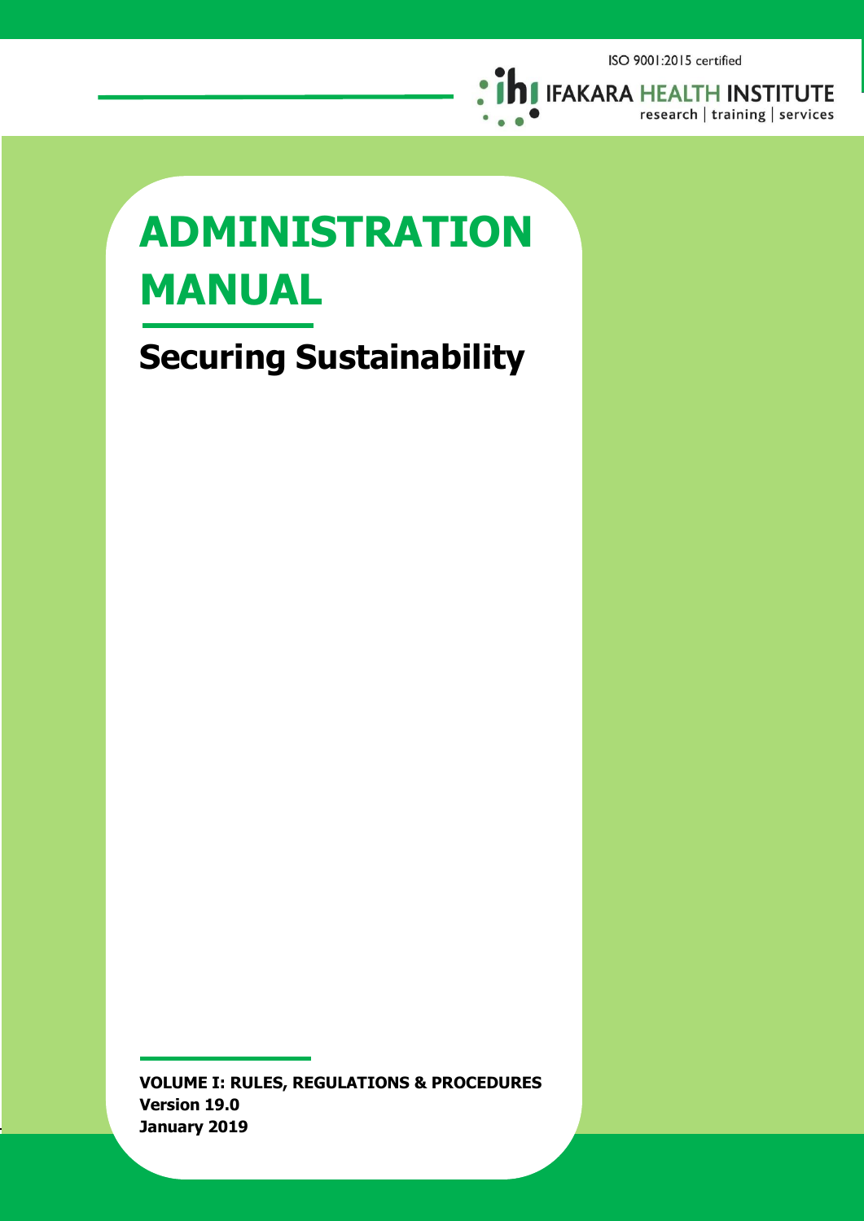ISO 9001:2015 certified

IFAKARA HEALTH INSTITUTE
research | training | services

# ADMINISTRATION MANUAL

## Securing Sustainability

**VOLUME I: RULES, REGULATIONS & PROCEDURES**
**Version 19.0**
**January 2019**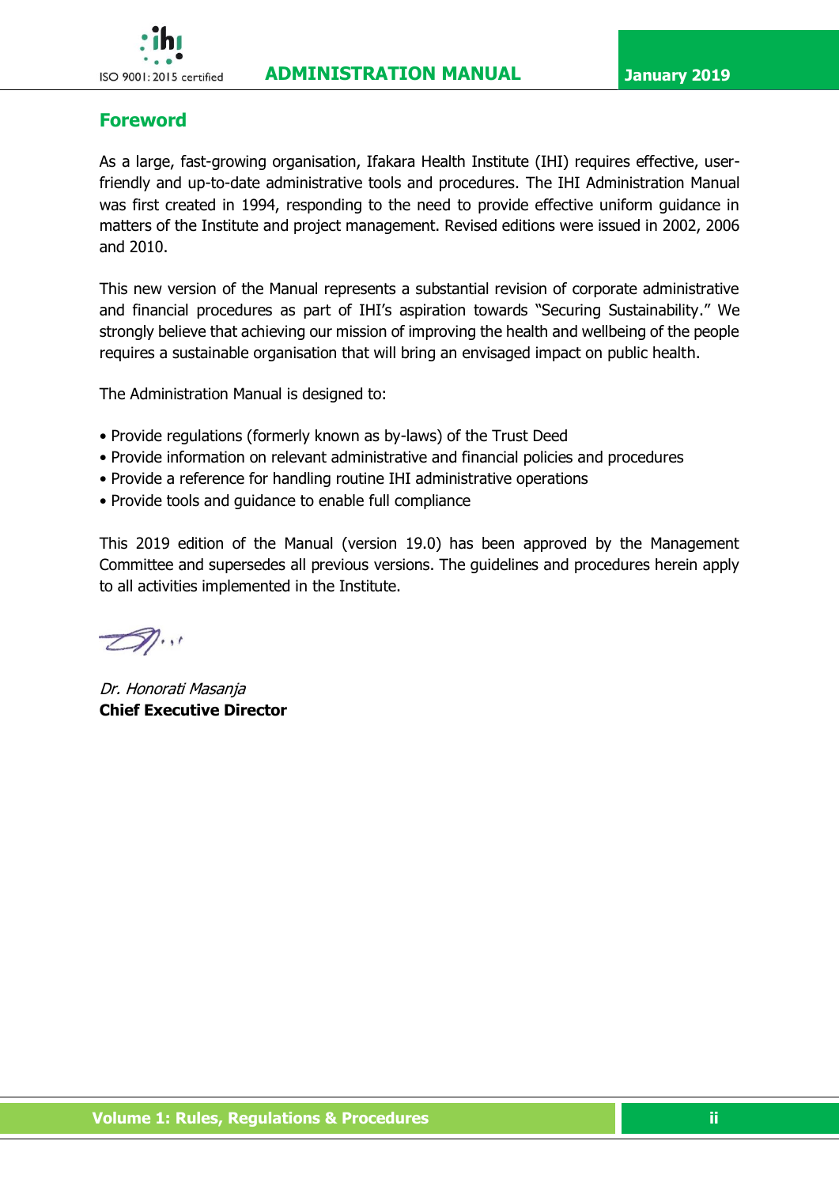## Foreword

As a large, fast-growing organisation, Ifakara Health Institute (IHI) requires effective, user-friendly and up-to-date administrative tools and procedures. The IHI Administration Manual was first created in 1994, responding to the need to provide effective uniform guidance in matters of the Institute and project management. Revised editions were issued in 2002, 2006 and 2010.

This new version of the Manual represents a substantial revision of corporate administrative and financial procedures as part of IHI's aspiration towards "Securing Sustainability." We strongly believe that achieving our mission of improving the health and wellbeing of the people requires a sustainable organisation that will bring an envisaged impact on public health.

The Administration Manual is designed to:

- Provide regulations (formerly known as by-laws) of the Trust Deed
- Provide information on relevant administrative and financial policies and procedures
- Provide a reference for handling routine IHI administrative operations
- Provide tools and guidance to enable full compliance

This 2019 edition of the Manual (version 19.0) has been approved by the Management Committee and supersedes all previous versions. The guidelines and procedures herein apply to all activities implemented in the Institute.

*Dr. Honorati Masanja*
**Chief Executive Director**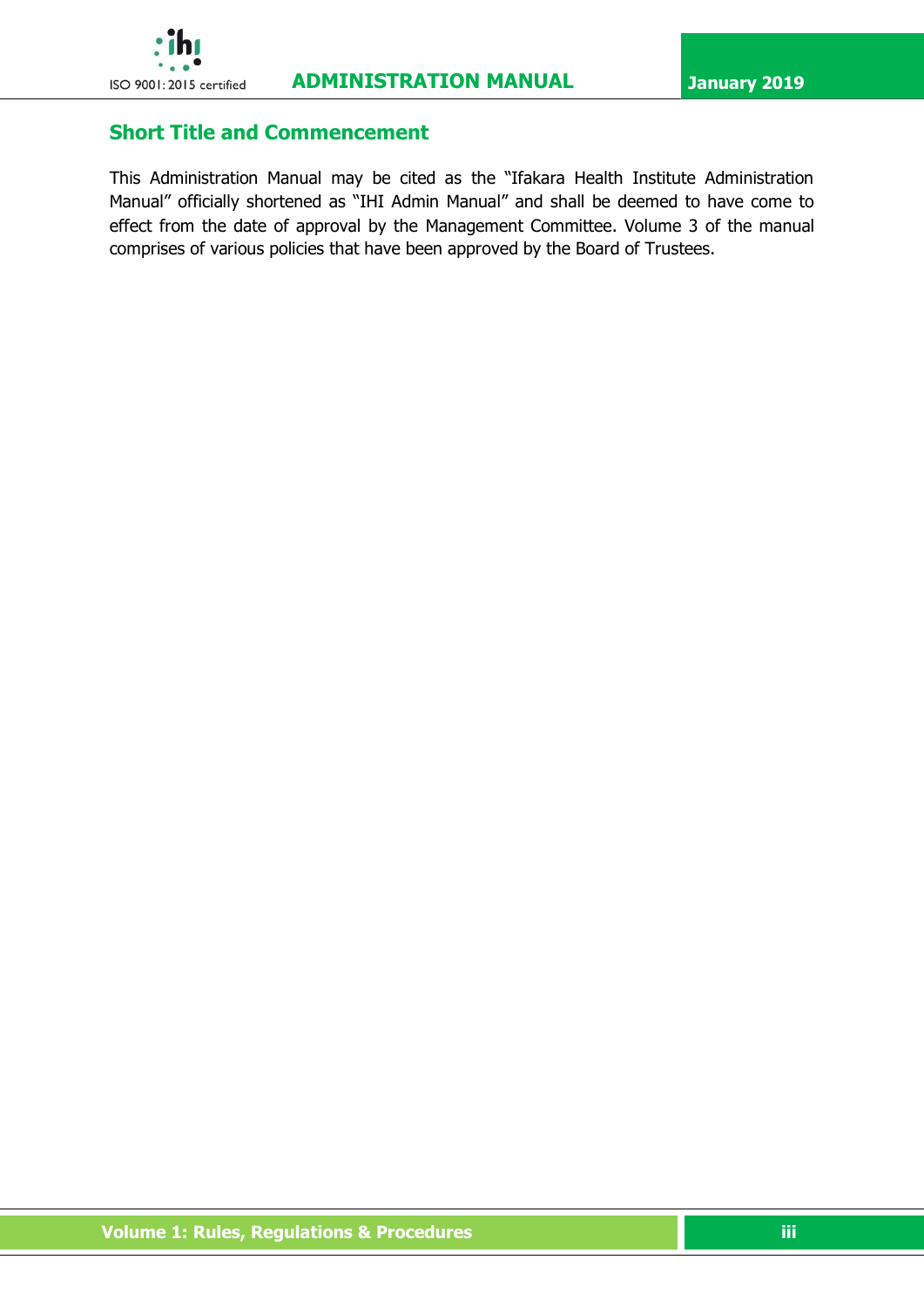## Short Title and Commencement

This Administration Manual may be cited as the "Ifakara Health Institute Administration Manual" officially shortened as "IHI Admin Manual" and shall be deemed to have come to effect from the date of approval by the Management Committee. Volume 3 of the manual comprises of various policies that have been approved by the Board of Trustees.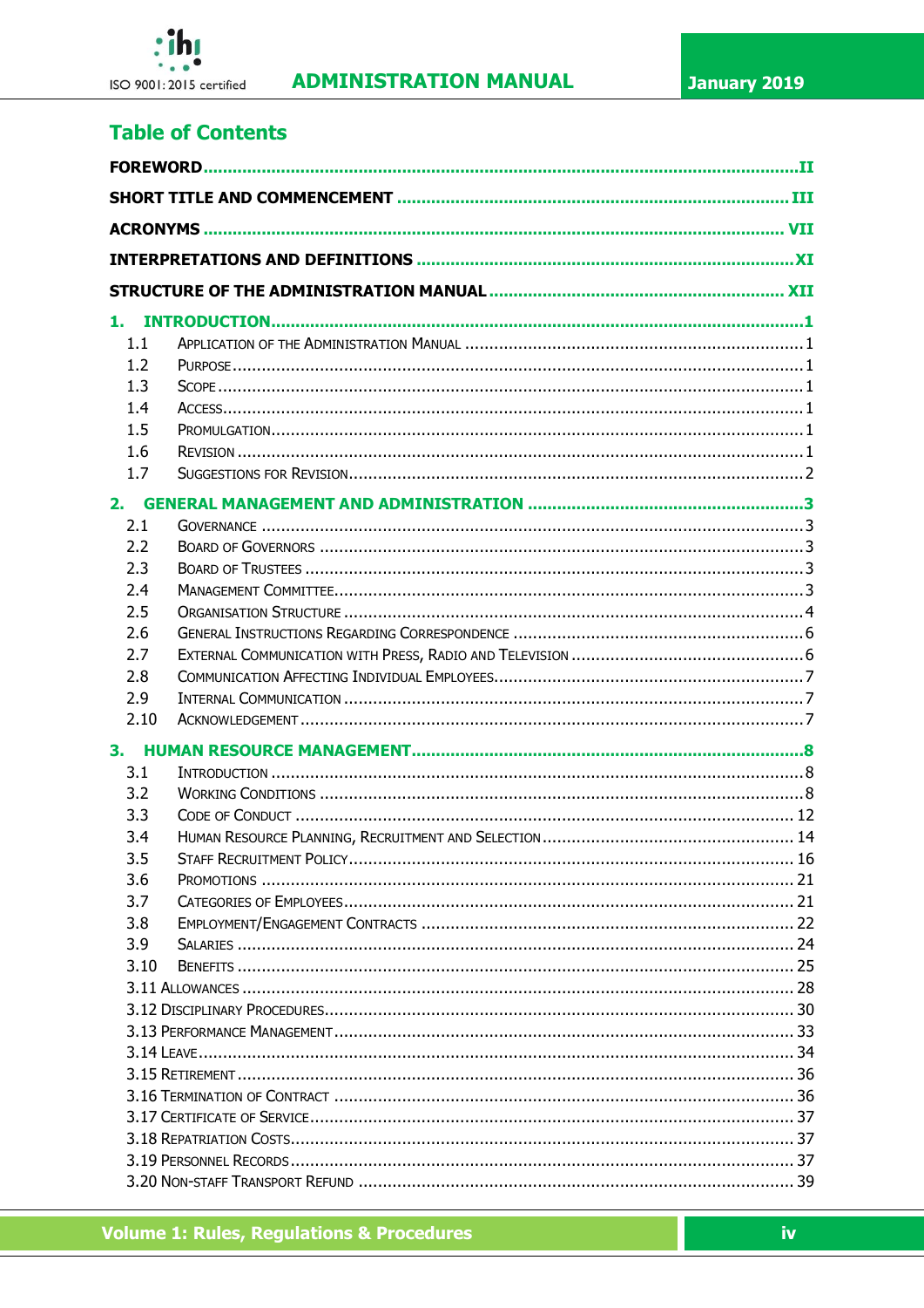## Table of Contents

**FOREWORD** .......... II

**SHORT TITLE AND COMMENCEMENT** .......... III

**ACRONYMS** .......... VII

**INTERPRETATIONS AND DEFINITIONS** .......... XI

**STRUCTURE OF THE ADMINISTRATION MANUAL** .......... XII

**1. INTRODUCTION** .......... 1

- 1.1 Application of the Administration Manual .......... 1
- 1.2 Purpose .......... 1
- 1.3 Scope .......... 1
- 1.4 Access .......... 1
- 1.5 Promulgation .......... 1
- 1.6 Revision .......... 1
- 1.7 Suggestions for Revision .......... 2

**2. GENERAL MANAGEMENT AND ADMINISTRATION** .......... 3

- 2.1 Governance .......... 3
- 2.2 Board of Governors .......... 3
- 2.3 Board of Trustees .......... 3
- 2.4 Management Committee .......... 3
- 2.5 Organisation Structure .......... 4
- 2.6 General Instructions Regarding Correspondence .......... 6
- 2.7 External Communication with Press, Radio and Television .......... 6
- 2.8 Communication Affecting Individual Employees .......... 7
- 2.9 Internal Communication .......... 7
- 2.10 Acknowledgement .......... 7

**3. HUMAN RESOURCE MANAGEMENT** .......... 8

- 3.1 Introduction .......... 8
- 3.2 Working Conditions .......... 8
- 3.3 Code of Conduct .......... 12
- 3.4 Human Resource Planning, Recruitment and Selection .......... 14
- 3.5 Staff Recruitment Policy .......... 16
- 3.6 Promotions .......... 21
- 3.7 Categories of Employees .......... 21
- 3.8 Employment/Engagement Contracts .......... 22
- 3.9 Salaries .......... 24
- 3.10 Benefits .......... 25
- 3.11 Allowances .......... 28
- 3.12 Disciplinary Procedures .......... 30
- 3.13 Performance Management .......... 33
- 3.14 Leave .......... 34
- 3.15 Retirement .......... 36
- 3.16 Termination of Contract .......... 36
- 3.17 Certificate of Service .......... 37
- 3.18 Repatriation Costs .......... 37
- 3.19 Personnel Records .......... 37
- 3.20 Non-staff Transport Refund .......... 39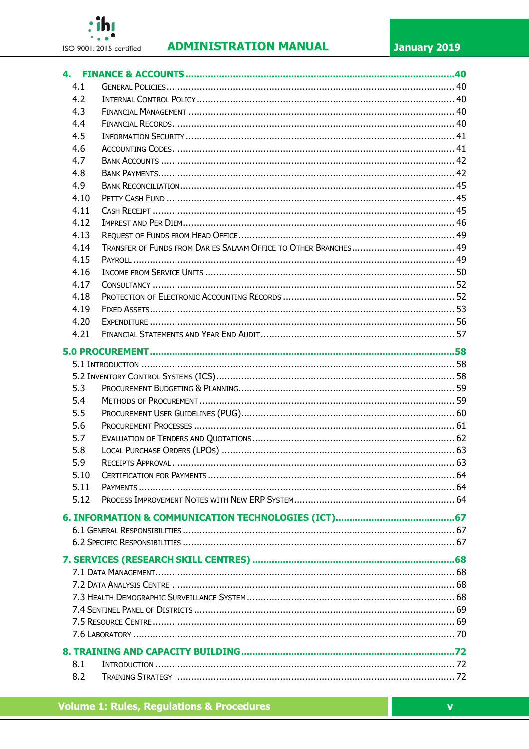**4. FINANCE & ACCOUNTS ........................................................................................40**

4.1 General Policies ........................................................................................ 40
4.2 Internal Control Policy ........................................................................................ 40
4.3 Financial Management ........................................................................................ 40
4.4 Financial Records ........................................................................................ 40
4.5 Information Security ........................................................................................ 41
4.6 Accounting Codes ........................................................................................ 41
4.7 Bank Accounts ........................................................................................ 42
4.8 Bank Payments ........................................................................................ 42
4.9 Bank Reconciliation ........................................................................................ 45
4.10 Petty Cash Fund ........................................................................................ 45
4.11 Cash Receipt ........................................................................................ 45
4.12 Imprest and Per Diem ........................................................................................ 46
4.13 Request of Funds from Head Office ........................................................................................ 49
4.14 Transfer of Funds from Dar es Salaam Office to Other Branches ........................................ 49
4.15 Payroll ........................................................................................ 49
4.16 Income from Service Units ........................................................................................ 50
4.17 Consultancy ........................................................................................ 52
4.18 Protection of Electronic Accounting Records ........................................................................ 52
4.19 Fixed Assets ........................................................................................ 53
4.20 Expenditure ........................................................................................ 56
4.21 Financial Statements and Year End Audit ........................................................................ 57

**5.0 PROCUREMENT ........................................................................................58**

5.1 Introduction ........................................................................................ 58
5.2 Inventory Control Systems (ICS) ........................................................................................ 58
5.3 Procurement Budgeting & Planning ........................................................................................ 59
5.4 Methods of Procurement ........................................................................................ 59
5.5 Procurement User Guidelines (PUG) ........................................................................................ 60
5.6 Procurement Processes ........................................................................................ 61
5.7 Evaluation of Tenders and Quotations ........................................................................................ 62
5.8 Local Purchase Orders (LPOs) ........................................................................................ 63
5.9 Receipts Approval ........................................................................................ 63
5.10 Certification for Payments ........................................................................................ 64
5.11 Payments ........................................................................................ 64
5.12 Process Improvement Notes with New ERP System ........................................................ 64

**6. INFORMATION & COMMUNICATION TECHNOLOGIES (ICT) ..........................................67**

6.1 General Responsibilities ........................................................................................ 67
6.2 Specific Responsibilities ........................................................................................ 67

**7. SERVICES (RESEARCH SKILL CENTRES) ........................................................................68**

7.1 Data Management ........................................................................................ 68
7.2 Data Analysis Centre ........................................................................................ 68
7.3 Health Demographic Surveillance System ........................................................................ 68
7.4 Sentinel Panel of Districts ........................................................................................ 69
7.5 Resource Centre ........................................................................................ 69
7.6 Laboratory ........................................................................................ 70

**8. TRAINING AND CAPACITY BUILDING ........................................................................72**

8.1 Introduction ........................................................................................ 72
8.2 Training Strategy ........................................................................................ 72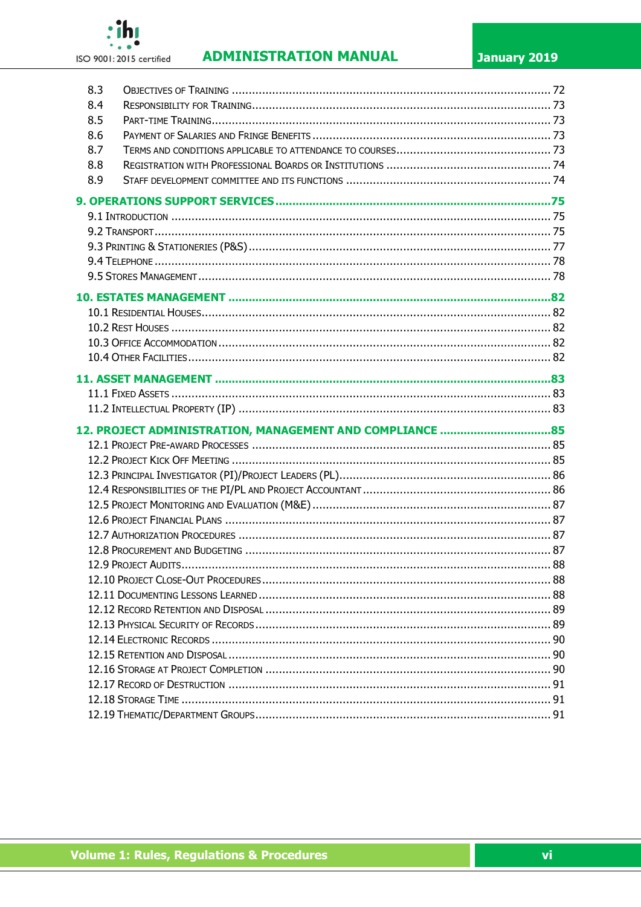8.3 Objectives of Training ..... 72
8.4 Responsibility for Training ..... 73
8.5 Part-time Training ..... 73
8.6 Payment of Salaries and Fringe Benefits ..... 73
8.7 Terms and conditions applicable to attendance to courses ..... 73
8.8 Registration with Professional Boards or Institutions ..... 74
8.9 Staff development committee and its functions ..... 74

**9. OPERATIONS SUPPORT SERVICES ..... 75**

9.1 Introduction ..... 75
9.2 Transport ..... 75
9.3 Printing & Stationeries (P&S) ..... 77
9.4 Telephone ..... 78
9.5 Stores Management ..... 78

**10. ESTATES MANAGEMENT ..... 82**

10.1 Residential Houses ..... 82
10.2 Rest Houses ..... 82
10.3 Office Accommodation ..... 82
10.4 Other Facilities ..... 82

**11. ASSET MANAGEMENT ..... 83**

11.1 Fixed Assets ..... 83
11.2 Intellectual Property (IP) ..... 83

**12. PROJECT ADMINISTRATION, MANAGEMENT AND COMPLIANCE ..... 85**

12.1 Project Pre-award Processes ..... 85
12.2 Project Kick Off Meeting ..... 85
12.3 Principal Investigator (PI)/Project Leaders (PL) ..... 86
12.4 Responsibilities of the PI/PL and Project Accountant ..... 86
12.5 Project Monitoring and Evaluation (M&E) ..... 87
12.6 Project Financial Plans ..... 87
12.7 Authorization Procedures ..... 87
12.8 Procurement and Budgeting ..... 87
12.9 Project Audits ..... 88
12.10 Project Close-Out Procedures ..... 88
12.11 Documenting Lessons Learned ..... 88
12.12 Record Retention and Disposal ..... 89
12.13 Physical Security of Records ..... 89
12.14 Electronic Records ..... 90
12.15 Retention and Disposal ..... 90
12.16 Storage at Project Completion ..... 90
12.17 Record of Destruction ..... 91
12.18 Storage Time ..... 91
12.19 Thematic/Department Groups ..... 91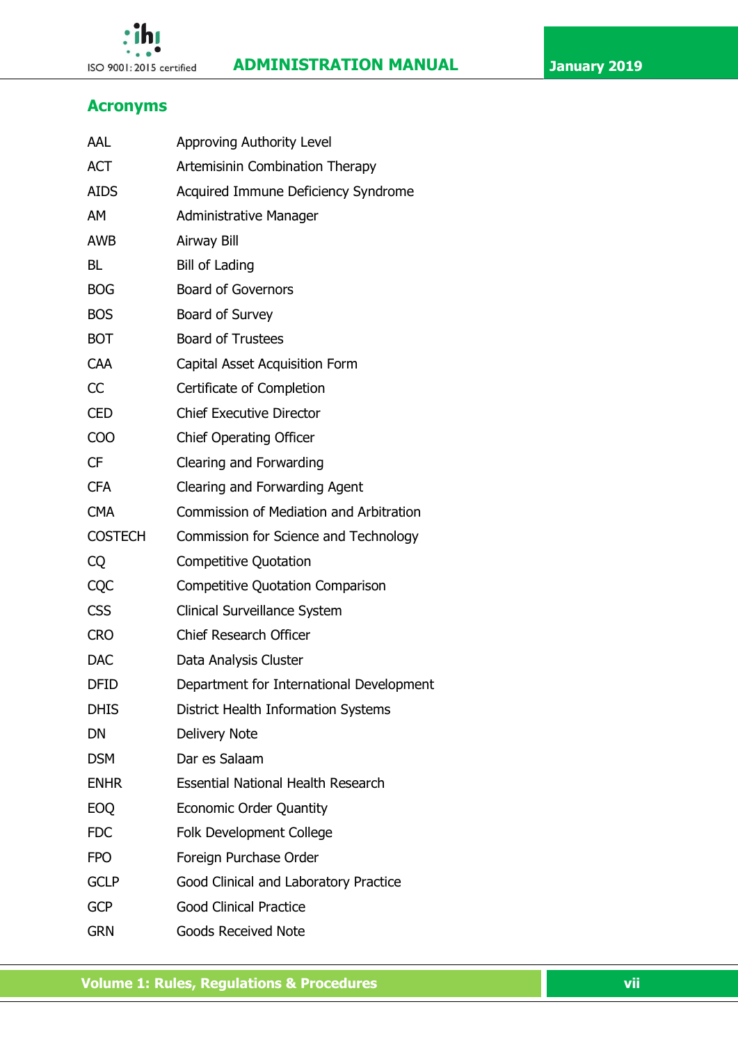## Acronyms

| | |
|---|---|
| AAL | Approving Authority Level |
| ACT | Artemisinin Combination Therapy |
| AIDS | Acquired Immune Deficiency Syndrome |
| AM | Administrative Manager |
| AWB | Airway Bill |
| BL | Bill of Lading |
| BOG | Board of Governors |
| BOS | Board of Survey |
| BOT | Board of Trustees |
| CAA | Capital Asset Acquisition Form |
| CC | Certificate of Completion |
| CED | Chief Executive Director |
| COO | Chief Operating Officer |
| CF | Clearing and Forwarding |
| CFA | Clearing and Forwarding Agent |
| CMA | Commission of Mediation and Arbitration |
| COSTECH | Commission for Science and Technology |
| CQ | Competitive Quotation |
| CQC | Competitive Quotation Comparison |
| CSS | Clinical Surveillance System |
| CRO | Chief Research Officer |
| DAC | Data Analysis Cluster |
| DFID | Department for International Development |
| DHIS | District Health Information Systems |
| DN | Delivery Note |
| DSM | Dar es Salaam |
| ENHR | Essential National Health Research |
| EOQ | Economic Order Quantity |
| FDC | Folk Development College |
| FPO | Foreign Purchase Order |
| GCLP | Good Clinical and Laboratory Practice |
| GCP | Good Clinical Practice |
| GRN | Goods Received Note |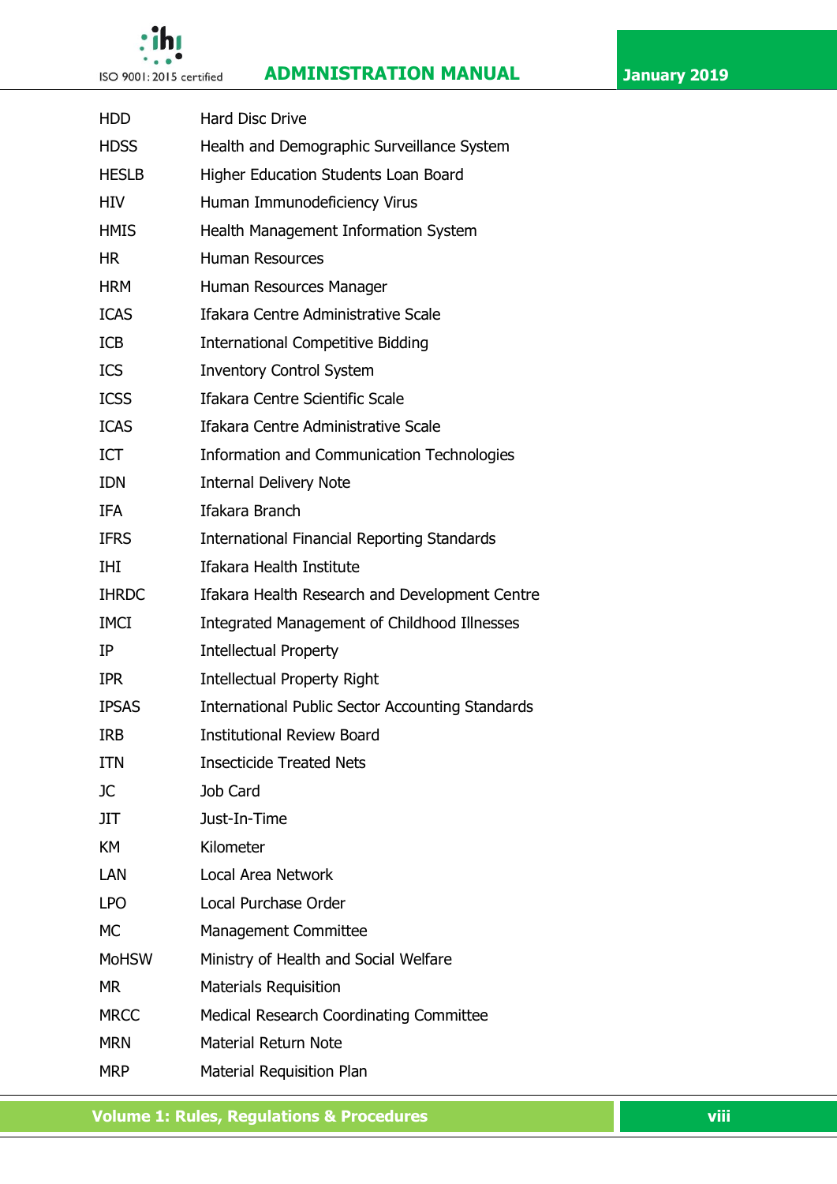| | |
|---|---|
| HDD | Hard Disc Drive |
| HDSS | Health and Demographic Surveillance System |
| HESLB | Higher Education Students Loan Board |
| HIV | Human Immunodeficiency Virus |
| HMIS | Health Management Information System |
| HR | Human Resources |
| HRM | Human Resources Manager |
| ICAS | Ifakara Centre Administrative Scale |
| ICB | International Competitive Bidding |
| ICS | Inventory Control System |
| ICSS | Ifakara Centre Scientific Scale |
| ICAS | Ifakara Centre Administrative Scale |
| ICT | Information and Communication Technologies |
| IDN | Internal Delivery Note |
| IFA | Ifakara Branch |
| IFRS | International Financial Reporting Standards |
| IHI | Ifakara Health Institute |
| IHRDC | Ifakara Health Research and Development Centre |
| IMCI | Integrated Management of Childhood Illnesses |
| IP | Intellectual Property |
| IPR | Intellectual Property Right |
| IPSAS | International Public Sector Accounting Standards |
| IRB | Institutional Review Board |
| ITN | Insecticide Treated Nets |
| JC | Job Card |
| JIT | Just-In-Time |
| KM | Kilometer |
| LAN | Local Area Network |
| LPO | Local Purchase Order |
| MC | Management Committee |
| MoHSW | Ministry of Health and Social Welfare |
| MR | Materials Requisition |
| MRCC | Medical Research Coordinating Committee |
| MRN | Material Return Note |
| MRP | Material Requisition Plan |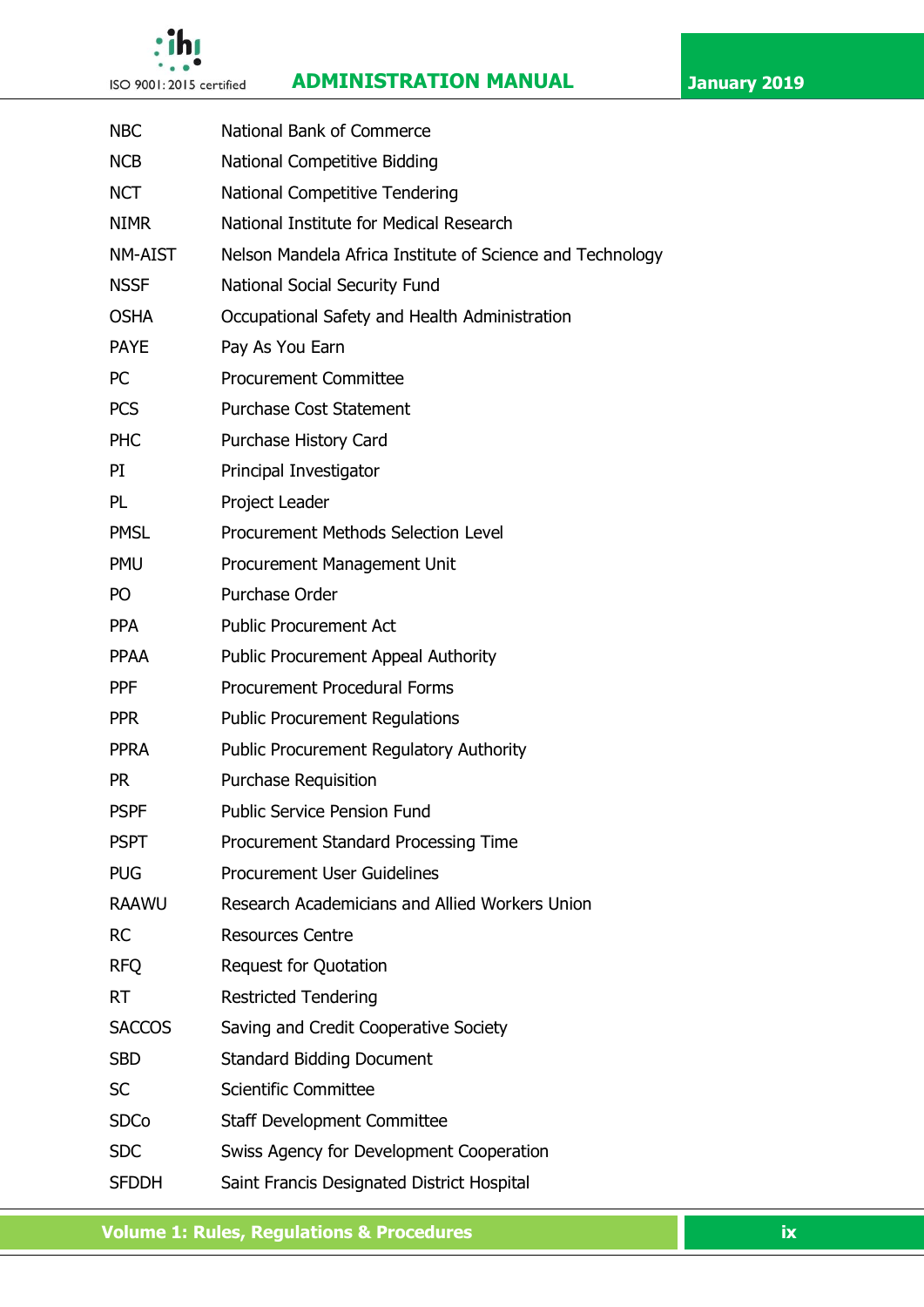| | |
|---|---|
| NBC | National Bank of Commerce |
| NCB | National Competitive Bidding |
| NCT | National Competitive Tendering |
| NIMR | National Institute for Medical Research |
| NM-AIST | Nelson Mandela Africa Institute of Science and Technology |
| NSSF | National Social Security Fund |
| OSHA | Occupational Safety and Health Administration |
| PAYE | Pay As You Earn |
| PC | Procurement Committee |
| PCS | Purchase Cost Statement |
| PHC | Purchase History Card |
| PI | Principal Investigator |
| PL | Project Leader |
| PMSL | Procurement Methods Selection Level |
| PMU | Procurement Management Unit |
| PO | Purchase Order |
| PPA | Public Procurement Act |
| PPAA | Public Procurement Appeal Authority |
| PPF | Procurement Procedural Forms |
| PPR | Public Procurement Regulations |
| PPRA | Public Procurement Regulatory Authority |
| PR | Purchase Requisition |
| PSPF | Public Service Pension Fund |
| PSPT | Procurement Standard Processing Time |
| PUG | Procurement User Guidelines |
| RAAWU | Research Academicians and Allied Workers Union |
| RC | Resources Centre |
| RFQ | Request for Quotation |
| RT | Restricted Tendering |
| SACCOS | Saving and Credit Cooperative Society |
| SBD | Standard Bidding Document |
| SC | Scientific Committee |
| SDCo | Staff Development Committee |
| SDC | Swiss Agency for Development Cooperation |
| SFDDH | Saint Francis Designated District Hospital |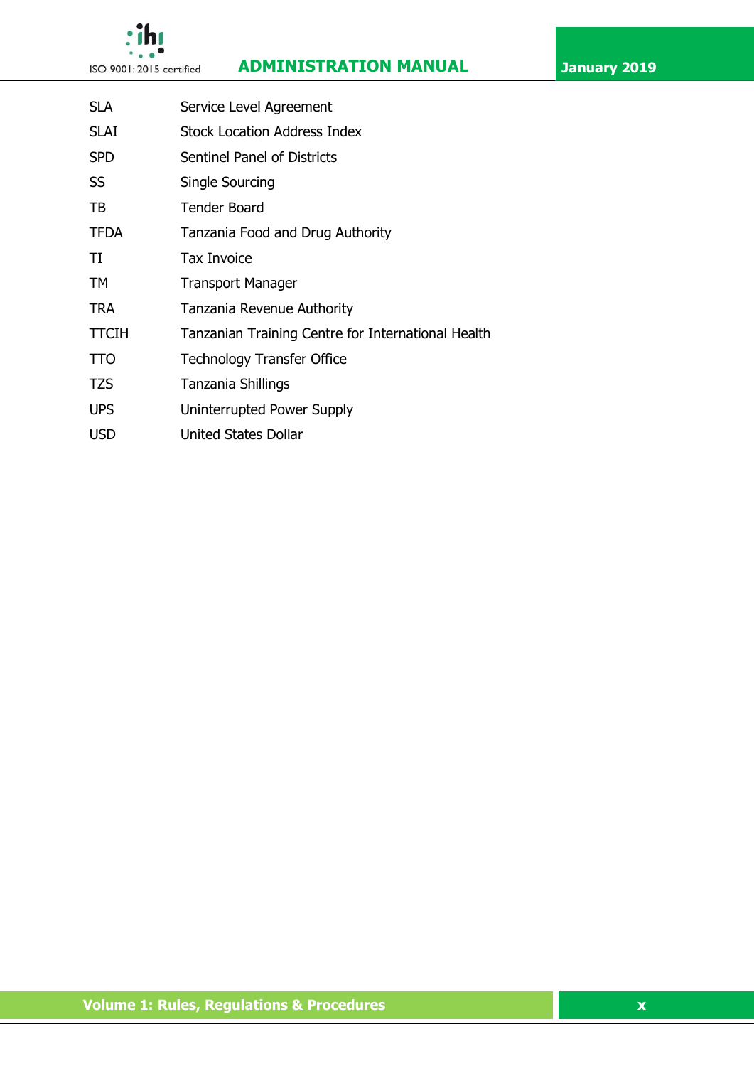| | |
|---|---|
| SLA | Service Level Agreement |
| SLAI | Stock Location Address Index |
| SPD | Sentinel Panel of Districts |
| SS | Single Sourcing |
| TB | Tender Board |
| TFDA | Tanzania Food and Drug Authority |
| TI | Tax Invoice |
| TM | Transport Manager |
| TRA | Tanzania Revenue Authority |
| TTCIH | Tanzanian Training Centre for International Health |
| TTO | Technology Transfer Office |
| TZS | Tanzania Shillings |
| UPS | Uninterrupted Power Supply |
| USD | United States Dollar |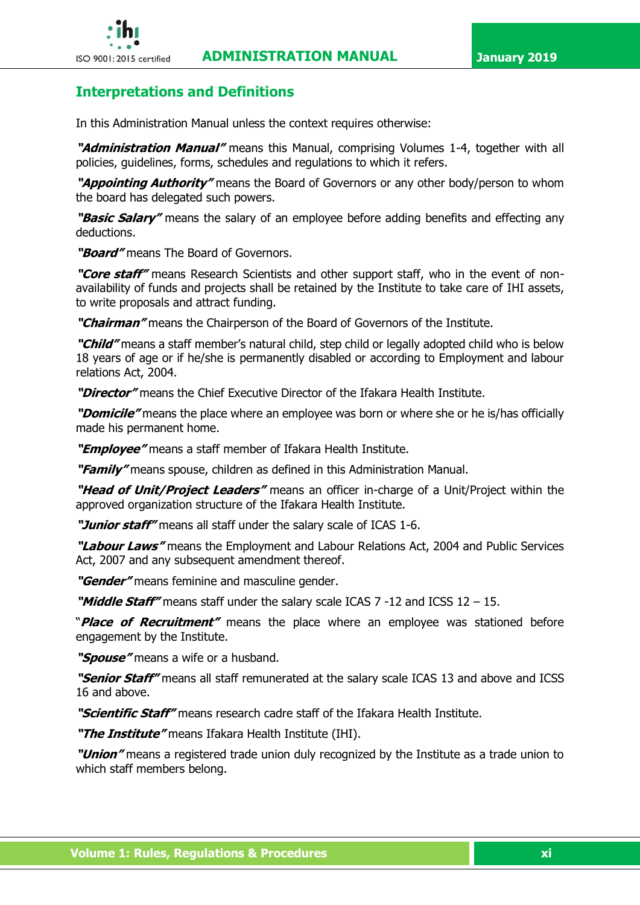## Interpretations and Definitions

In this Administration Manual unless the context requires otherwise:

***"Administration Manual"*** means this Manual, comprising Volumes 1-4, together with all policies, guidelines, forms, schedules and regulations to which it refers.

***"Appointing Authority"*** means the Board of Governors or any other body/person to whom the board has delegated such powers.

***"Basic Salary"*** means the salary of an employee before adding benefits and effecting any deductions.

***"Board"*** means The Board of Governors.

***"Core staff"*** means Research Scientists and other support staff, who in the event of non-availability of funds and projects shall be retained by the Institute to take care of IHI assets, to write proposals and attract funding.

***"Chairman"*** means the Chairperson of the Board of Governors of the Institute.

***"Child"*** means a staff member's natural child, step child or legally adopted child who is below 18 years of age or if he/she is permanently disabled or according to Employment and labour relations Act, 2004.

***"Director"*** means the Chief Executive Director of the Ifakara Health Institute.

***"Domicile"*** means the place where an employee was born or where she or he is/has officially made his permanent home.

***"Employee"*** means a staff member of Ifakara Health Institute.

***"Family"*** means spouse, children as defined in this Administration Manual.

***"Head of Unit/Project Leaders"*** means an officer in-charge of a Unit/Project within the approved organization structure of the Ifakara Health Institute.

***"Junior staff"*** means all staff under the salary scale of ICAS 1-6.

***"Labour Laws"*** means the Employment and Labour Relations Act, 2004 and Public Services Act, 2007 and any subsequent amendment thereof.

***"Gender"*** means feminine and masculine gender.

***"Middle Staff"*** means staff under the salary scale ICAS 7 -12 and ICSS 12 – 15.

"***Place of Recruitment"*** means the place where an employee was stationed before engagement by the Institute.

***"Spouse"*** means a wife or a husband.

***"Senior Staff"*** means all staff remunerated at the salary scale ICAS 13 and above and ICSS 16 and above.

***"Scientific Staff"*** means research cadre staff of the Ifakara Health Institute.

***"The Institute"*** means Ifakara Health Institute (IHI).

***"Union"*** means a registered trade union duly recognized by the Institute as a trade union to which staff members belong.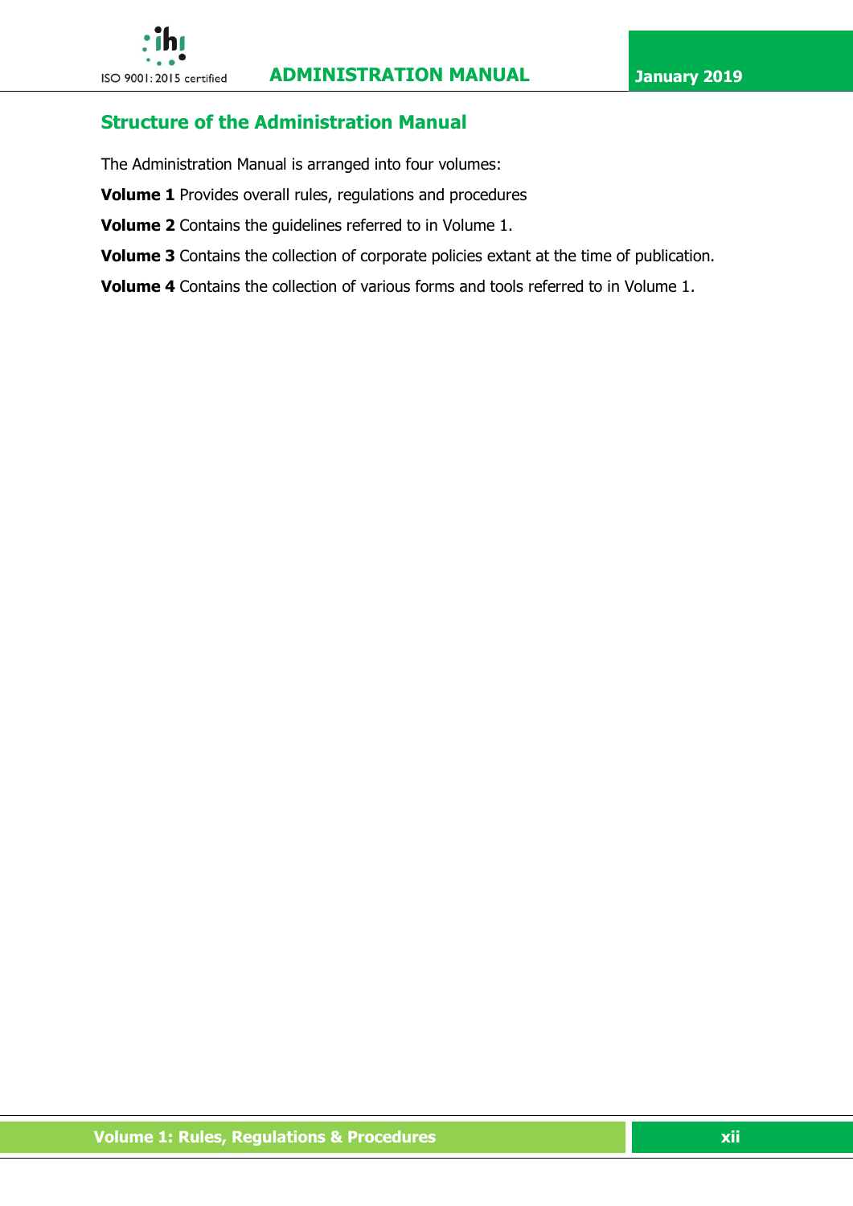## Structure of the Administration Manual

The Administration Manual is arranged into four volumes:

**Volume 1** Provides overall rules, regulations and procedures

**Volume 2** Contains the guidelines referred to in Volume 1.

**Volume 3** Contains the collection of corporate policies extant at the time of publication.

**Volume 4** Contains the collection of various forms and tools referred to in Volume 1.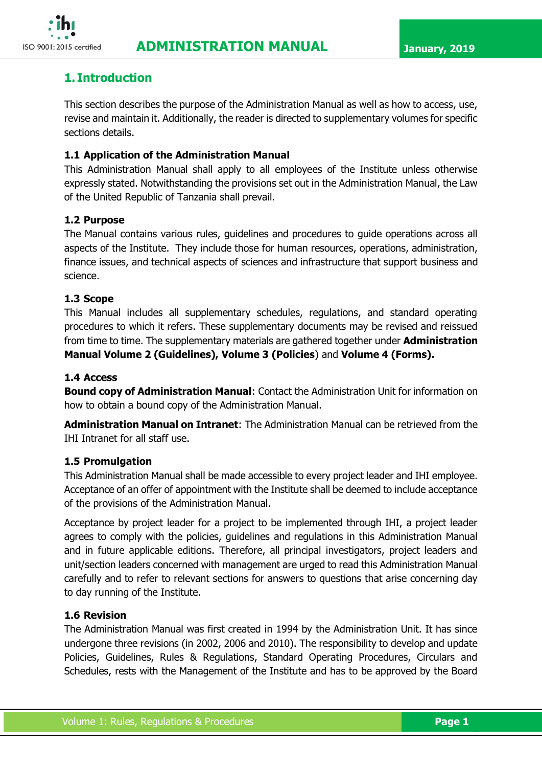## 1. Introduction

This section describes the purpose of the Administration Manual as well as how to access, use, revise and maintain it. Additionally, the reader is directed to supplementary volumes for specific sections details.

### 1.1 Application of the Administration Manual

This Administration Manual shall apply to all employees of the Institute unless otherwise expressly stated. Notwithstanding the provisions set out in the Administration Manual, the Law of the United Republic of Tanzania shall prevail.

### 1.2 Purpose

The Manual contains various rules, guidelines and procedures to guide operations across all aspects of the Institute. They include those for human resources, operations, administration, finance issues, and technical aspects of sciences and infrastructure that support business and science.

### 1.3 Scope

This Manual includes all supplementary schedules, regulations, and standard operating procedures to which it refers. These supplementary documents may be revised and reissued from time to time. The supplementary materials are gathered together under **Administration Manual Volume 2 (Guidelines), Volume 3 (Policies**) and **Volume 4 (Forms).**

### 1.4 Access

**Bound copy of Administration Manual**: Contact the Administration Unit for information on how to obtain a bound copy of the Administration Manual.

**Administration Manual on Intranet**: The Administration Manual can be retrieved from the IHI Intranet for all staff use.

### 1.5 Promulgation

This Administration Manual shall be made accessible to every project leader and IHI employee. Acceptance of an offer of appointment with the Institute shall be deemed to include acceptance of the provisions of the Administration Manual.

Acceptance by project leader for a project to be implemented through IHI, a project leader agrees to comply with the policies, guidelines and regulations in this Administration Manual and in future applicable editions. Therefore, all principal investigators, project leaders and unit/section leaders concerned with management are urged to read this Administration Manual carefully and to refer to relevant sections for answers to questions that arise concerning day to day running of the Institute.

### 1.6 Revision

The Administration Manual was first created in 1994 by the Administration Unit. It has since undergone three revisions (in 2002, 2006 and 2010). The responsibility to develop and update Policies, Guidelines, Rules & Regulations, Standard Operating Procedures, Circulars and Schedules, rests with the Management of the Institute and has to be approved by the Board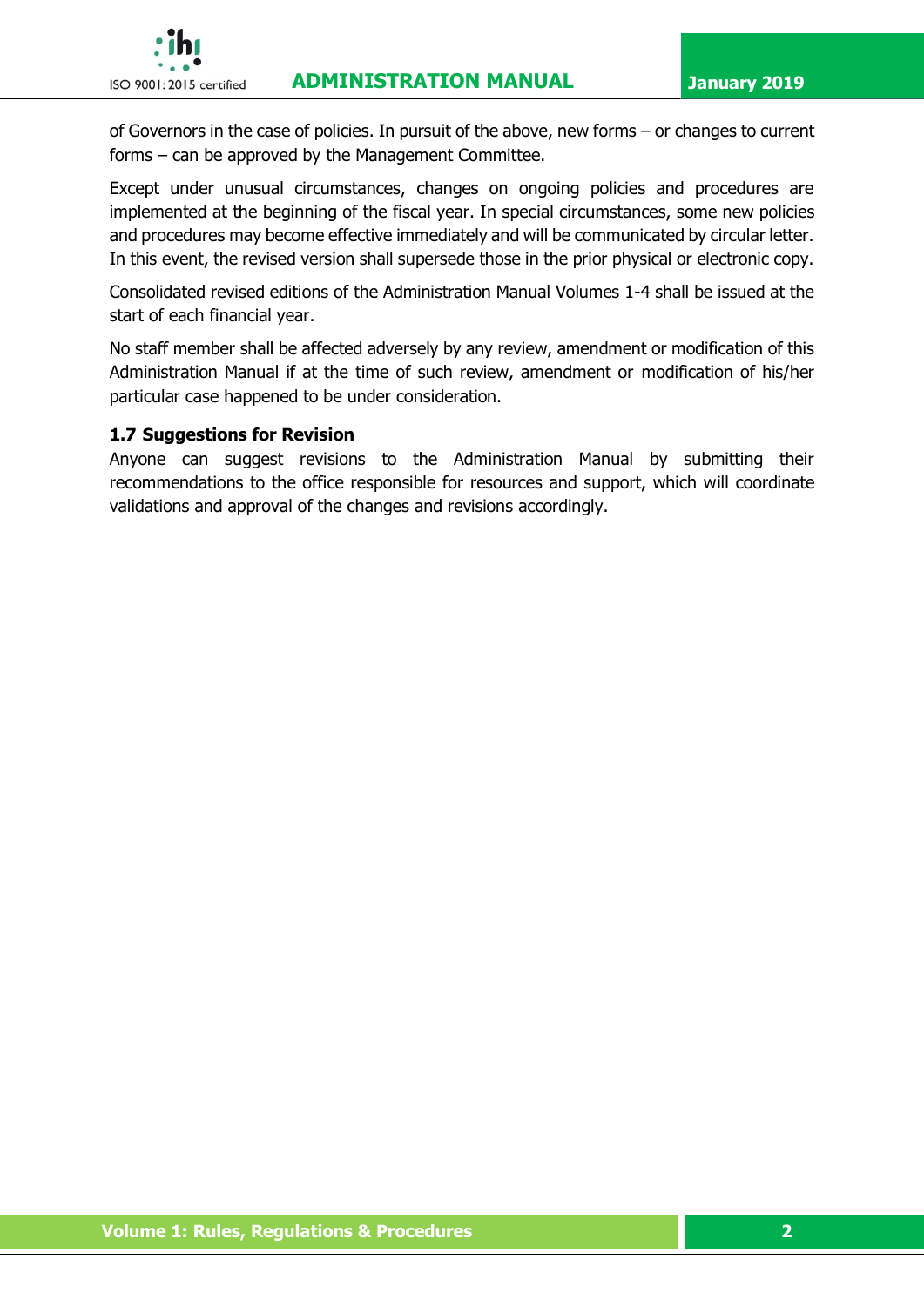of Governors in the case of policies. In pursuit of the above, new forms – or changes to current forms – can be approved by the Management Committee.

Except under unusual circumstances, changes on ongoing policies and procedures are implemented at the beginning of the fiscal year. In special circumstances, some new policies and procedures may become effective immediately and will be communicated by circular letter. In this event, the revised version shall supersede those in the prior physical or electronic copy.

Consolidated revised editions of the Administration Manual Volumes 1-4 shall be issued at the start of each financial year.

No staff member shall be affected adversely by any review, amendment or modification of this Administration Manual if at the time of such review, amendment or modification of his/her particular case happened to be under consideration.

### 1.7 Suggestions for Revision

Anyone can suggest revisions to the Administration Manual by submitting their recommendations to the office responsible for resources and support, which will coordinate validations and approval of the changes and revisions accordingly.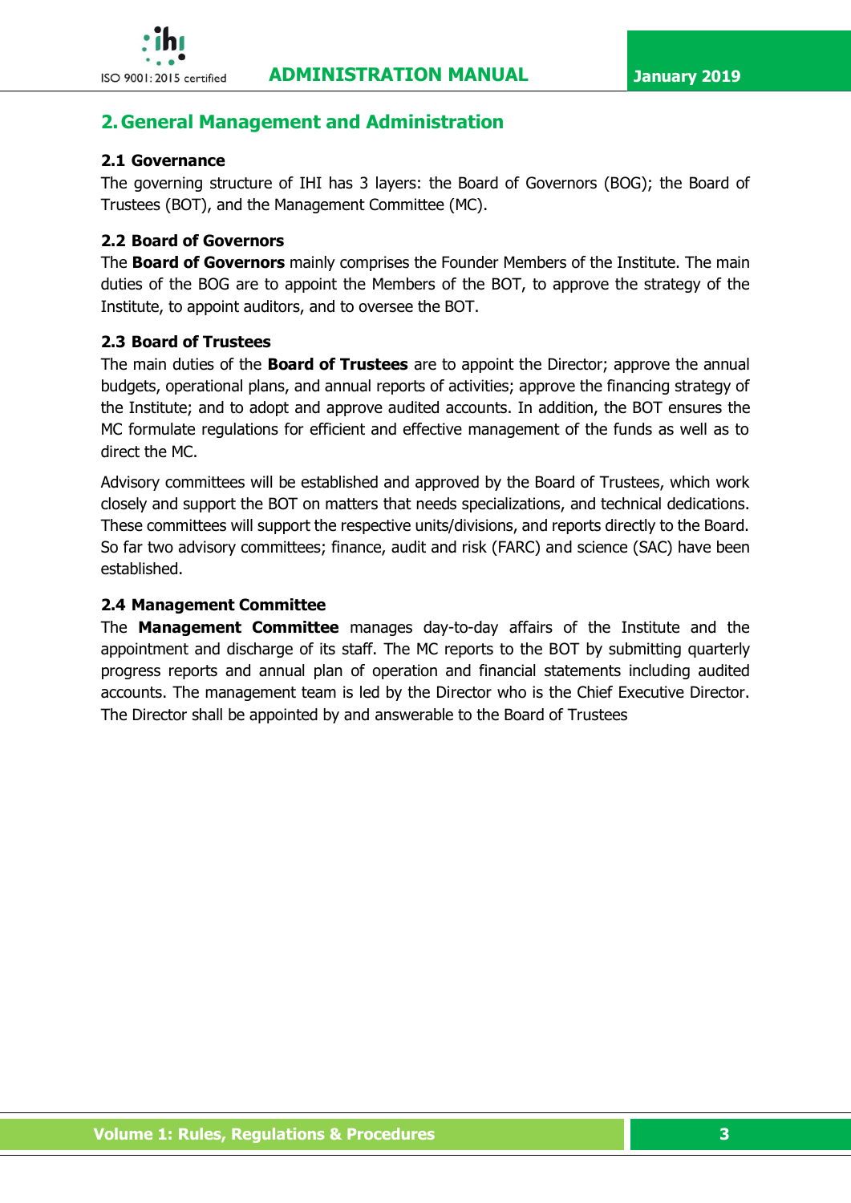# 2. General Management and Administration

### 2.1 Governance

The governing structure of IHI has 3 layers: the Board of Governors (BOG); the Board of Trustees (BOT), and the Management Committee (MC).

### 2.2 Board of Governors

The **Board of Governors** mainly comprises the Founder Members of the Institute. The main duties of the BOG are to appoint the Members of the BOT, to approve the strategy of the Institute, to appoint auditors, and to oversee the BOT.

### 2.3 Board of Trustees

The main duties of the **Board of Trustees** are to appoint the Director; approve the annual budgets, operational plans, and annual reports of activities; approve the financing strategy of the Institute; and to adopt and approve audited accounts. In addition, the BOT ensures the MC formulate regulations for efficient and effective management of the funds as well as to direct the MC.

Advisory committees will be established and approved by the Board of Trustees, which work closely and support the BOT on matters that needs specializations, and technical dedications. These committees will support the respective units/divisions, and reports directly to the Board. So far two advisory committees; finance, audit and risk (FARC) and science (SAC) have been established.

### 2.4 Management Committee

The **Management Committee** manages day-to-day affairs of the Institute and the appointment and discharge of its staff. The MC reports to the BOT by submitting quarterly progress reports and annual plan of operation and financial statements including audited accounts. The management team is led by the Director who is the Chief Executive Director. The Director shall be appointed by and answerable to the Board of Trustees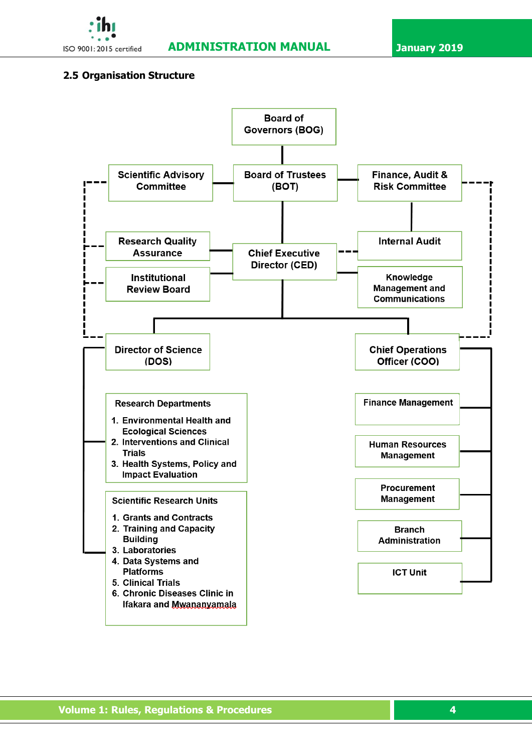## 2.5 Organisation Structure

Board of Governors (BOG)

Scientific Advisory Committee

Board of Trustees (BOT)

Finance, Audit & Risk Committee

Research Quality Assurance

Chief Executive Director (CED)

Internal Audit

Institutional Review Board

Knowledge Management and Communications

Director of Science (DOS)

Chief Operations Officer (COO)

Research Departments

1. Environmental Health and Ecological Sciences
2. Interventions and Clinical Trials
3. Health Systems, Policy and Impact Evaluation

Scientific Research Units

1. Grants and Contracts
2. Training and Capacity Building
3. Laboratories
4. Data Systems and Platforms
5. Clinical Trials
6. Chronic Diseases Clinic in Ifakara and Mwananyamala

Finance Management

Human Resources Management

Procurement Management

Branch Administration

ICT Unit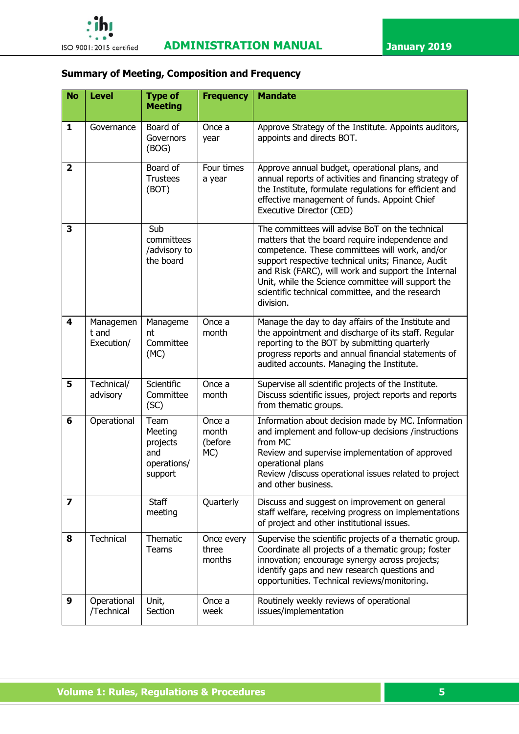**Summary of Meeting, Composition and Frequency**

| No | Level | Type of Meeting | Frequency | Mandate |
|---|---|---|---|---|
| **1** | Governance | Board of Governors (BOG) | Once a year | Approve Strategy of the Institute. Appoints auditors, appoints and directs BOT. |
| **2** | | Board of Trustees (BOT) | Four times a year | Approve annual budget, operational plans, and annual reports of activities and financing strategy of the Institute, formulate regulations for efficient and effective management of funds. Appoint Chief Executive Director (CED) |
| **3** | | Sub committees /advisory to the board | | The committees will advise BoT on the technical matters that the board require independence and competence. These committees will work, and/or support respective technical units; Finance, Audit and Risk (FARC), will work and support the Internal Unit, while the Science committee will support the scientific technical committee, and the research division. |
| **4** | Management and Execution/ | Management Committee (MC) | Once a month | Manage the day to day affairs of the Institute and the appointment and discharge of its staff. Regular reporting to the BOT by submitting quarterly progress reports and annual financial statements of audited accounts. Managing the Institute. |
| **5** | Technical/ advisory | Scientific Committee (SC) | Once a month | Supervise all scientific projects of the Institute. Discuss scientific issues, project reports and reports from thematic groups. |
| **6** | Operational | Team Meeting projects and operations/ support | Once a month (before MC) | Information about decision made by MC. Information and implement and follow-up decisions /instructions from MC<br>Review and supervise implementation of approved operational plans<br>Review /discuss operational issues related to project and other business. |
| **7** | | Staff meeting | Quarterly | Discuss and suggest on improvement on general staff welfare, receiving progress on implementations of project and other institutional issues. |
| **8** | Technical | Thematic Teams | Once every three months | Supervise the scientific projects of a thematic group. Coordinate all projects of a thematic group; foster innovation; encourage synergy across projects; identify gaps and new research questions and opportunities. Technical reviews/monitoring. |
| **9** | Operational /Technical | Unit, Section | Once a week | Routinely weekly reviews of operational issues/implementation |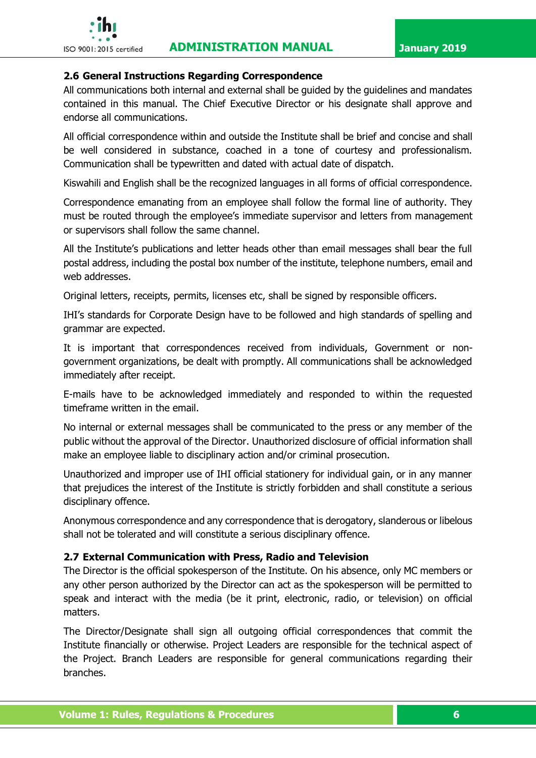## 2.6 General Instructions Regarding Correspondence

All communications both internal and external shall be guided by the guidelines and mandates contained in this manual. The Chief Executive Director or his designate shall approve and endorse all communications.

All official correspondence within and outside the Institute shall be brief and concise and shall be well considered in substance, coached in a tone of courtesy and professionalism. Communication shall be typewritten and dated with actual date of dispatch.

Kiswahili and English shall be the recognized languages in all forms of official correspondence.

Correspondence emanating from an employee shall follow the formal line of authority. They must be routed through the employee's immediate supervisor and letters from management or supervisors shall follow the same channel.

All the Institute's publications and letter heads other than email messages shall bear the full postal address, including the postal box number of the institute, telephone numbers, email and web addresses.

Original letters, receipts, permits, licenses etc, shall be signed by responsible officers.

IHI's standards for Corporate Design have to be followed and high standards of spelling and grammar are expected.

It is important that correspondences received from individuals, Government or non-government organizations, be dealt with promptly. All communications shall be acknowledged immediately after receipt.

E-mails have to be acknowledged immediately and responded to within the requested timeframe written in the email.

No internal or external messages shall be communicated to the press or any member of the public without the approval of the Director. Unauthorized disclosure of official information shall make an employee liable to disciplinary action and/or criminal prosecution.

Unauthorized and improper use of IHI official stationery for individual gain, or in any manner that prejudices the interest of the Institute is strictly forbidden and shall constitute a serious disciplinary offence.

Anonymous correspondence and any correspondence that is derogatory, slanderous or libelous shall not be tolerated and will constitute a serious disciplinary offence.

## 2.7 External Communication with Press, Radio and Television

The Director is the official spokesperson of the Institute. On his absence, only MC members or any other person authorized by the Director can act as the spokesperson will be permitted to speak and interact with the media (be it print, electronic, radio, or television) on official matters.

The Director/Designate shall sign all outgoing official correspondences that commit the Institute financially or otherwise. Project Leaders are responsible for the technical aspect of the Project. Branch Leaders are responsible for general communications regarding their branches.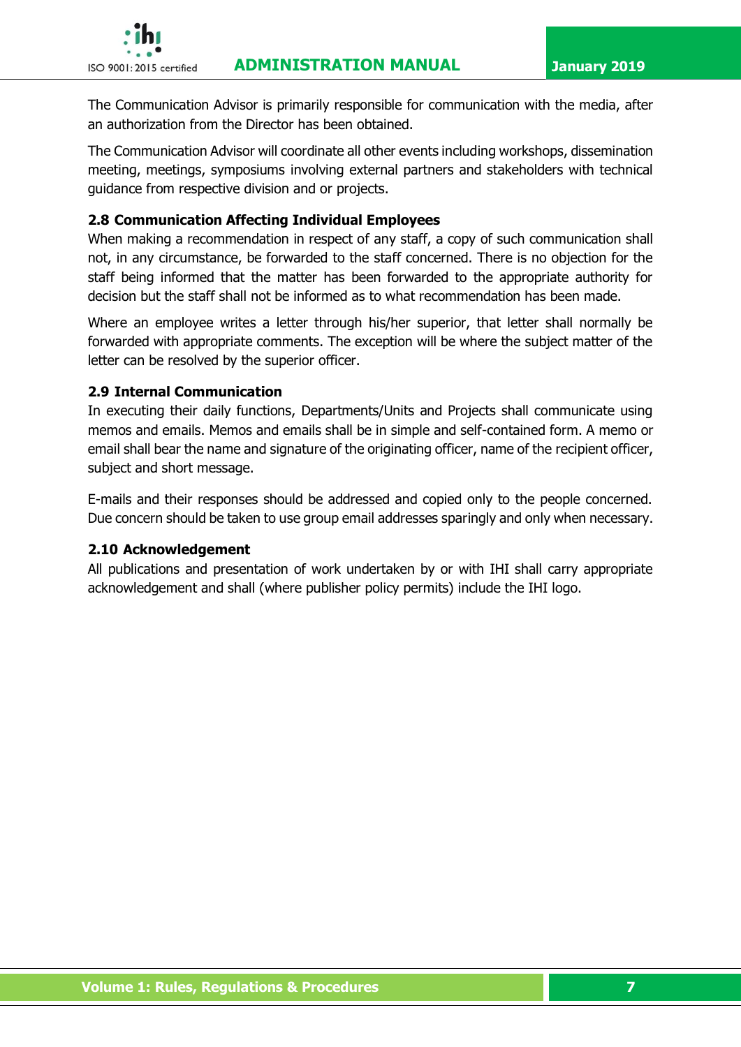The Communication Advisor is primarily responsible for communication with the media, after an authorization from the Director has been obtained.

The Communication Advisor will coordinate all other events including workshops, dissemination meeting, meetings, symposiums involving external partners and stakeholders with technical guidance from respective division and or projects.

### 2.8 Communication Affecting Individual Employees

When making a recommendation in respect of any staff, a copy of such communication shall not, in any circumstance, be forwarded to the staff concerned. There is no objection for the staff being informed that the matter has been forwarded to the appropriate authority for decision but the staff shall not be informed as to what recommendation has been made.

Where an employee writes a letter through his/her superior, that letter shall normally be forwarded with appropriate comments. The exception will be where the subject matter of the letter can be resolved by the superior officer.

### 2.9 Internal Communication

In executing their daily functions, Departments/Units and Projects shall communicate using memos and emails. Memos and emails shall be in simple and self-contained form. A memo or email shall bear the name and signature of the originating officer, name of the recipient officer, subject and short message.

E-mails and their responses should be addressed and copied only to the people concerned. Due concern should be taken to use group email addresses sparingly and only when necessary.

### 2.10 Acknowledgement

All publications and presentation of work undertaken by or with IHI shall carry appropriate acknowledgement and shall (where publisher policy permits) include the IHI logo.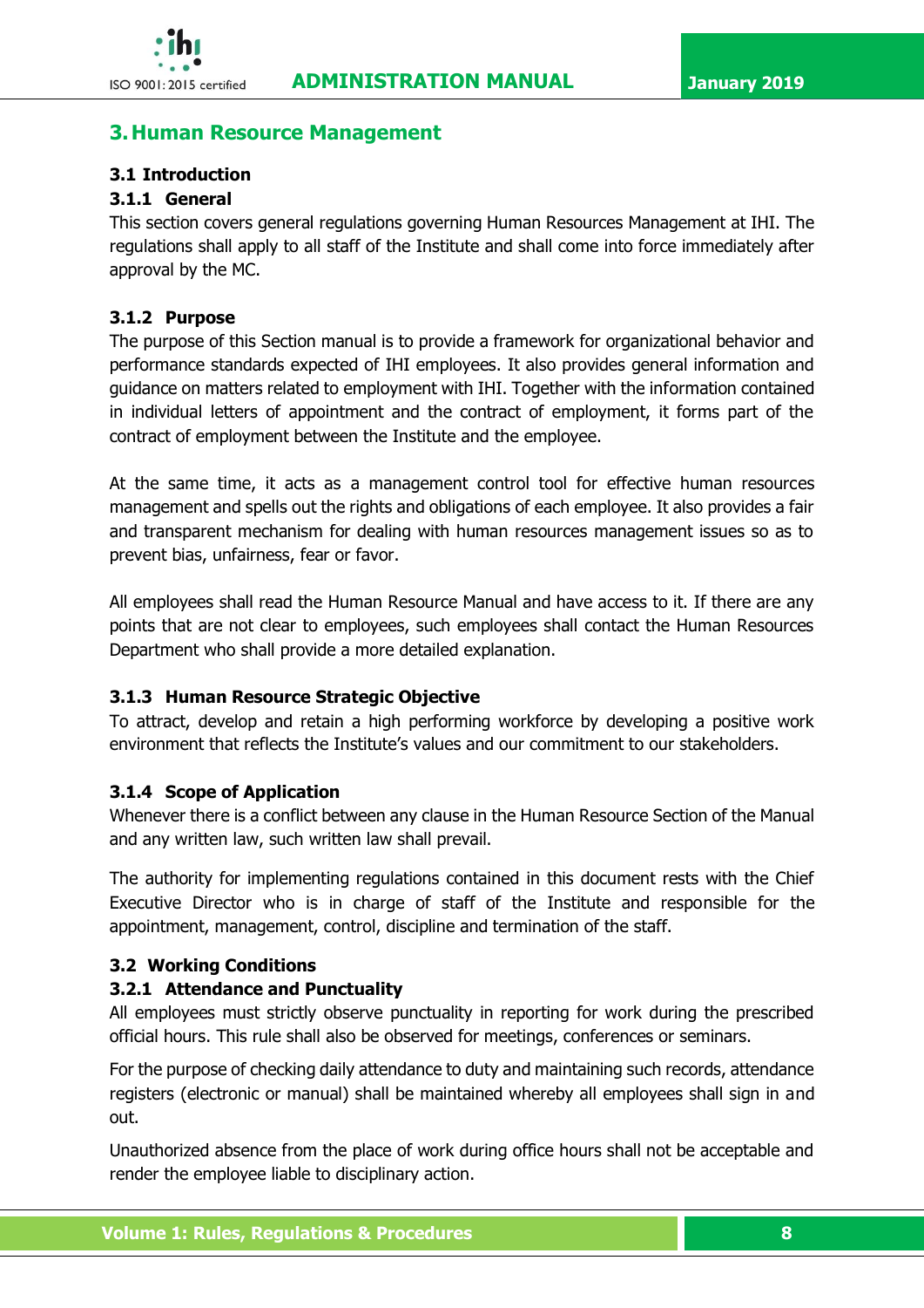# 3. Human Resource Management

## 3.1 Introduction

### 3.1.1 General

This section covers general regulations governing Human Resources Management at IHI. The regulations shall apply to all staff of the Institute and shall come into force immediately after approval by the MC.

### 3.1.2 Purpose

The purpose of this Section manual is to provide a framework for organizational behavior and performance standards expected of IHI employees. It also provides general information and guidance on matters related to employment with IHI. Together with the information contained in individual letters of appointment and the contract of employment, it forms part of the contract of employment between the Institute and the employee.

At the same time, it acts as a management control tool for effective human resources management and spells out the rights and obligations of each employee. It also provides a fair and transparent mechanism for dealing with human resources management issues so as to prevent bias, unfairness, fear or favor.

All employees shall read the Human Resource Manual and have access to it. If there are any points that are not clear to employees, such employees shall contact the Human Resources Department who shall provide a more detailed explanation.

### 3.1.3 Human Resource Strategic Objective

To attract, develop and retain a high performing workforce by developing a positive work environment that reflects the Institute's values and our commitment to our stakeholders.

### 3.1.4 Scope of Application

Whenever there is a conflict between any clause in the Human Resource Section of the Manual and any written law, such written law shall prevail.

The authority for implementing regulations contained in this document rests with the Chief Executive Director who is in charge of staff of the Institute and responsible for the appointment, management, control, discipline and termination of the staff.

## 3.2 Working Conditions

### 3.2.1 Attendance and Punctuality

All employees must strictly observe punctuality in reporting for work during the prescribed official hours. This rule shall also be observed for meetings, conferences or seminars.

For the purpose of checking daily attendance to duty and maintaining such records, attendance registers (electronic or manual) shall be maintained whereby all employees shall sign in and out.

Unauthorized absence from the place of work during office hours shall not be acceptable and render the employee liable to disciplinary action.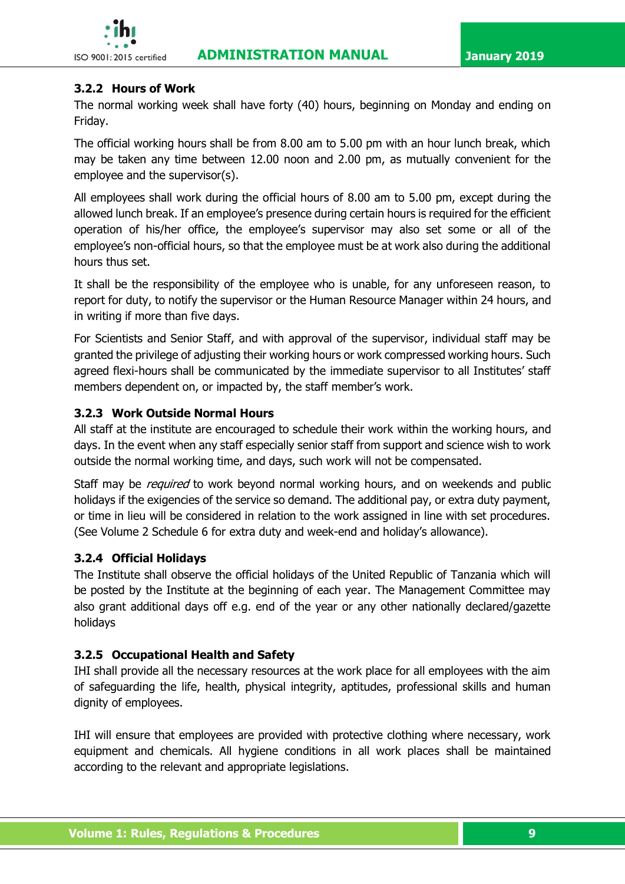### 3.2.2 Hours of Work

The normal working week shall have forty (40) hours, beginning on Monday and ending on Friday.

The official working hours shall be from 8.00 am to 5.00 pm with an hour lunch break, which may be taken any time between 12.00 noon and 2.00 pm, as mutually convenient for the employee and the supervisor(s).

All employees shall work during the official hours of 8.00 am to 5.00 pm, except during the allowed lunch break. If an employee's presence during certain hours is required for the efficient operation of his/her office, the employee's supervisor may also set some or all of the employee's non-official hours, so that the employee must be at work also during the additional hours thus set.

It shall be the responsibility of the employee who is unable, for any unforeseen reason, to report for duty, to notify the supervisor or the Human Resource Manager within 24 hours, and in writing if more than five days.

For Scientists and Senior Staff, and with approval of the supervisor, individual staff may be granted the privilege of adjusting their working hours or work compressed working hours. Such agreed flexi-hours shall be communicated by the immediate supervisor to all Institutes' staff members dependent on, or impacted by, the staff member's work.

### 3.2.3 Work Outside Normal Hours

All staff at the institute are encouraged to schedule their work within the working hours, and days. In the event when any staff especially senior staff from support and science wish to work outside the normal working time, and days, such work will not be compensated.

Staff may be *required* to work beyond normal working hours, and on weekends and public holidays if the exigencies of the service so demand. The additional pay, or extra duty payment, or time in lieu will be considered in relation to the work assigned in line with set procedures. (See Volume 2 Schedule 6 for extra duty and week-end and holiday's allowance).

### 3.2.4 Official Holidays

The Institute shall observe the official holidays of the United Republic of Tanzania which will be posted by the Institute at the beginning of each year. The Management Committee may also grant additional days off e.g. end of the year or any other nationally declared/gazette holidays

### 3.2.5 Occupational Health and Safety

IHI shall provide all the necessary resources at the work place for all employees with the aim of safeguarding the life, health, physical integrity, aptitudes, professional skills and human dignity of employees.

IHI will ensure that employees are provided with protective clothing where necessary, work equipment and chemicals. All hygiene conditions in all work places shall be maintained according to the relevant and appropriate legislations.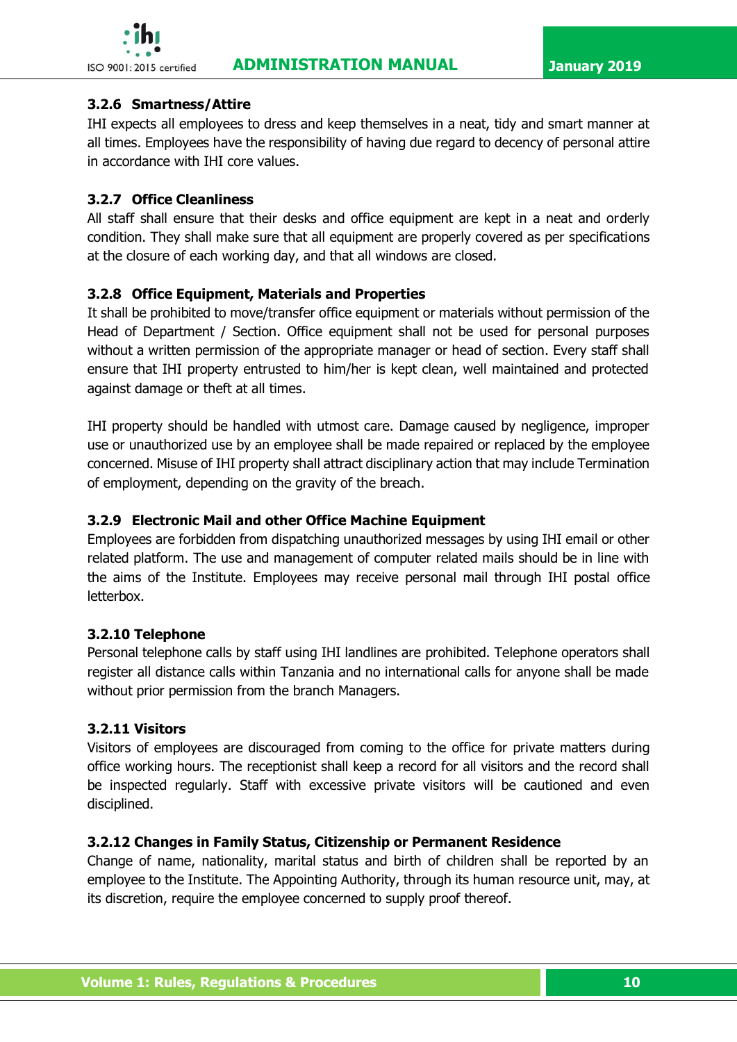### 3.2.6 Smartness/Attire

IHI expects all employees to dress and keep themselves in a neat, tidy and smart manner at all times. Employees have the responsibility of having due regard to decency of personal attire in accordance with IHI core values.

### 3.2.7 Office Cleanliness

All staff shall ensure that their desks and office equipment are kept in a neat and orderly condition. They shall make sure that all equipment are properly covered as per specifications at the closure of each working day, and that all windows are closed.

### 3.2.8 Office Equipment, Materials and Properties

It shall be prohibited to move/transfer office equipment or materials without permission of the Head of Department / Section. Office equipment shall not be used for personal purposes without a written permission of the appropriate manager or head of section. Every staff shall ensure that IHI property entrusted to him/her is kept clean, well maintained and protected against damage or theft at all times.

IHI property should be handled with utmost care. Damage caused by negligence, improper use or unauthorized use by an employee shall be made repaired or replaced by the employee concerned. Misuse of IHI property shall attract disciplinary action that may include Termination of employment, depending on the gravity of the breach.

### 3.2.9 Electronic Mail and other Office Machine Equipment

Employees are forbidden from dispatching unauthorized messages by using IHI email or other related platform. The use and management of computer related mails should be in line with the aims of the Institute. Employees may receive personal mail through IHI postal office letterbox.

### 3.2.10 Telephone

Personal telephone calls by staff using IHI landlines are prohibited. Telephone operators shall register all distance calls within Tanzania and no international calls for anyone shall be made without prior permission from the branch Managers.

### 3.2.11 Visitors

Visitors of employees are discouraged from coming to the office for private matters during office working hours. The receptionist shall keep a record for all visitors and the record shall be inspected regularly. Staff with excessive private visitors will be cautioned and even disciplined.

### 3.2.12 Changes in Family Status, Citizenship or Permanent Residence

Change of name, nationality, marital status and birth of children shall be reported by an employee to the Institute. The Appointing Authority, through its human resource unit, may, at its discretion, require the employee concerned to supply proof thereof.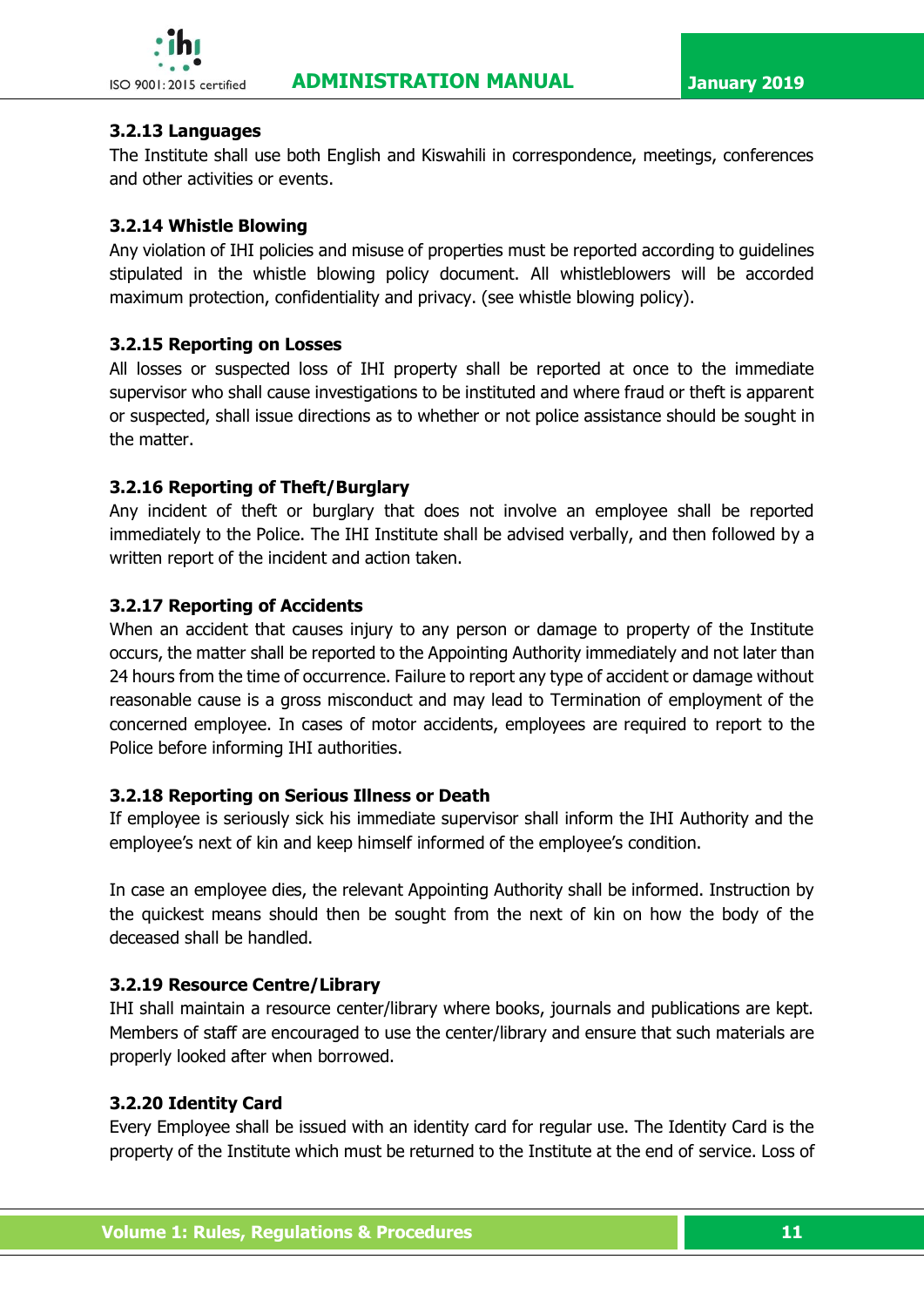### 3.2.13 Languages

The Institute shall use both English and Kiswahili in correspondence, meetings, conferences and other activities or events.

### 3.2.14 Whistle Blowing

Any violation of IHI policies and misuse of properties must be reported according to guidelines stipulated in the whistle blowing policy document. All whistleblowers will be accorded maximum protection, confidentiality and privacy. (see whistle blowing policy).

### 3.2.15 Reporting on Losses

All losses or suspected loss of IHI property shall be reported at once to the immediate supervisor who shall cause investigations to be instituted and where fraud or theft is apparent or suspected, shall issue directions as to whether or not police assistance should be sought in the matter.

### 3.2.16 Reporting of Theft/Burglary

Any incident of theft or burglary that does not involve an employee shall be reported immediately to the Police. The IHI Institute shall be advised verbally, and then followed by a written report of the incident and action taken.

### 3.2.17 Reporting of Accidents

When an accident that causes injury to any person or damage to property of the Institute occurs, the matter shall be reported to the Appointing Authority immediately and not later than 24 hours from the time of occurrence. Failure to report any type of accident or damage without reasonable cause is a gross misconduct and may lead to Termination of employment of the concerned employee. In cases of motor accidents, employees are required to report to the Police before informing IHI authorities.

### 3.2.18 Reporting on Serious Illness or Death

If employee is seriously sick his immediate supervisor shall inform the IHI Authority and the employee's next of kin and keep himself informed of the employee's condition.

In case an employee dies, the relevant Appointing Authority shall be informed. Instruction by the quickest means should then be sought from the next of kin on how the body of the deceased shall be handled.

### 3.2.19 Resource Centre/Library

IHI shall maintain a resource center/library where books, journals and publications are kept. Members of staff are encouraged to use the center/library and ensure that such materials are properly looked after when borrowed.

### 3.2.20 Identity Card

Every Employee shall be issued with an identity card for regular use. The Identity Card is the property of the Institute which must be returned to the Institute at the end of service. Loss of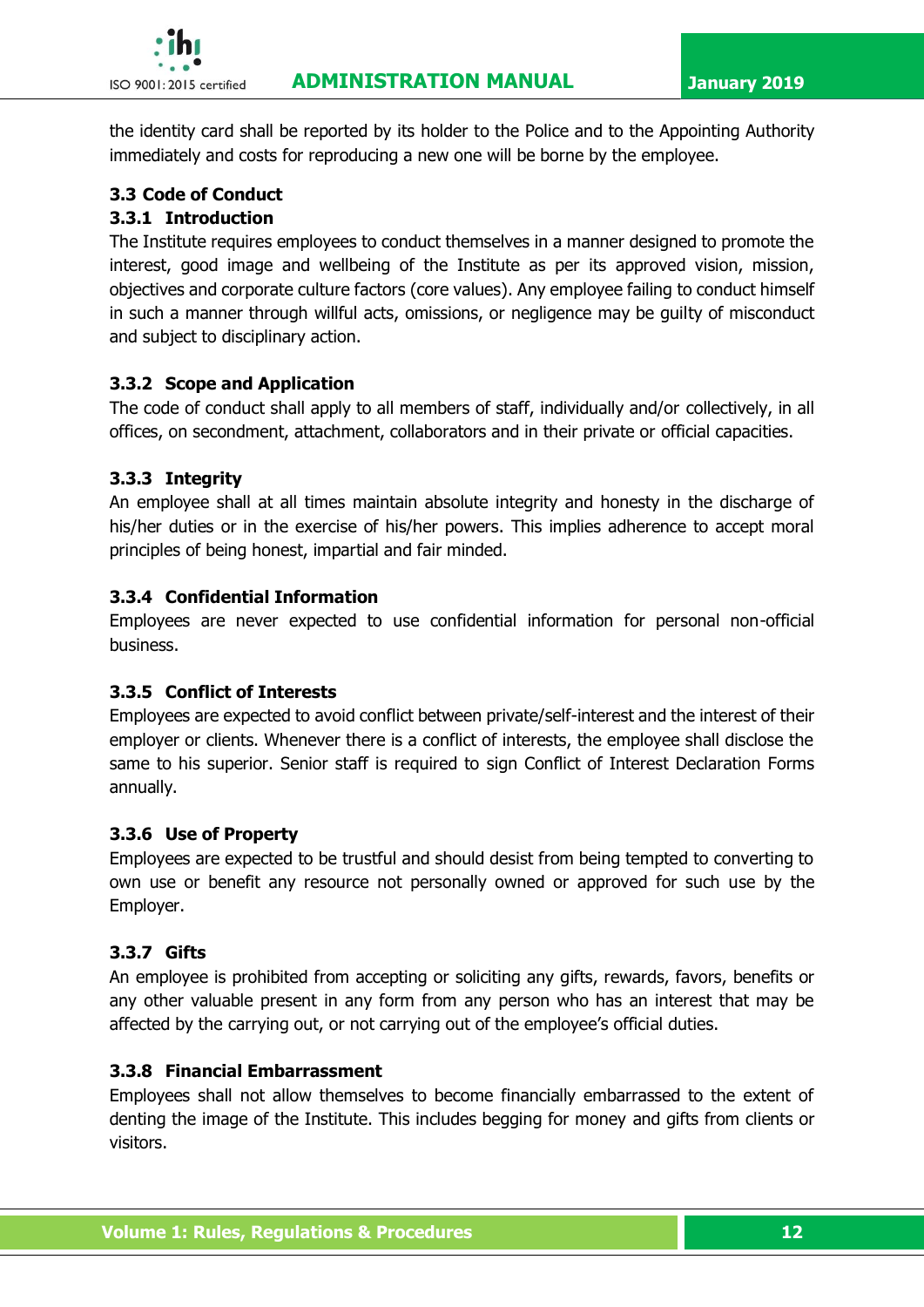the identity card shall be reported by its holder to the Police and to the Appointing Authority immediately and costs for reproducing a new one will be borne by the employee.

## 3.3 Code of Conduct

### 3.3.1 Introduction

The Institute requires employees to conduct themselves in a manner designed to promote the interest, good image and wellbeing of the Institute as per its approved vision, mission, objectives and corporate culture factors (core values). Any employee failing to conduct himself in such a manner through willful acts, omissions, or negligence may be guilty of misconduct and subject to disciplinary action.

### 3.3.2 Scope and Application

The code of conduct shall apply to all members of staff, individually and/or collectively, in all offices, on secondment, attachment, collaborators and in their private or official capacities.

### 3.3.3 Integrity

An employee shall at all times maintain absolute integrity and honesty in the discharge of his/her duties or in the exercise of his/her powers. This implies adherence to accept moral principles of being honest, impartial and fair minded.

### 3.3.4 Confidential Information

Employees are never expected to use confidential information for personal non-official business.

### 3.3.5 Conflict of Interests

Employees are expected to avoid conflict between private/self-interest and the interest of their employer or clients. Whenever there is a conflict of interests, the employee shall disclose the same to his superior. Senior staff is required to sign Conflict of Interest Declaration Forms annually.

### 3.3.6 Use of Property

Employees are expected to be trustful and should desist from being tempted to converting to own use or benefit any resource not personally owned or approved for such use by the Employer.

### 3.3.7 Gifts

An employee is prohibited from accepting or soliciting any gifts, rewards, favors, benefits or any other valuable present in any form from any person who has an interest that may be affected by the carrying out, or not carrying out of the employee's official duties.

### 3.3.8 Financial Embarrassment

Employees shall not allow themselves to become financially embarrassed to the extent of denting the image of the Institute. This includes begging for money and gifts from clients or visitors.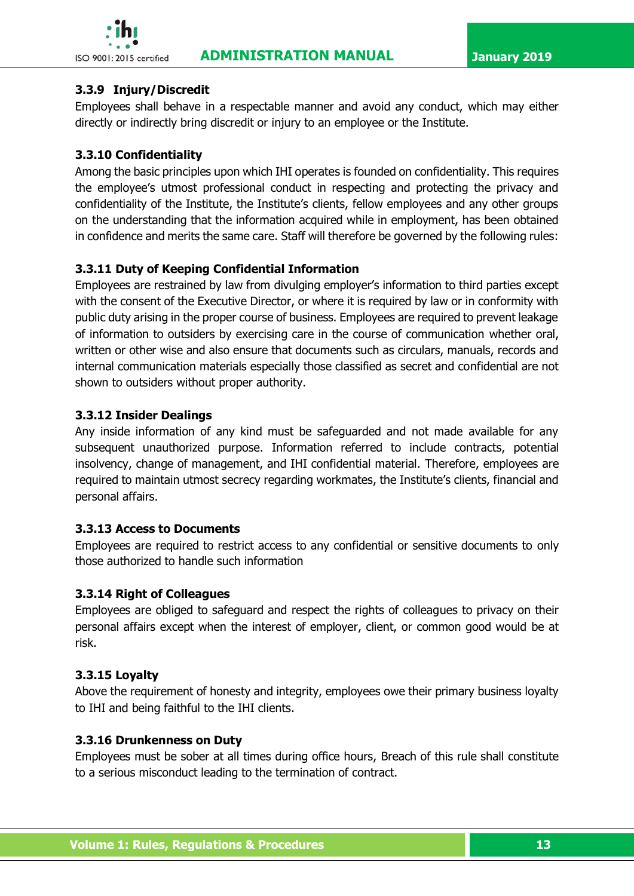### 3.3.9 Injury/Discredit

Employees shall behave in a respectable manner and avoid any conduct, which may either directly or indirectly bring discredit or injury to an employee or the Institute.

### 3.3.10 Confidentiality

Among the basic principles upon which IHI operates is founded on confidentiality. This requires the employee's utmost professional conduct in respecting and protecting the privacy and confidentiality of the Institute, the Institute's clients, fellow employees and any other groups on the understanding that the information acquired while in employment, has been obtained in confidence and merits the same care. Staff will therefore be governed by the following rules:

### 3.3.11 Duty of Keeping Confidential Information

Employees are restrained by law from divulging employer's information to third parties except with the consent of the Executive Director, or where it is required by law or in conformity with public duty arising in the proper course of business. Employees are required to prevent leakage of information to outsiders by exercising care in the course of communication whether oral, written or other wise and also ensure that documents such as circulars, manuals, records and internal communication materials especially those classified as secret and confidential are not shown to outsiders without proper authority.

### 3.3.12 Insider Dealings

Any inside information of any kind must be safeguarded and not made available for any subsequent unauthorized purpose. Information referred to include contracts, potential insolvency, change of management, and IHI confidential material. Therefore, employees are required to maintain utmost secrecy regarding workmates, the Institute's clients, financial and personal affairs.

### 3.3.13 Access to Documents

Employees are required to restrict access to any confidential or sensitive documents to only those authorized to handle such information

### 3.3.14 Right of Colleagues

Employees are obliged to safeguard and respect the rights of colleagues to privacy on their personal affairs except when the interest of employer, client, or common good would be at risk.

### 3.3.15 Loyalty

Above the requirement of honesty and integrity, employees owe their primary business loyalty to IHI and being faithful to the IHI clients.

### 3.3.16 Drunkenness on Duty

Employees must be sober at all times during office hours, Breach of this rule shall constitute to a serious misconduct leading to the termination of contract.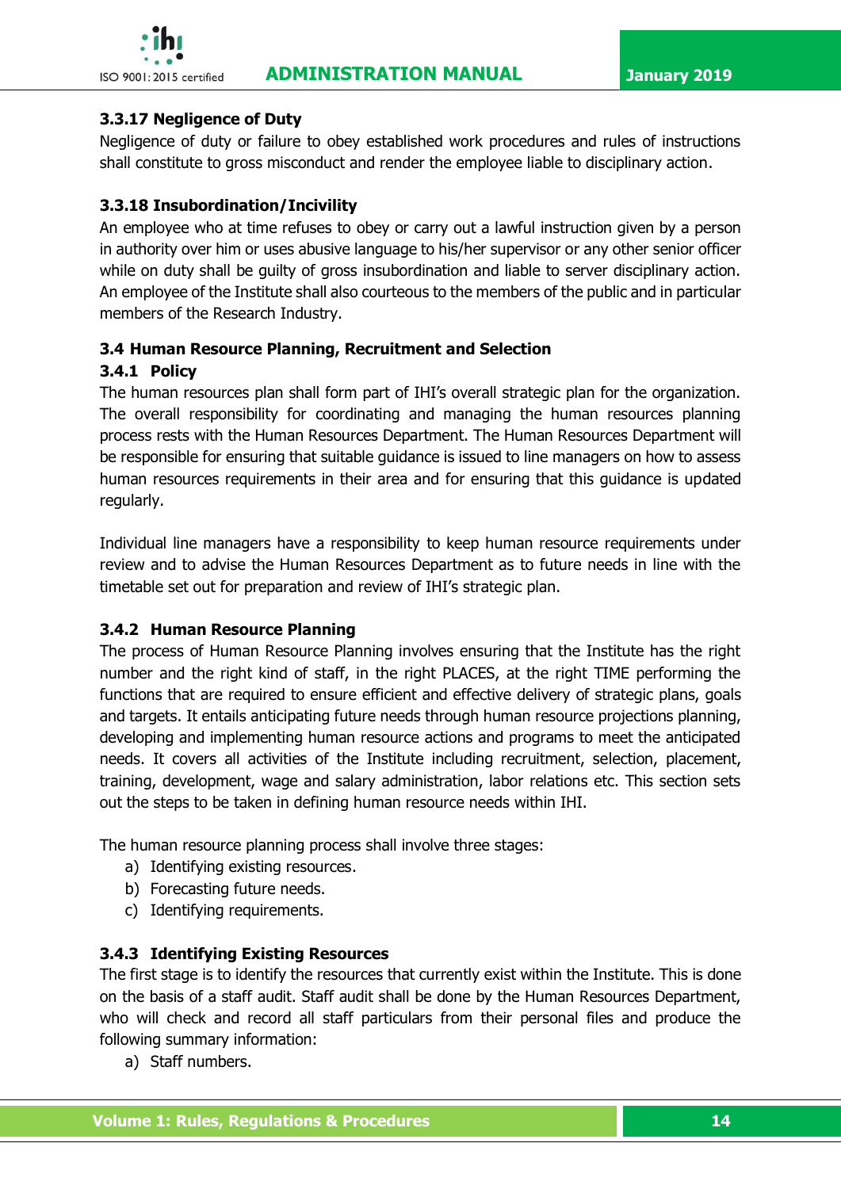### 3.3.17 Negligence of Duty

Negligence of duty or failure to obey established work procedures and rules of instructions shall constitute to gross misconduct and render the employee liable to disciplinary action.

### 3.3.18 Insubordination/Incivility

An employee who at time refuses to obey or carry out a lawful instruction given by a person in authority over him or uses abusive language to his/her supervisor or any other senior officer while on duty shall be guilty of gross insubordination and liable to server disciplinary action. An employee of the Institute shall also courteous to the members of the public and in particular members of the Research Industry.

## 3.4 Human Resource Planning, Recruitment and Selection

### 3.4.1 Policy

The human resources plan shall form part of IHI's overall strategic plan for the organization. The overall responsibility for coordinating and managing the human resources planning process rests with the Human Resources Department. The Human Resources Department will be responsible for ensuring that suitable guidance is issued to line managers on how to assess human resources requirements in their area and for ensuring that this guidance is updated regularly.

Individual line managers have a responsibility to keep human resource requirements under review and to advise the Human Resources Department as to future needs in line with the timetable set out for preparation and review of IHI's strategic plan.

### 3.4.2 Human Resource Planning

The process of Human Resource Planning involves ensuring that the Institute has the right number and the right kind of staff, in the right PLACES, at the right TIME performing the functions that are required to ensure efficient and effective delivery of strategic plans, goals and targets. It entails anticipating future needs through human resource projections planning, developing and implementing human resource actions and programs to meet the anticipated needs. It covers all activities of the Institute including recruitment, selection, placement, training, development, wage and salary administration, labor relations etc. This section sets out the steps to be taken in defining human resource needs within IHI.

The human resource planning process shall involve three stages:

a) Identifying existing resources.
b) Forecasting future needs.
c) Identifying requirements.

### 3.4.3 Identifying Existing Resources

The first stage is to identify the resources that currently exist within the Institute. This is done on the basis of a staff audit. Staff audit shall be done by the Human Resources Department, who will check and record all staff particulars from their personal files and produce the following summary information:

a) Staff numbers.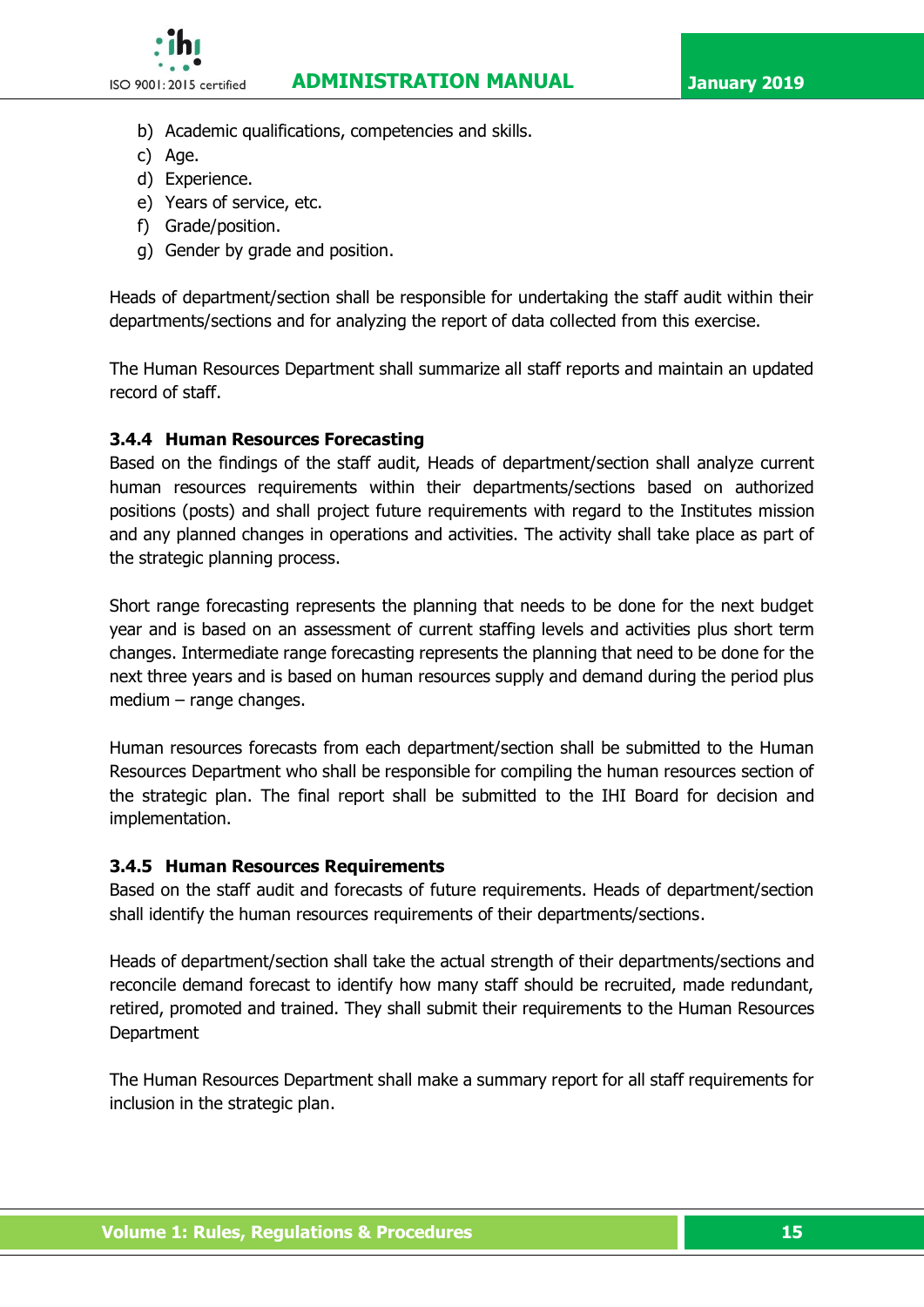b) Academic qualifications, competencies and skills.
c) Age.
d) Experience.
e) Years of service, etc.
f) Grade/position.
g) Gender by grade and position.

Heads of department/section shall be responsible for undertaking the staff audit within their departments/sections and for analyzing the report of data collected from this exercise.

The Human Resources Department shall summarize all staff reports and maintain an updated record of staff.

### 3.4.4 Human Resources Forecasting

Based on the findings of the staff audit, Heads of department/section shall analyze current human resources requirements within their departments/sections based on authorized positions (posts) and shall project future requirements with regard to the Institutes mission and any planned changes in operations and activities. The activity shall take place as part of the strategic planning process.

Short range forecasting represents the planning that needs to be done for the next budget year and is based on an assessment of current staffing levels and activities plus short term changes. Intermediate range forecasting represents the planning that need to be done for the next three years and is based on human resources supply and demand during the period plus medium – range changes.

Human resources forecasts from each department/section shall be submitted to the Human Resources Department who shall be responsible for compiling the human resources section of the strategic plan. The final report shall be submitted to the IHI Board for decision and implementation.

### 3.4.5 Human Resources Requirements

Based on the staff audit and forecasts of future requirements. Heads of department/section shall identify the human resources requirements of their departments/sections.

Heads of department/section shall take the actual strength of their departments/sections and reconcile demand forecast to identify how many staff should be recruited, made redundant, retired, promoted and trained. They shall submit their requirements to the Human Resources Department

The Human Resources Department shall make a summary report for all staff requirements for inclusion in the strategic plan.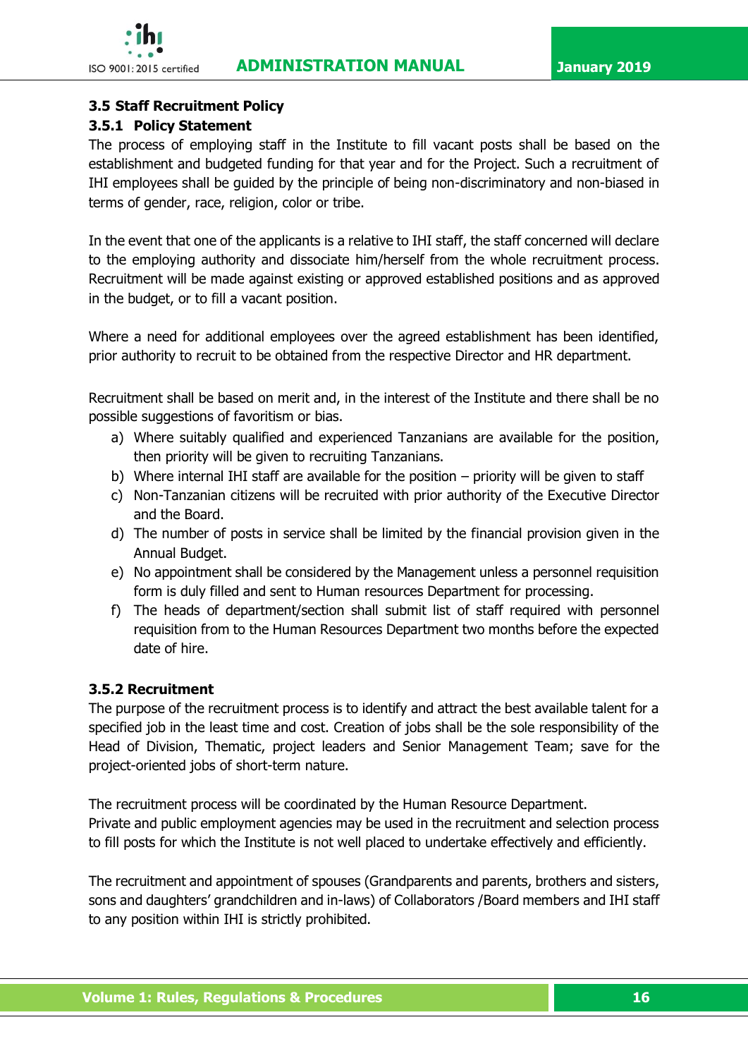### 3.5 Staff Recruitment Policy

#### 3.5.1 Policy Statement

The process of employing staff in the Institute to fill vacant posts shall be based on the establishment and budgeted funding for that year and for the Project. Such a recruitment of IHI employees shall be guided by the principle of being non-discriminatory and non-biased in terms of gender, race, religion, color or tribe.

In the event that one of the applicants is a relative to IHI staff, the staff concerned will declare to the employing authority and dissociate him/herself from the whole recruitment process. Recruitment will be made against existing or approved established positions and as approved in the budget, or to fill a vacant position.

Where a need for additional employees over the agreed establishment has been identified, prior authority to recruit to be obtained from the respective Director and HR department.

Recruitment shall be based on merit and, in the interest of the Institute and there shall be no possible suggestions of favoritism or bias.

a) Where suitably qualified and experienced Tanzanians are available for the position, then priority will be given to recruiting Tanzanians.
b) Where internal IHI staff are available for the position – priority will be given to staff
c) Non-Tanzanian citizens will be recruited with prior authority of the Executive Director and the Board.
d) The number of posts in service shall be limited by the financial provision given in the Annual Budget.
e) No appointment shall be considered by the Management unless a personnel requisition form is duly filled and sent to Human resources Department for processing.
f) The heads of department/section shall submit list of staff required with personnel requisition from to the Human Resources Department two months before the expected date of hire.

#### 3.5.2 Recruitment

The purpose of the recruitment process is to identify and attract the best available talent for a specified job in the least time and cost. Creation of jobs shall be the sole responsibility of the Head of Division, Thematic, project leaders and Senior Management Team; save for the project-oriented jobs of short-term nature.

The recruitment process will be coordinated by the Human Resource Department.
Private and public employment agencies may be used in the recruitment and selection process to fill posts for which the Institute is not well placed to undertake effectively and efficiently.

The recruitment and appointment of spouses (Grandparents and parents, brothers and sisters, sons and daughters' grandchildren and in-laws) of Collaborators /Board members and IHI staff to any position within IHI is strictly prohibited.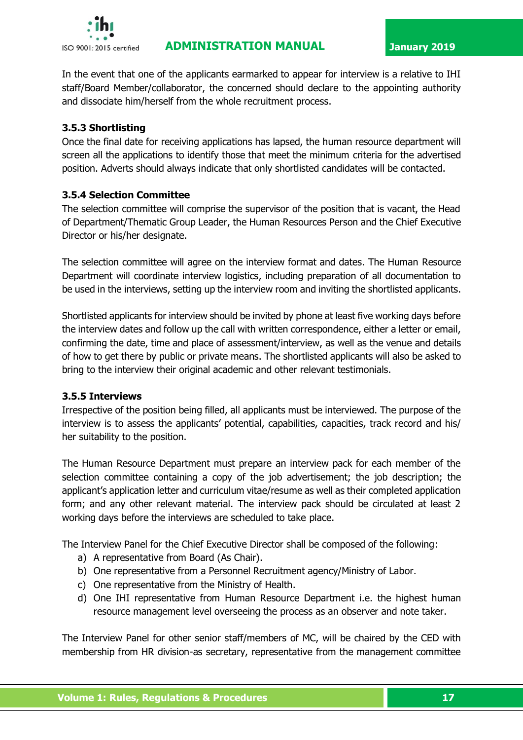In the event that one of the applicants earmarked to appear for interview is a relative to IHI staff/Board Member/collaborator, the concerned should declare to the appointing authority and dissociate him/herself from the whole recruitment process.

### 3.5.3 Shortlisting

Once the final date for receiving applications has lapsed, the human resource department will screen all the applications to identify those that meet the minimum criteria for the advertised position. Adverts should always indicate that only shortlisted candidates will be contacted.

### 3.5.4 Selection Committee

The selection committee will comprise the supervisor of the position that is vacant, the Head of Department/Thematic Group Leader, the Human Resources Person and the Chief Executive Director or his/her designate.

The selection committee will agree on the interview format and dates. The Human Resource Department will coordinate interview logistics, including preparation of all documentation to be used in the interviews, setting up the interview room and inviting the shortlisted applicants.

Shortlisted applicants for interview should be invited by phone at least five working days before the interview dates and follow up the call with written correspondence, either a letter or email, confirming the date, time and place of assessment/interview, as well as the venue and details of how to get there by public or private means. The shortlisted applicants will also be asked to bring to the interview their original academic and other relevant testimonials.

### 3.5.5 Interviews

Irrespective of the position being filled, all applicants must be interviewed. The purpose of the interview is to assess the applicants' potential, capabilities, capacities, track record and his/her suitability to the position.

The Human Resource Department must prepare an interview pack for each member of the selection committee containing a copy of the job advertisement; the job description; the applicant's application letter and curriculum vitae/resume as well as their completed application form; and any other relevant material. The interview pack should be circulated at least 2 working days before the interviews are scheduled to take place.

The Interview Panel for the Chief Executive Director shall be composed of the following:

a) A representative from Board (As Chair).
b) One representative from a Personnel Recruitment agency/Ministry of Labor.
c) One representative from the Ministry of Health.
d) One IHI representative from Human Resource Department i.e. the highest human resource management level overseeing the process as an observer and note taker.

The Interview Panel for other senior staff/members of MC, will be chaired by the CED with membership from HR division-as secretary, representative from the management committee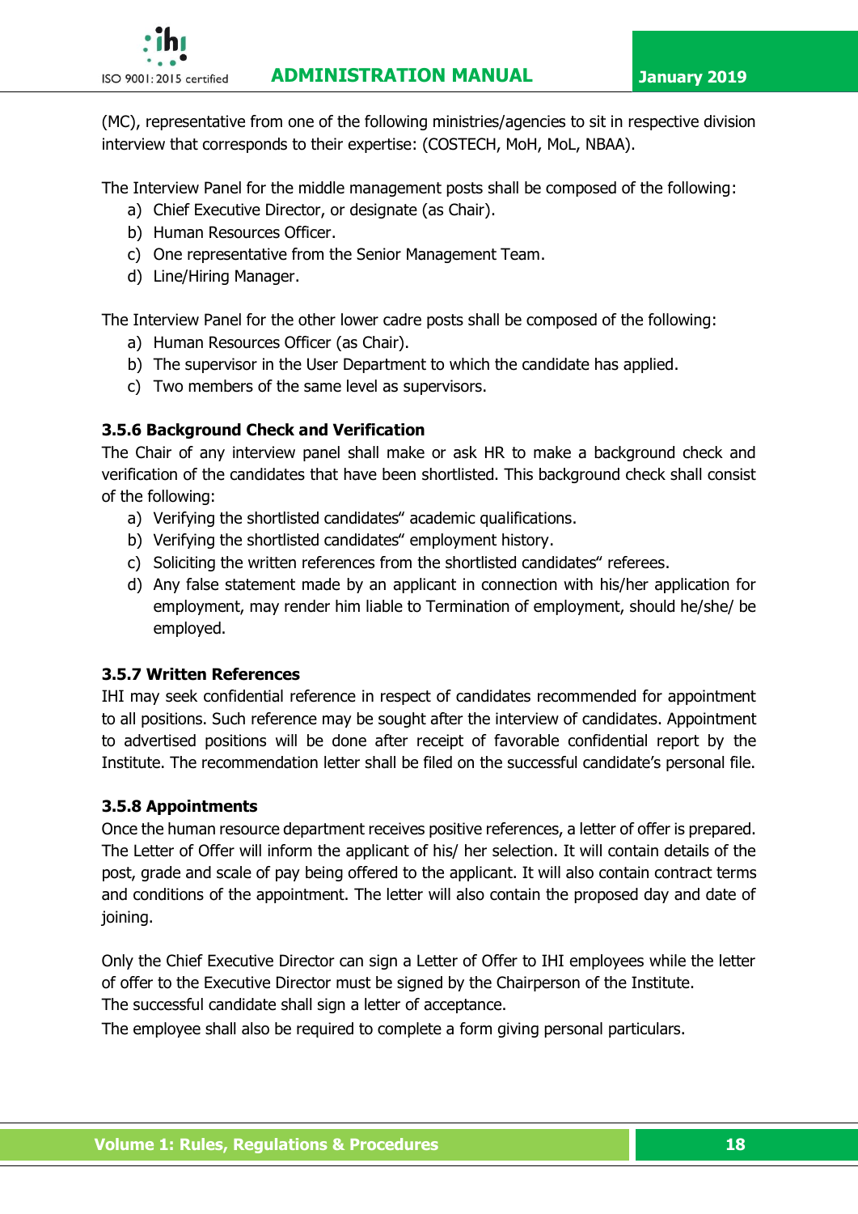(MC), representative from one of the following ministries/agencies to sit in respective division interview that corresponds to their expertise: (COSTECH, MoH, MoL, NBAA).

The Interview Panel for the middle management posts shall be composed of the following:

a) Chief Executive Director, or designate (as Chair).
b) Human Resources Officer.
c) One representative from the Senior Management Team.
d) Line/Hiring Manager.

The Interview Panel for the other lower cadre posts shall be composed of the following:

a) Human Resources Officer (as Chair).
b) The supervisor in the User Department to which the candidate has applied.
c) Two members of the same level as supervisors.

### 3.5.6 Background Check and Verification

The Chair of any interview panel shall make or ask HR to make a background check and verification of the candidates that have been shortlisted. This background check shall consist of the following:

a) Verifying the shortlisted candidates" academic qualifications.
b) Verifying the shortlisted candidates" employment history.
c) Soliciting the written references from the shortlisted candidates" referees.
d) Any false statement made by an applicant in connection with his/her application for employment, may render him liable to Termination of employment, should he/she/ be employed.

### 3.5.7 Written References

IHI may seek confidential reference in respect of candidates recommended for appointment to all positions. Such reference may be sought after the interview of candidates. Appointment to advertised positions will be done after receipt of favorable confidential report by the Institute. The recommendation letter shall be filed on the successful candidate's personal file.

### 3.5.8 Appointments

Once the human resource department receives positive references, a letter of offer is prepared. The Letter of Offer will inform the applicant of his/ her selection. It will contain details of the post, grade and scale of pay being offered to the applicant. It will also contain contract terms and conditions of the appointment. The letter will also contain the proposed day and date of joining.

Only the Chief Executive Director can sign a Letter of Offer to IHI employees while the letter of offer to the Executive Director must be signed by the Chairperson of the Institute.
The successful candidate shall sign a letter of acceptance.
The employee shall also be required to complete a form giving personal particulars.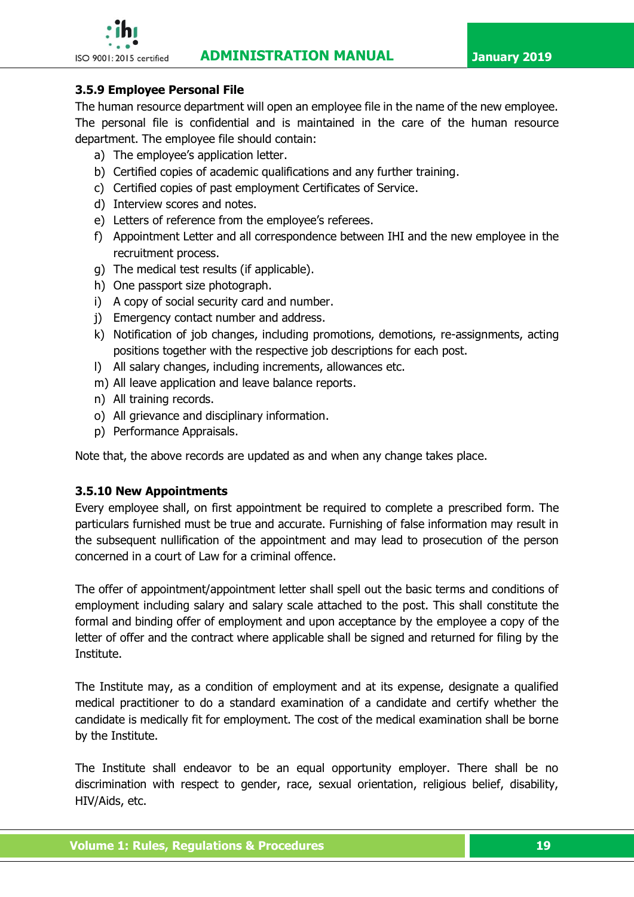### 3.5.9 Employee Personal File

The human resource department will open an employee file in the name of the new employee. The personal file is confidential and is maintained in the care of the human resource department. The employee file should contain:

a) The employee's application letter.
b) Certified copies of academic qualifications and any further training.
c) Certified copies of past employment Certificates of Service.
d) Interview scores and notes.
e) Letters of reference from the employee's referees.
f) Appointment Letter and all correspondence between IHI and the new employee in the recruitment process.
g) The medical test results (if applicable).
h) One passport size photograph.
i) A copy of social security card and number.
j) Emergency contact number and address.
k) Notification of job changes, including promotions, demotions, re-assignments, acting positions together with the respective job descriptions for each post.
l) All salary changes, including increments, allowances etc.
m) All leave application and leave balance reports.
n) All training records.
o) All grievance and disciplinary information.
p) Performance Appraisals.

Note that, the above records are updated as and when any change takes place.

### 3.5.10 New Appointments

Every employee shall, on first appointment be required to complete a prescribed form. The particulars furnished must be true and accurate. Furnishing of false information may result in the subsequent nullification of the appointment and may lead to prosecution of the person concerned in a court of Law for a criminal offence.

The offer of appointment/appointment letter shall spell out the basic terms and conditions of employment including salary and salary scale attached to the post. This shall constitute the formal and binding offer of employment and upon acceptance by the employee a copy of the letter of offer and the contract where applicable shall be signed and returned for filing by the Institute.

The Institute may, as a condition of employment and at its expense, designate a qualified medical practitioner to do a standard examination of a candidate and certify whether the candidate is medically fit for employment. The cost of the medical examination shall be borne by the Institute.

The Institute shall endeavor to be an equal opportunity employer. There shall be no discrimination with respect to gender, race, sexual orientation, religious belief, disability, HIV/Aids, etc.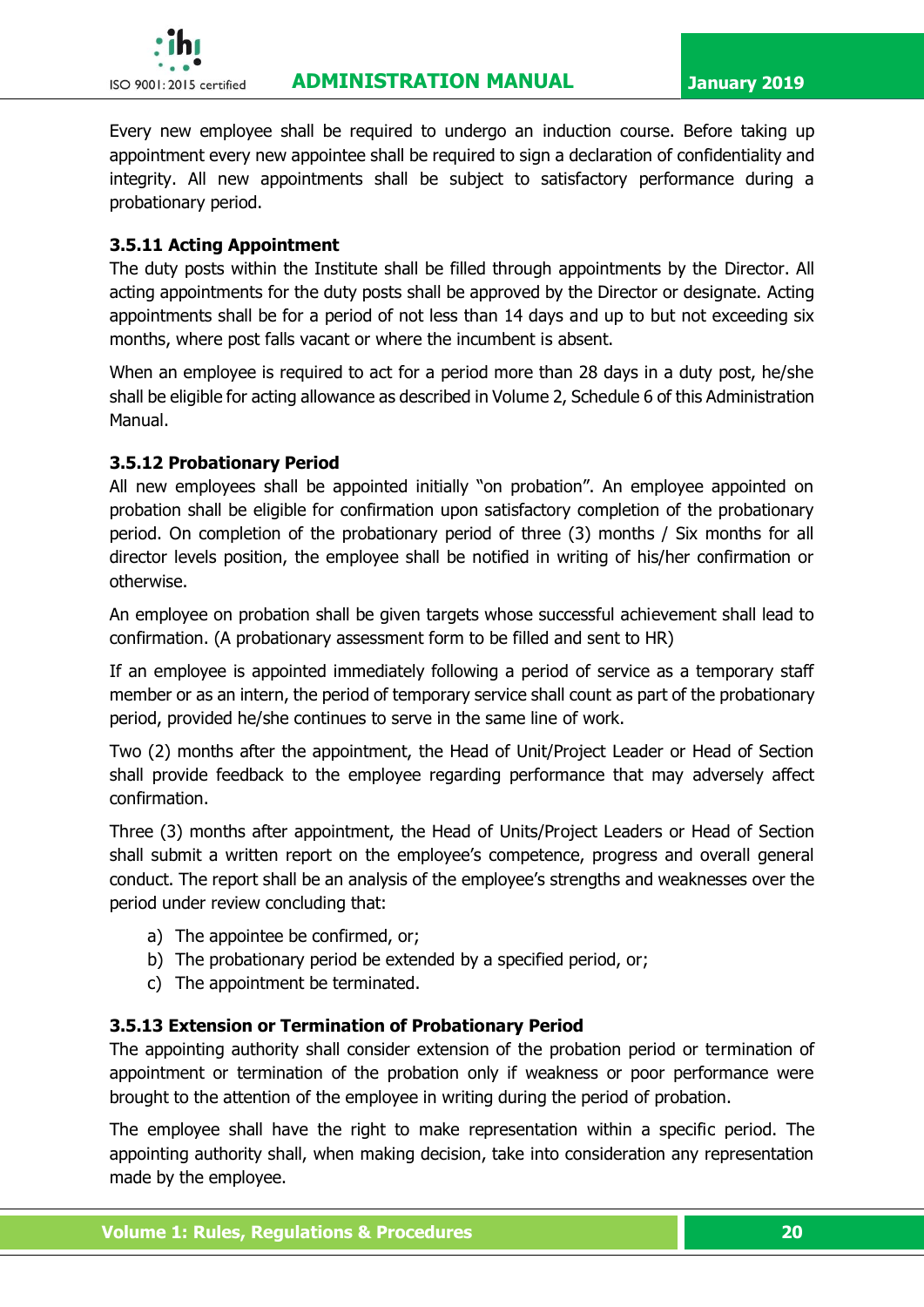Every new employee shall be required to undergo an induction course. Before taking up appointment every new appointee shall be required to sign a declaration of confidentiality and integrity. All new appointments shall be subject to satisfactory performance during a probationary period.

### 3.5.11 Acting Appointment

The duty posts within the Institute shall be filled through appointments by the Director. All acting appointments for the duty posts shall be approved by the Director or designate. Acting appointments shall be for a period of not less than 14 days and up to but not exceeding six months, where post falls vacant or where the incumbent is absent.

When an employee is required to act for a period more than 28 days in a duty post, he/she shall be eligible for acting allowance as described in Volume 2, Schedule 6 of this Administration Manual.

### 3.5.12 Probationary Period

All new employees shall be appointed initially "on probation". An employee appointed on probation shall be eligible for confirmation upon satisfactory completion of the probationary period. On completion of the probationary period of three (3) months / Six months for all director levels position, the employee shall be notified in writing of his/her confirmation or otherwise.

An employee on probation shall be given targets whose successful achievement shall lead to confirmation. (A probationary assessment form to be filled and sent to HR)

If an employee is appointed immediately following a period of service as a temporary staff member or as an intern, the period of temporary service shall count as part of the probationary period, provided he/she continues to serve in the same line of work.

Two (2) months after the appointment, the Head of Unit/Project Leader or Head of Section shall provide feedback to the employee regarding performance that may adversely affect confirmation.

Three (3) months after appointment, the Head of Units/Project Leaders or Head of Section shall submit a written report on the employee's competence, progress and overall general conduct. The report shall be an analysis of the employee's strengths and weaknesses over the period under review concluding that:

a) The appointee be confirmed, or;
b) The probationary period be extended by a specified period, or;
c) The appointment be terminated.

### 3.5.13 Extension or Termination of Probationary Period

The appointing authority shall consider extension of the probation period or termination of appointment or termination of the probation only if weakness or poor performance were brought to the attention of the employee in writing during the period of probation.

The employee shall have the right to make representation within a specific period. The appointing authority shall, when making decision, take into consideration any representation made by the employee.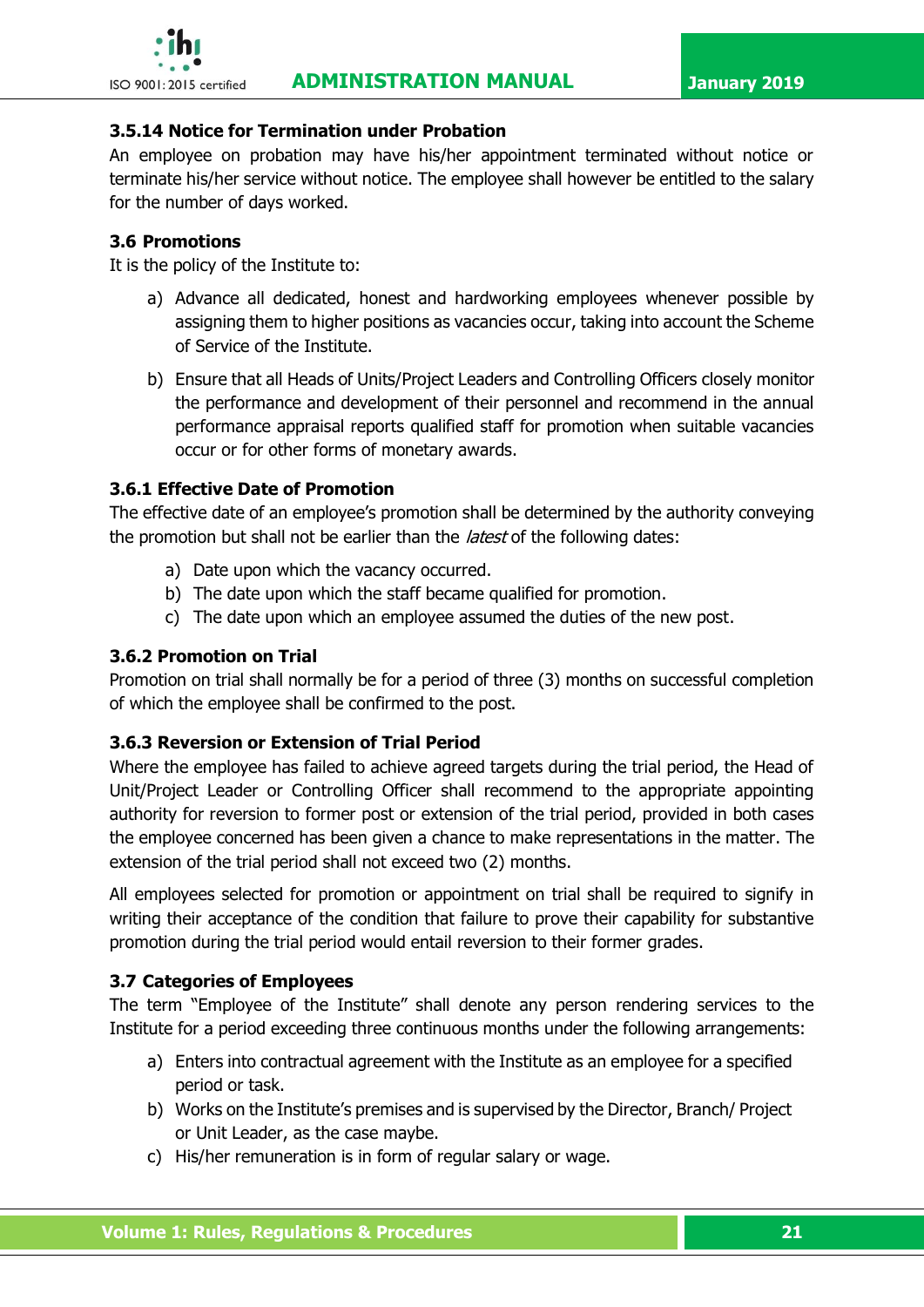### 3.5.14 Notice for Termination under Probation

An employee on probation may have his/her appointment terminated without notice or terminate his/her service without notice. The employee shall however be entitled to the salary for the number of days worked.

### 3.6 Promotions

It is the policy of the Institute to:

a) Advance all dedicated, honest and hardworking employees whenever possible by assigning them to higher positions as vacancies occur, taking into account the Scheme of Service of the Institute.

b) Ensure that all Heads of Units/Project Leaders and Controlling Officers closely monitor the performance and development of their personnel and recommend in the annual performance appraisal reports qualified staff for promotion when suitable vacancies occur or for other forms of monetary awards.

### 3.6.1 Effective Date of Promotion

The effective date of an employee's promotion shall be determined by the authority conveying the promotion but shall not be earlier than the *latest* of the following dates:

a) Date upon which the vacancy occurred.
b) The date upon which the staff became qualified for promotion.
c) The date upon which an employee assumed the duties of the new post.

### 3.6.2 Promotion on Trial

Promotion on trial shall normally be for a period of three (3) months on successful completion of which the employee shall be confirmed to the post.

### 3.6.3 Reversion or Extension of Trial Period

Where the employee has failed to achieve agreed targets during the trial period, the Head of Unit/Project Leader or Controlling Officer shall recommend to the appropriate appointing authority for reversion to former post or extension of the trial period, provided in both cases the employee concerned has been given a chance to make representations in the matter. The extension of the trial period shall not exceed two (2) months.

All employees selected for promotion or appointment on trial shall be required to signify in writing their acceptance of the condition that failure to prove their capability for substantive promotion during the trial period would entail reversion to their former grades.

### 3.7 Categories of Employees

The term "Employee of the Institute" shall denote any person rendering services to the Institute for a period exceeding three continuous months under the following arrangements:

a) Enters into contractual agreement with the Institute as an employee for a specified period or task.
b) Works on the Institute's premises and is supervised by the Director, Branch/ Project or Unit Leader, as the case maybe.
c) His/her remuneration is in form of regular salary or wage.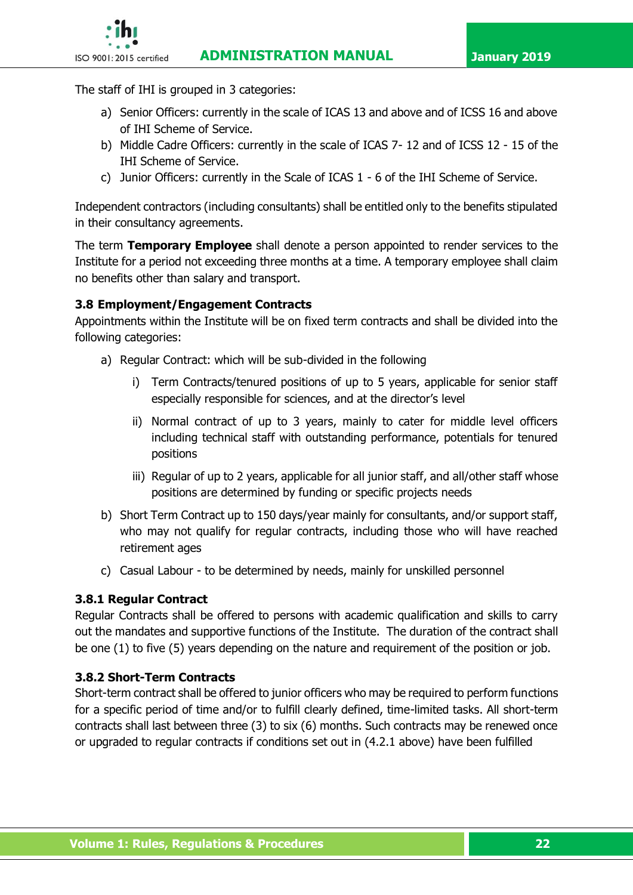The staff of IHI is grouped in 3 categories:

a) Senior Officers: currently in the scale of ICAS 13 and above and of ICSS 16 and above of IHI Scheme of Service.
b) Middle Cadre Officers: currently in the scale of ICAS 7- 12 and of ICSS 12 - 15 of the IHI Scheme of Service.
c) Junior Officers: currently in the Scale of ICAS 1 - 6 of the IHI Scheme of Service.

Independent contractors (including consultants) shall be entitled only to the benefits stipulated in their consultancy agreements.

The term **Temporary Employee** shall denote a person appointed to render services to the Institute for a period not exceeding three months at a time. A temporary employee shall claim no benefits other than salary and transport.

### 3.8 Employment/Engagement Contracts

Appointments within the Institute will be on fixed term contracts and shall be divided into the following categories:

a) Regular Contract: which will be sub-divided in the following

   i) Term Contracts/tenured positions of up to 5 years, applicable for senior staff especially responsible for sciences, and at the director's level

   ii) Normal contract of up to 3 years, mainly to cater for middle level officers including technical staff with outstanding performance, potentials for tenured positions

   iii) Regular of up to 2 years, applicable for all junior staff, and all/other staff whose positions are determined by funding or specific projects needs

b) Short Term Contract up to 150 days/year mainly for consultants, and/or support staff, who may not qualify for regular contracts, including those who will have reached retirement ages

c) Casual Labour - to be determined by needs, mainly for unskilled personnel

#### 3.8.1 Regular Contract

Regular Contracts shall be offered to persons with academic qualification and skills to carry out the mandates and supportive functions of the Institute. The duration of the contract shall be one (1) to five (5) years depending on the nature and requirement of the position or job.

#### 3.8.2 Short-Term Contracts

Short-term contract shall be offered to junior officers who may be required to perform functions for a specific period of time and/or to fulfill clearly defined, time-limited tasks. All short-term contracts shall last between three (3) to six (6) months. Such contracts may be renewed once or upgraded to regular contracts if conditions set out in (4.2.1 above) have been fulfilled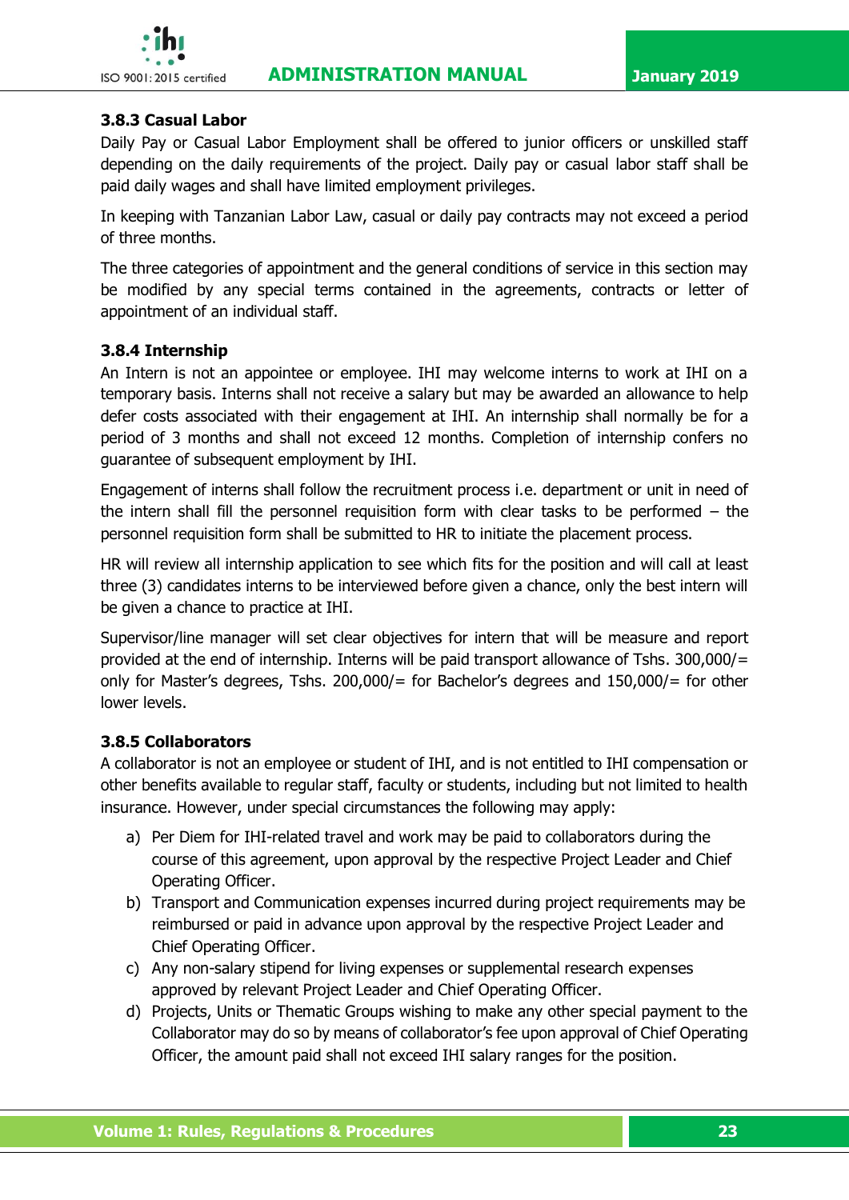### 3.8.3 Casual Labor

Daily Pay or Casual Labor Employment shall be offered to junior officers or unskilled staff depending on the daily requirements of the project. Daily pay or casual labor staff shall be paid daily wages and shall have limited employment privileges.

In keeping with Tanzanian Labor Law, casual or daily pay contracts may not exceed a period of three months.

The three categories of appointment and the general conditions of service in this section may be modified by any special terms contained in the agreements, contracts or letter of appointment of an individual staff.

### 3.8.4 Internship

An Intern is not an appointee or employee. IHI may welcome interns to work at IHI on a temporary basis. Interns shall not receive a salary but may be awarded an allowance to help defer costs associated with their engagement at IHI. An internship shall normally be for a period of 3 months and shall not exceed 12 months. Completion of internship confers no guarantee of subsequent employment by IHI.

Engagement of interns shall follow the recruitment process i.e. department or unit in need of the intern shall fill the personnel requisition form with clear tasks to be performed – the personnel requisition form shall be submitted to HR to initiate the placement process.

HR will review all internship application to see which fits for the position and will call at least three (3) candidates interns to be interviewed before given a chance, only the best intern will be given a chance to practice at IHI.

Supervisor/line manager will set clear objectives for intern that will be measure and report provided at the end of internship. Interns will be paid transport allowance of Tshs. 300,000/= only for Master's degrees, Tshs. 200,000/= for Bachelor's degrees and 150,000/= for other lower levels.

### 3.8.5 Collaborators

A collaborator is not an employee or student of IHI, and is not entitled to IHI compensation or other benefits available to regular staff, faculty or students, including but not limited to health insurance. However, under special circumstances the following may apply:

a) Per Diem for IHI-related travel and work may be paid to collaborators during the course of this agreement, upon approval by the respective Project Leader and Chief Operating Officer.
b) Transport and Communication expenses incurred during project requirements may be reimbursed or paid in advance upon approval by the respective Project Leader and Chief Operating Officer.
c) Any non-salary stipend for living expenses or supplemental research expenses approved by relevant Project Leader and Chief Operating Officer.
d) Projects, Units or Thematic Groups wishing to make any other special payment to the Collaborator may do so by means of collaborator's fee upon approval of Chief Operating Officer, the amount paid shall not exceed IHI salary ranges for the position.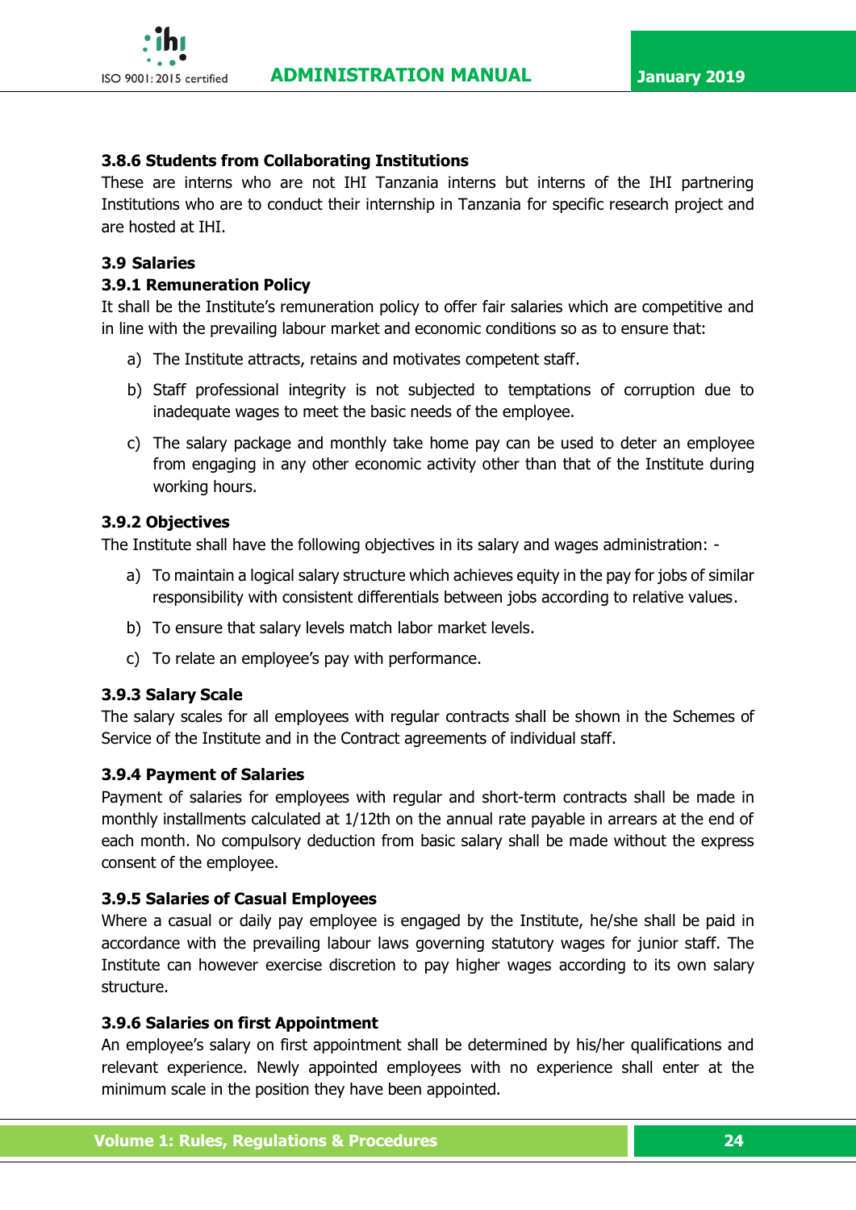### 3.8.6 Students from Collaborating Institutions

These are interns who are not IHI Tanzania interns but interns of the IHI partnering Institutions who are to conduct their internship in Tanzania for specific research project and are hosted at IHI.

## 3.9 Salaries

### 3.9.1 Remuneration Policy

It shall be the Institute's remuneration policy to offer fair salaries which are competitive and in line with the prevailing labour market and economic conditions so as to ensure that:

a) The Institute attracts, retains and motivates competent staff.

b) Staff professional integrity is not subjected to temptations of corruption due to inadequate wages to meet the basic needs of the employee.

c) The salary package and monthly take home pay can be used to deter an employee from engaging in any other economic activity other than that of the Institute during working hours.

### 3.9.2 Objectives

The Institute shall have the following objectives in its salary and wages administration: -

a) To maintain a logical salary structure which achieves equity in the pay for jobs of similar responsibility with consistent differentials between jobs according to relative values.

b) To ensure that salary levels match labor market levels.

c) To relate an employee's pay with performance.

### 3.9.3 Salary Scale

The salary scales for all employees with regular contracts shall be shown in the Schemes of Service of the Institute and in the Contract agreements of individual staff.

### 3.9.4 Payment of Salaries

Payment of salaries for employees with regular and short-term contracts shall be made in monthly installments calculated at 1/12th on the annual rate payable in arrears at the end of each month. No compulsory deduction from basic salary shall be made without the express consent of the employee.

### 3.9.5 Salaries of Casual Employees

Where a casual or daily pay employee is engaged by the Institute, he/she shall be paid in accordance with the prevailing labour laws governing statutory wages for junior staff. The Institute can however exercise discretion to pay higher wages according to its own salary structure.

### 3.9.6 Salaries on first Appointment

An employee's salary on first appointment shall be determined by his/her qualifications and relevant experience. Newly appointed employees with no experience shall enter at the minimum scale in the position they have been appointed.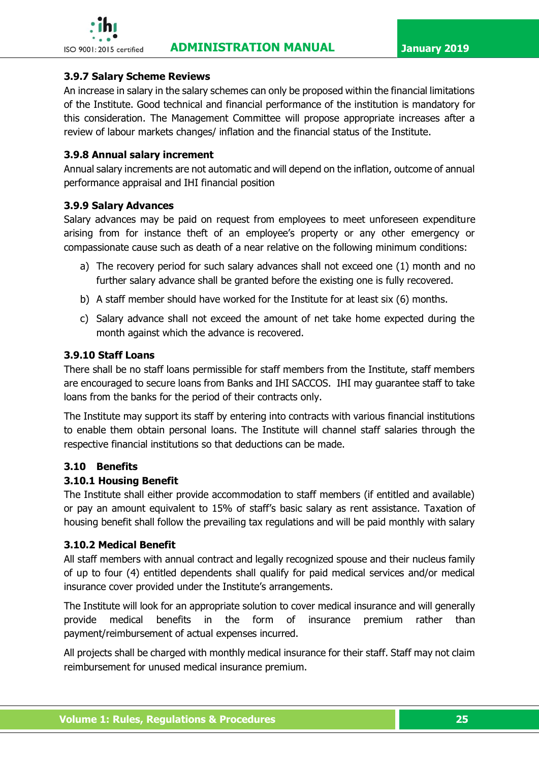### 3.9.7 Salary Scheme Reviews

An increase in salary in the salary schemes can only be proposed within the financial limitations of the Institute. Good technical and financial performance of the institution is mandatory for this consideration. The Management Committee will propose appropriate increases after a review of labour markets changes/ inflation and the financial status of the Institute.

### 3.9.8 Annual salary increment

Annual salary increments are not automatic and will depend on the inflation, outcome of annual performance appraisal and IHI financial position

### 3.9.9 Salary Advances

Salary advances may be paid on request from employees to meet unforeseen expenditure arising from for instance theft of an employee's property or any other emergency or compassionate cause such as death of a near relative on the following minimum conditions:

a) The recovery period for such salary advances shall not exceed one (1) month and no further salary advance shall be granted before the existing one is fully recovered.

b) A staff member should have worked for the Institute for at least six (6) months.

c) Salary advance shall not exceed the amount of net take home expected during the month against which the advance is recovered.

### 3.9.10 Staff Loans

There shall be no staff loans permissible for staff members from the Institute, staff members are encouraged to secure loans from Banks and IHI SACCOS. IHI may guarantee staff to take loans from the banks for the period of their contracts only.

The Institute may support its staff by entering into contracts with various financial institutions to enable them obtain personal loans. The Institute will channel staff salaries through the respective financial institutions so that deductions can be made.

## 3.10 Benefits

### 3.10.1 Housing Benefit

The Institute shall either provide accommodation to staff members (if entitled and available) or pay an amount equivalent to 15% of staff's basic salary as rent assistance. Taxation of housing benefit shall follow the prevailing tax regulations and will be paid monthly with salary

### 3.10.2 Medical Benefit

All staff members with annual contract and legally recognized spouse and their nucleus family of up to four (4) entitled dependents shall qualify for paid medical services and/or medical insurance cover provided under the Institute's arrangements.

The Institute will look for an appropriate solution to cover medical insurance and will generally provide medical benefits in the form of insurance premium rather than payment/reimbursement of actual expenses incurred.

All projects shall be charged with monthly medical insurance for their staff. Staff may not claim reimbursement for unused medical insurance premium.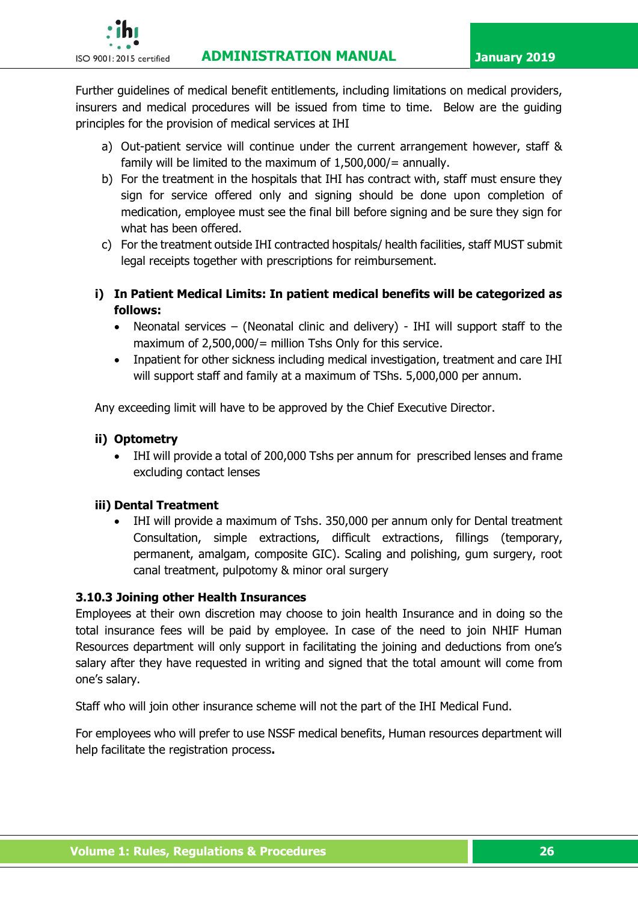Further guidelines of medical benefit entitlements, including limitations on medical providers, insurers and medical procedures will be issued from time to time. Below are the guiding principles for the provision of medical services at IHI

a) Out-patient service will continue under the current arrangement however, staff & family will be limited to the maximum of 1,500,000/= annually.
b) For the treatment in the hospitals that IHI has contract with, staff must ensure they sign for service offered only and signing should be done upon completion of medication, employee must see the final bill before signing and be sure they sign for what has been offered.
c) For the treatment outside IHI contracted hospitals/ health facilities, staff MUST submit legal receipts together with prescriptions for reimbursement.

**i) In Patient Medical Limits: In patient medical benefits will be categorized as follows:**

- Neonatal services – (Neonatal clinic and delivery) - IHI will support staff to the maximum of 2,500,000/= million Tshs Only for this service.
- Inpatient for other sickness including medical investigation, treatment and care IHI will support staff and family at a maximum of TShs. 5,000,000 per annum.

Any exceeding limit will have to be approved by the Chief Executive Director.

**ii) Optometry**

- IHI will provide a total of 200,000 Tshs per annum for prescribed lenses and frame excluding contact lenses

**iii) Dental Treatment**

- IHI will provide a maximum of Tshs. 350,000 per annum only for Dental treatment Consultation, simple extractions, difficult extractions, fillings (temporary, permanent, amalgam, composite GIC). Scaling and polishing, gum surgery, root canal treatment, pulpotomy & minor oral surgery

### 3.10.3 Joining other Health Insurances

Employees at their own discretion may choose to join health Insurance and in doing so the total insurance fees will be paid by employee. In case of the need to join NHIF Human Resources department will only support in facilitating the joining and deductions from one's salary after they have requested in writing and signed that the total amount will come from one's salary.

Staff who will join other insurance scheme will not the part of the IHI Medical Fund.

For employees who will prefer to use NSSF medical benefits, Human resources department will help facilitate the registration process**.**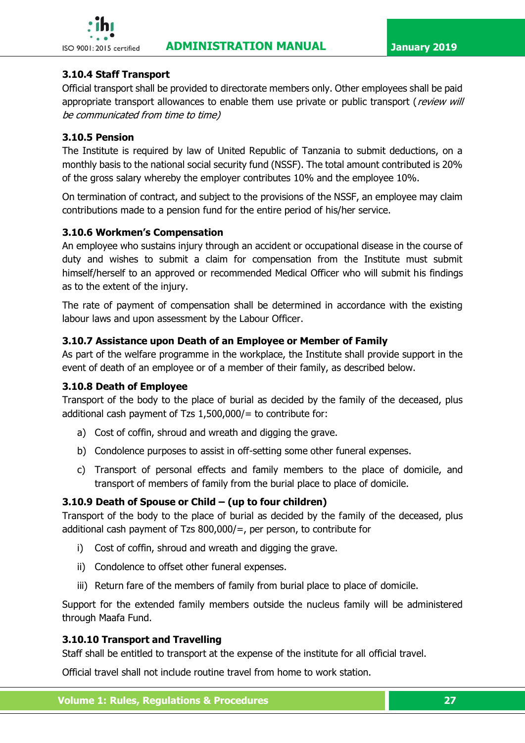### 3.10.4 Staff Transport

Official transport shall be provided to directorate members only. Other employees shall be paid appropriate transport allowances to enable them use private or public transport (*review will be communicated from time to time)*

### 3.10.5 Pension

The Institute is required by law of United Republic of Tanzania to submit deductions, on a monthly basis to the national social security fund (NSSF). The total amount contributed is 20% of the gross salary whereby the employer contributes 10% and the employee 10%.

On termination of contract, and subject to the provisions of the NSSF, an employee may claim contributions made to a pension fund for the entire period of his/her service.

### 3.10.6 Workmen's Compensation

An employee who sustains injury through an accident or occupational disease in the course of duty and wishes to submit a claim for compensation from the Institute must submit himself/herself to an approved or recommended Medical Officer who will submit his findings as to the extent of the injury.

The rate of payment of compensation shall be determined in accordance with the existing labour laws and upon assessment by the Labour Officer.

### 3.10.7 Assistance upon Death of an Employee or Member of Family

As part of the welfare programme in the workplace, the Institute shall provide support in the event of death of an employee or of a member of their family, as described below.

### 3.10.8 Death of Employee

Transport of the body to the place of burial as decided by the family of the deceased, plus additional cash payment of Tzs 1,500,000/= to contribute for:

a) Cost of coffin, shroud and wreath and digging the grave.

b) Condolence purposes to assist in off-setting some other funeral expenses.

c) Transport of personal effects and family members to the place of domicile, and transport of members of family from the burial place to place of domicile.

### 3.10.9 Death of Spouse or Child – (up to four children)

Transport of the body to the place of burial as decided by the family of the deceased, plus additional cash payment of Tzs 800,000/=, per person, to contribute for

i) Cost of coffin, shroud and wreath and digging the grave.

ii) Condolence to offset other funeral expenses.

iii) Return fare of the members of family from burial place to place of domicile.

Support for the extended family members outside the nucleus family will be administered through Maafa Fund.

### 3.10.10 Transport and Travelling

Staff shall be entitled to transport at the expense of the institute for all official travel.

Official travel shall not include routine travel from home to work station.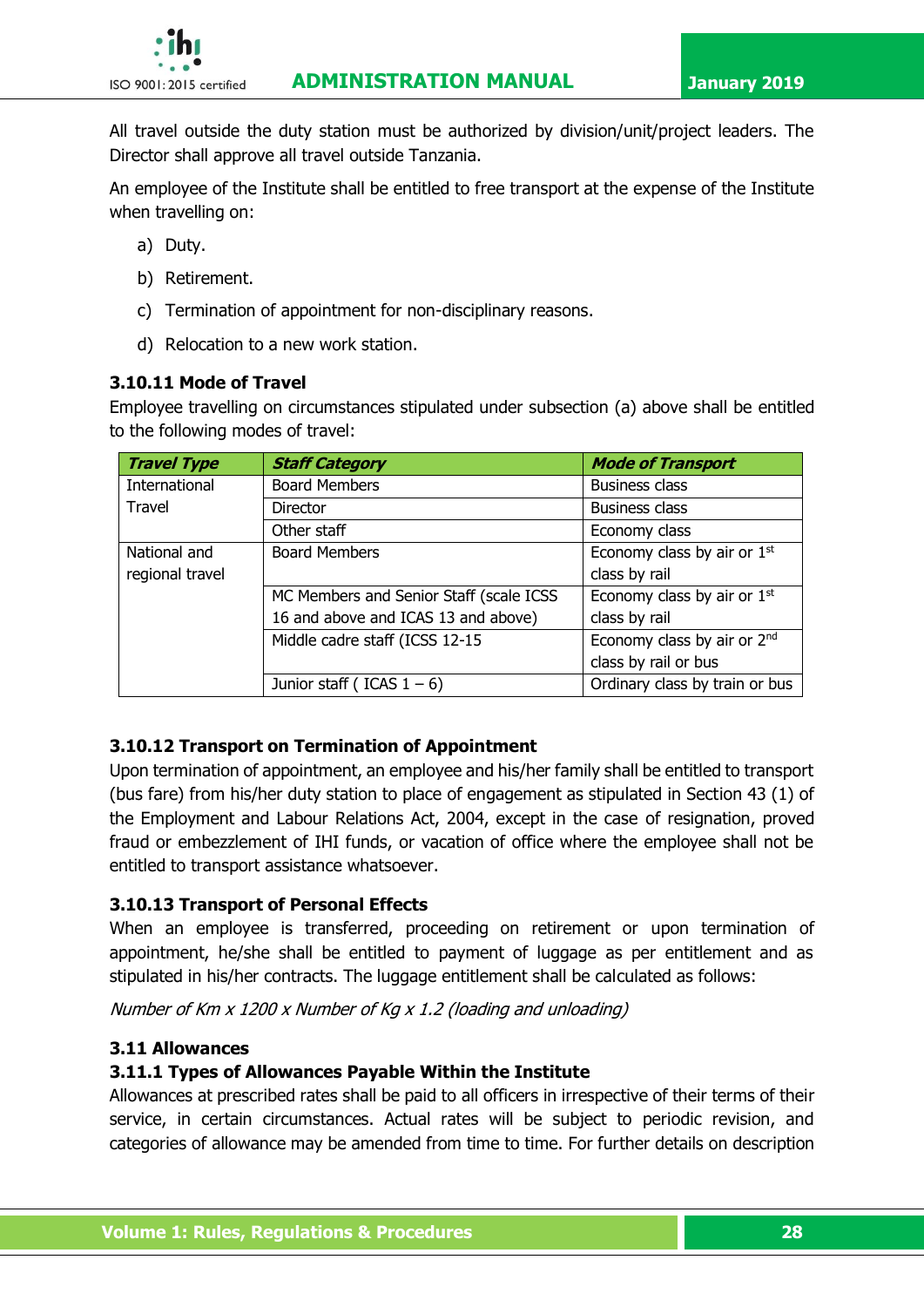All travel outside the duty station must be authorized by division/unit/project leaders. The Director shall approve all travel outside Tanzania.

An employee of the Institute shall be entitled to free transport at the expense of the Institute when travelling on:

a) Duty.

b) Retirement.

c) Termination of appointment for non-disciplinary reasons.

d) Relocation to a new work station.

### 3.10.11 Mode of Travel

Employee travelling on circumstances stipulated under subsection (a) above shall be entitled to the following modes of travel:

| ***Travel Type*** | ***Staff Category*** | ***Mode of Transport*** |
|---|---|---|
| International Travel | Board Members | Business class |
| | Director | Business class |
| | Other staff | Economy class |
| National and regional travel | Board Members | Economy class by air or 1st class by rail |
| | MC Members and Senior Staff (scale ICSS 16 and above and ICAS 13 and above) | Economy class by air or 1st class by rail |
| | Middle cadre staff (ICSS 12-15 | Economy class by air or 2nd class by rail or bus |
| | Junior staff ( ICAS 1 – 6) | Ordinary class by train or bus |

### 3.10.12 Transport on Termination of Appointment

Upon termination of appointment, an employee and his/her family shall be entitled to transport (bus fare) from his/her duty station to place of engagement as stipulated in Section 43 (1) of the Employment and Labour Relations Act, 2004, except in the case of resignation, proved fraud or embezzlement of IHI funds, or vacation of office where the employee shall not be entitled to transport assistance whatsoever.

### 3.10.13 Transport of Personal Effects

When an employee is transferred, proceeding on retirement or upon termination of appointment, he/she shall be entitled to payment of luggage as per entitlement and as stipulated in his/her contracts. The luggage entitlement shall be calculated as follows:

*Number of Km x 1200 x Number of Kg x 1.2 (loading and unloading)*

## 3.11 Allowances

### 3.11.1 Types of Allowances Payable Within the Institute

Allowances at prescribed rates shall be paid to all officers in irrespective of their terms of their service, in certain circumstances. Actual rates will be subject to periodic revision, and categories of allowance may be amended from time to time. For further details on description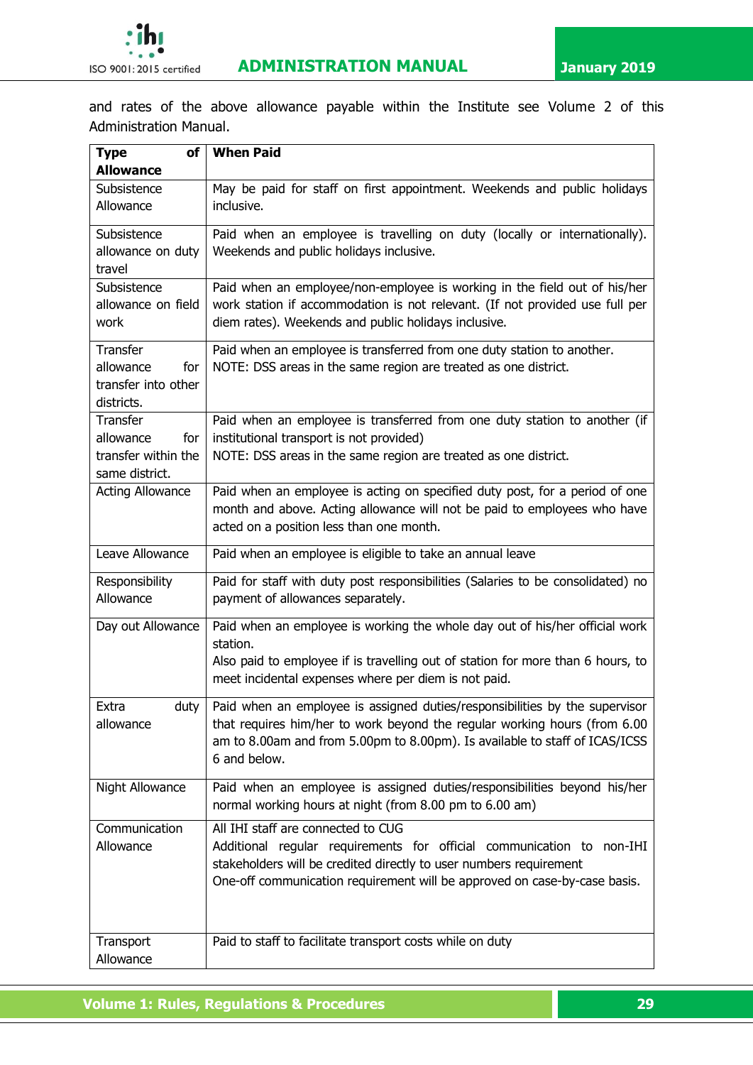and rates of the above allowance payable within the Institute see Volume 2 of this Administration Manual.

| Type of Allowance | When Paid |
|---|---|
| Subsistence Allowance | May be paid for staff on first appointment. Weekends and public holidays inclusive. |
| Subsistence allowance on duty travel | Paid when an employee is travelling on duty (locally or internationally). Weekends and public holidays inclusive. |
| Subsistence allowance on field work | Paid when an employee/non-employee is working in the field out of his/her work station if accommodation is not relevant. (If not provided use full per diem rates). Weekends and public holidays inclusive. |
| Transfer allowance for transfer into other districts. | Paid when an employee is transferred from one duty station to another.<br>NOTE: DSS areas in the same region are treated as one district. |
| Transfer allowance for transfer within the same district. | Paid when an employee is transferred from one duty station to another (if institutional transport is not provided)<br>NOTE: DSS areas in the same region are treated as one district. |
| Acting Allowance | Paid when an employee is acting on specified duty post, for a period of one month and above. Acting allowance will not be paid to employees who have acted on a position less than one month. |
| Leave Allowance | Paid when an employee is eligible to take an annual leave |
| Responsibility Allowance | Paid for staff with duty post responsibilities (Salaries to be consolidated) no payment of allowances separately. |
| Day out Allowance | Paid when an employee is working the whole day out of his/her official work station.<br>Also paid to employee if is travelling out of station for more than 6 hours, to meet incidental expenses where per diem is not paid. |
| Extra duty allowance | Paid when an employee is assigned duties/responsibilities by the supervisor that requires him/her to work beyond the regular working hours (from 6.00 am to 8.00am and from 5.00pm to 8.00pm). Is available to staff of ICAS/ICSS 6 and below. |
| Night Allowance | Paid when an employee is assigned duties/responsibilities beyond his/her normal working hours at night (from 8.00 pm to 6.00 am) |
| Communication Allowance | All IHI staff are connected to CUG<br>Additional regular requirements for official communication to non-IHI stakeholders will be credited directly to user numbers requirement<br>One-off communication requirement will be approved on case-by-case basis. |
| Transport Allowance | Paid to staff to facilitate transport costs while on duty |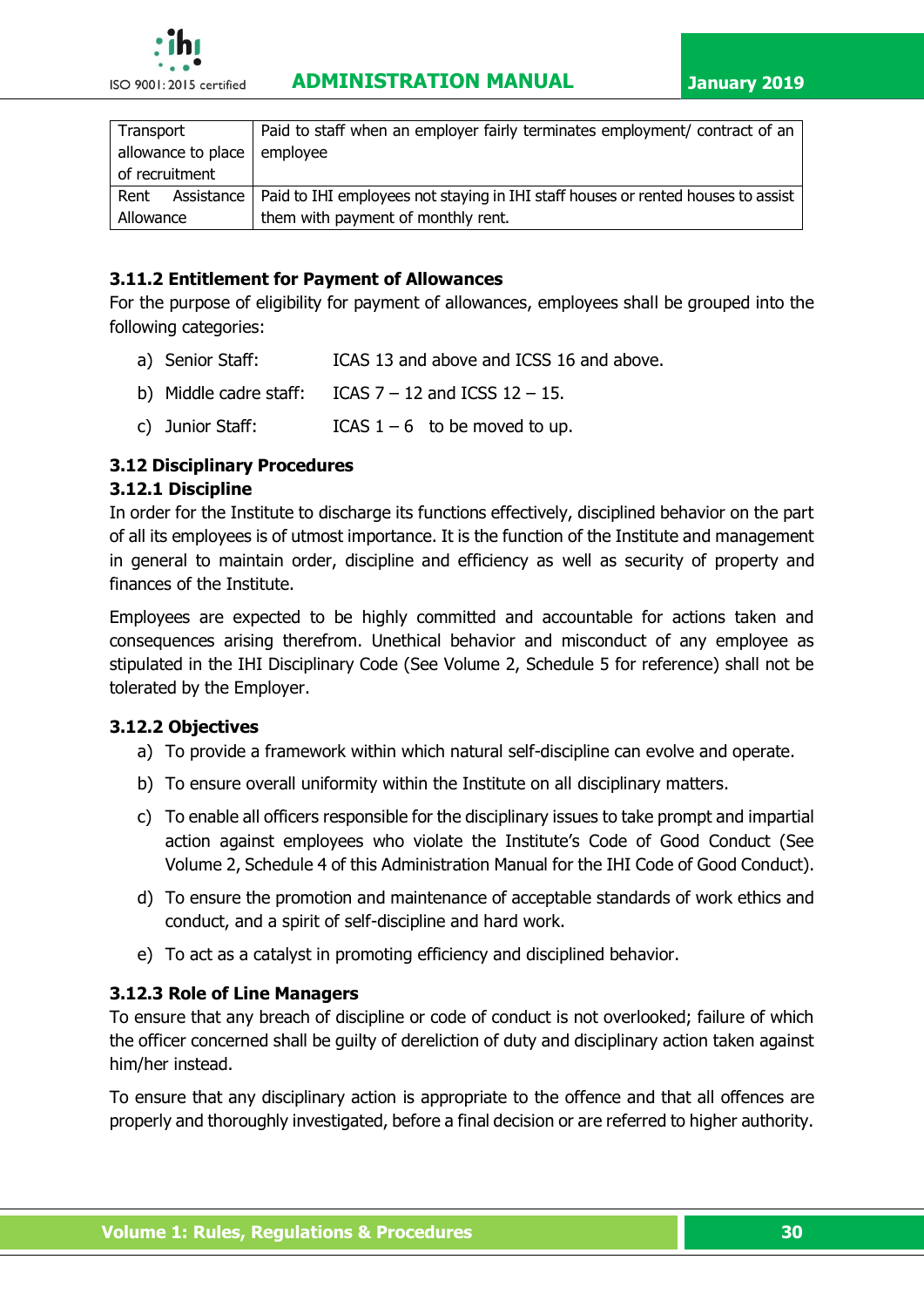| Transport allowance to place of recruitment | Paid to staff when an employer fairly terminates employment/ contract of an employee |
|---|---|
| Rent Assistance Allowance | Paid to IHI employees not staying in IHI staff houses or rented houses to assist them with payment of monthly rent. |

### 3.11.2 Entitlement for Payment of Allowances

For the purpose of eligibility for payment of allowances, employees shall be grouped into the following categories:

a) Senior Staff: ICAS 13 and above and ICSS 16 and above.

b) Middle cadre staff: ICAS 7 – 12 and ICSS 12 – 15.

c) Junior Staff: ICAS 1 – 6 to be moved to up.

## 3.12 Disciplinary Procedures

### 3.12.1 Discipline

In order for the Institute to discharge its functions effectively, disciplined behavior on the part of all its employees is of utmost importance. It is the function of the Institute and management in general to maintain order, discipline and efficiency as well as security of property and finances of the Institute.

Employees are expected to be highly committed and accountable for actions taken and consequences arising therefrom. Unethical behavior and misconduct of any employee as stipulated in the IHI Disciplinary Code (See Volume 2, Schedule 5 for reference) shall not be tolerated by the Employer.

### 3.12.2 Objectives

a) To provide a framework within which natural self-discipline can evolve and operate.

b) To ensure overall uniformity within the Institute on all disciplinary matters.

c) To enable all officers responsible for the disciplinary issues to take prompt and impartial action against employees who violate the Institute's Code of Good Conduct (See Volume 2, Schedule 4 of this Administration Manual for the IHI Code of Good Conduct).

d) To ensure the promotion and maintenance of acceptable standards of work ethics and conduct, and a spirit of self-discipline and hard work.

e) To act as a catalyst in promoting efficiency and disciplined behavior.

### 3.12.3 Role of Line Managers

To ensure that any breach of discipline or code of conduct is not overlooked; failure of which the officer concerned shall be guilty of dereliction of duty and disciplinary action taken against him/her instead.

To ensure that any disciplinary action is appropriate to the offence and that all offences are properly and thoroughly investigated, before a final decision or are referred to higher authority.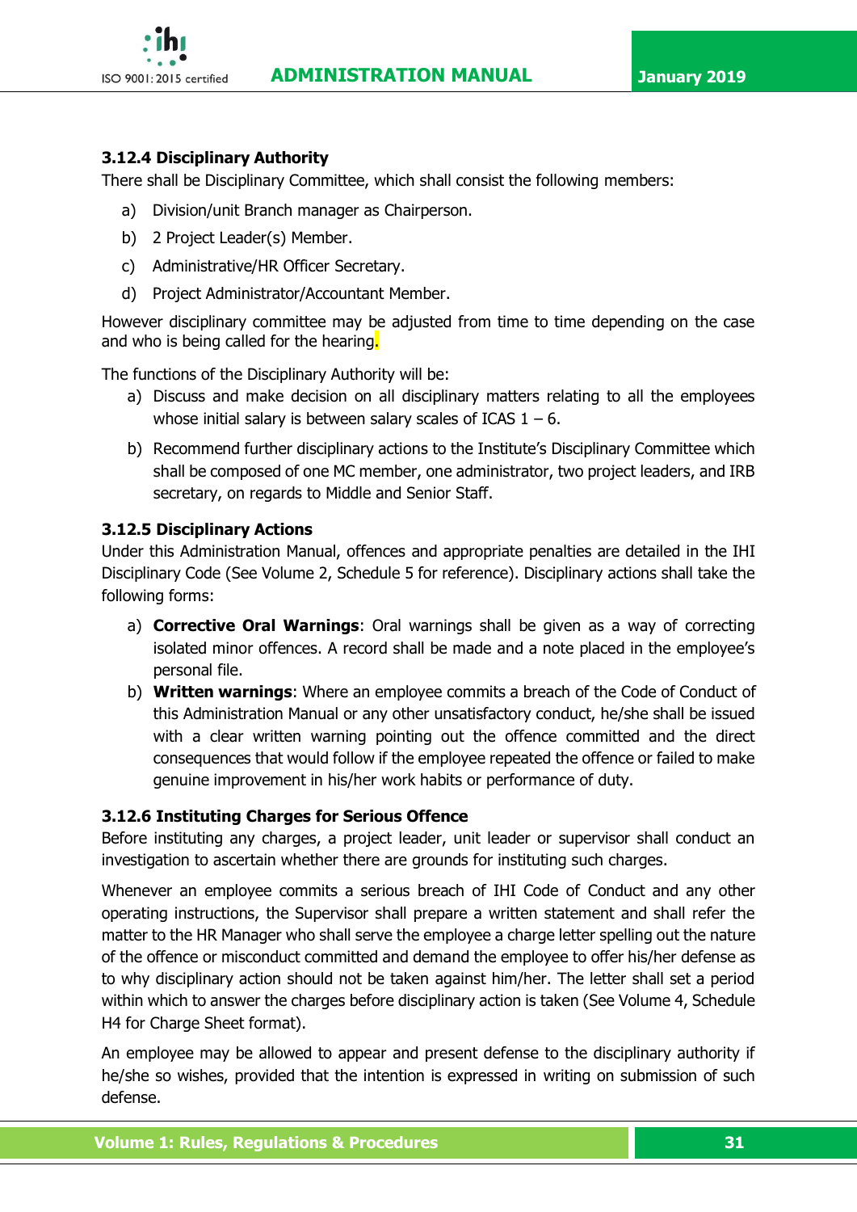### 3.12.4 Disciplinary Authority

There shall be Disciplinary Committee, which shall consist the following members:

a) Division/unit Branch manager as Chairperson.

b) 2 Project Leader(s) Member.

c) Administrative/HR Officer Secretary.

d) Project Administrator/Accountant Member.

However disciplinary committee may be adjusted from time to time depending on the case and who is being called for the hearing.

The functions of the Disciplinary Authority will be:

a) Discuss and make decision on all disciplinary matters relating to all the employees whose initial salary is between salary scales of ICAS 1 – 6.

b) Recommend further disciplinary actions to the Institute's Disciplinary Committee which shall be composed of one MC member, one administrator, two project leaders, and IRB secretary, on regards to Middle and Senior Staff.

### 3.12.5 Disciplinary Actions

Under this Administration Manual, offences and appropriate penalties are detailed in the IHI Disciplinary Code (See Volume 2, Schedule 5 for reference). Disciplinary actions shall take the following forms:

a) **Corrective Oral Warnings**: Oral warnings shall be given as a way of correcting isolated minor offences. A record shall be made and a note placed in the employee's personal file.

b) **Written warnings**: Where an employee commits a breach of the Code of Conduct of this Administration Manual or any other unsatisfactory conduct, he/she shall be issued with a clear written warning pointing out the offence committed and the direct consequences that would follow if the employee repeated the offence or failed to make genuine improvement in his/her work habits or performance of duty.

### 3.12.6 Instituting Charges for Serious Offence

Before instituting any charges, a project leader, unit leader or supervisor shall conduct an investigation to ascertain whether there are grounds for instituting such charges.

Whenever an employee commits a serious breach of IHI Code of Conduct and any other operating instructions, the Supervisor shall prepare a written statement and shall refer the matter to the HR Manager who shall serve the employee a charge letter spelling out the nature of the offence or misconduct committed and demand the employee to offer his/her defense as to why disciplinary action should not be taken against him/her. The letter shall set a period within which to answer the charges before disciplinary action is taken (See Volume 4, Schedule H4 for Charge Sheet format).

An employee may be allowed to appear and present defense to the disciplinary authority if he/she so wishes, provided that the intention is expressed in writing on submission of such defense.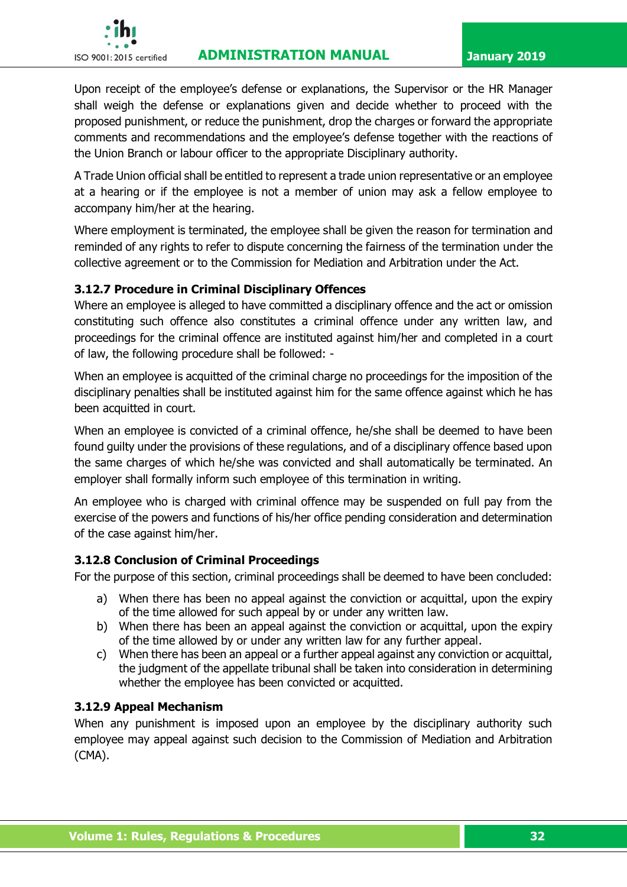Upon receipt of the employee's defense or explanations, the Supervisor or the HR Manager shall weigh the defense or explanations given and decide whether to proceed with the proposed punishment, or reduce the punishment, drop the charges or forward the appropriate comments and recommendations and the employee's defense together with the reactions of the Union Branch or labour officer to the appropriate Disciplinary authority.

A Trade Union official shall be entitled to represent a trade union representative or an employee at a hearing or if the employee is not a member of union may ask a fellow employee to accompany him/her at the hearing.

Where employment is terminated, the employee shall be given the reason for termination and reminded of any rights to refer to dispute concerning the fairness of the termination under the collective agreement or to the Commission for Mediation and Arbitration under the Act.

### 3.12.7 Procedure in Criminal Disciplinary Offences

Where an employee is alleged to have committed a disciplinary offence and the act or omission constituting such offence also constitutes a criminal offence under any written law, and proceedings for the criminal offence are instituted against him/her and completed in a court of law, the following procedure shall be followed: -

When an employee is acquitted of the criminal charge no proceedings for the imposition of the disciplinary penalties shall be instituted against him for the same offence against which he has been acquitted in court.

When an employee is convicted of a criminal offence, he/she shall be deemed to have been found guilty under the provisions of these regulations, and of a disciplinary offence based upon the same charges of which he/she was convicted and shall automatically be terminated. An employer shall formally inform such employee of this termination in writing.

An employee who is charged with criminal offence may be suspended on full pay from the exercise of the powers and functions of his/her office pending consideration and determination of the case against him/her.

### 3.12.8 Conclusion of Criminal Proceedings

For the purpose of this section, criminal proceedings shall be deemed to have been concluded:

a) When there has been no appeal against the conviction or acquittal, upon the expiry of the time allowed for such appeal by or under any written law.
b) When there has been an appeal against the conviction or acquittal, upon the expiry of the time allowed by or under any written law for any further appeal.
c) When there has been an appeal or a further appeal against any conviction or acquittal, the judgment of the appellate tribunal shall be taken into consideration in determining whether the employee has been convicted or acquitted.

### 3.12.9 Appeal Mechanism

When any punishment is imposed upon an employee by the disciplinary authority such employee may appeal against such decision to the Commission of Mediation and Arbitration (CMA).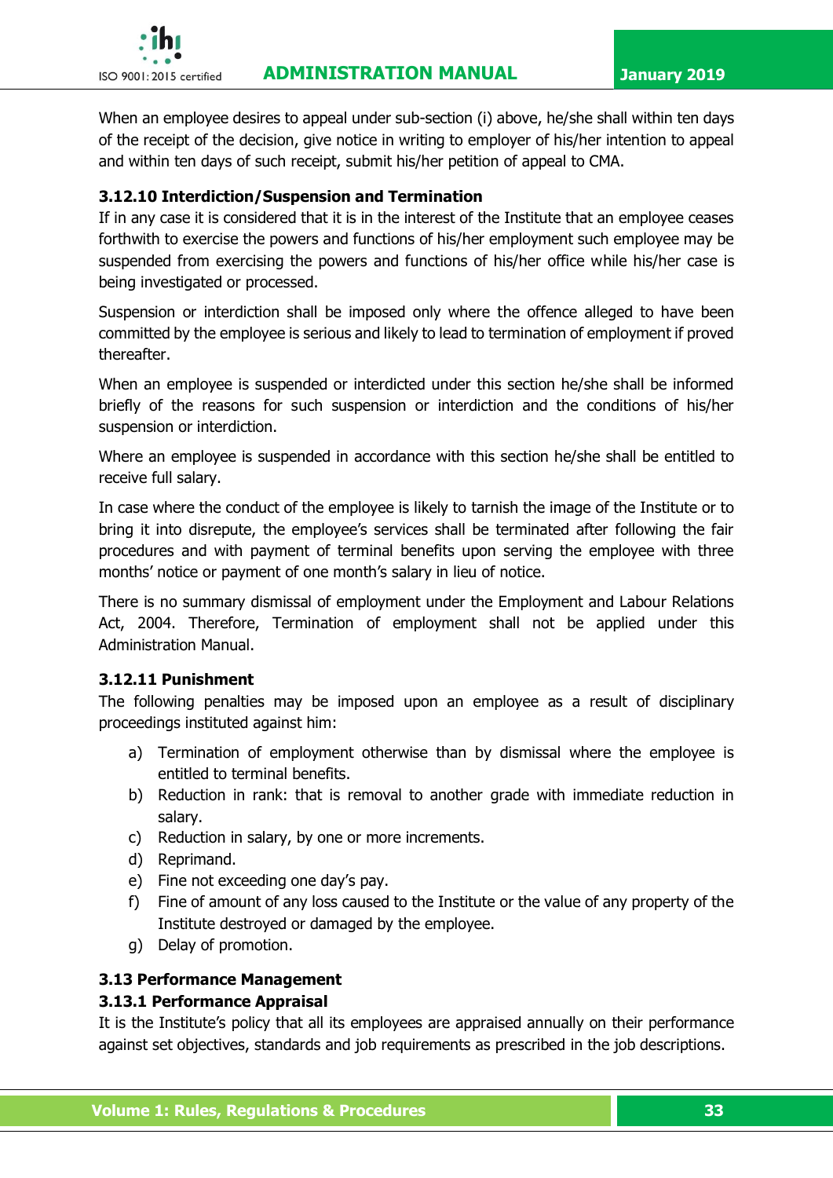When an employee desires to appeal under sub-section (i) above, he/she shall within ten days of the receipt of the decision, give notice in writing to employer of his/her intention to appeal and within ten days of such receipt, submit his/her petition of appeal to CMA.

#### 3.12.10 Interdiction/Suspension and Termination

If in any case it is considered that it is in the interest of the Institute that an employee ceases forthwith to exercise the powers and functions of his/her employment such employee may be suspended from exercising the powers and functions of his/her office while his/her case is being investigated or processed.

Suspension or interdiction shall be imposed only where the offence alleged to have been committed by the employee is serious and likely to lead to termination of employment if proved thereafter.

When an employee is suspended or interdicted under this section he/she shall be informed briefly of the reasons for such suspension or interdiction and the conditions of his/her suspension or interdiction.

Where an employee is suspended in accordance with this section he/she shall be entitled to receive full salary.

In case where the conduct of the employee is likely to tarnish the image of the Institute or to bring it into disrepute, the employee's services shall be terminated after following the fair procedures and with payment of terminal benefits upon serving the employee with three months' notice or payment of one month's salary in lieu of notice.

There is no summary dismissal of employment under the Employment and Labour Relations Act, 2004. Therefore, Termination of employment shall not be applied under this Administration Manual.

#### 3.12.11 Punishment

The following penalties may be imposed upon an employee as a result of disciplinary proceedings instituted against him:

a) Termination of employment otherwise than by dismissal where the employee is entitled to terminal benefits.
b) Reduction in rank: that is removal to another grade with immediate reduction in salary.
c) Reduction in salary, by one or more increments.
d) Reprimand.
e) Fine not exceeding one day's pay.
f) Fine of amount of any loss caused to the Institute or the value of any property of the Institute destroyed or damaged by the employee.
g) Delay of promotion.

### 3.13 Performance Management

#### 3.13.1 Performance Appraisal

It is the Institute's policy that all its employees are appraised annually on their performance against set objectives, standards and job requirements as prescribed in the job descriptions.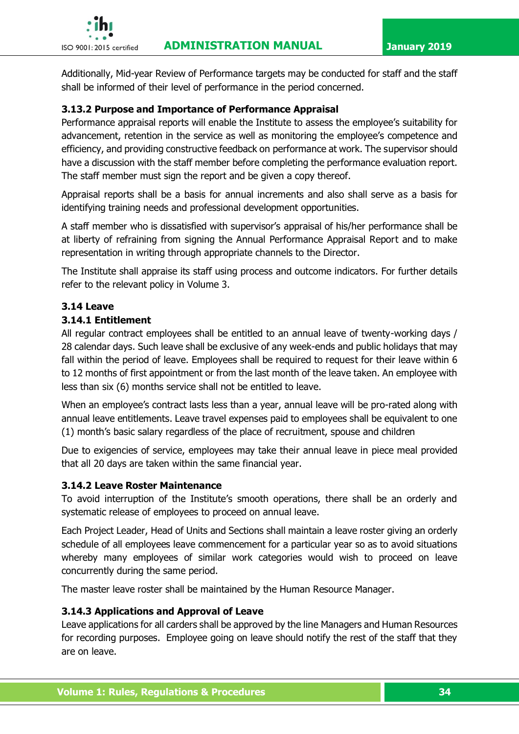Additionally, Mid-year Review of Performance targets may be conducted for staff and the staff shall be informed of their level of performance in the period concerned.

### 3.13.2 Purpose and Importance of Performance Appraisal

Performance appraisal reports will enable the Institute to assess the employee's suitability for advancement, retention in the service as well as monitoring the employee's competence and efficiency, and providing constructive feedback on performance at work. The supervisor should have a discussion with the staff member before completing the performance evaluation report. The staff member must sign the report and be given a copy thereof.

Appraisal reports shall be a basis for annual increments and also shall serve as a basis for identifying training needs and professional development opportunities.

A staff member who is dissatisfied with supervisor's appraisal of his/her performance shall be at liberty of refraining from signing the Annual Performance Appraisal Report and to make representation in writing through appropriate channels to the Director.

The Institute shall appraise its staff using process and outcome indicators. For further details refer to the relevant policy in Volume 3.

## 3.14 Leave

### 3.14.1 Entitlement

All regular contract employees shall be entitled to an annual leave of twenty-working days / 28 calendar days. Such leave shall be exclusive of any week-ends and public holidays that may fall within the period of leave. Employees shall be required to request for their leave within 6 to 12 months of first appointment or from the last month of the leave taken. An employee with less than six (6) months service shall not be entitled to leave.

When an employee's contract lasts less than a year, annual leave will be pro-rated along with annual leave entitlements. Leave travel expenses paid to employees shall be equivalent to one (1) month's basic salary regardless of the place of recruitment, spouse and children

Due to exigencies of service, employees may take their annual leave in piece meal provided that all 20 days are taken within the same financial year.

### 3.14.2 Leave Roster Maintenance

To avoid interruption of the Institute's smooth operations, there shall be an orderly and systematic release of employees to proceed on annual leave.

Each Project Leader, Head of Units and Sections shall maintain a leave roster giving an orderly schedule of all employees leave commencement for a particular year so as to avoid situations whereby many employees of similar work categories would wish to proceed on leave concurrently during the same period.

The master leave roster shall be maintained by the Human Resource Manager.

### 3.14.3 Applications and Approval of Leave

Leave applications for all carders shall be approved by the line Managers and Human Resources for recording purposes. Employee going on leave should notify the rest of the staff that they are on leave.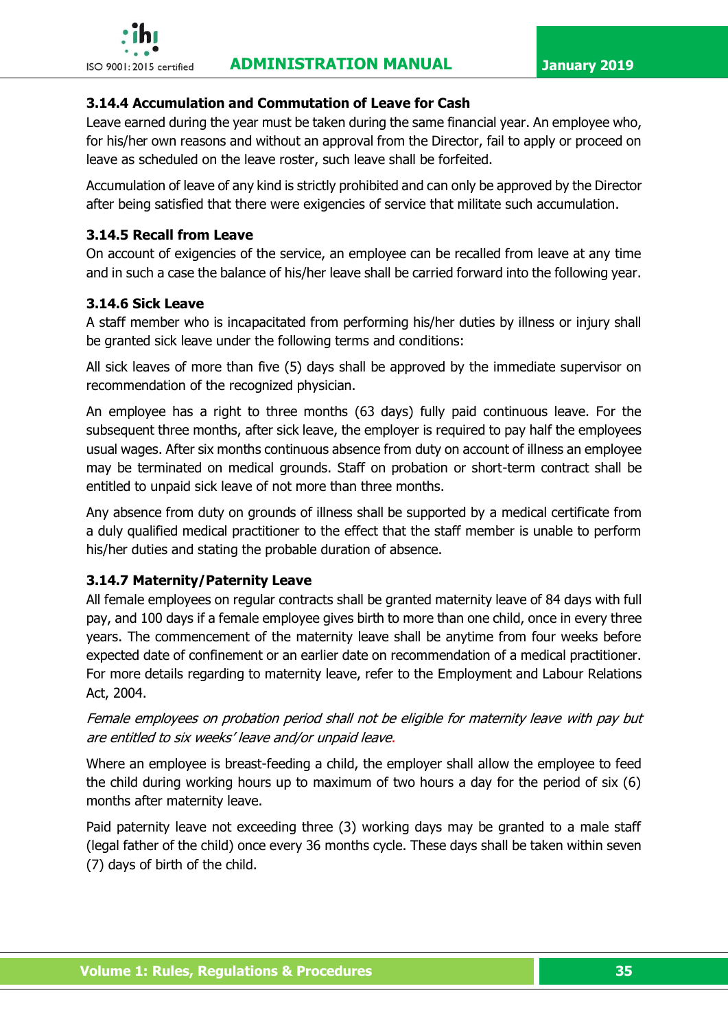### 3.14.4 Accumulation and Commutation of Leave for Cash

Leave earned during the year must be taken during the same financial year. An employee who, for his/her own reasons and without an approval from the Director, fail to apply or proceed on leave as scheduled on the leave roster, such leave shall be forfeited.

Accumulation of leave of any kind is strictly prohibited and can only be approved by the Director after being satisfied that there were exigencies of service that militate such accumulation.

### 3.14.5 Recall from Leave

On account of exigencies of the service, an employee can be recalled from leave at any time and in such a case the balance of his/her leave shall be carried forward into the following year.

### 3.14.6 Sick Leave

A staff member who is incapacitated from performing his/her duties by illness or injury shall be granted sick leave under the following terms and conditions:

All sick leaves of more than five (5) days shall be approved by the immediate supervisor on recommendation of the recognized physician.

An employee has a right to three months (63 days) fully paid continuous leave. For the subsequent three months, after sick leave, the employer is required to pay half the employees usual wages. After six months continuous absence from duty on account of illness an employee may be terminated on medical grounds. Staff on probation or short-term contract shall be entitled to unpaid sick leave of not more than three months.

Any absence from duty on grounds of illness shall be supported by a medical certificate from a duly qualified medical practitioner to the effect that the staff member is unable to perform his/her duties and stating the probable duration of absence.

### 3.14.7 Maternity/Paternity Leave

All female employees on regular contracts shall be granted maternity leave of 84 days with full pay, and 100 days if a female employee gives birth to more than one child, once in every three years. The commencement of the maternity leave shall be anytime from four weeks before expected date of confinement or an earlier date on recommendation of a medical practitioner. For more details regarding to maternity leave, refer to the Employment and Labour Relations Act, 2004.

*Female employees on probation period shall not be eligible for maternity leave with pay but are entitled to six weeks' leave and/or unpaid leave.*

Where an employee is breast-feeding a child, the employer shall allow the employee to feed the child during working hours up to maximum of two hours a day for the period of six (6) months after maternity leave.

Paid paternity leave not exceeding three (3) working days may be granted to a male staff (legal father of the child) once every 36 months cycle. These days shall be taken within seven (7) days of birth of the child.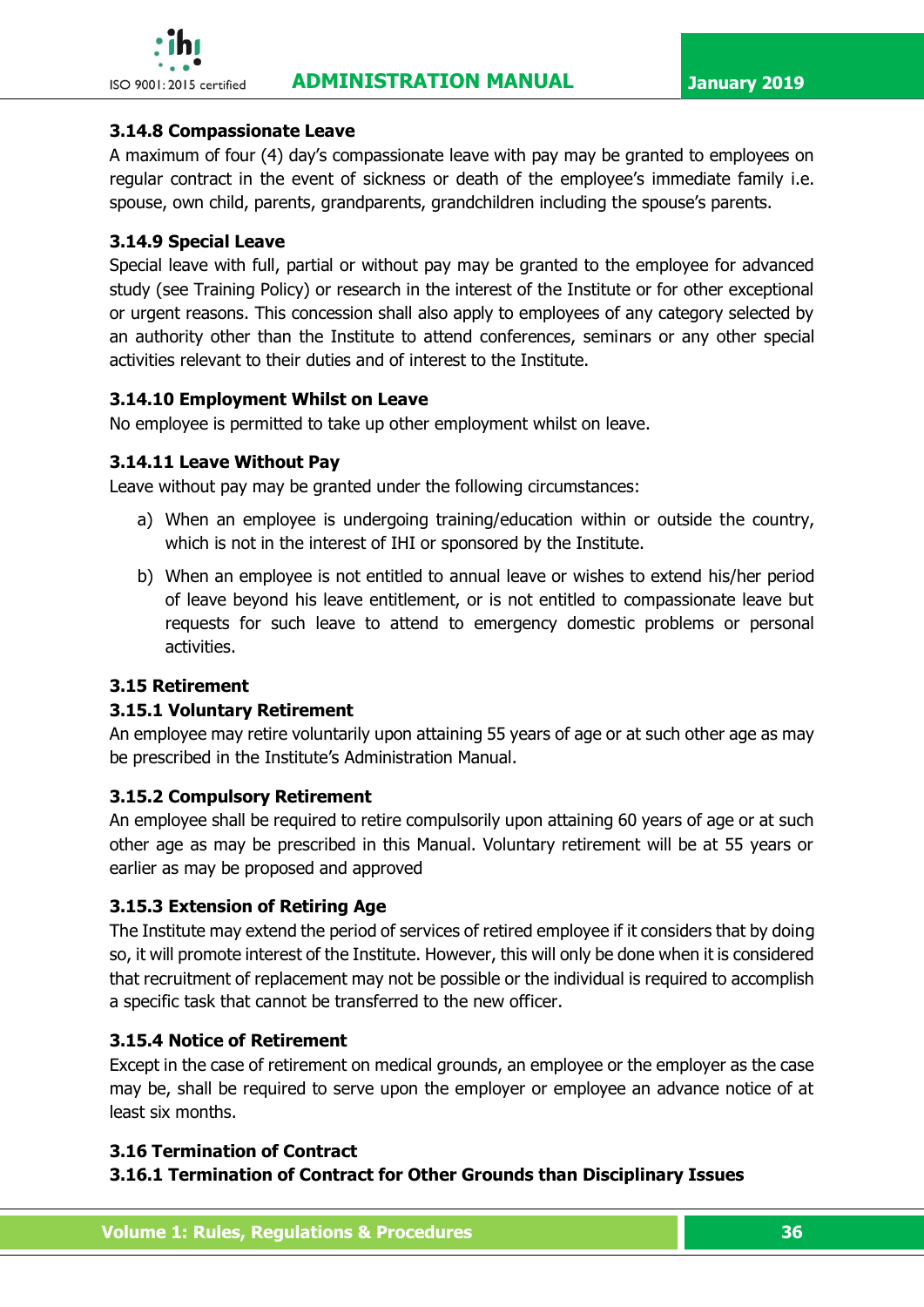### 3.14.8 Compassionate Leave

A maximum of four (4) day's compassionate leave with pay may be granted to employees on regular contract in the event of sickness or death of the employee's immediate family i.e. spouse, own child, parents, grandparents, grandchildren including the spouse's parents.

### 3.14.9 Special Leave

Special leave with full, partial or without pay may be granted to the employee for advanced study (see Training Policy) or research in the interest of the Institute or for other exceptional or urgent reasons. This concession shall also apply to employees of any category selected by an authority other than the Institute to attend conferences, seminars or any other special activities relevant to their duties and of interest to the Institute.

### 3.14.10 Employment Whilst on Leave

No employee is permitted to take up other employment whilst on leave.

### 3.14.11 Leave Without Pay

Leave without pay may be granted under the following circumstances:

a) When an employee is undergoing training/education within or outside the country, which is not in the interest of IHI or sponsored by the Institute.

b) When an employee is not entitled to annual leave or wishes to extend his/her period of leave beyond his leave entitlement, or is not entitled to compassionate leave but requests for such leave to attend to emergency domestic problems or personal activities.

## 3.15 Retirement

### 3.15.1 Voluntary Retirement

An employee may retire voluntarily upon attaining 55 years of age or at such other age as may be prescribed in the Institute's Administration Manual.

### 3.15.2 Compulsory Retirement

An employee shall be required to retire compulsorily upon attaining 60 years of age or at such other age as may be prescribed in this Manual. Voluntary retirement will be at 55 years or earlier as may be proposed and approved

### 3.15.3 Extension of Retiring Age

The Institute may extend the period of services of retired employee if it considers that by doing so, it will promote interest of the Institute. However, this will only be done when it is considered that recruitment of replacement may not be possible or the individual is required to accomplish a specific task that cannot be transferred to the new officer.

### 3.15.4 Notice of Retirement

Except in the case of retirement on medical grounds, an employee or the employer as the case may be, shall be required to serve upon the employer or employee an advance notice of at least six months.

## 3.16 Termination of Contract

### 3.16.1 Termination of Contract for Other Grounds than Disciplinary Issues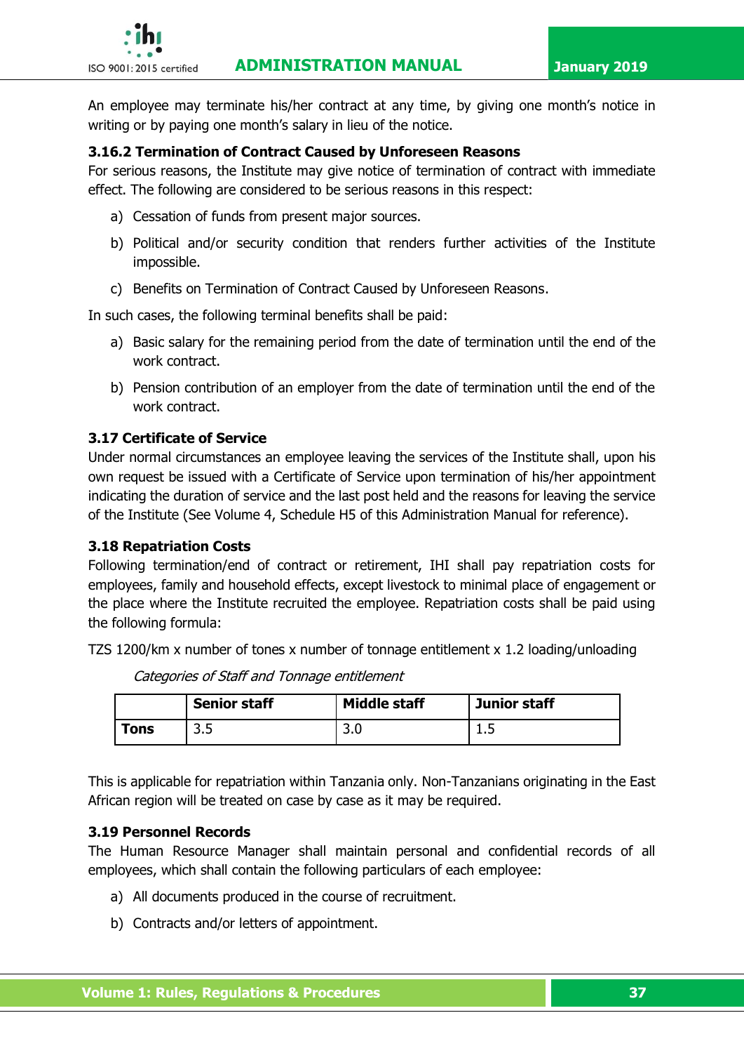An employee may terminate his/her contract at any time, by giving one month's notice in writing or by paying one month's salary in lieu of the notice.

### 3.16.2 Termination of Contract Caused by Unforeseen Reasons

For serious reasons, the Institute may give notice of termination of contract with immediate effect. The following are considered to be serious reasons in this respect:

a) Cessation of funds from present major sources.

b) Political and/or security condition that renders further activities of the Institute impossible.

c) Benefits on Termination of Contract Caused by Unforeseen Reasons.

In such cases, the following terminal benefits shall be paid:

a) Basic salary for the remaining period from the date of termination until the end of the work contract.

b) Pension contribution of an employer from the date of termination until the end of the work contract.

### 3.17 Certificate of Service

Under normal circumstances an employee leaving the services of the Institute shall, upon his own request be issued with a Certificate of Service upon termination of his/her appointment indicating the duration of service and the last post held and the reasons for leaving the service of the Institute (See Volume 4, Schedule H5 of this Administration Manual for reference).

### 3.18 Repatriation Costs

Following termination/end of contract or retirement, IHI shall pay repatriation costs for employees, family and household effects, except livestock to minimal place of engagement or the place where the Institute recruited the employee. Repatriation costs shall be paid using the following formula:

TZS 1200/km x number of tones x number of tonnage entitlement x 1.2 loading/unloading

*Categories of Staff and Tonnage entitlement*

| | Senior staff | Middle staff | Junior staff |
|---|---|---|---|
| **Tons** | 3.5 | 3.0 | 1.5 |

This is applicable for repatriation within Tanzania only. Non-Tanzanians originating in the East African region will be treated on case by case as it may be required.

### 3.19 Personnel Records

The Human Resource Manager shall maintain personal and confidential records of all employees, which shall contain the following particulars of each employee:

a) All documents produced in the course of recruitment.

b) Contracts and/or letters of appointment.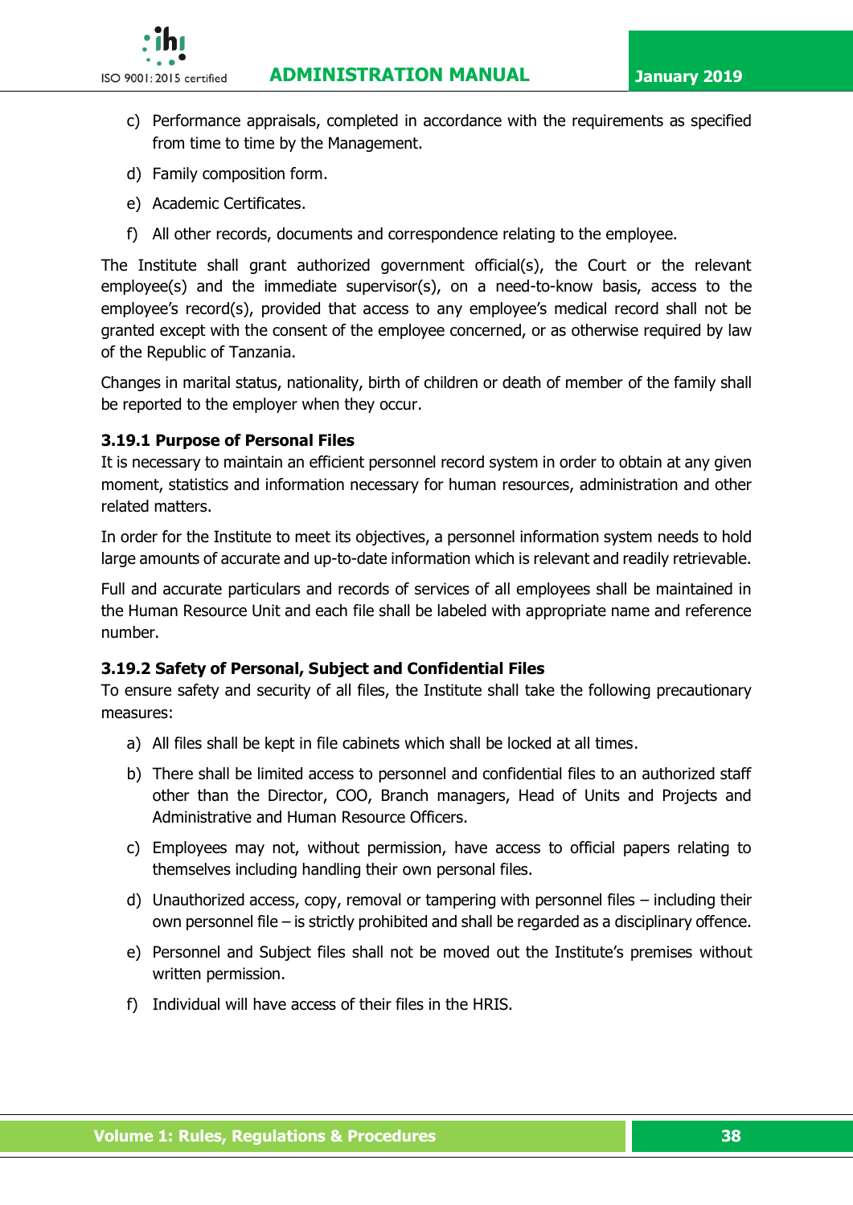c) Performance appraisals, completed in accordance with the requirements as specified from time to time by the Management.

d) Family composition form.

e) Academic Certificates.

f) All other records, documents and correspondence relating to the employee.

The Institute shall grant authorized government official(s), the Court or the relevant employee(s) and the immediate supervisor(s), on a need-to-know basis, access to the employee's record(s), provided that access to any employee's medical record shall not be granted except with the consent of the employee concerned, or as otherwise required by law of the Republic of Tanzania.

Changes in marital status, nationality, birth of children or death of member of the family shall be reported to the employer when they occur.

#### 3.19.1 Purpose of Personal Files

It is necessary to maintain an efficient personnel record system in order to obtain at any given moment, statistics and information necessary for human resources, administration and other related matters.

In order for the Institute to meet its objectives, a personnel information system needs to hold large amounts of accurate and up-to-date information which is relevant and readily retrievable.

Full and accurate particulars and records of services of all employees shall be maintained in the Human Resource Unit and each file shall be labeled with appropriate name and reference number.

#### 3.19.2 Safety of Personal, Subject and Confidential Files

To ensure safety and security of all files, the Institute shall take the following precautionary measures:

a) All files shall be kept in file cabinets which shall be locked at all times.

b) There shall be limited access to personnel and confidential files to an authorized staff other than the Director, COO, Branch managers, Head of Units and Projects and Administrative and Human Resource Officers.

c) Employees may not, without permission, have access to official papers relating to themselves including handling their own personal files.

d) Unauthorized access, copy, removal or tampering with personnel files – including their own personnel file – is strictly prohibited and shall be regarded as a disciplinary offence.

e) Personnel and Subject files shall not be moved out the Institute's premises without written permission.

f) Individual will have access of their files in the HRIS.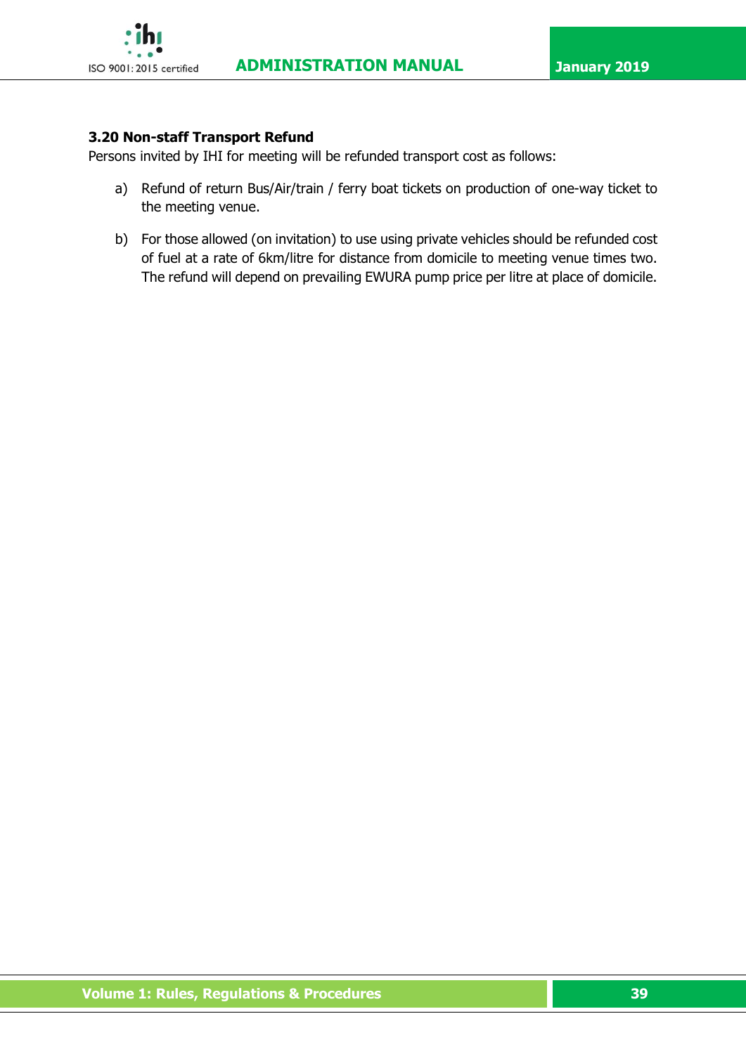### 3.20 Non-staff Transport Refund

Persons invited by IHI for meeting will be refunded transport cost as follows:

a) Refund of return Bus/Air/train / ferry boat tickets on production of one-way ticket to the meeting venue.

b) For those allowed (on invitation) to use using private vehicles should be refunded cost of fuel at a rate of 6km/litre for distance from domicile to meeting venue times two. The refund will depend on prevailing EWURA pump price per litre at place of domicile.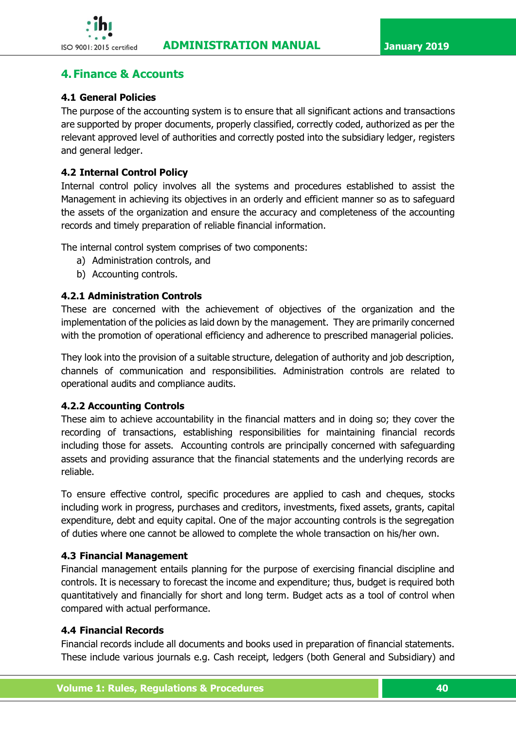## 4. Finance & Accounts

### 4.1 General Policies

The purpose of the accounting system is to ensure that all significant actions and transactions are supported by proper documents, properly classified, correctly coded, authorized as per the relevant approved level of authorities and correctly posted into the subsidiary ledger, registers and general ledger.

### 4.2 Internal Control Policy

Internal control policy involves all the systems and procedures established to assist the Management in achieving its objectives in an orderly and efficient manner so as to safeguard the assets of the organization and ensure the accuracy and completeness of the accounting records and timely preparation of reliable financial information.

The internal control system comprises of two components:

a) Administration controls, and
b) Accounting controls.

#### 4.2.1 Administration Controls

These are concerned with the achievement of objectives of the organization and the implementation of the policies as laid down by the management. They are primarily concerned with the promotion of operational efficiency and adherence to prescribed managerial policies.

They look into the provision of a suitable structure, delegation of authority and job description, channels of communication and responsibilities. Administration controls are related to operational audits and compliance audits.

#### 4.2.2 Accounting Controls

These aim to achieve accountability in the financial matters and in doing so; they cover the recording of transactions, establishing responsibilities for maintaining financial records including those for assets. Accounting controls are principally concerned with safeguarding assets and providing assurance that the financial statements and the underlying records are reliable.

To ensure effective control, specific procedures are applied to cash and cheques, stocks including work in progress, purchases and creditors, investments, fixed assets, grants, capital expenditure, debt and equity capital. One of the major accounting controls is the segregation of duties where one cannot be allowed to complete the whole transaction on his/her own.

### 4.3 Financial Management

Financial management entails planning for the purpose of exercising financial discipline and controls. It is necessary to forecast the income and expenditure; thus, budget is required both quantitatively and financially for short and long term. Budget acts as a tool of control when compared with actual performance.

### 4.4 Financial Records

Financial records include all documents and books used in preparation of financial statements. These include various journals e.g. Cash receipt, ledgers (both General and Subsidiary) and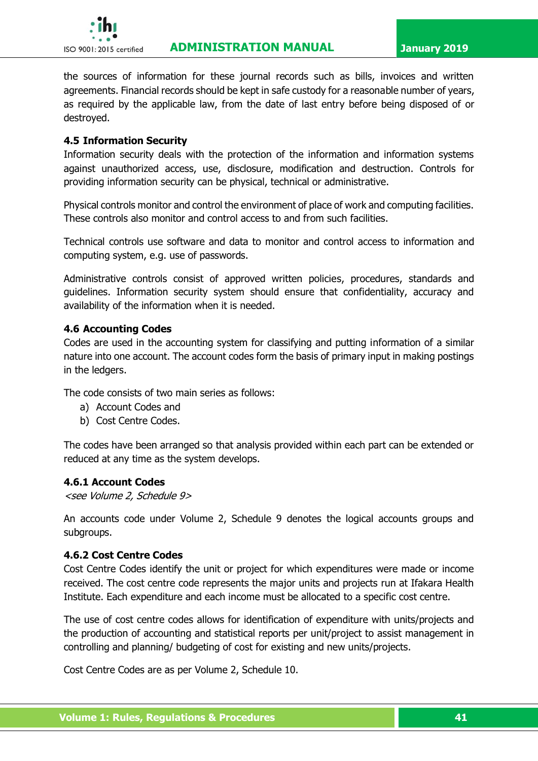the sources of information for these journal records such as bills, invoices and written agreements. Financial records should be kept in safe custody for a reasonable number of years, as required by the applicable law, from the date of last entry before being disposed of or destroyed.

### 4.5 Information Security

Information security deals with the protection of the information and information systems against unauthorized access, use, disclosure, modification and destruction. Controls for providing information security can be physical, technical or administrative.

Physical controls monitor and control the environment of place of work and computing facilities. These controls also monitor and control access to and from such facilities.

Technical controls use software and data to monitor and control access to information and computing system, e.g. use of passwords.

Administrative controls consist of approved written policies, procedures, standards and guidelines. Information security system should ensure that confidentiality, accuracy and availability of the information when it is needed.

### 4.6 Accounting Codes

Codes are used in the accounting system for classifying and putting information of a similar nature into one account. The account codes form the basis of primary input in making postings in the ledgers.

The code consists of two main series as follows:

a) Account Codes and
b) Cost Centre Codes.

The codes have been arranged so that analysis provided within each part can be extended or reduced at any time as the system develops.

#### 4.6.1 Account Codes

*<see Volume 2, Schedule 9>*

An accounts code under Volume 2, Schedule 9 denotes the logical accounts groups and subgroups.

#### 4.6.2 Cost Centre Codes

Cost Centre Codes identify the unit or project for which expenditures were made or income received. The cost centre code represents the major units and projects run at Ifakara Health Institute. Each expenditure and each income must be allocated to a specific cost centre.

The use of cost centre codes allows for identification of expenditure with units/projects and the production of accounting and statistical reports per unit/project to assist management in controlling and planning/ budgeting of cost for existing and new units/projects.

Cost Centre Codes are as per Volume 2, Schedule 10.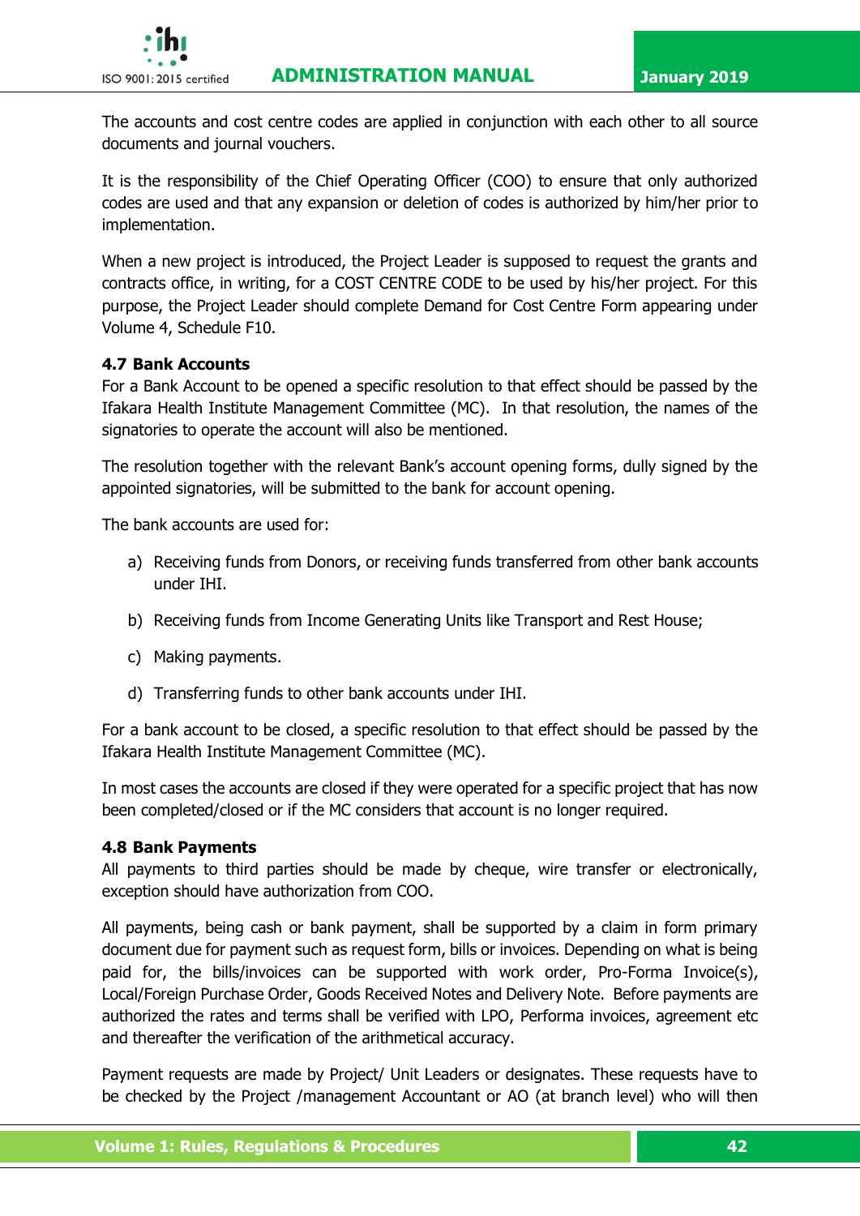The accounts and cost centre codes are applied in conjunction with each other to all source documents and journal vouchers.

It is the responsibility of the Chief Operating Officer (COO) to ensure that only authorized codes are used and that any expansion or deletion of codes is authorized by him/her prior to implementation.

When a new project is introduced, the Project Leader is supposed to request the grants and contracts office, in writing, for a COST CENTRE CODE to be used by his/her project. For this purpose, the Project Leader should complete Demand for Cost Centre Form appearing under Volume 4, Schedule F10.

### 4.7 Bank Accounts

For a Bank Account to be opened a specific resolution to that effect should be passed by the Ifakara Health Institute Management Committee (MC). In that resolution, the names of the signatories to operate the account will also be mentioned.

The resolution together with the relevant Bank's account opening forms, dully signed by the appointed signatories, will be submitted to the bank for account opening.

The bank accounts are used for:

a) Receiving funds from Donors, or receiving funds transferred from other bank accounts under IHI.

b) Receiving funds from Income Generating Units like Transport and Rest House;

c) Making payments.

d) Transferring funds to other bank accounts under IHI.

For a bank account to be closed, a specific resolution to that effect should be passed by the Ifakara Health Institute Management Committee (MC).

In most cases the accounts are closed if they were operated for a specific project that has now been completed/closed or if the MC considers that account is no longer required.

### 4.8 Bank Payments

All payments to third parties should be made by cheque, wire transfer or electronically, exception should have authorization from COO.

All payments, being cash or bank payment, shall be supported by a claim in form primary document due for payment such as request form, bills or invoices. Depending on what is being paid for, the bills/invoices can be supported with work order, Pro-Forma Invoice(s), Local/Foreign Purchase Order, Goods Received Notes and Delivery Note. Before payments are authorized the rates and terms shall be verified with LPO, Performa invoices, agreement etc and thereafter the verification of the arithmetical accuracy.

Payment requests are made by Project/ Unit Leaders or designates. These requests have to be checked by the Project /management Accountant or AO (at branch level) who will then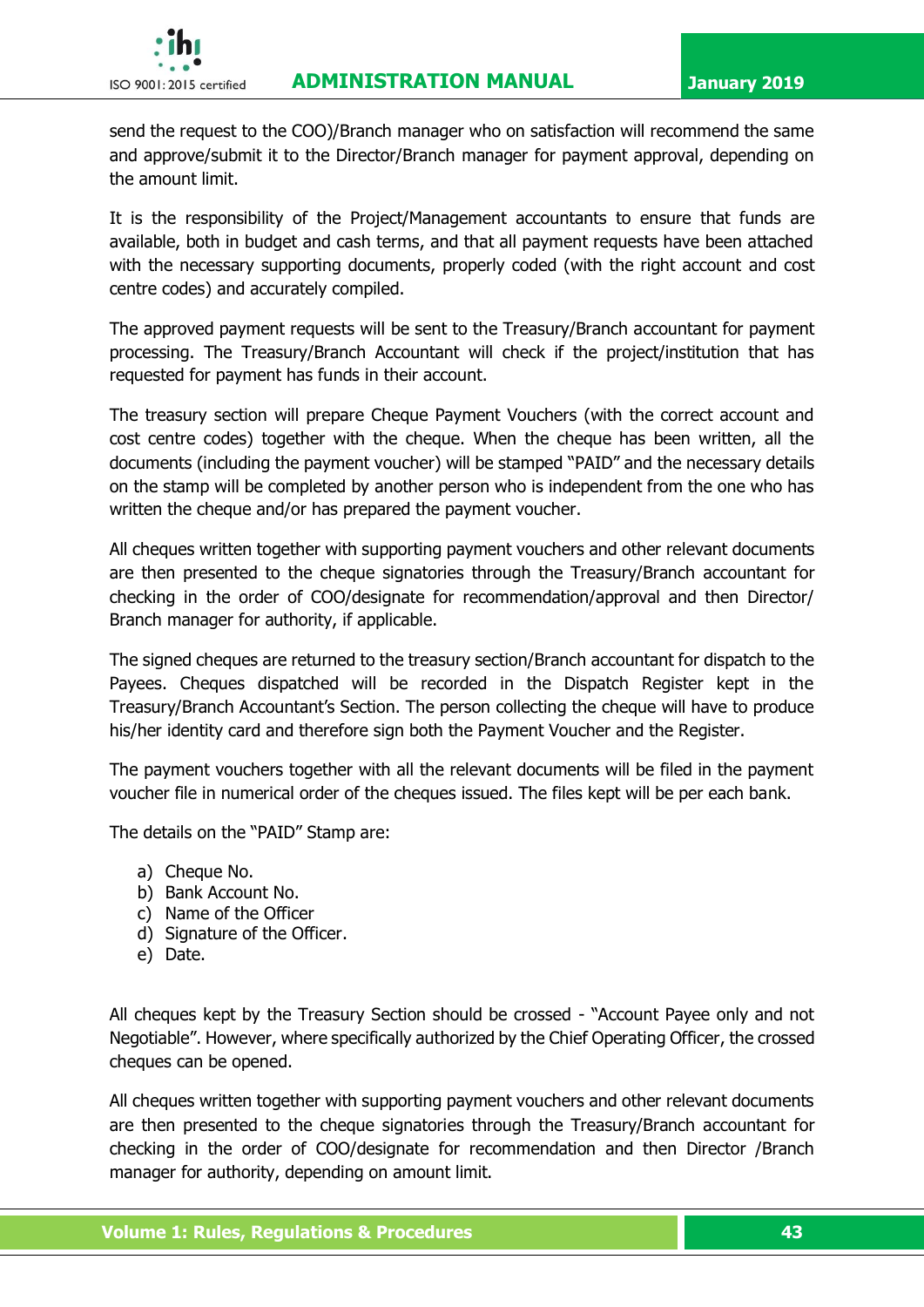send the request to the COO)/Branch manager who on satisfaction will recommend the same and approve/submit it to the Director/Branch manager for payment approval, depending on the amount limit.

It is the responsibility of the Project/Management accountants to ensure that funds are available, both in budget and cash terms, and that all payment requests have been attached with the necessary supporting documents, properly coded (with the right account and cost centre codes) and accurately compiled.

The approved payment requests will be sent to the Treasury/Branch accountant for payment processing. The Treasury/Branch Accountant will check if the project/institution that has requested for payment has funds in their account.

The treasury section will prepare Cheque Payment Vouchers (with the correct account and cost centre codes) together with the cheque. When the cheque has been written, all the documents (including the payment voucher) will be stamped "PAID" and the necessary details on the stamp will be completed by another person who is independent from the one who has written the cheque and/or has prepared the payment voucher.

All cheques written together with supporting payment vouchers and other relevant documents are then presented to the cheque signatories through the Treasury/Branch accountant for checking in the order of COO/designate for recommendation/approval and then Director/ Branch manager for authority, if applicable.

The signed cheques are returned to the treasury section/Branch accountant for dispatch to the Payees. Cheques dispatched will be recorded in the Dispatch Register kept in the Treasury/Branch Accountant's Section. The person collecting the cheque will have to produce his/her identity card and therefore sign both the Payment Voucher and the Register.

The payment vouchers together with all the relevant documents will be filed in the payment voucher file in numerical order of the cheques issued. The files kept will be per each bank.

The details on the "PAID" Stamp are:

a) Cheque No.
b) Bank Account No.
c) Name of the Officer
d) Signature of the Officer.
e) Date.

All cheques kept by the Treasury Section should be crossed - "Account Payee only and not Negotiable". However, where specifically authorized by the Chief Operating Officer, the crossed cheques can be opened.

All cheques written together with supporting payment vouchers and other relevant documents are then presented to the cheque signatories through the Treasury/Branch accountant for checking in the order of COO/designate for recommendation and then Director /Branch manager for authority, depending on amount limit.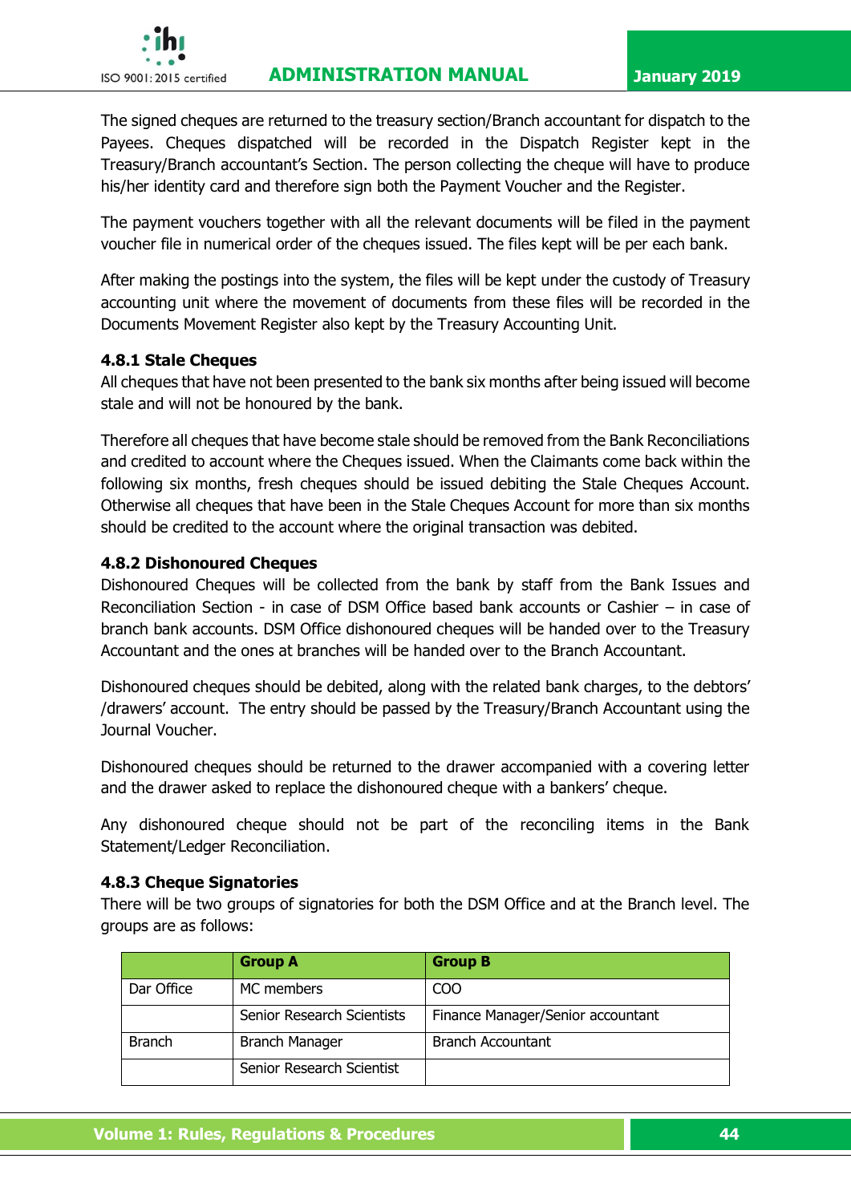The signed cheques are returned to the treasury section/Branch accountant for dispatch to the Payees. Cheques dispatched will be recorded in the Dispatch Register kept in the Treasury/Branch accountant's Section. The person collecting the cheque will have to produce his/her identity card and therefore sign both the Payment Voucher and the Register.

The payment vouchers together with all the relevant documents will be filed in the payment voucher file in numerical order of the cheques issued. The files kept will be per each bank.

After making the postings into the system, the files will be kept under the custody of Treasury accounting unit where the movement of documents from these files will be recorded in the Documents Movement Register also kept by the Treasury Accounting Unit.

#### 4.8.1 Stale Cheques

All cheques that have not been presented to the bank six months after being issued will become stale and will not be honoured by the bank.

Therefore all cheques that have become stale should be removed from the Bank Reconciliations and credited to account where the Cheques issued. When the Claimants come back within the following six months, fresh cheques should be issued debiting the Stale Cheques Account. Otherwise all cheques that have been in the Stale Cheques Account for more than six months should be credited to the account where the original transaction was debited.

#### 4.8.2 Dishonoured Cheques

Dishonoured Cheques will be collected from the bank by staff from the Bank Issues and Reconciliation Section - in case of DSM Office based bank accounts or Cashier – in case of branch bank accounts. DSM Office dishonoured cheques will be handed over to the Treasury Accountant and the ones at branches will be handed over to the Branch Accountant.

Dishonoured cheques should be debited, along with the related bank charges, to the debtors' /drawers' account. The entry should be passed by the Treasury/Branch Accountant using the Journal Voucher.

Dishonoured cheques should be returned to the drawer accompanied with a covering letter and the drawer asked to replace the dishonoured cheque with a bankers' cheque.

Any dishonoured cheque should not be part of the reconciling items in the Bank Statement/Ledger Reconciliation.

#### 4.8.3 Cheque Signatories

There will be two groups of signatories for both the DSM Office and at the Branch level. The groups are as follows:

| | Group A | Group B |
|---|---|---|
| Dar Office | MC members | COO |
| | Senior Research Scientists | Finance Manager/Senior accountant |
| Branch | Branch Manager | Branch Accountant |
| | Senior Research Scientist | |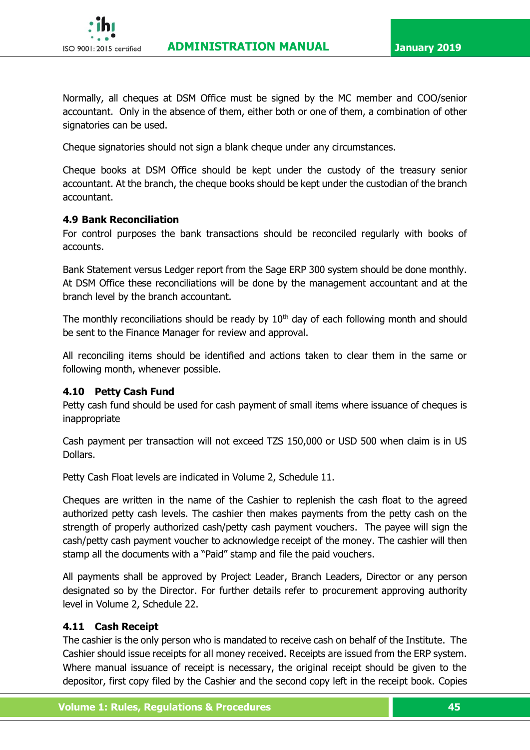Normally, all cheques at DSM Office must be signed by the MC member and COO/senior accountant. Only in the absence of them, either both or one of them, a combination of other signatories can be used.

Cheque signatories should not sign a blank cheque under any circumstances.

Cheque books at DSM Office should be kept under the custody of the treasury senior accountant. At the branch, the cheque books should be kept under the custodian of the branch accountant.

### 4.9 Bank Reconciliation

For control purposes the bank transactions should be reconciled regularly with books of accounts.

Bank Statement versus Ledger report from the Sage ERP 300 system should be done monthly. At DSM Office these reconciliations will be done by the management accountant and at the branch level by the branch accountant.

The monthly reconciliations should be ready by 10th day of each following month and should be sent to the Finance Manager for review and approval.

All reconciling items should be identified and actions taken to clear them in the same or following month, whenever possible.

### 4.10 Petty Cash Fund

Petty cash fund should be used for cash payment of small items where issuance of cheques is inappropriate

Cash payment per transaction will not exceed TZS 150,000 or USD 500 when claim is in US Dollars.

Petty Cash Float levels are indicated in Volume 2, Schedule 11.

Cheques are written in the name of the Cashier to replenish the cash float to the agreed authorized petty cash levels. The cashier then makes payments from the petty cash on the strength of properly authorized cash/petty cash payment vouchers. The payee will sign the cash/petty cash payment voucher to acknowledge receipt of the money. The cashier will then stamp all the documents with a "Paid" stamp and file the paid vouchers.

All payments shall be approved by Project Leader, Branch Leaders, Director or any person designated so by the Director. For further details refer to procurement approving authority level in Volume 2, Schedule 22.

### 4.11 Cash Receipt

The cashier is the only person who is mandated to receive cash on behalf of the Institute. The Cashier should issue receipts for all money received. Receipts are issued from the ERP system. Where manual issuance of receipt is necessary, the original receipt should be given to the depositor, first copy filed by the Cashier and the second copy left in the receipt book. Copies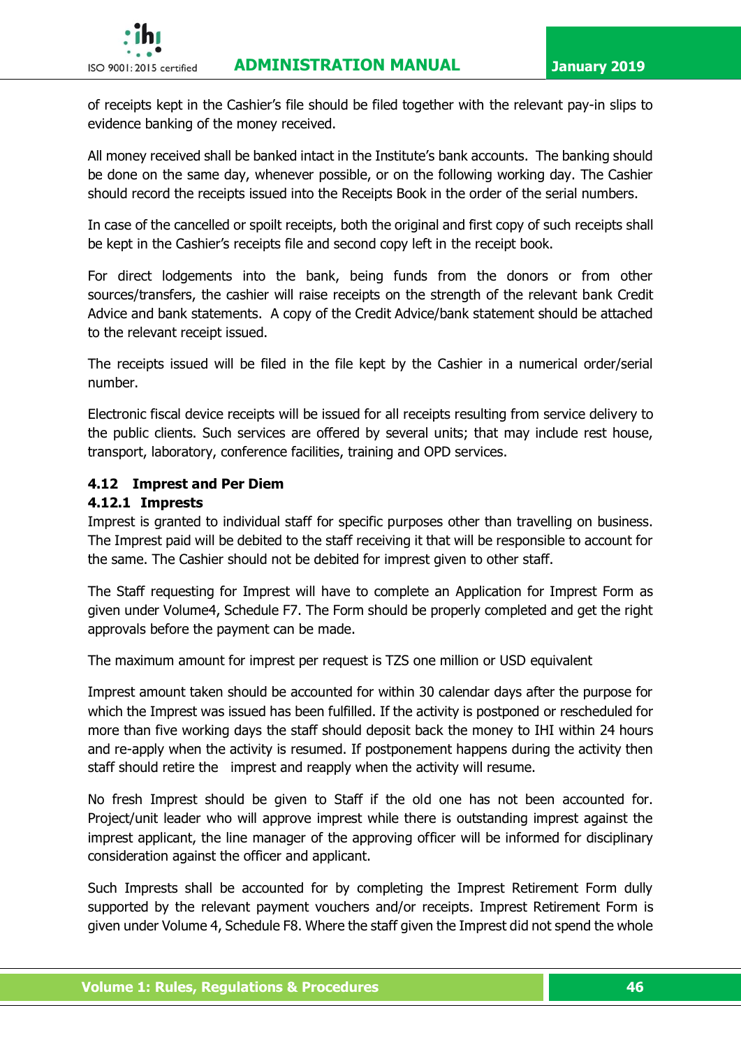of receipts kept in the Cashier's file should be filed together with the relevant pay-in slips to evidence banking of the money received.

All money received shall be banked intact in the Institute's bank accounts. The banking should be done on the same day, whenever possible, or on the following working day. The Cashier should record the receipts issued into the Receipts Book in the order of the serial numbers.

In case of the cancelled or spoilt receipts, both the original and first copy of such receipts shall be kept in the Cashier's receipts file and second copy left in the receipt book.

For direct lodgements into the bank, being funds from the donors or from other sources/transfers, the cashier will raise receipts on the strength of the relevant bank Credit Advice and bank statements. A copy of the Credit Advice/bank statement should be attached to the relevant receipt issued.

The receipts issued will be filed in the file kept by the Cashier in a numerical order/serial number.

Electronic fiscal device receipts will be issued for all receipts resulting from service delivery to the public clients. Such services are offered by several units; that may include rest house, transport, laboratory, conference facilities, training and OPD services.

### 4.12 Imprest and Per Diem

#### 4.12.1 Imprests

Imprest is granted to individual staff for specific purposes other than travelling on business. The Imprest paid will be debited to the staff receiving it that will be responsible to account for the same. The Cashier should not be debited for imprest given to other staff.

The Staff requesting for Imprest will have to complete an Application for Imprest Form as given under Volume4, Schedule F7. The Form should be properly completed and get the right approvals before the payment can be made.

The maximum amount for imprest per request is TZS one million or USD equivalent

Imprest amount taken should be accounted for within 30 calendar days after the purpose for which the Imprest was issued has been fulfilled. If the activity is postponed or rescheduled for more than five working days the staff should deposit back the money to IHI within 24 hours and re-apply when the activity is resumed. If postponement happens during the activity then staff should retire the imprest and reapply when the activity will resume.

No fresh Imprest should be given to Staff if the old one has not been accounted for. Project/unit leader who will approve imprest while there is outstanding imprest against the imprest applicant, the line manager of the approving officer will be informed for disciplinary consideration against the officer and applicant.

Such Imprests shall be accounted for by completing the Imprest Retirement Form dully supported by the relevant payment vouchers and/or receipts. Imprest Retirement Form is given under Volume 4, Schedule F8. Where the staff given the Imprest did not spend the whole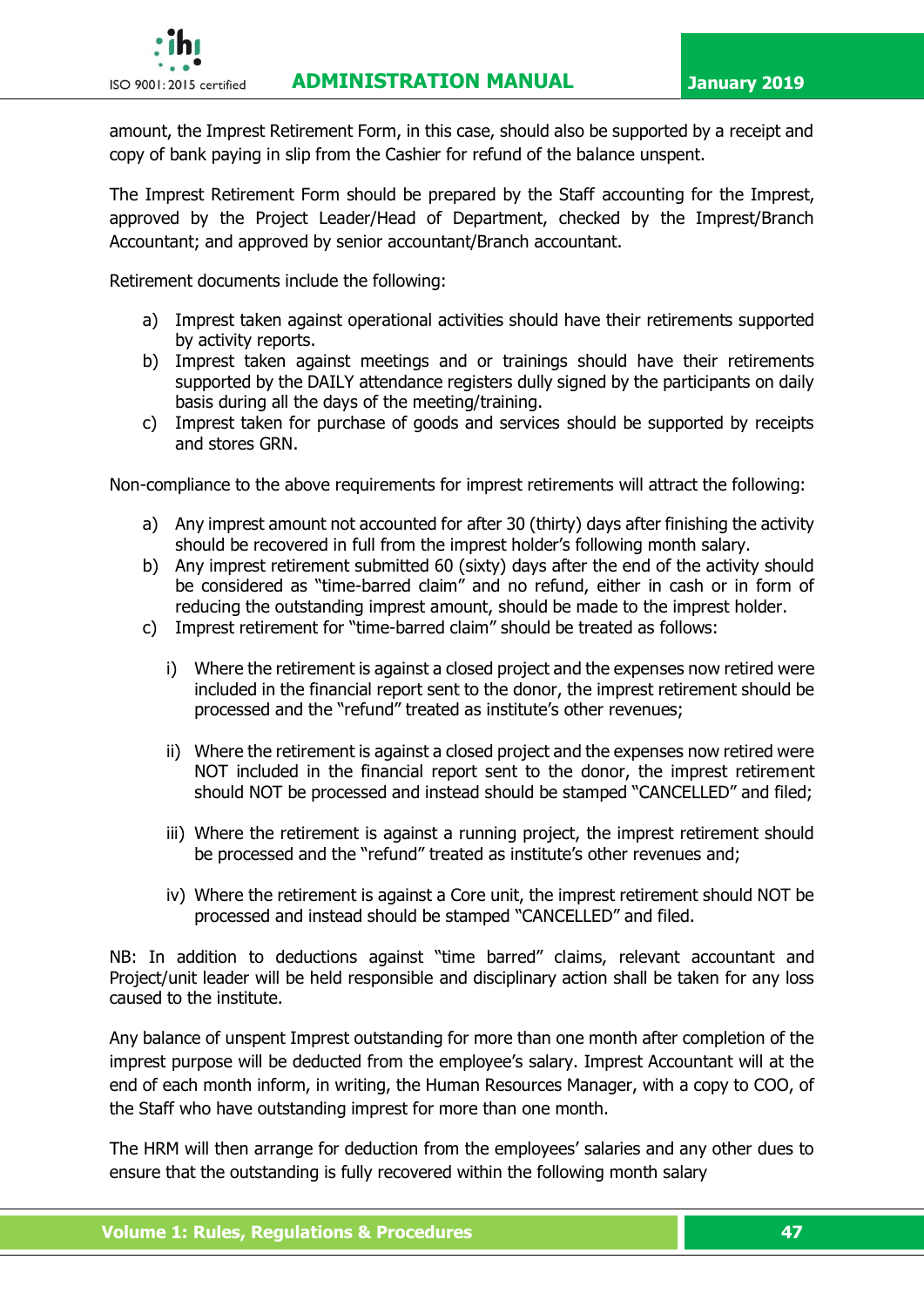amount, the Imprest Retirement Form, in this case, should also be supported by a receipt and copy of bank paying in slip from the Cashier for refund of the balance unspent.

The Imprest Retirement Form should be prepared by the Staff accounting for the Imprest, approved by the Project Leader/Head of Department, checked by the Imprest/Branch Accountant; and approved by senior accountant/Branch accountant.

Retirement documents include the following:

a) Imprest taken against operational activities should have their retirements supported by activity reports.
b) Imprest taken against meetings and or trainings should have their retirements supported by the DAILY attendance registers dully signed by the participants on daily basis during all the days of the meeting/training.
c) Imprest taken for purchase of goods and services should be supported by receipts and stores GRN.

Non-compliance to the above requirements for imprest retirements will attract the following:

a) Any imprest amount not accounted for after 30 (thirty) days after finishing the activity should be recovered in full from the imprest holder's following month salary.
b) Any imprest retirement submitted 60 (sixty) days after the end of the activity should be considered as "time-barred claim" and no refund, either in cash or in form of reducing the outstanding imprest amount, should be made to the imprest holder.
c) Imprest retirement for "time-barred claim" should be treated as follows:

    i) Where the retirement is against a closed project and the expenses now retired were included in the financial report sent to the donor, the imprest retirement should be processed and the "refund" treated as institute's other revenues;

    ii) Where the retirement is against a closed project and the expenses now retired were NOT included in the financial report sent to the donor, the imprest retirement should NOT be processed and instead should be stamped "CANCELLED" and filed;

    iii) Where the retirement is against a running project, the imprest retirement should be processed and the "refund" treated as institute's other revenues and;

    iv) Where the retirement is against a Core unit, the imprest retirement should NOT be processed and instead should be stamped "CANCELLED" and filed.

NB: In addition to deductions against "time barred" claims, relevant accountant and Project/unit leader will be held responsible and disciplinary action shall be taken for any loss caused to the institute.

Any balance of unspent Imprest outstanding for more than one month after completion of the imprest purpose will be deducted from the employee's salary. Imprest Accountant will at the end of each month inform, in writing, the Human Resources Manager, with a copy to COO, of the Staff who have outstanding imprest for more than one month.

The HRM will then arrange for deduction from the employees' salaries and any other dues to ensure that the outstanding is fully recovered within the following month salary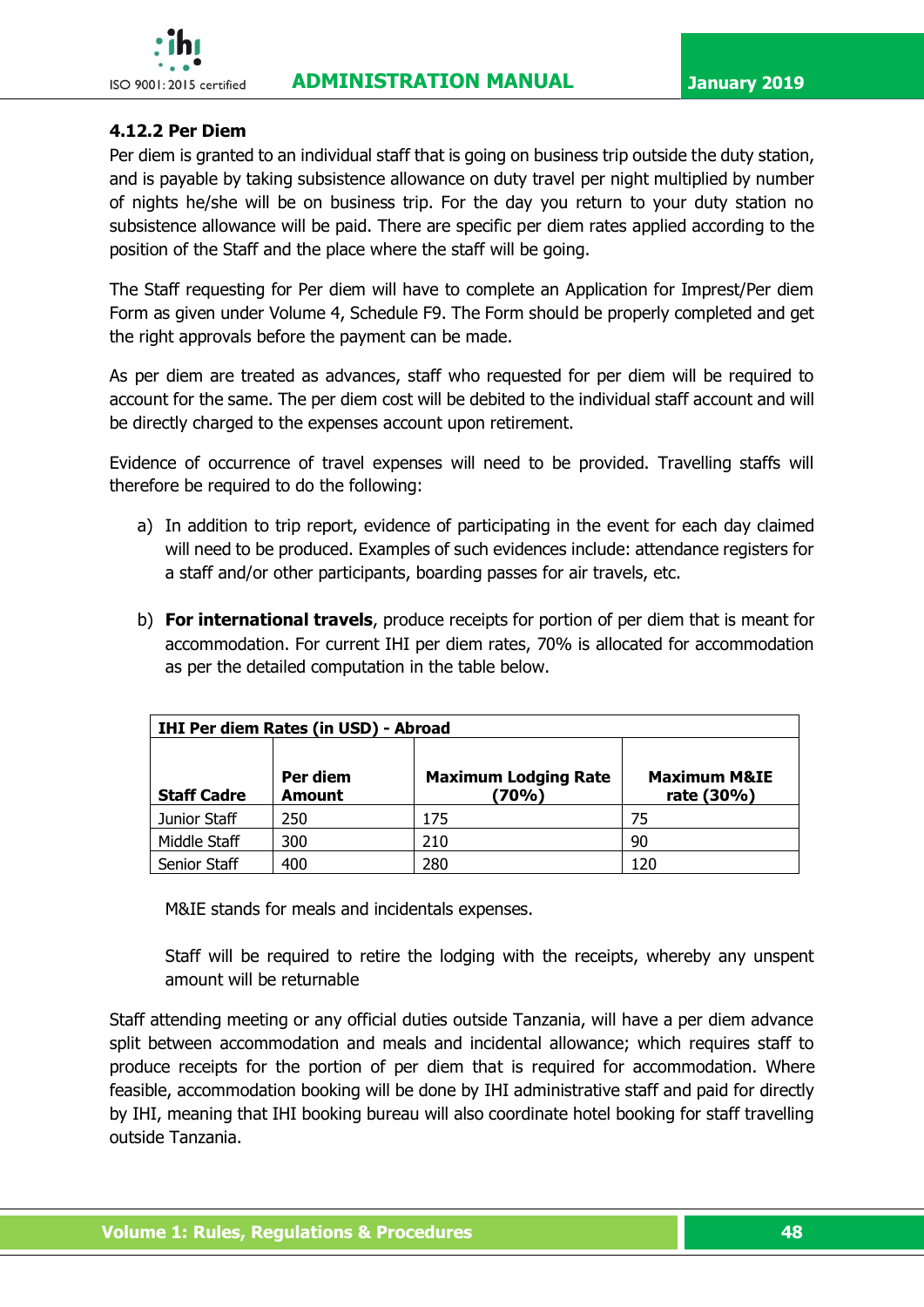#### 4.12.2 Per Diem

Per diem is granted to an individual staff that is going on business trip outside the duty station, and is payable by taking subsistence allowance on duty travel per night multiplied by number of nights he/she will be on business trip. For the day you return to your duty station no subsistence allowance will be paid. There are specific per diem rates applied according to the position of the Staff and the place where the staff will be going.

The Staff requesting for Per diem will have to complete an Application for Imprest/Per diem Form as given under Volume 4, Schedule F9. The Form should be properly completed and get the right approvals before the payment can be made.

As per diem are treated as advances, staff who requested for per diem will be required to account for the same. The per diem cost will be debited to the individual staff account and will be directly charged to the expenses account upon retirement.

Evidence of occurrence of travel expenses will need to be provided. Travelling staffs will therefore be required to do the following:

a) In addition to trip report, evidence of participating in the event for each day claimed will need to be produced. Examples of such evidences include: attendance registers for a staff and/or other participants, boarding passes for air travels, etc.

b) **For international travels**, produce receipts for portion of per diem that is meant for accommodation. For current IHI per diem rates, 70% is allocated for accommodation as per the detailed computation in the table below.

| **IHI Per diem Rates (in USD) - Abroad** | | | |
|---|---|---|---|
| **Staff Cadre** | **Per diem Amount** | **Maximum Lodging Rate (70%)** | **Maximum M&IE rate (30%)** |
| Junior Staff | 250 | 175 | 75 |
| Middle Staff | 300 | 210 | 90 |
| Senior Staff | 400 | 280 | 120 |

M&IE stands for meals and incidentals expenses.

Staff will be required to retire the lodging with the receipts, whereby any unspent amount will be returnable

Staff attending meeting or any official duties outside Tanzania, will have a per diem advance split between accommodation and meals and incidental allowance; which requires staff to produce receipts for the portion of per diem that is required for accommodation. Where feasible, accommodation booking will be done by IHI administrative staff and paid for directly by IHI, meaning that IHI booking bureau will also coordinate hotel booking for staff travelling outside Tanzania.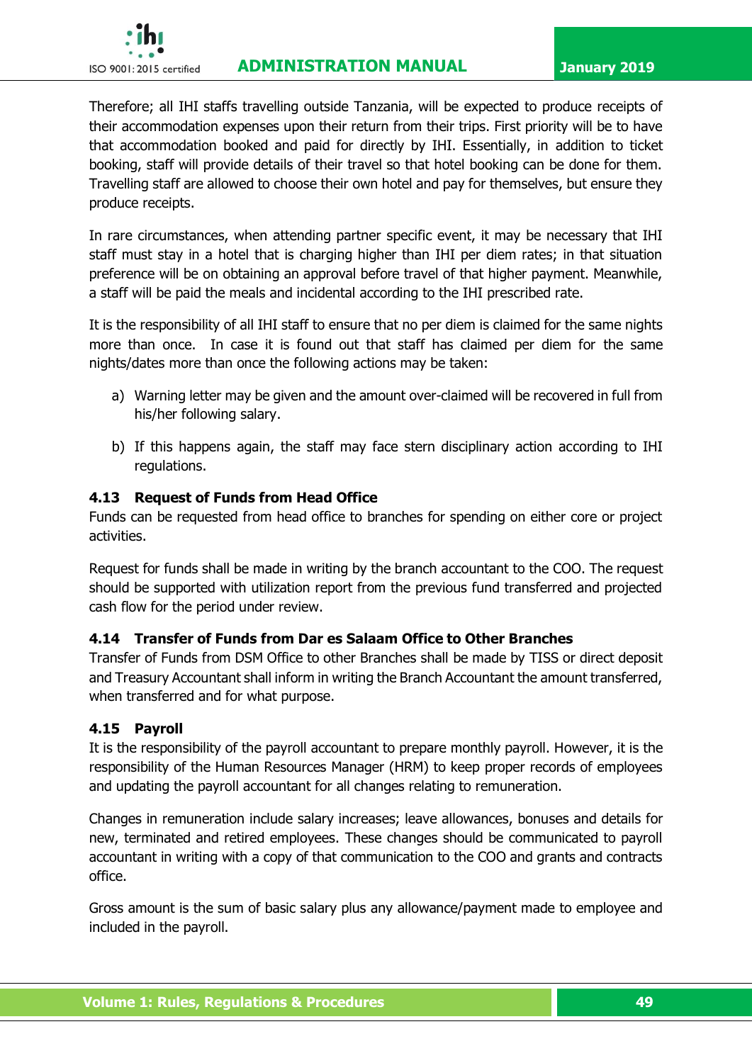Therefore; all IHI staffs travelling outside Tanzania, will be expected to produce receipts of their accommodation expenses upon their return from their trips. First priority will be to have that accommodation booked and paid for directly by IHI. Essentially, in addition to ticket booking, staff will provide details of their travel so that hotel booking can be done for them. Travelling staff are allowed to choose their own hotel and pay for themselves, but ensure they produce receipts.

In rare circumstances, when attending partner specific event, it may be necessary that IHI staff must stay in a hotel that is charging higher than IHI per diem rates; in that situation preference will be on obtaining an approval before travel of that higher payment. Meanwhile, a staff will be paid the meals and incidental according to the IHI prescribed rate.

It is the responsibility of all IHI staff to ensure that no per diem is claimed for the same nights more than once. In case it is found out that staff has claimed per diem for the same nights/dates more than once the following actions may be taken:

a) Warning letter may be given and the amount over-claimed will be recovered in full from his/her following salary.

b) If this happens again, the staff may face stern disciplinary action according to IHI regulations.

### 4.13 Request of Funds from Head Office

Funds can be requested from head office to branches for spending on either core or project activities.

Request for funds shall be made in writing by the branch accountant to the COO. The request should be supported with utilization report from the previous fund transferred and projected cash flow for the period under review.

### 4.14 Transfer of Funds from Dar es Salaam Office to Other Branches

Transfer of Funds from DSM Office to other Branches shall be made by TISS or direct deposit and Treasury Accountant shall inform in writing the Branch Accountant the amount transferred, when transferred and for what purpose.

### 4.15 Payroll

It is the responsibility of the payroll accountant to prepare monthly payroll. However, it is the responsibility of the Human Resources Manager (HRM) to keep proper records of employees and updating the payroll accountant for all changes relating to remuneration.

Changes in remuneration include salary increases; leave allowances, bonuses and details for new, terminated and retired employees. These changes should be communicated to payroll accountant in writing with a copy of that communication to the COO and grants and contracts office.

Gross amount is the sum of basic salary plus any allowance/payment made to employee and included in the payroll.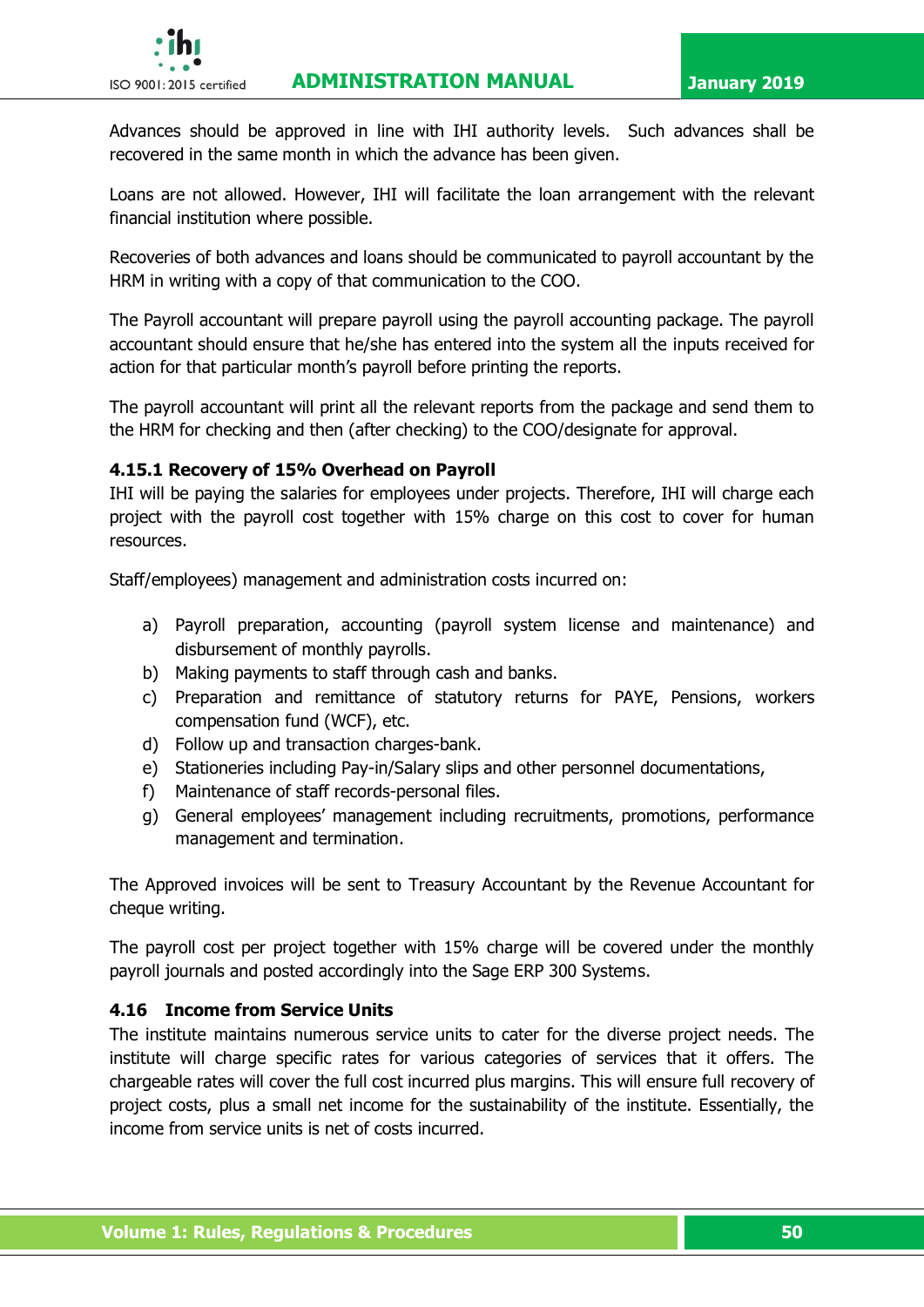Advances should be approved in line with IHI authority levels. Such advances shall be recovered in the same month in which the advance has been given.

Loans are not allowed. However, IHI will facilitate the loan arrangement with the relevant financial institution where possible.

Recoveries of both advances and loans should be communicated to payroll accountant by the HRM in writing with a copy of that communication to the COO.

The Payroll accountant will prepare payroll using the payroll accounting package. The payroll accountant should ensure that he/she has entered into the system all the inputs received for action for that particular month's payroll before printing the reports.

The payroll accountant will print all the relevant reports from the package and send them to the HRM for checking and then (after checking) to the COO/designate for approval.

### 4.15.1 Recovery of 15% Overhead on Payroll

IHI will be paying the salaries for employees under projects. Therefore, IHI will charge each project with the payroll cost together with 15% charge on this cost to cover for human resources.

Staff/employees) management and administration costs incurred on:

a) Payroll preparation, accounting (payroll system license and maintenance) and disbursement of monthly payrolls.
b) Making payments to staff through cash and banks.
c) Preparation and remittance of statutory returns for PAYE, Pensions, workers compensation fund (WCF), etc.
d) Follow up and transaction charges-bank.
e) Stationeries including Pay-in/Salary slips and other personnel documentations,
f) Maintenance of staff records-personal files.
g) General employees' management including recruitments, promotions, performance management and termination.

The Approved invoices will be sent to Treasury Accountant by the Revenue Accountant for cheque writing.

The payroll cost per project together with 15% charge will be covered under the monthly payroll journals and posted accordingly into the Sage ERP 300 Systems.

### 4.16 Income from Service Units

The institute maintains numerous service units to cater for the diverse project needs. The institute will charge specific rates for various categories of services that it offers. The chargeable rates will cover the full cost incurred plus margins. This will ensure full recovery of project costs, plus a small net income for the sustainability of the institute. Essentially, the income from service units is net of costs incurred.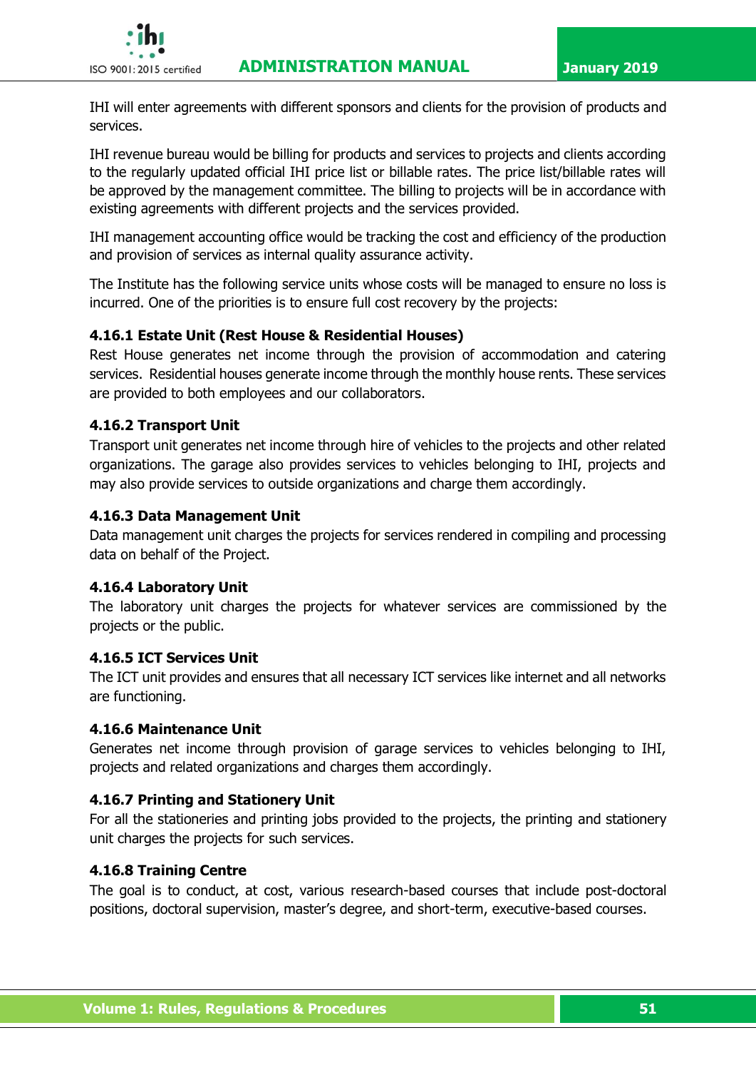IHI will enter agreements with different sponsors and clients for the provision of products and services.

IHI revenue bureau would be billing for products and services to projects and clients according to the regularly updated official IHI price list or billable rates. The price list/billable rates will be approved by the management committee. The billing to projects will be in accordance with existing agreements with different projects and the services provided.

IHI management accounting office would be tracking the cost and efficiency of the production and provision of services as internal quality assurance activity.

The Institute has the following service units whose costs will be managed to ensure no loss is incurred. One of the priorities is to ensure full cost recovery by the projects:

#### 4.16.1 Estate Unit (Rest House & Residential Houses)

Rest House generates net income through the provision of accommodation and catering services. Residential houses generate income through the monthly house rents. These services are provided to both employees and our collaborators.

#### 4.16.2 Transport Unit

Transport unit generates net income through hire of vehicles to the projects and other related organizations. The garage also provides services to vehicles belonging to IHI, projects and may also provide services to outside organizations and charge them accordingly.

#### 4.16.3 Data Management Unit

Data management unit charges the projects for services rendered in compiling and processing data on behalf of the Project.

#### 4.16.4 Laboratory Unit

The laboratory unit charges the projects for whatever services are commissioned by the projects or the public.

#### 4.16.5 ICT Services Unit

The ICT unit provides and ensures that all necessary ICT services like internet and all networks are functioning.

#### 4.16.6 Maintenance Unit

Generates net income through provision of garage services to vehicles belonging to IHI, projects and related organizations and charges them accordingly.

#### 4.16.7 Printing and Stationery Unit

For all the stationeries and printing jobs provided to the projects, the printing and stationery unit charges the projects for such services.

#### 4.16.8 Training Centre

The goal is to conduct, at cost, various research-based courses that include post-doctoral positions, doctoral supervision, master's degree, and short-term, executive-based courses.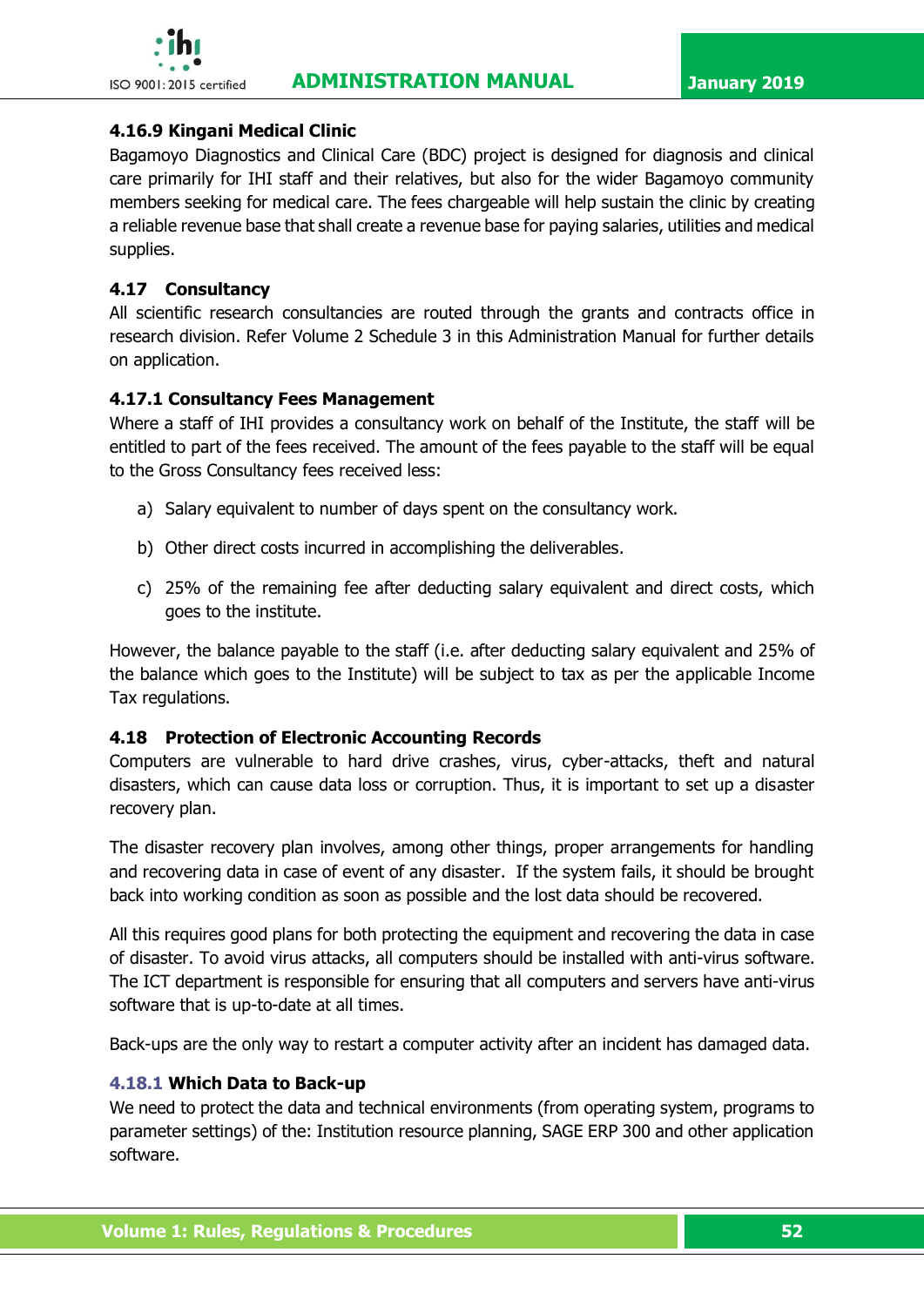### 4.16.9 Kingani Medical Clinic

Bagamoyo Diagnostics and Clinical Care (BDC) project is designed for diagnosis and clinical care primarily for IHI staff and their relatives, but also for the wider Bagamoyo community members seeking for medical care. The fees chargeable will help sustain the clinic by creating a reliable revenue base that shall create a revenue base for paying salaries, utilities and medical supplies.

## 4.17 Consultancy

All scientific research consultancies are routed through the grants and contracts office in research division. Refer Volume 2 Schedule 3 in this Administration Manual for further details on application.

### 4.17.1 Consultancy Fees Management

Where a staff of IHI provides a consultancy work on behalf of the Institute, the staff will be entitled to part of the fees received. The amount of the fees payable to the staff will be equal to the Gross Consultancy fees received less:

a) Salary equivalent to number of days spent on the consultancy work.

b) Other direct costs incurred in accomplishing the deliverables.

c) 25% of the remaining fee after deducting salary equivalent and direct costs, which goes to the institute.

However, the balance payable to the staff (i.e. after deducting salary equivalent and 25% of the balance which goes to the Institute) will be subject to tax as per the applicable Income Tax regulations.

## 4.18 Protection of Electronic Accounting Records

Computers are vulnerable to hard drive crashes, virus, cyber-attacks, theft and natural disasters, which can cause data loss or corruption. Thus, it is important to set up a disaster recovery plan.

The disaster recovery plan involves, among other things, proper arrangements for handling and recovering data in case of event of any disaster. If the system fails, it should be brought back into working condition as soon as possible and the lost data should be recovered.

All this requires good plans for both protecting the equipment and recovering the data in case of disaster. To avoid virus attacks, all computers should be installed with anti-virus software. The ICT department is responsible for ensuring that all computers and servers have anti-virus software that is up-to-date at all times.

Back-ups are the only way to restart a computer activity after an incident has damaged data.

### 4.18.1 Which Data to Back-up

We need to protect the data and technical environments (from operating system, programs to parameter settings) of the: Institution resource planning, SAGE ERP 300 and other application software.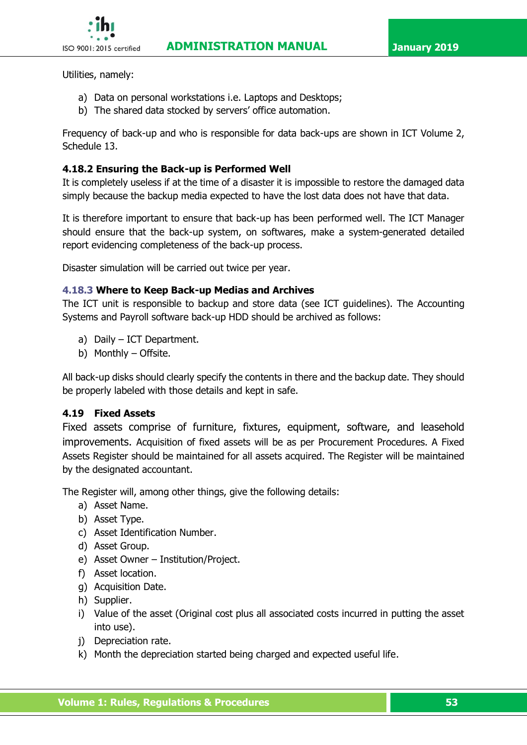Utilities, namely:

a) Data on personal workstations i.e. Laptops and Desktops;
b) The shared data stocked by servers' office automation.

Frequency of back-up and who is responsible for data back-ups are shown in ICT Volume 2, Schedule 13.

### 4.18.2 Ensuring the Back-up is Performed Well

It is completely useless if at the time of a disaster it is impossible to restore the damaged data simply because the backup media expected to have the lost data does not have that data.

It is therefore important to ensure that back-up has been performed well. The ICT Manager should ensure that the back-up system, on softwares, make a system-generated detailed report evidencing completeness of the back-up process.

Disaster simulation will be carried out twice per year.

### 4.18.3 Where to Keep Back-up Medias and Archives

The ICT unit is responsible to backup and store data (see ICT guidelines). The Accounting Systems and Payroll software back-up HDD should be archived as follows:

a) Daily – ICT Department.
b) Monthly – Offsite.

All back-up disks should clearly specify the contents in there and the backup date. They should be properly labeled with those details and kept in safe.

## 4.19 Fixed Assets

Fixed assets comprise of furniture, fixtures, equipment, software, and leasehold improvements. Acquisition of fixed assets will be as per Procurement Procedures. A Fixed Assets Register should be maintained for all assets acquired. The Register will be maintained by the designated accountant.

The Register will, among other things, give the following details:

a) Asset Name.
b) Asset Type.
c) Asset Identification Number.
d) Asset Group.
e) Asset Owner – Institution/Project.
f) Asset location.
g) Acquisition Date.
h) Supplier.
i) Value of the asset (Original cost plus all associated costs incurred in putting the asset into use).
j) Depreciation rate.
k) Month the depreciation started being charged and expected useful life.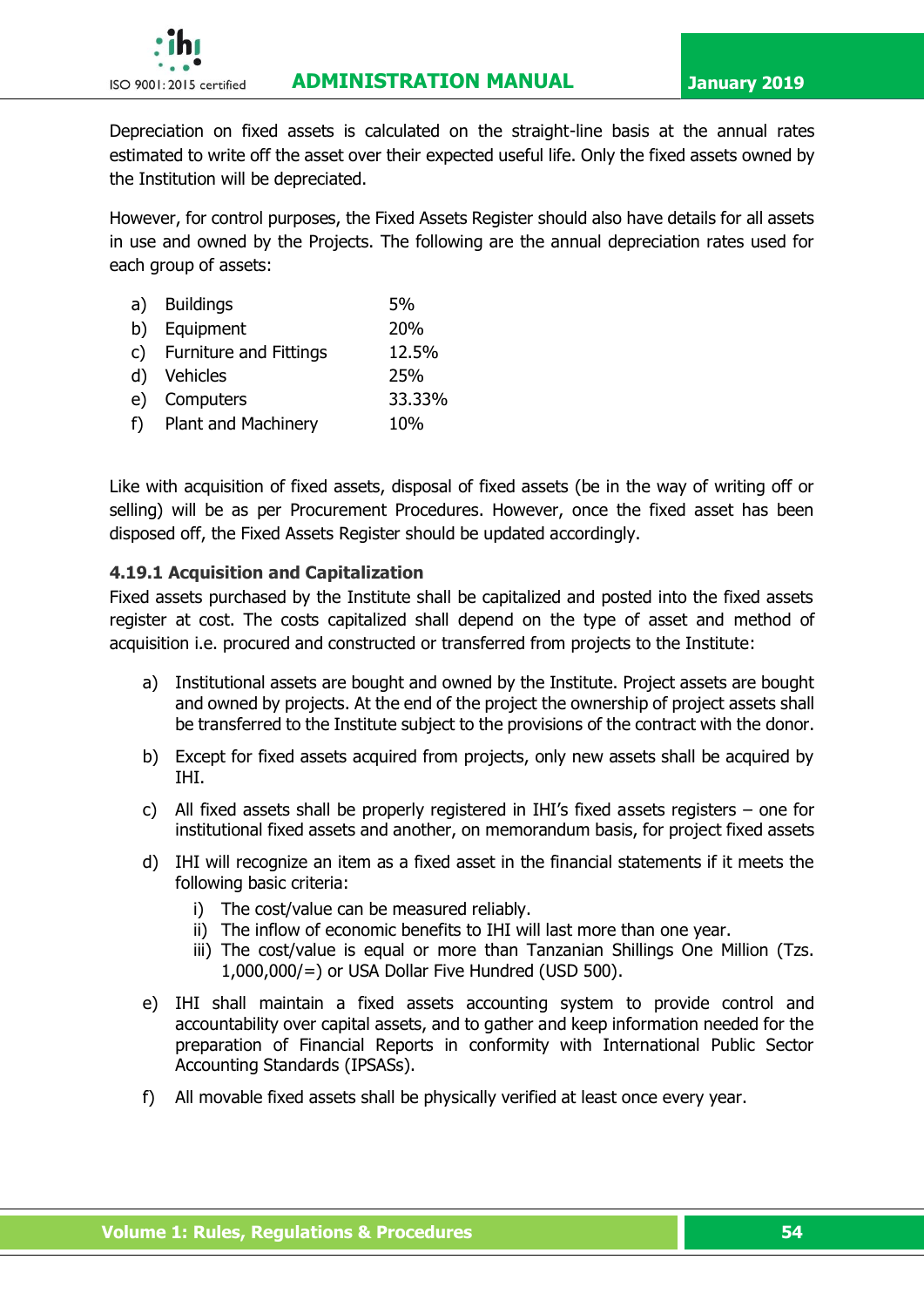Depreciation on fixed assets is calculated on the straight-line basis at the annual rates estimated to write off the asset over their expected useful life. Only the fixed assets owned by the Institution will be depreciated.

However, for control purposes, the Fixed Assets Register should also have details for all assets in use and owned by the Projects. The following are the annual depreciation rates used for each group of assets:

| | Asset | Rate |
|---|---|---|
| a) | Buildings | 5% |
| b) | Equipment | 20% |
| c) | Furniture and Fittings | 12.5% |
| d) | Vehicles | 25% |
| e) | Computers | 33.33% |
| f) | Plant and Machinery | 10% |

Like with acquisition of fixed assets, disposal of fixed assets (be in the way of writing off or selling) will be as per Procurement Procedures. However, once the fixed asset has been disposed off, the Fixed Assets Register should be updated accordingly.

#### 4.19.1 Acquisition and Capitalization

Fixed assets purchased by the Institute shall be capitalized and posted into the fixed assets register at cost. The costs capitalized shall depend on the type of asset and method of acquisition i.e. procured and constructed or transferred from projects to the Institute:

a) Institutional assets are bought and owned by the Institute. Project assets are bought and owned by projects. At the end of the project the ownership of project assets shall be transferred to the Institute subject to the provisions of the contract with the donor.

b) Except for fixed assets acquired from projects, only new assets shall be acquired by IHI.

c) All fixed assets shall be properly registered in IHI's fixed assets registers – one for institutional fixed assets and another, on memorandum basis, for project fixed assets

d) IHI will recognize an item as a fixed asset in the financial statements if it meets the following basic criteria:
   i) The cost/value can be measured reliably.
   ii) The inflow of economic benefits to IHI will last more than one year.
   iii) The cost/value is equal or more than Tanzanian Shillings One Million (Tzs. 1,000,000/=) or USA Dollar Five Hundred (USD 500).

e) IHI shall maintain a fixed assets accounting system to provide control and accountability over capital assets, and to gather and keep information needed for the preparation of Financial Reports in conformity with International Public Sector Accounting Standards (IPSASs).

f) All movable fixed assets shall be physically verified at least once every year.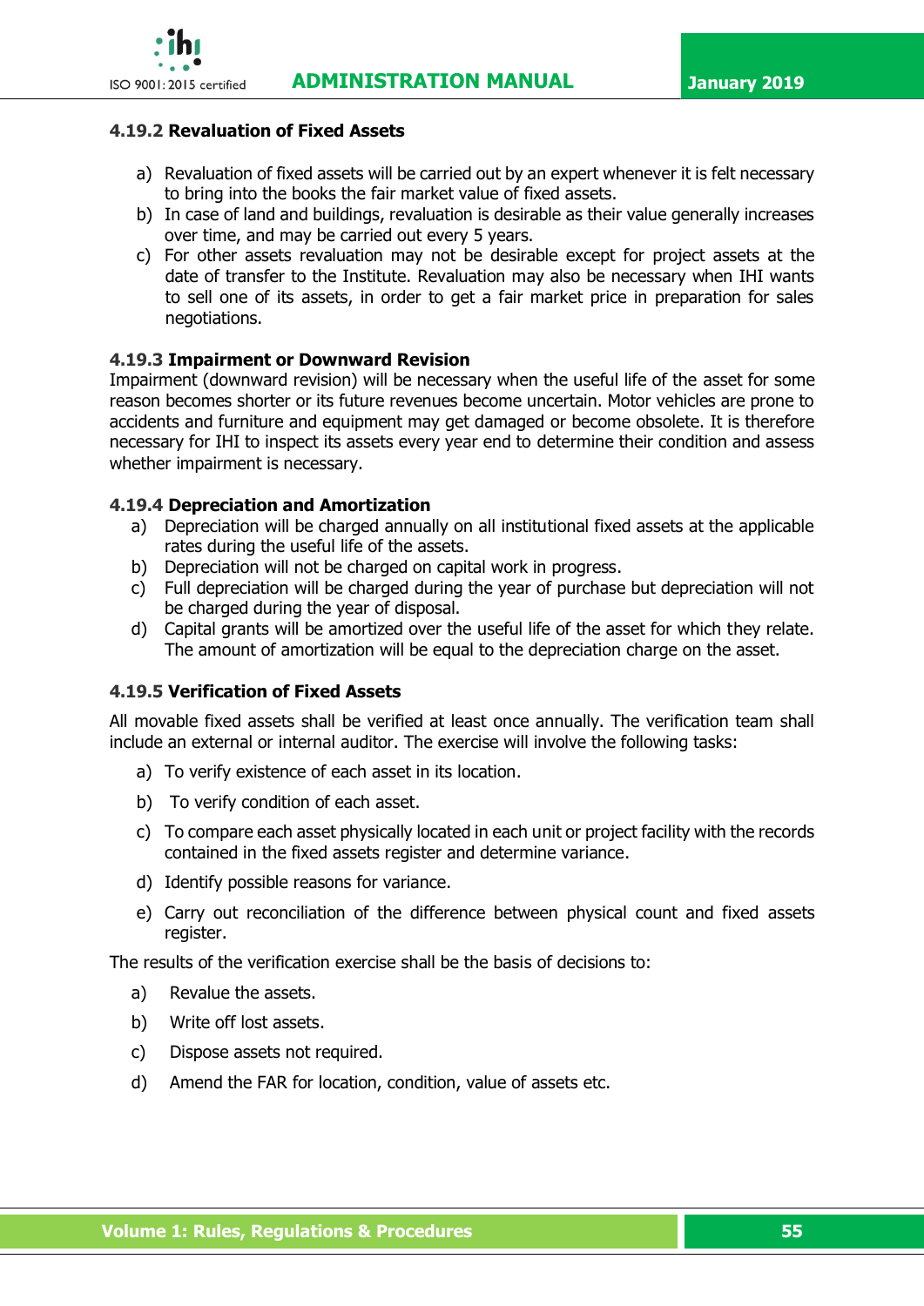### 4.19.2 Revaluation of Fixed Assets

a) Revaluation of fixed assets will be carried out by an expert whenever it is felt necessary to bring into the books the fair market value of fixed assets.
b) In case of land and buildings, revaluation is desirable as their value generally increases over time, and may be carried out every 5 years.
c) For other assets revaluation may not be desirable except for project assets at the date of transfer to the Institute. Revaluation may also be necessary when IHI wants to sell one of its assets, in order to get a fair market price in preparation for sales negotiations.

### 4.19.3 Impairment or Downward Revision

Impairment (downward revision) will be necessary when the useful life of the asset for some reason becomes shorter or its future revenues become uncertain. Motor vehicles are prone to accidents and furniture and equipment may get damaged or become obsolete. It is therefore necessary for IHI to inspect its assets every year end to determine their condition and assess whether impairment is necessary.

### 4.19.4 Depreciation and Amortization

a) Depreciation will be charged annually on all institutional fixed assets at the applicable rates during the useful life of the assets.
b) Depreciation will not be charged on capital work in progress.
c) Full depreciation will be charged during the year of purchase but depreciation will not be charged during the year of disposal.
d) Capital grants will be amortized over the useful life of the asset for which they relate. The amount of amortization will be equal to the depreciation charge on the asset.

### 4.19.5 Verification of Fixed Assets

All movable fixed assets shall be verified at least once annually. The verification team shall include an external or internal auditor. The exercise will involve the following tasks:

a) To verify existence of each asset in its location.
b) To verify condition of each asset.
c) To compare each asset physically located in each unit or project facility with the records contained in the fixed assets register and determine variance.
d) Identify possible reasons for variance.
e) Carry out reconciliation of the difference between physical count and fixed assets register.

The results of the verification exercise shall be the basis of decisions to:

a) Revalue the assets.
b) Write off lost assets.
c) Dispose assets not required.
d) Amend the FAR for location, condition, value of assets etc.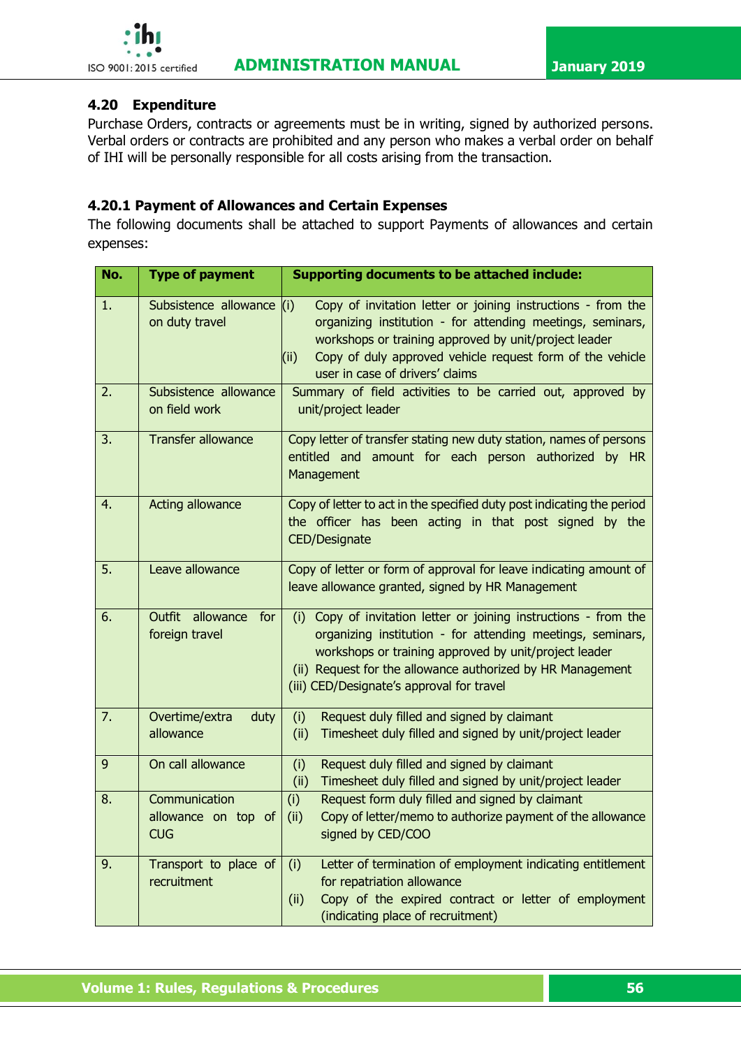## 4.20 Expenditure

Purchase Orders, contracts or agreements must be in writing, signed by authorized persons. Verbal orders or contracts are prohibited and any person who makes a verbal order on behalf of IHI will be personally responsible for all costs arising from the transaction.

### 4.20.1 Payment of Allowances and Certain Expenses

The following documents shall be attached to support Payments of allowances and certain expenses:

| No. | Type of payment | Supporting documents to be attached include: |
|---|---|---|
| 1. | Subsistence allowance on duty travel | (i) Copy of invitation letter or joining instructions - from the organizing institution - for attending meetings, seminars, workshops or training approved by unit/project leader<br>(ii) Copy of duly approved vehicle request form of the vehicle user in case of drivers' claims |
| 2. | Subsistence allowance on field work | Summary of field activities to be carried out, approved by unit/project leader |
| 3. | Transfer allowance | Copy letter of transfer stating new duty station, names of persons entitled and amount for each person authorized by HR Management |
| 4. | Acting allowance | Copy of letter to act in the specified duty post indicating the period the officer has been acting in that post signed by the CED/Designate |
| 5. | Leave allowance | Copy of letter or form of approval for leave indicating amount of leave allowance granted, signed by HR Management |
| 6. | Outfit allowance for foreign travel | (i) Copy of invitation letter or joining instructions - from the organizing institution - for attending meetings, seminars, workshops or training approved by unit/project leader<br>(ii) Request for the allowance authorized by HR Management<br>(iii) CED/Designate's approval for travel |
| 7. | Overtime/extra duty allowance | (i) Request duly filled and signed by claimant<br>(ii) Timesheet duly filled and signed by unit/project leader |
| 9 | On call allowance | (i) Request duly filled and signed by claimant<br>(ii) Timesheet duly filled and signed by unit/project leader |
| 8. | Communication allowance on top of CUG | (i) Request form duly filled and signed by claimant<br>(ii) Copy of letter/memo to authorize payment of the allowance signed by CED/COO |
| 9. | Transport to place of recruitment | (i) Letter of termination of employment indicating entitlement for repatriation allowance<br>(ii) Copy of the expired contract or letter of employment (indicating place of recruitment) |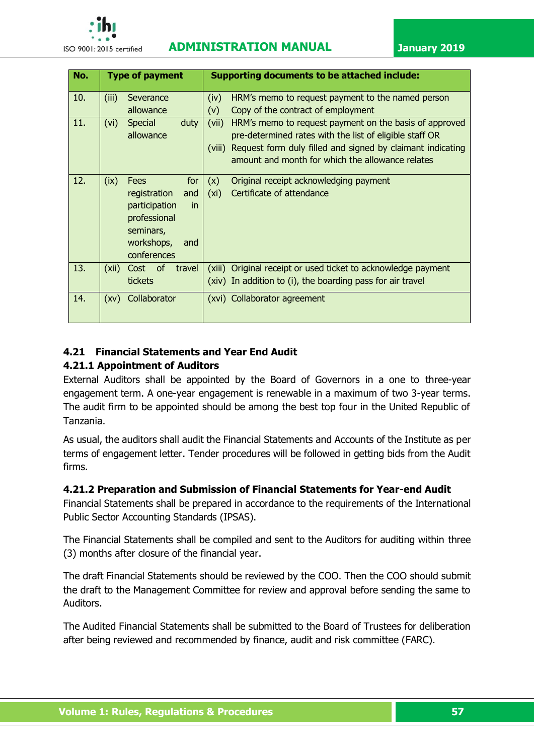| No. | Type of payment | Supporting documents to be attached include: |
| --- | --- | --- |
| 10. | (iii) Severance allowance | (iv) HRM's memo to request payment to the named person<br>(v) Copy of the contract of employment |
| 11. | (vi) Special duty allowance | (vii) HRM's memo to request payment on the basis of approved pre-determined rates with the list of eligible staff OR<br>(viii) Request form duly filled and signed by claimant indicating amount and month for which the allowance relates |
| 12. | (ix) Fees for registration and participation in professional seminars, workshops, and conferences | (x) Original receipt acknowledging payment<br>(xi) Certificate of attendance |
| 13. | (xii) Cost of travel tickets | (xiii) Original receipt or used ticket to acknowledge payment<br>(xiv) In addition to (i), the boarding pass for air travel |
| 14. | (xv) Collaborator | (xvi) Collaborator agreement |

## 4.21 Financial Statements and Year End Audit

### 4.21.1 Appointment of Auditors

External Auditors shall be appointed by the Board of Governors in a one to three-year engagement term. A one-year engagement is renewable in a maximum of two 3-year terms. The audit firm to be appointed should be among the best top four in the United Republic of Tanzania.

As usual, the auditors shall audit the Financial Statements and Accounts of the Institute as per terms of engagement letter. Tender procedures will be followed in getting bids from the Audit firms.

### 4.21.2 Preparation and Submission of Financial Statements for Year-end Audit

Financial Statements shall be prepared in accordance to the requirements of the International Public Sector Accounting Standards (IPSAS).

The Financial Statements shall be compiled and sent to the Auditors for auditing within three (3) months after closure of the financial year.

The draft Financial Statements should be reviewed by the COO. Then the COO should submit the draft to the Management Committee for review and approval before sending the same to Auditors.

The Audited Financial Statements shall be submitted to the Board of Trustees for deliberation after being reviewed and recommended by finance, audit and risk committee (FARC).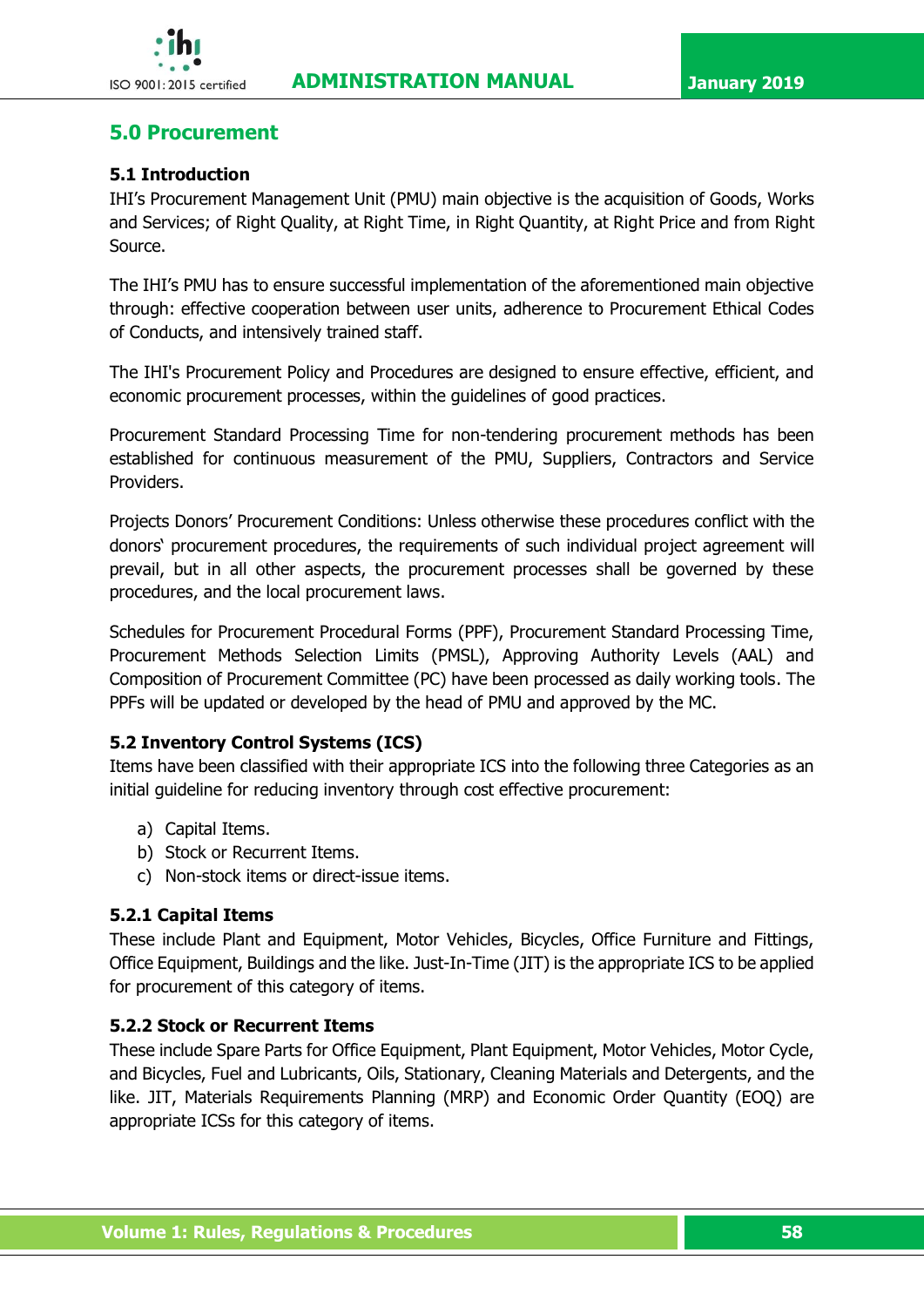## 5.0 Procurement

### 5.1 Introduction

IHI's Procurement Management Unit (PMU) main objective is the acquisition of Goods, Works and Services; of Right Quality, at Right Time, in Right Quantity, at Right Price and from Right Source.

The IHI's PMU has to ensure successful implementation of the aforementioned main objective through: effective cooperation between user units, adherence to Procurement Ethical Codes of Conducts, and intensively trained staff.

The IHI's Procurement Policy and Procedures are designed to ensure effective, efficient, and economic procurement processes, within the guidelines of good practices.

Procurement Standard Processing Time for non-tendering procurement methods has been established for continuous measurement of the PMU, Suppliers, Contractors and Service Providers.

Projects Donors' Procurement Conditions: Unless otherwise these procedures conflict with the donors' procurement procedures, the requirements of such individual project agreement will prevail, but in all other aspects, the procurement processes shall be governed by these procedures, and the local procurement laws.

Schedules for Procurement Procedural Forms (PPF), Procurement Standard Processing Time, Procurement Methods Selection Limits (PMSL), Approving Authority Levels (AAL) and Composition of Procurement Committee (PC) have been processed as daily working tools. The PPFs will be updated or developed by the head of PMU and approved by the MC.

### 5.2 Inventory Control Systems (ICS)

Items have been classified with their appropriate ICS into the following three Categories as an initial guideline for reducing inventory through cost effective procurement:

a) Capital Items.
b) Stock or Recurrent Items.
c) Non-stock items or direct-issue items.

#### 5.2.1 Capital Items

These include Plant and Equipment, Motor Vehicles, Bicycles, Office Furniture and Fittings, Office Equipment, Buildings and the like. Just-In-Time (JIT) is the appropriate ICS to be applied for procurement of this category of items.

#### 5.2.2 Stock or Recurrent Items

These include Spare Parts for Office Equipment, Plant Equipment, Motor Vehicles, Motor Cycle, and Bicycles, Fuel and Lubricants, Oils, Stationary, Cleaning Materials and Detergents, and the like. JIT, Materials Requirements Planning (MRP) and Economic Order Quantity (EOQ) are appropriate ICSs for this category of items.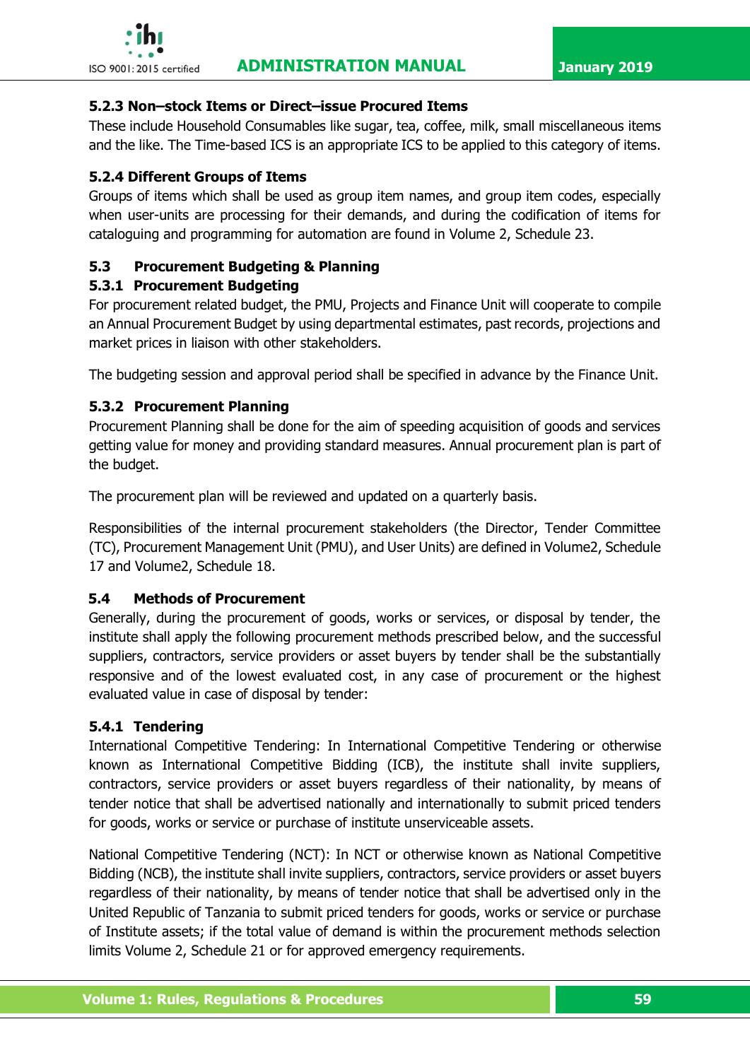#### 5.2.3 Non–stock Items or Direct–issue Procured Items

These include Household Consumables like sugar, tea, coffee, milk, small miscellaneous items and the like. The Time-based ICS is an appropriate ICS to be applied to this category of items.

#### 5.2.4 Different Groups of Items

Groups of items which shall be used as group item names, and group item codes, especially when user-units are processing for their demands, and during the codification of items for cataloguing and programming for automation are found in Volume 2, Schedule 23.

### 5.3 Procurement Budgeting & Planning

#### 5.3.1 Procurement Budgeting

For procurement related budget, the PMU, Projects and Finance Unit will cooperate to compile an Annual Procurement Budget by using departmental estimates, past records, projections and market prices in liaison with other stakeholders.

The budgeting session and approval period shall be specified in advance by the Finance Unit.

#### 5.3.2 Procurement Planning

Procurement Planning shall be done for the aim of speeding acquisition of goods and services getting value for money and providing standard measures. Annual procurement plan is part of the budget.

The procurement plan will be reviewed and updated on a quarterly basis.

Responsibilities of the internal procurement stakeholders (the Director, Tender Committee (TC), Procurement Management Unit (PMU), and User Units) are defined in Volume2, Schedule 17 and Volume2, Schedule 18.

### 5.4 Methods of Procurement

Generally, during the procurement of goods, works or services, or disposal by tender, the institute shall apply the following procurement methods prescribed below, and the successful suppliers, contractors, service providers or asset buyers by tender shall be the substantially responsive and of the lowest evaluated cost, in any case of procurement or the highest evaluated value in case of disposal by tender:

#### 5.4.1 Tendering

International Competitive Tendering: In International Competitive Tendering or otherwise known as International Competitive Bidding (ICB), the institute shall invite suppliers, contractors, service providers or asset buyers regardless of their nationality, by means of tender notice that shall be advertised nationally and internationally to submit priced tenders for goods, works or service or purchase of institute unserviceable assets.

National Competitive Tendering (NCT): In NCT or otherwise known as National Competitive Bidding (NCB), the institute shall invite suppliers, contractors, service providers or asset buyers regardless of their nationality, by means of tender notice that shall be advertised only in the United Republic of Tanzania to submit priced tenders for goods, works or service or purchase of Institute assets; if the total value of demand is within the procurement methods selection limits Volume 2, Schedule 21 or for approved emergency requirements.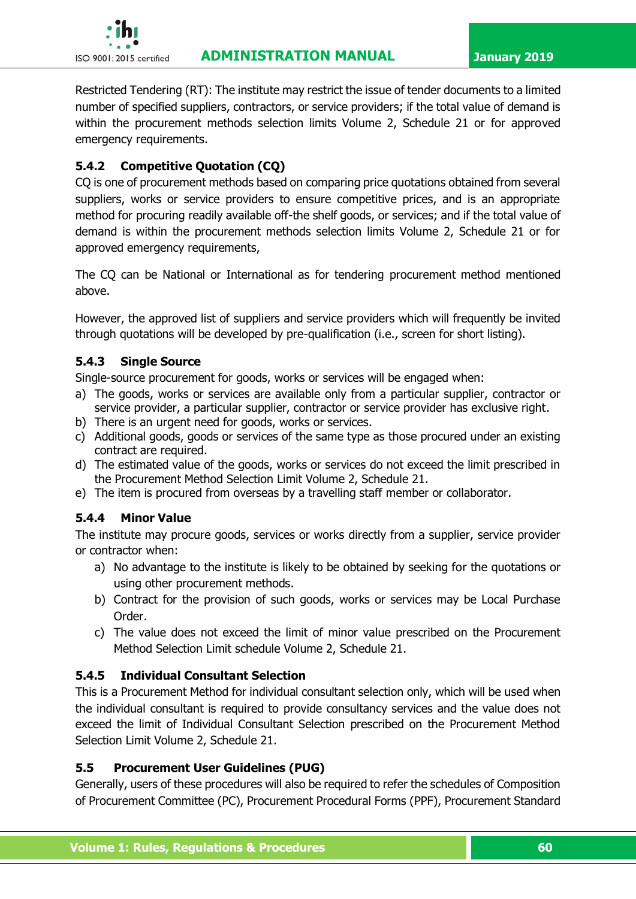Restricted Tendering (RT): The institute may restrict the issue of tender documents to a limited number of specified suppliers, contractors, or service providers; if the total value of demand is within the procurement methods selection limits Volume 2, Schedule 21 or for approved emergency requirements.

### 5.4.2 Competitive Quotation (CQ)

CQ is one of procurement methods based on comparing price quotations obtained from several suppliers, works or service providers to ensure competitive prices, and is an appropriate method for procuring readily available off-the shelf goods, or services; and if the total value of demand is within the procurement methods selection limits Volume 2, Schedule 21 or for approved emergency requirements,

The CQ can be National or International as for tendering procurement method mentioned above.

However, the approved list of suppliers and service providers which will frequently be invited through quotations will be developed by pre-qualification (i.e., screen for short listing).

### 5.4.3 Single Source

Single-source procurement for goods, works or services will be engaged when:

a) The goods, works or services are available only from a particular supplier, contractor or service provider, a particular supplier, contractor or service provider has exclusive right.
b) There is an urgent need for goods, works or services.
c) Additional goods, goods or services of the same type as those procured under an existing contract are required.
d) The estimated value of the goods, works or services do not exceed the limit prescribed in the Procurement Method Selection Limit Volume 2, Schedule 21.
e) The item is procured from overseas by a travelling staff member or collaborator.

### 5.4.4 Minor Value

The institute may procure goods, services or works directly from a supplier, service provider or contractor when:

a) No advantage to the institute is likely to be obtained by seeking for the quotations or using other procurement methods.
b) Contract for the provision of such goods, works or services may be Local Purchase Order.
c) The value does not exceed the limit of minor value prescribed on the Procurement Method Selection Limit schedule Volume 2, Schedule 21.

### 5.4.5 Individual Consultant Selection

This is a Procurement Method for individual consultant selection only, which will be used when the individual consultant is required to provide consultancy services and the value does not exceed the limit of Individual Consultant Selection prescribed on the Procurement Method Selection Limit Volume 2, Schedule 21.

## 5.5 Procurement User Guidelines (PUG)

Generally, users of these procedures will also be required to refer the schedules of Composition of Procurement Committee (PC), Procurement Procedural Forms (PPF), Procurement Standard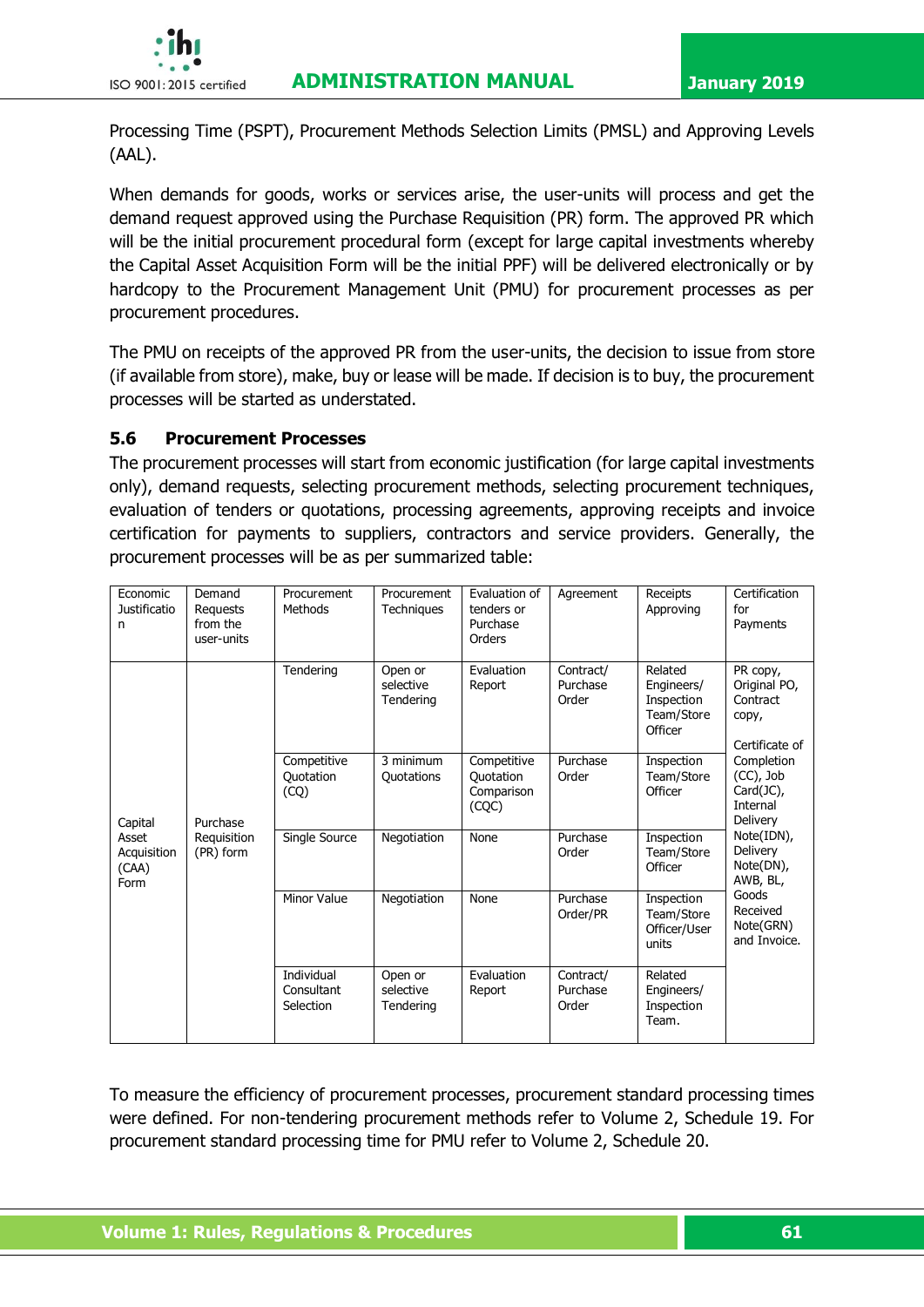Processing Time (PSPT), Procurement Methods Selection Limits (PMSL) and Approving Levels (AAL).

When demands for goods, works or services arise, the user-units will process and get the demand request approved using the Purchase Requisition (PR) form. The approved PR which will be the initial procurement procedural form (except for large capital investments whereby the Capital Asset Acquisition Form will be the initial PPF) will be delivered electronically or by hardcopy to the Procurement Management Unit (PMU) for procurement processes as per procurement procedures.

The PMU on receipts of the approved PR from the user-units, the decision to issue from store (if available from store), make, buy or lease will be made. If decision is to buy, the procurement processes will be started as understated.

### 5.6 Procurement Processes

The procurement processes will start from economic justification (for large capital investments only), demand requests, selecting procurement methods, selecting procurement techniques, evaluation of tenders or quotations, processing agreements, approving receipts and invoice certification for payments to suppliers, contractors and service providers. Generally, the procurement processes will be as per summarized table:

| Economic Justification | Demand Requests from the user-units | Procurement Methods | Procurement Techniques | Evaluation of tenders or Purchase Orders | Agreement | Receipts Approving | Certification for Payments |
|---|---|---|---|---|---|---|---|
| Capital Asset Acquisition (CAA) Form | Purchase Requisition (PR) form | Tendering | Open or selective Tendering | Evaluation Report | Contract/ Purchase Order | Related Engineers/ Inspection Team/Store Officer | PR copy, Original PO, Contract copy, Certificate of Completion (CC), Job Card(JC), Internal Delivery Note(IDN), Delivery Note(DN), AWB, BL, Goods Received Note(GRN) and Invoice. |
| | | Competitive Quotation (CQ) | 3 minimum Quotations | Competitive Quotation Comparison (CQC) | Purchase Order | Inspection Team/Store Officer | |
| | | Single Source | Negotiation | None | Purchase Order | Inspection Team/Store Officer | |
| | | Minor Value | Negotiation | None | Purchase Order/PR | Inspection Team/Store Officer/User units | |
| | | Individual Consultant Selection | Open or selective Tendering | Evaluation Report | Contract/ Purchase Order | Related Engineers/ Inspection Team. | |

To measure the efficiency of procurement processes, procurement standard processing times were defined. For non-tendering procurement methods refer to Volume 2, Schedule 19. For procurement standard processing time for PMU refer to Volume 2, Schedule 20.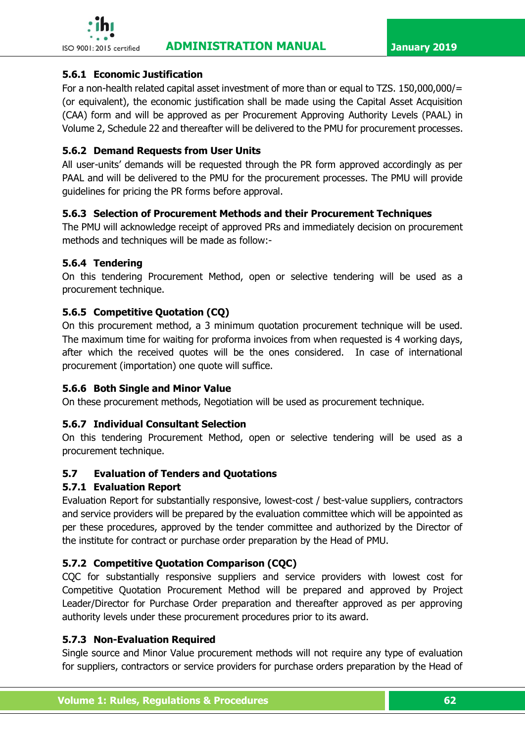### 5.6.1 Economic Justification

For a non-health related capital asset investment of more than or equal to TZS. 150,000,000/= (or equivalent), the economic justification shall be made using the Capital Asset Acquisition (CAA) form and will be approved as per Procurement Approving Authority Levels (PAAL) in Volume 2, Schedule 22 and thereafter will be delivered to the PMU for procurement processes.

### 5.6.2 Demand Requests from User Units

All user-units' demands will be requested through the PR form approved accordingly as per PAAL and will be delivered to the PMU for the procurement processes. The PMU will provide guidelines for pricing the PR forms before approval.

### 5.6.3 Selection of Procurement Methods and their Procurement Techniques

The PMU will acknowledge receipt of approved PRs and immediately decision on procurement methods and techniques will be made as follow:-

### 5.6.4 Tendering

On this tendering Procurement Method, open or selective tendering will be used as a procurement technique.

### 5.6.5 Competitive Quotation (CQ)

On this procurement method, a 3 minimum quotation procurement technique will be used. The maximum time for waiting for proforma invoices from when requested is 4 working days, after which the received quotes will be the ones considered. In case of international procurement (importation) one quote will suffice.

### 5.6.6 Both Single and Minor Value

On these procurement methods, Negotiation will be used as procurement technique.

### 5.6.7 Individual Consultant Selection

On this tendering Procurement Method, open or selective tendering will be used as a procurement technique.

## 5.7 Evaluation of Tenders and Quotations

### 5.7.1 Evaluation Report

Evaluation Report for substantially responsive, lowest-cost / best-value suppliers, contractors and service providers will be prepared by the evaluation committee which will be appointed as per these procedures, approved by the tender committee and authorized by the Director of the institute for contract or purchase order preparation by the Head of PMU.

### 5.7.2 Competitive Quotation Comparison (CQC)

CQC for substantially responsive suppliers and service providers with lowest cost for Competitive Quotation Procurement Method will be prepared and approved by Project Leader/Director for Purchase Order preparation and thereafter approved as per approving authority levels under these procurement procedures prior to its award.

### 5.7.3 Non-Evaluation Required

Single source and Minor Value procurement methods will not require any type of evaluation for suppliers, contractors or service providers for purchase orders preparation by the Head of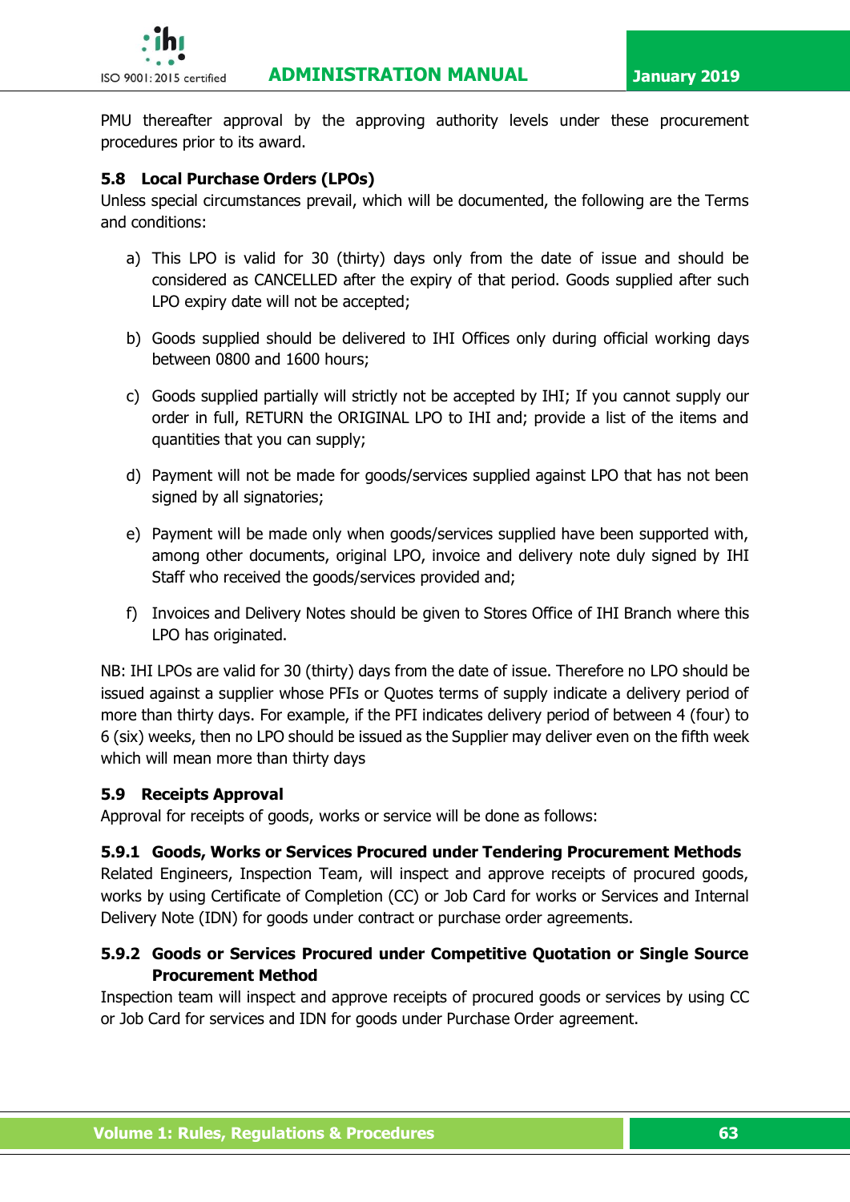PMU thereafter approval by the approving authority levels under these procurement procedures prior to its award.

### 5.8 Local Purchase Orders (LPOs)

Unless special circumstances prevail, which will be documented, the following are the Terms and conditions:

a) This LPO is valid for 30 (thirty) days only from the date of issue and should be considered as CANCELLED after the expiry of that period. Goods supplied after such LPO expiry date will not be accepted;

b) Goods supplied should be delivered to IHI Offices only during official working days between 0800 and 1600 hours;

c) Goods supplied partially will strictly not be accepted by IHI; If you cannot supply our order in full, RETURN the ORIGINAL LPO to IHI and; provide a list of the items and quantities that you can supply;

d) Payment will not be made for goods/services supplied against LPO that has not been signed by all signatories;

e) Payment will be made only when goods/services supplied have been supported with, among other documents, original LPO, invoice and delivery note duly signed by IHI Staff who received the goods/services provided and;

f) Invoices and Delivery Notes should be given to Stores Office of IHI Branch where this LPO has originated.

NB: IHI LPOs are valid for 30 (thirty) days from the date of issue. Therefore no LPO should be issued against a supplier whose PFIs or Quotes terms of supply indicate a delivery period of more than thirty days. For example, if the PFI indicates delivery period of between 4 (four) to 6 (six) weeks, then no LPO should be issued as the Supplier may deliver even on the fifth week which will mean more than thirty days

### 5.9 Receipts Approval

Approval for receipts of goods, works or service will be done as follows:

#### 5.9.1 Goods, Works or Services Procured under Tendering Procurement Methods

Related Engineers, Inspection Team, will inspect and approve receipts of procured goods, works by using Certificate of Completion (CC) or Job Card for works or Services and Internal Delivery Note (IDN) for goods under contract or purchase order agreements.

#### 5.9.2 Goods or Services Procured under Competitive Quotation or Single Source Procurement Method

Inspection team will inspect and approve receipts of procured goods or services by using CC or Job Card for services and IDN for goods under Purchase Order agreement.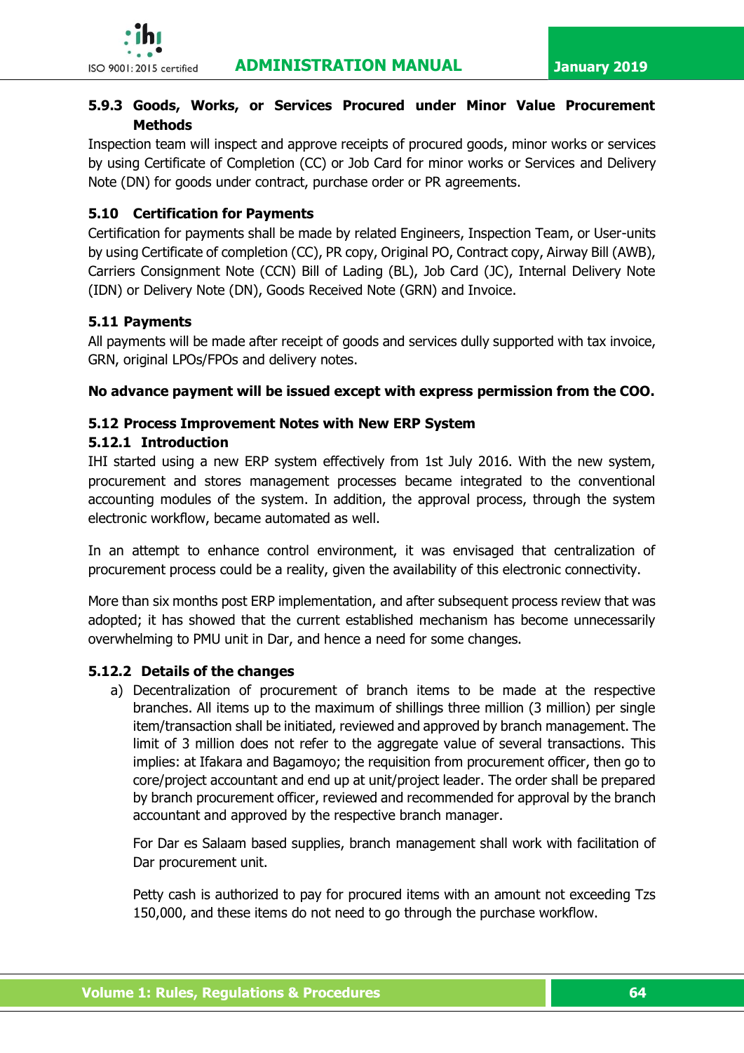### 5.9.3 Goods, Works, or Services Procured under Minor Value Procurement Methods

Inspection team will inspect and approve receipts of procured goods, minor works or services by using Certificate of Completion (CC) or Job Card for minor works or Services and Delivery Note (DN) for goods under contract, purchase order or PR agreements.

## 5.10 Certification for Payments

Certification for payments shall be made by related Engineers, Inspection Team, or User-units by using Certificate of completion (CC), PR copy, Original PO, Contract copy, Airway Bill (AWB), Carriers Consignment Note (CCN) Bill of Lading (BL), Job Card (JC), Internal Delivery Note (IDN) or Delivery Note (DN), Goods Received Note (GRN) and Invoice.

## 5.11 Payments

All payments will be made after receipt of goods and services dully supported with tax invoice, GRN, original LPOs/FPOs and delivery notes.

**No advance payment will be issued except with express permission from the COO.**

## 5.12 Process Improvement Notes with New ERP System

### 5.12.1 Introduction

IHI started using a new ERP system effectively from 1st July 2016. With the new system, procurement and stores management processes became integrated to the conventional accounting modules of the system. In addition, the approval process, through the system electronic workflow, became automated as well.

In an attempt to enhance control environment, it was envisaged that centralization of procurement process could be a reality, given the availability of this electronic connectivity.

More than six months post ERP implementation, and after subsequent process review that was adopted; it has showed that the current established mechanism has become unnecessarily overwhelming to PMU unit in Dar, and hence a need for some changes.

### 5.12.2 Details of the changes

a) Decentralization of procurement of branch items to be made at the respective branches. All items up to the maximum of shillings three million (3 million) per single item/transaction shall be initiated, reviewed and approved by branch management. The limit of 3 million does not refer to the aggregate value of several transactions. This implies: at Ifakara and Bagamoyo; the requisition from procurement officer, then go to core/project accountant and end up at unit/project leader. The order shall be prepared by branch procurement officer, reviewed and recommended for approval by the branch accountant and approved by the respective branch manager.

   For Dar es Salaam based supplies, branch management shall work with facilitation of Dar procurement unit.

   Petty cash is authorized to pay for procured items with an amount not exceeding Tzs 150,000, and these items do not need to go through the purchase workflow.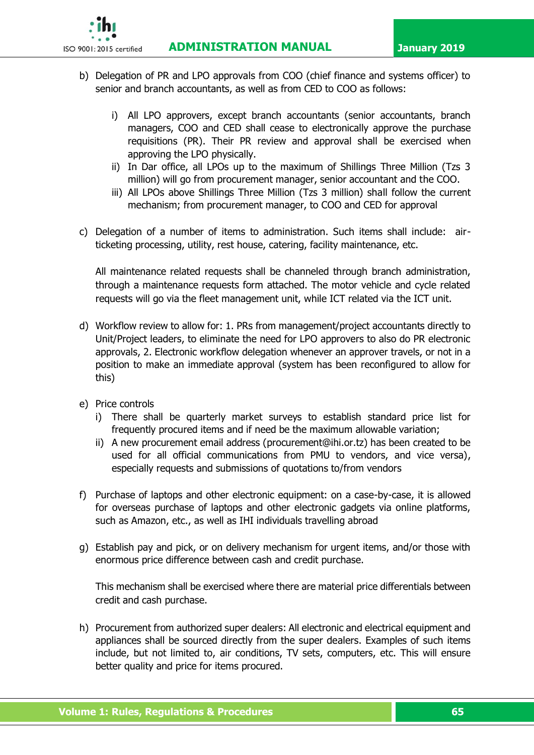b) Delegation of PR and LPO approvals from COO (chief finance and systems officer) to senior and branch accountants, as well as from CED to COO as follows:

   i) All LPO approvers, except branch accountants (senior accountants, branch managers, COO and CED shall cease to electronically approve the purchase requisitions (PR). Their PR review and approval shall be exercised when approving the LPO physically.
   ii) In Dar office, all LPOs up to the maximum of Shillings Three Million (Tzs 3 million) will go from procurement manager, senior accountant and the COO.
   iii) All LPOs above Shillings Three Million (Tzs 3 million) shall follow the current mechanism; from procurement manager, to COO and CED for approval

c) Delegation of a number of items to administration. Such items shall include: air-ticketing processing, utility, rest house, catering, facility maintenance, etc.

   All maintenance related requests shall be channeled through branch administration, through a maintenance requests form attached. The motor vehicle and cycle related requests will go via the fleet management unit, while ICT related via the ICT unit.

d) Workflow review to allow for: 1. PRs from management/project accountants directly to Unit/Project leaders, to eliminate the need for LPO approvers to also do PR electronic approvals, 2. Electronic workflow delegation whenever an approver travels, or not in a position to make an immediate approval (system has been reconfigured to allow for this)

e) Price controls
   i) There shall be quarterly market surveys to establish standard price list for frequently procured items and if need be the maximum allowable variation;
   ii) A new procurement email address (procurement@ihi.or.tz) has been created to be used for all official communications from PMU to vendors, and vice versa), especially requests and submissions of quotations to/from vendors

f) Purchase of laptops and other electronic equipment: on a case-by-case, it is allowed for overseas purchase of laptops and other electronic gadgets via online platforms, such as Amazon, etc., as well as IHI individuals travelling abroad

g) Establish pay and pick, or on delivery mechanism for urgent items, and/or those with enormous price difference between cash and credit purchase.

   This mechanism shall be exercised where there are material price differentials between credit and cash purchase.

h) Procurement from authorized super dealers: All electronic and electrical equipment and appliances shall be sourced directly from the super dealers. Examples of such items include, but not limited to, air conditions, TV sets, computers, etc. This will ensure better quality and price for items procured.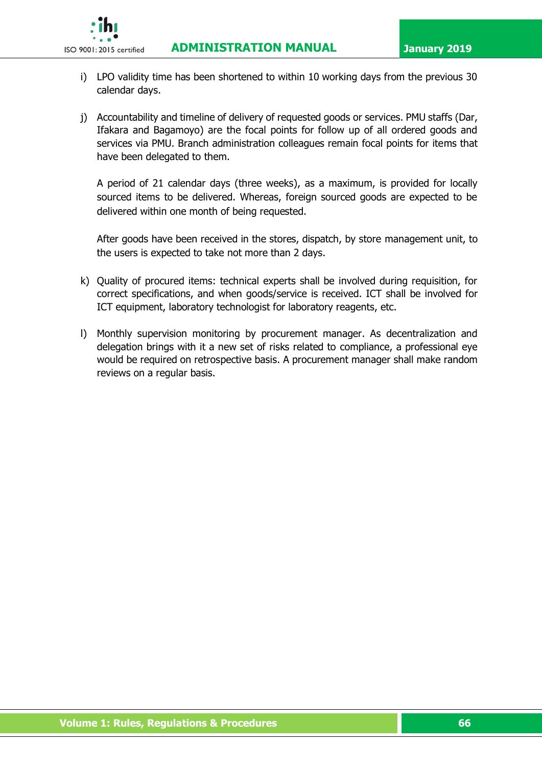i) LPO validity time has been shortened to within 10 working days from the previous 30 calendar days.

j) Accountability and timeline of delivery of requested goods or services. PMU staffs (Dar, Ifakara and Bagamoyo) are the focal points for follow up of all ordered goods and services via PMU. Branch administration colleagues remain focal points for items that have been delegated to them.

   A period of 21 calendar days (three weeks), as a maximum, is provided for locally sourced items to be delivered. Whereas, foreign sourced goods are expected to be delivered within one month of being requested.

   After goods have been received in the stores, dispatch, by store management unit, to the users is expected to take not more than 2 days.

k) Quality of procured items: technical experts shall be involved during requisition, for correct specifications, and when goods/service is received. ICT shall be involved for ICT equipment, laboratory technologist for laboratory reagents, etc.

l) Monthly supervision monitoring by procurement manager. As decentralization and delegation brings with it a new set of risks related to compliance, a professional eye would be required on retrospective basis. A procurement manager shall make random reviews on a regular basis.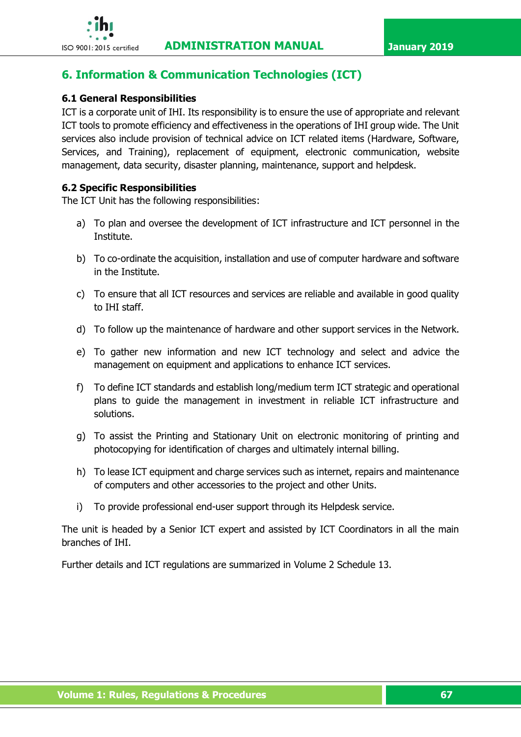# 6. Information & Communication Technologies (ICT)

### 6.1 General Responsibilities

ICT is a corporate unit of IHI. Its responsibility is to ensure the use of appropriate and relevant ICT tools to promote efficiency and effectiveness in the operations of IHI group wide. The Unit services also include provision of technical advice on ICT related items (Hardware, Software, Services, and Training), replacement of equipment, electronic communication, website management, data security, disaster planning, maintenance, support and helpdesk.

### 6.2 Specific Responsibilities

The ICT Unit has the following responsibilities:

a) To plan and oversee the development of ICT infrastructure and ICT personnel in the Institute.

b) To co-ordinate the acquisition, installation and use of computer hardware and software in the Institute.

c) To ensure that all ICT resources and services are reliable and available in good quality to IHI staff.

d) To follow up the maintenance of hardware and other support services in the Network.

e) To gather new information and new ICT technology and select and advice the management on equipment and applications to enhance ICT services.

f) To define ICT standards and establish long/medium term ICT strategic and operational plans to guide the management in investment in reliable ICT infrastructure and solutions.

g) To assist the Printing and Stationary Unit on electronic monitoring of printing and photocopying for identification of charges and ultimately internal billing.

h) To lease ICT equipment and charge services such as internet, repairs and maintenance of computers and other accessories to the project and other Units.

i) To provide professional end-user support through its Helpdesk service.

The unit is headed by a Senior ICT expert and assisted by ICT Coordinators in all the main branches of IHI.

Further details and ICT regulations are summarized in Volume 2 Schedule 13.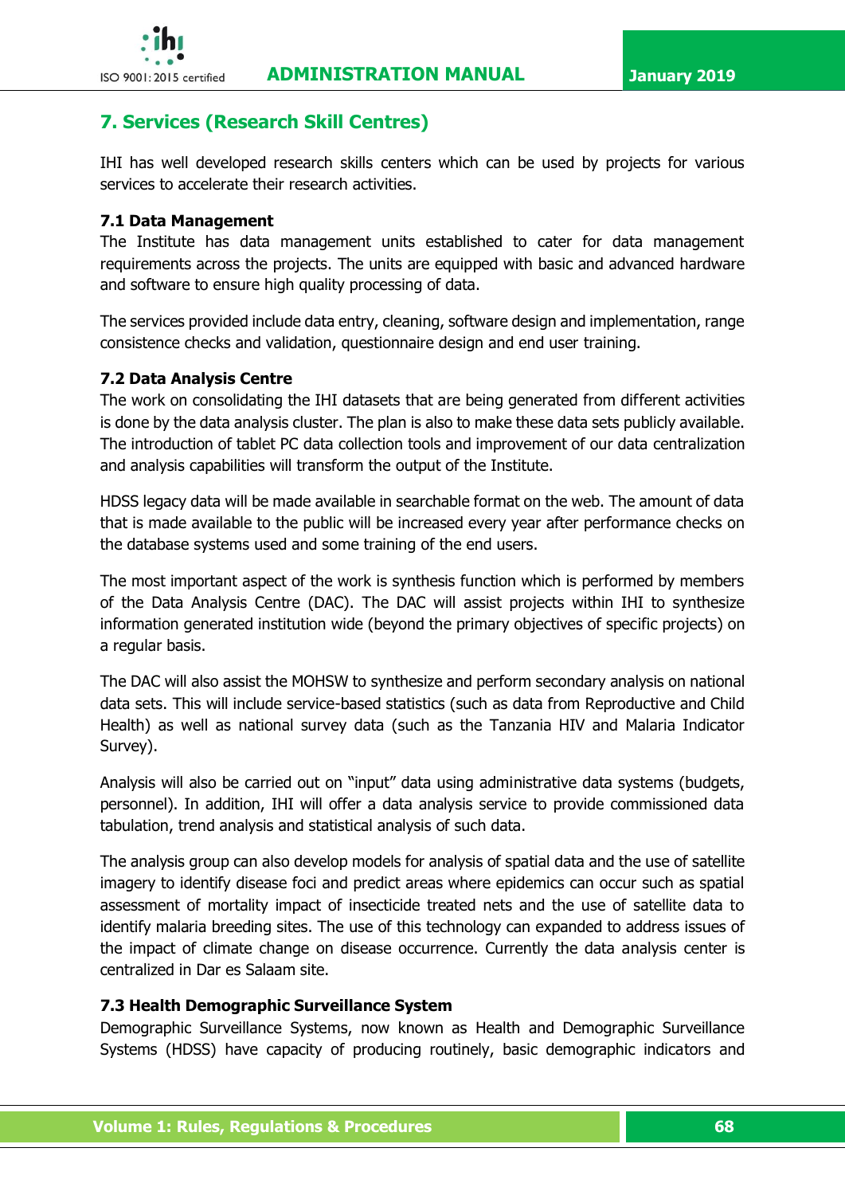## 7. Services (Research Skill Centres)

IHI has well developed research skills centers which can be used by projects for various services to accelerate their research activities.

### 7.1 Data Management

The Institute has data management units established to cater for data management requirements across the projects. The units are equipped with basic and advanced hardware and software to ensure high quality processing of data.

The services provided include data entry, cleaning, software design and implementation, range consistence checks and validation, questionnaire design and end user training.

### 7.2 Data Analysis Centre

The work on consolidating the IHI datasets that are being generated from different activities is done by the data analysis cluster. The plan is also to make these data sets publicly available. The introduction of tablet PC data collection tools and improvement of our data centralization and analysis capabilities will transform the output of the Institute.

HDSS legacy data will be made available in searchable format on the web. The amount of data that is made available to the public will be increased every year after performance checks on the database systems used and some training of the end users.

The most important aspect of the work is synthesis function which is performed by members of the Data Analysis Centre (DAC). The DAC will assist projects within IHI to synthesize information generated institution wide (beyond the primary objectives of specific projects) on a regular basis.

The DAC will also assist the MOHSW to synthesize and perform secondary analysis on national data sets. This will include service-based statistics (such as data from Reproductive and Child Health) as well as national survey data (such as the Tanzania HIV and Malaria Indicator Survey).

Analysis will also be carried out on "input" data using administrative data systems (budgets, personnel). In addition, IHI will offer a data analysis service to provide commissioned data tabulation, trend analysis and statistical analysis of such data.

The analysis group can also develop models for analysis of spatial data and the use of satellite imagery to identify disease foci and predict areas where epidemics can occur such as spatial assessment of mortality impact of insecticide treated nets and the use of satellite data to identify malaria breeding sites. The use of this technology can expanded to address issues of the impact of climate change on disease occurrence. Currently the data analysis center is centralized in Dar es Salaam site.

### 7.3 Health Demographic Surveillance System

Demographic Surveillance Systems, now known as Health and Demographic Surveillance Systems (HDSS) have capacity of producing routinely, basic demographic indicators and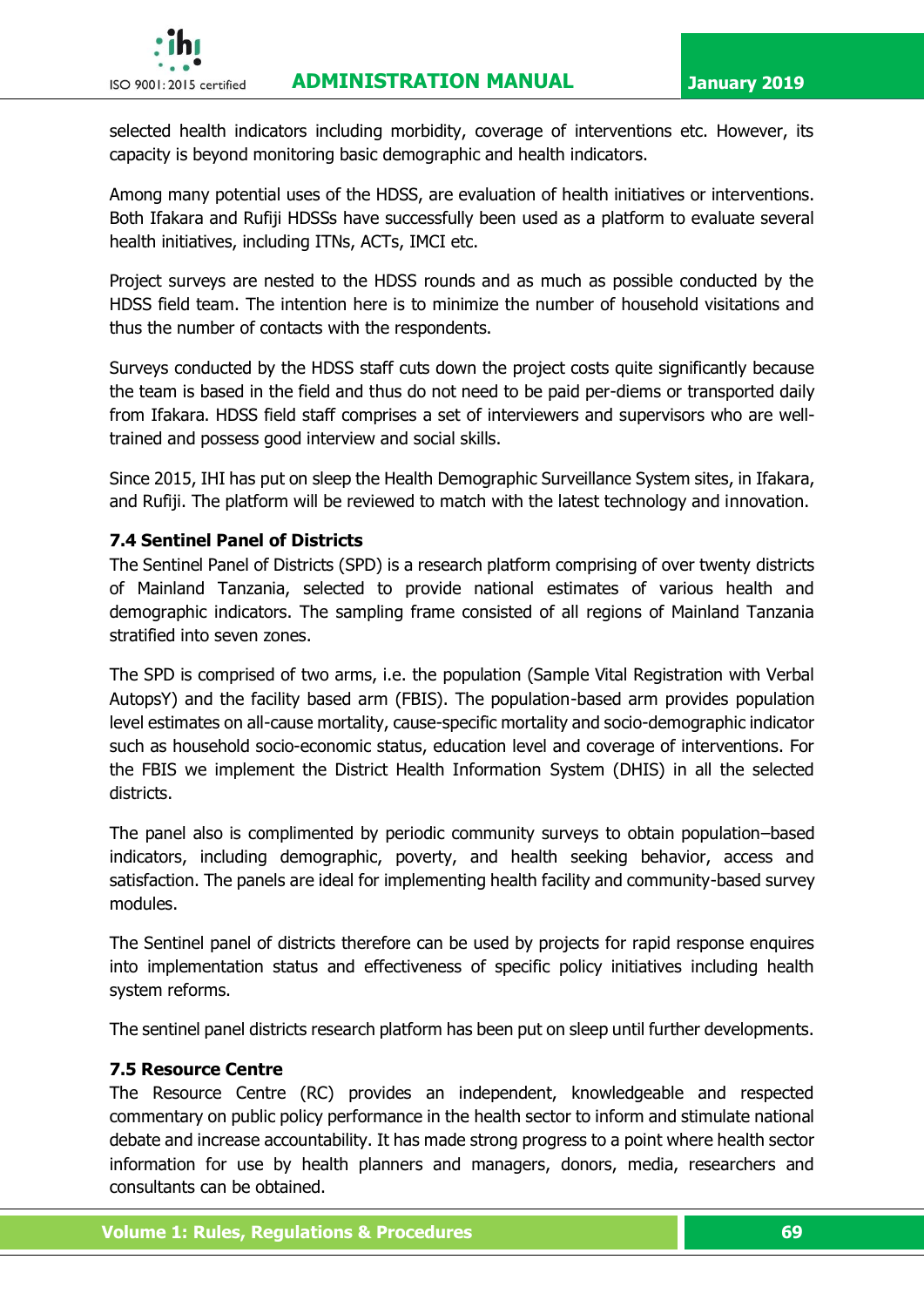selected health indicators including morbidity, coverage of interventions etc. However, its capacity is beyond monitoring basic demographic and health indicators.

Among many potential uses of the HDSS, are evaluation of health initiatives or interventions. Both Ifakara and Rufiji HDSSs have successfully been used as a platform to evaluate several health initiatives, including ITNs, ACTs, IMCI etc.

Project surveys are nested to the HDSS rounds and as much as possible conducted by the HDSS field team. The intention here is to minimize the number of household visitations and thus the number of contacts with the respondents.

Surveys conducted by the HDSS staff cuts down the project costs quite significantly because the team is based in the field and thus do not need to be paid per-diems or transported daily from Ifakara. HDSS field staff comprises a set of interviewers and supervisors who are well-trained and possess good interview and social skills.

Since 2015, IHI has put on sleep the Health Demographic Surveillance System sites, in Ifakara, and Rufiji. The platform will be reviewed to match with the latest technology and innovation.

### 7.4 Sentinel Panel of Districts

The Sentinel Panel of Districts (SPD) is a research platform comprising of over twenty districts of Mainland Tanzania, selected to provide national estimates of various health and demographic indicators. The sampling frame consisted of all regions of Mainland Tanzania stratified into seven zones.

The SPD is comprised of two arms, i.e. the population (Sample Vital Registration with Verbal AutopsY) and the facility based arm (FBIS). The population-based arm provides population level estimates on all-cause mortality, cause-specific mortality and socio-demographic indicator such as household socio-economic status, education level and coverage of interventions. For the FBIS we implement the District Health Information System (DHIS) in all the selected districts.

The panel also is complimented by periodic community surveys to obtain population–based indicators, including demographic, poverty, and health seeking behavior, access and satisfaction. The panels are ideal for implementing health facility and community-based survey modules.

The Sentinel panel of districts therefore can be used by projects for rapid response enquires into implementation status and effectiveness of specific policy initiatives including health system reforms.

The sentinel panel districts research platform has been put on sleep until further developments.

### 7.5 Resource Centre

The Resource Centre (RC) provides an independent, knowledgeable and respected commentary on public policy performance in the health sector to inform and stimulate national debate and increase accountability. It has made strong progress to a point where health sector information for use by health planners and managers, donors, media, researchers and consultants can be obtained.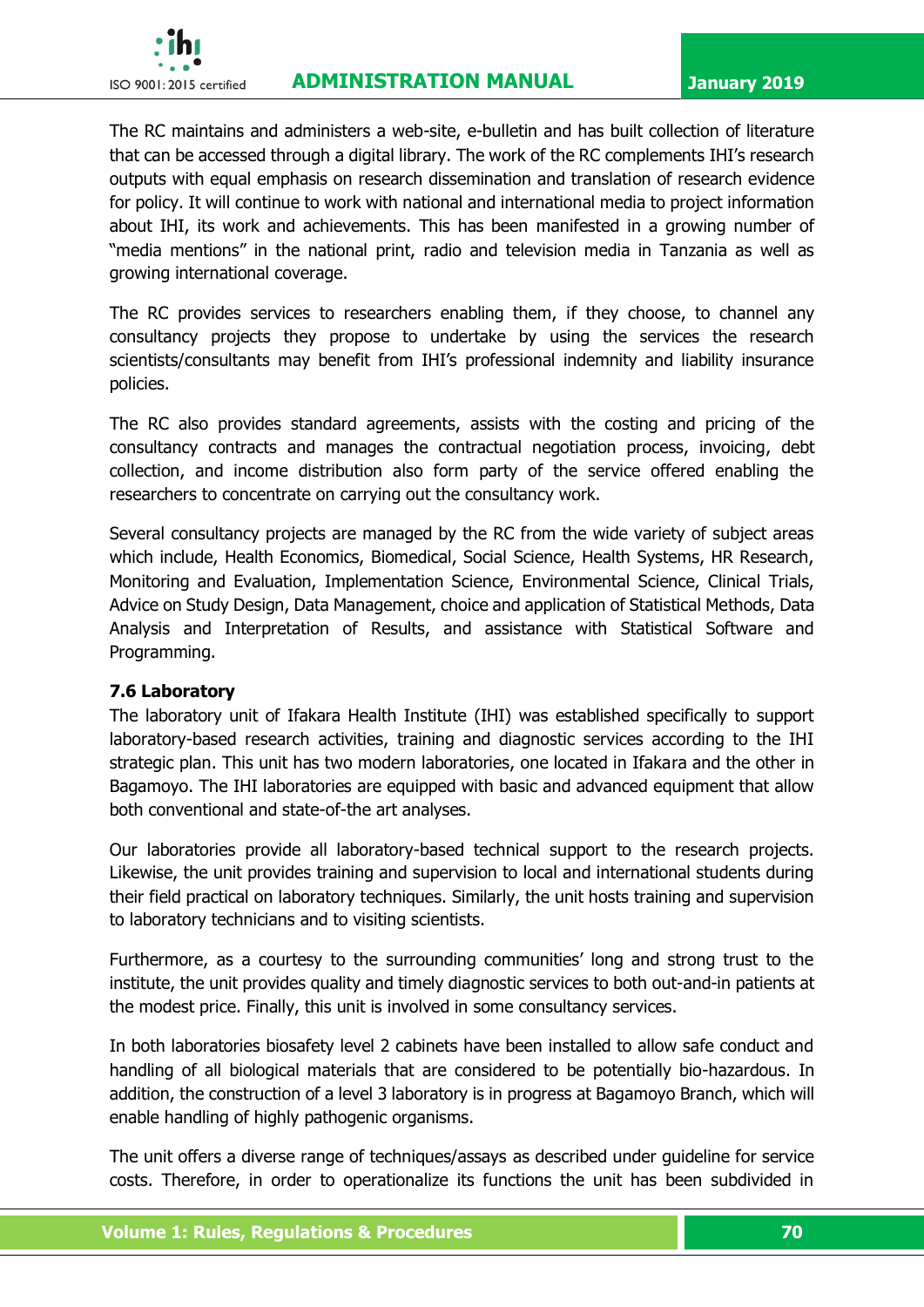The RC maintains and administers a web-site, e-bulletin and has built collection of literature that can be accessed through a digital library. The work of the RC complements IHI's research outputs with equal emphasis on research dissemination and translation of research evidence for policy. It will continue to work with national and international media to project information about IHI, its work and achievements. This has been manifested in a growing number of "media mentions" in the national print, radio and television media in Tanzania as well as growing international coverage.

The RC provides services to researchers enabling them, if they choose, to channel any consultancy projects they propose to undertake by using the services the research scientists/consultants may benefit from IHI's professional indemnity and liability insurance policies.

The RC also provides standard agreements, assists with the costing and pricing of the consultancy contracts and manages the contractual negotiation process, invoicing, debt collection, and income distribution also form party of the service offered enabling the researchers to concentrate on carrying out the consultancy work.

Several consultancy projects are managed by the RC from the wide variety of subject areas which include, Health Economics, Biomedical, Social Science, Health Systems, HR Research, Monitoring and Evaluation, Implementation Science, Environmental Science, Clinical Trials, Advice on Study Design, Data Management, choice and application of Statistical Methods, Data Analysis and Interpretation of Results, and assistance with Statistical Software and Programming.

### 7.6 Laboratory

The laboratory unit of Ifakara Health Institute (IHI) was established specifically to support laboratory-based research activities, training and diagnostic services according to the IHI strategic plan. This unit has two modern laboratories, one located in Ifakara and the other in Bagamoyo. The IHI laboratories are equipped with basic and advanced equipment that allow both conventional and state-of-the art analyses.

Our laboratories provide all laboratory-based technical support to the research projects. Likewise, the unit provides training and supervision to local and international students during their field practical on laboratory techniques. Similarly, the unit hosts training and supervision to laboratory technicians and to visiting scientists.

Furthermore, as a courtesy to the surrounding communities' long and strong trust to the institute, the unit provides quality and timely diagnostic services to both out-and-in patients at the modest price. Finally, this unit is involved in some consultancy services.

In both laboratories biosafety level 2 cabinets have been installed to allow safe conduct and handling of all biological materials that are considered to be potentially bio-hazardous. In addition, the construction of a level 3 laboratory is in progress at Bagamoyo Branch, which will enable handling of highly pathogenic organisms.

The unit offers a diverse range of techniques/assays as described under guideline for service costs. Therefore, in order to operationalize its functions the unit has been subdivided in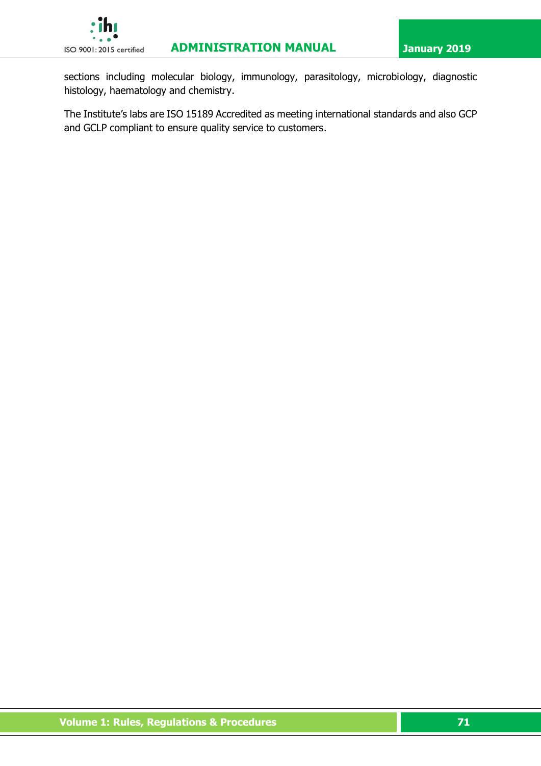sections including molecular biology, immunology, parasitology, microbiology, diagnostic histology, haematology and chemistry.

The Institute's labs are ISO 15189 Accredited as meeting international standards and also GCP and GCLP compliant to ensure quality service to customers.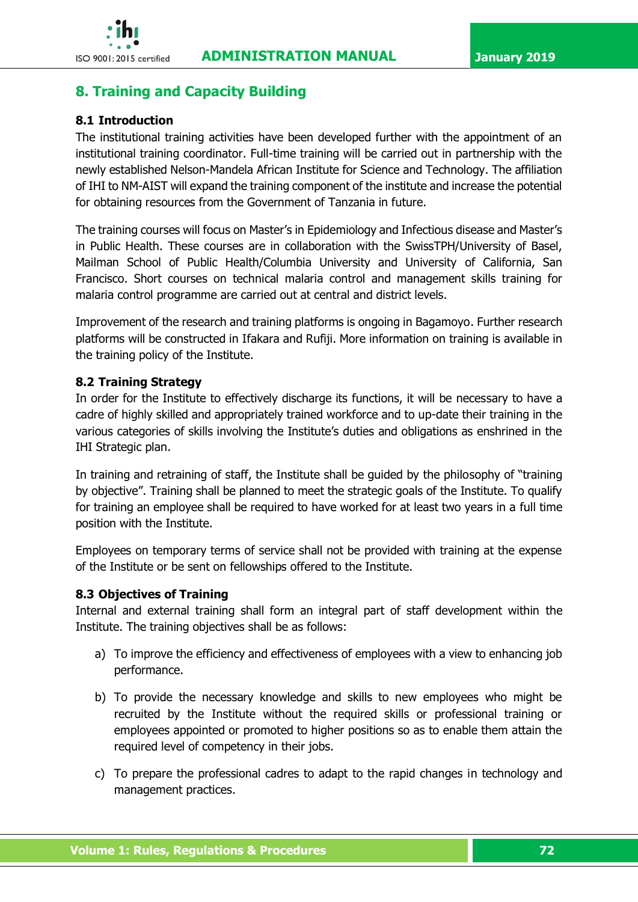## 8. Training and Capacity Building

### 8.1 Introduction

The institutional training activities have been developed further with the appointment of an institutional training coordinator. Full-time training will be carried out in partnership with the newly established Nelson-Mandela African Institute for Science and Technology. The affiliation of IHI to NM-AIST will expand the training component of the institute and increase the potential for obtaining resources from the Government of Tanzania in future.

The training courses will focus on Master's in Epidemiology and Infectious disease and Master's in Public Health. These courses are in collaboration with the SwissTPH/University of Basel, Mailman School of Public Health/Columbia University and University of California, San Francisco. Short courses on technical malaria control and management skills training for malaria control programme are carried out at central and district levels.

Improvement of the research and training platforms is ongoing in Bagamoyo. Further research platforms will be constructed in Ifakara and Rufiji. More information on training is available in the training policy of the Institute.

### 8.2 Training Strategy

In order for the Institute to effectively discharge its functions, it will be necessary to have a cadre of highly skilled and appropriately trained workforce and to up-date their training in the various categories of skills involving the Institute's duties and obligations as enshrined in the IHI Strategic plan.

In training and retraining of staff, the Institute shall be guided by the philosophy of "training by objective". Training shall be planned to meet the strategic goals of the Institute. To qualify for training an employee shall be required to have worked for at least two years in a full time position with the Institute.

Employees on temporary terms of service shall not be provided with training at the expense of the Institute or be sent on fellowships offered to the Institute.

### 8.3 Objectives of Training

Internal and external training shall form an integral part of staff development within the Institute. The training objectives shall be as follows:

a) To improve the efficiency and effectiveness of employees with a view to enhancing job performance.

b) To provide the necessary knowledge and skills to new employees who might be recruited by the Institute without the required skills or professional training or employees appointed or promoted to higher positions so as to enable them attain the required level of competency in their jobs.

c) To prepare the professional cadres to adapt to the rapid changes in technology and management practices.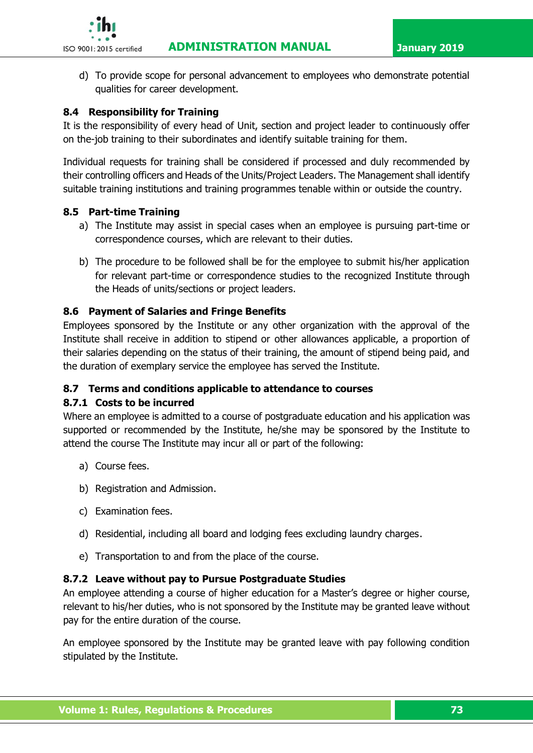d) To provide scope for personal advancement to employees who demonstrate potential qualities for career development.

### 8.4 Responsibility for Training

It is the responsibility of every head of Unit, section and project leader to continuously offer on the-job training to their subordinates and identify suitable training for them.

Individual requests for training shall be considered if processed and duly recommended by their controlling officers and Heads of the Units/Project Leaders. The Management shall identify suitable training institutions and training programmes tenable within or outside the country.

### 8.5 Part-time Training

a) The Institute may assist in special cases when an employee is pursuing part-time or correspondence courses, which are relevant to their duties.

b) The procedure to be followed shall be for the employee to submit his/her application for relevant part-time or correspondence studies to the recognized Institute through the Heads of units/sections or project leaders.

### 8.6 Payment of Salaries and Fringe Benefits

Employees sponsored by the Institute or any other organization with the approval of the Institute shall receive in addition to stipend or other allowances applicable, a proportion of their salaries depending on the status of their training, the amount of stipend being paid, and the duration of exemplary service the employee has served the Institute.

### 8.7 Terms and conditions applicable to attendance to courses

#### 8.7.1 Costs to be incurred

Where an employee is admitted to a course of postgraduate education and his application was supported or recommended by the Institute, he/she may be sponsored by the Institute to attend the course The Institute may incur all or part of the following:

a) Course fees.

b) Registration and Admission.

c) Examination fees.

d) Residential, including all board and lodging fees excluding laundry charges.

e) Transportation to and from the place of the course.

#### 8.7.2 Leave without pay to Pursue Postgraduate Studies

An employee attending a course of higher education for a Master's degree or higher course, relevant to his/her duties, who is not sponsored by the Institute may be granted leave without pay for the entire duration of the course.

An employee sponsored by the Institute may be granted leave with pay following condition stipulated by the Institute.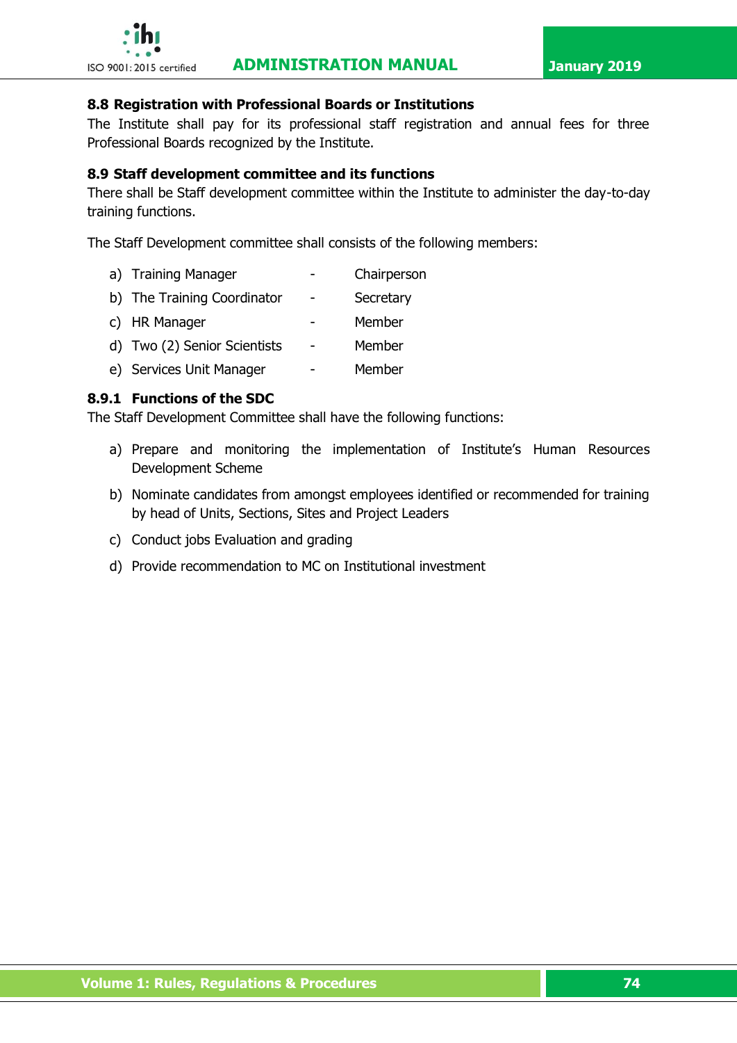### 8.8 Registration with Professional Boards or Institutions

The Institute shall pay for its professional staff registration and annual fees for three Professional Boards recognized by the Institute.

### 8.9 Staff development committee and its functions

There shall be Staff development committee within the Institute to administer the day-to-day training functions.

The Staff Development committee shall consists of the following members:

a) Training Manager - Chairperson
b) The Training Coordinator - Secretary
c) HR Manager - Member
d) Two (2) Senior Scientists - Member
e) Services Unit Manager - Member

#### 8.9.1 Functions of the SDC

The Staff Development Committee shall have the following functions:

a) Prepare and monitoring the implementation of Institute's Human Resources Development Scheme
b) Nominate candidates from amongst employees identified or recommended for training by head of Units, Sections, Sites and Project Leaders
c) Conduct jobs Evaluation and grading
d) Provide recommendation to MC on Institutional investment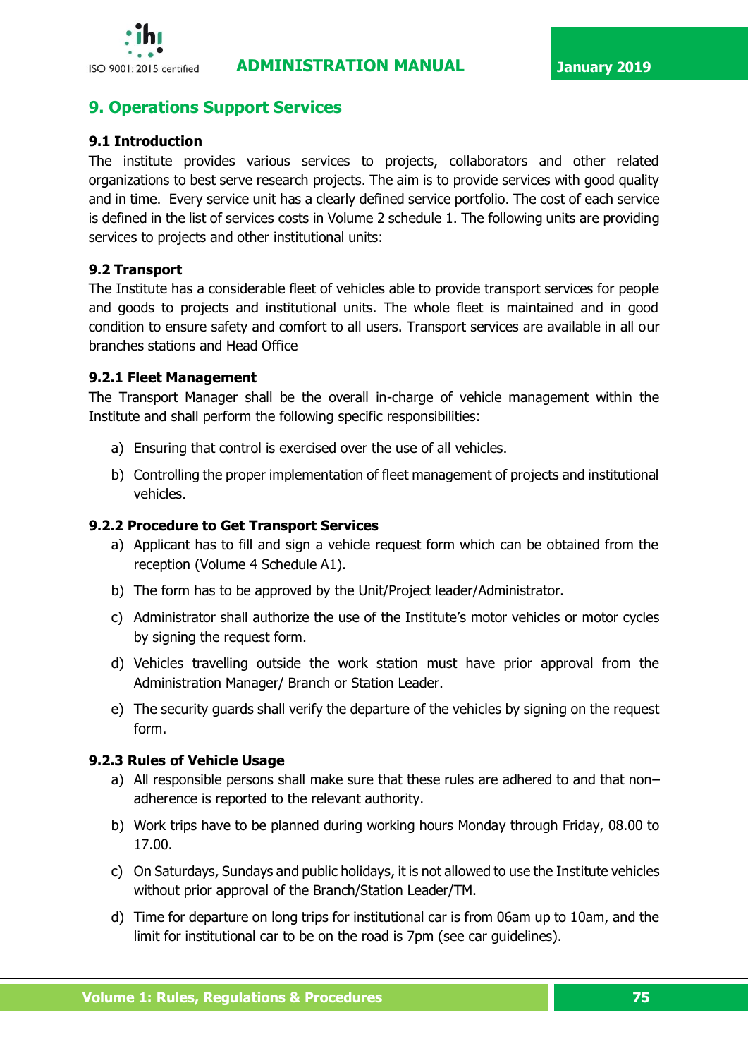## 9. Operations Support Services

### 9.1 Introduction

The institute provides various services to projects, collaborators and other related organizations to best serve research projects. The aim is to provide services with good quality and in time. Every service unit has a clearly defined service portfolio. The cost of each service is defined in the list of services costs in Volume 2 schedule 1. The following units are providing services to projects and other institutional units:

### 9.2 Transport

The Institute has a considerable fleet of vehicles able to provide transport services for people and goods to projects and institutional units. The whole fleet is maintained and in good condition to ensure safety and comfort to all users. Transport services are available in all our branches stations and Head Office

#### 9.2.1 Fleet Management

The Transport Manager shall be the overall in-charge of vehicle management within the Institute and shall perform the following specific responsibilities:

a) Ensuring that control is exercised over the use of all vehicles.

b) Controlling the proper implementation of fleet management of projects and institutional vehicles.

#### 9.2.2 Procedure to Get Transport Services

a) Applicant has to fill and sign a vehicle request form which can be obtained from the reception (Volume 4 Schedule A1).

b) The form has to be approved by the Unit/Project leader/Administrator.

c) Administrator shall authorize the use of the Institute's motor vehicles or motor cycles by signing the request form.

d) Vehicles travelling outside the work station must have prior approval from the Administration Manager/ Branch or Station Leader.

e) The security guards shall verify the departure of the vehicles by signing on the request form.

#### 9.2.3 Rules of Vehicle Usage

a) All responsible persons shall make sure that these rules are adhered to and that non–adherence is reported to the relevant authority.

b) Work trips have to be planned during working hours Monday through Friday, 08.00 to 17.00.

c) On Saturdays, Sundays and public holidays, it is not allowed to use the Institute vehicles without prior approval of the Branch/Station Leader/TM.

d) Time for departure on long trips for institutional car is from 06am up to 10am, and the limit for institutional car to be on the road is 7pm (see car guidelines).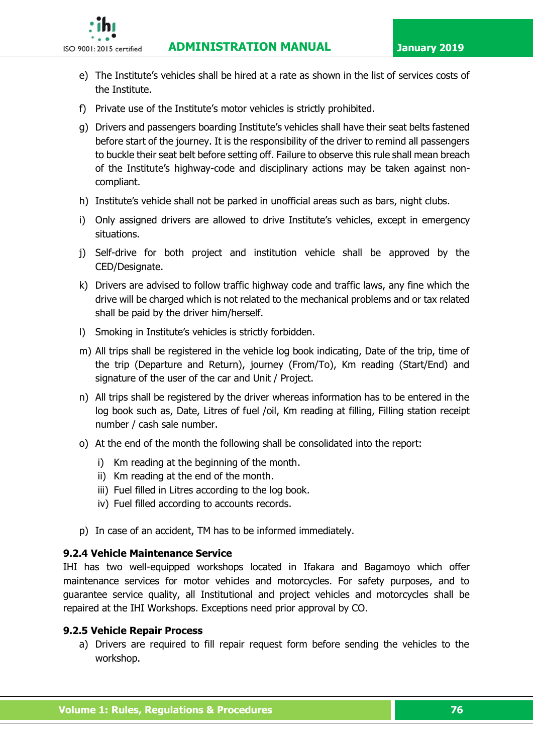e) The Institute's vehicles shall be hired at a rate as shown in the list of services costs of the Institute.

f) Private use of the Institute's motor vehicles is strictly prohibited.

g) Drivers and passengers boarding Institute's vehicles shall have their seat belts fastened before start of the journey. It is the responsibility of the driver to remind all passengers to buckle their seat belt before setting off. Failure to observe this rule shall mean breach of the Institute's highway-code and disciplinary actions may be taken against non-compliant.

h) Institute's vehicle shall not be parked in unofficial areas such as bars, night clubs.

i) Only assigned drivers are allowed to drive Institute's vehicles, except in emergency situations.

j) Self-drive for both project and institution vehicle shall be approved by the CED/Designate.

k) Drivers are advised to follow traffic highway code and traffic laws, any fine which the drive will be charged which is not related to the mechanical problems and or tax related shall be paid by the driver him/herself.

l) Smoking in Institute's vehicles is strictly forbidden.

m) All trips shall be registered in the vehicle log book indicating, Date of the trip, time of the trip (Departure and Return), journey (From/To), Km reading (Start/End) and signature of the user of the car and Unit / Project.

n) All trips shall be registered by the driver whereas information has to be entered in the log book such as, Date, Litres of fuel /oil, Km reading at filling, Filling station receipt number / cash sale number.

o) At the end of the month the following shall be consolidated into the report:

   i) Km reading at the beginning of the month.
   ii) Km reading at the end of the month.
   iii) Fuel filled in Litres according to the log book.
   iv) Fuel filled according to accounts records.

p) In case of an accident, TM has to be informed immediately.

### 9.2.4 Vehicle Maintenance Service

IHI has two well-equipped workshops located in Ifakara and Bagamoyo which offer maintenance services for motor vehicles and motorcycles. For safety purposes, and to guarantee service quality, all Institutional and project vehicles and motorcycles shall be repaired at the IHI Workshops. Exceptions need prior approval by CO.

### 9.2.5 Vehicle Repair Process

a) Drivers are required to fill repair request form before sending the vehicles to the workshop.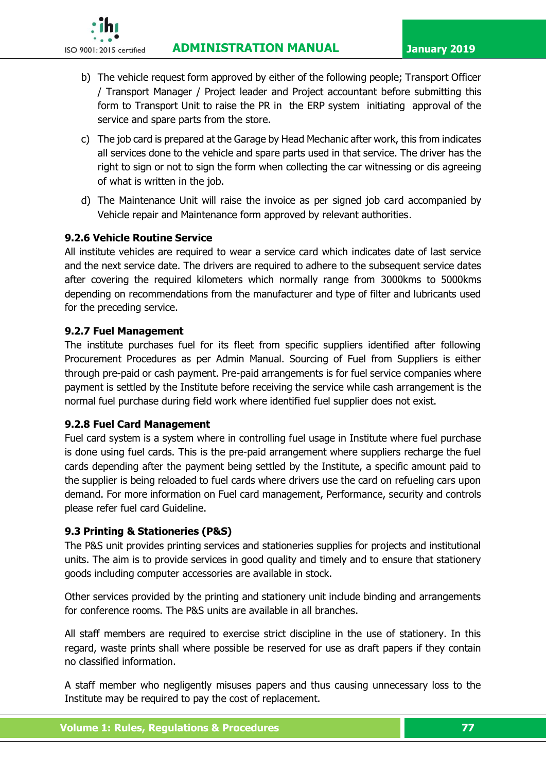b) The vehicle request form approved by either of the following people; Transport Officer / Transport Manager / Project leader and Project accountant before submitting this form to Transport Unit to raise the PR in the ERP system initiating approval of the service and spare parts from the store.

c) The job card is prepared at the Garage by Head Mechanic after work, this from indicates all services done to the vehicle and spare parts used in that service. The driver has the right to sign or not to sign the form when collecting the car witnessing or dis agreeing of what is written in the job.

d) The Maintenance Unit will raise the invoice as per signed job card accompanied by Vehicle repair and Maintenance form approved by relevant authorities.

### 9.2.6 Vehicle Routine Service

All institute vehicles are required to wear a service card which indicates date of last service and the next service date. The drivers are required to adhere to the subsequent service dates after covering the required kilometers which normally range from 3000kms to 5000kms depending on recommendations from the manufacturer and type of filter and lubricants used for the preceding service.

### 9.2.7 Fuel Management

The institute purchases fuel for its fleet from specific suppliers identified after following Procurement Procedures as per Admin Manual. Sourcing of Fuel from Suppliers is either through pre-paid or cash payment. Pre-paid arrangements is for fuel service companies where payment is settled by the Institute before receiving the service while cash arrangement is the normal fuel purchase during field work where identified fuel supplier does not exist.

### 9.2.8 Fuel Card Management

Fuel card system is a system where in controlling fuel usage in Institute where fuel purchase is done using fuel cards. This is the pre-paid arrangement where suppliers recharge the fuel cards depending after the payment being settled by the Institute, a specific amount paid to the supplier is being reloaded to fuel cards where drivers use the card on refueling cars upon demand. For more information on Fuel card management, Performance, security and controls please refer fuel card Guideline.

## 9.3 Printing & Stationeries (P&S)

The P&S unit provides printing services and stationeries supplies for projects and institutional units. The aim is to provide services in good quality and timely and to ensure that stationery goods including computer accessories are available in stock.

Other services provided by the printing and stationery unit include binding and arrangements for conference rooms. The P&S units are available in all branches.

All staff members are required to exercise strict discipline in the use of stationery. In this regard, waste prints shall where possible be reserved for use as draft papers if they contain no classified information.

A staff member who negligently misuses papers and thus causing unnecessary loss to the Institute may be required to pay the cost of replacement.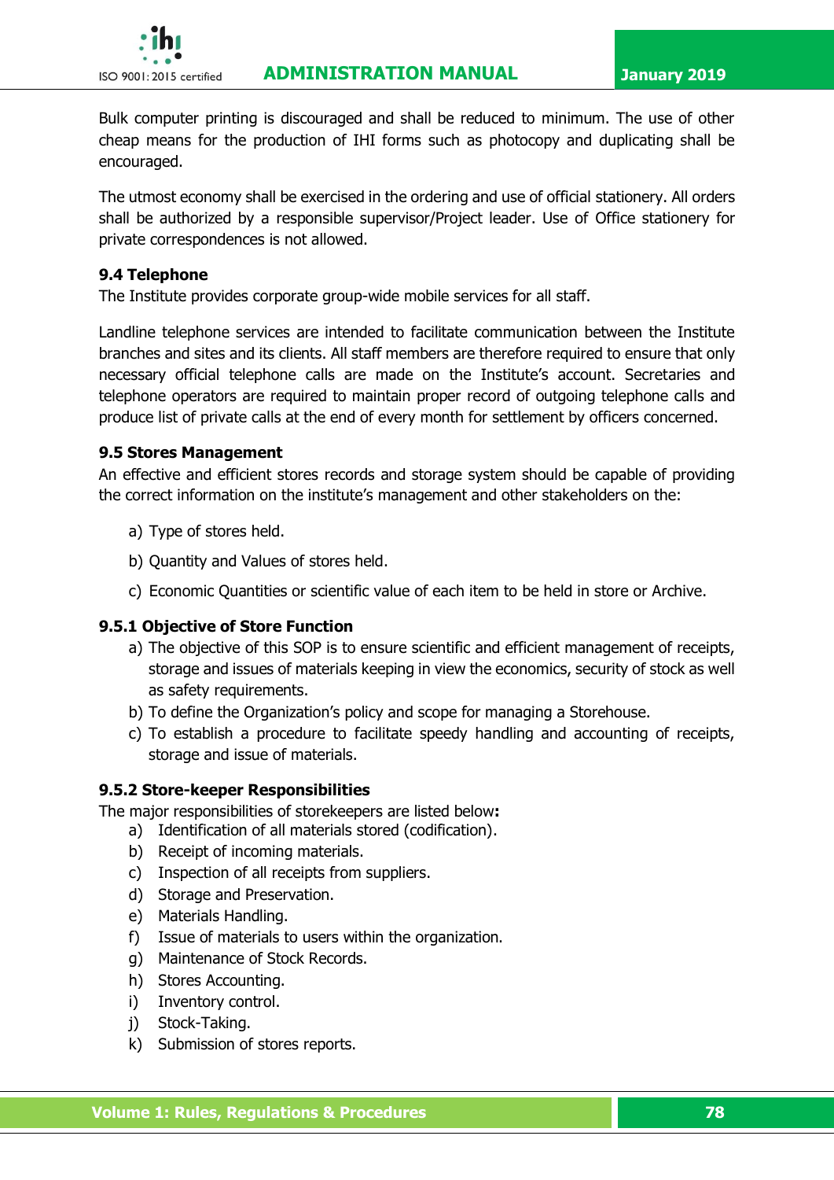Bulk computer printing is discouraged and shall be reduced to minimum. The use of other cheap means for the production of IHI forms such as photocopy and duplicating shall be encouraged.

The utmost economy shall be exercised in the ordering and use of official stationery. All orders shall be authorized by a responsible supervisor/Project leader. Use of Office stationery for private correspondences is not allowed.

### 9.4 Telephone

The Institute provides corporate group-wide mobile services for all staff.

Landline telephone services are intended to facilitate communication between the Institute branches and sites and its clients. All staff members are therefore required to ensure that only necessary official telephone calls are made on the Institute's account. Secretaries and telephone operators are required to maintain proper record of outgoing telephone calls and produce list of private calls at the end of every month for settlement by officers concerned.

### 9.5 Stores Management

An effective and efficient stores records and storage system should be capable of providing the correct information on the institute's management and other stakeholders on the:

a) Type of stores held.

b) Quantity and Values of stores held.

c) Economic Quantities or scientific value of each item to be held in store or Archive.

#### 9.5.1 Objective of Store Function

a) The objective of this SOP is to ensure scientific and efficient management of receipts, storage and issues of materials keeping in view the economics, security of stock as well as safety requirements.
b) To define the Organization's policy and scope for managing a Storehouse.
c) To establish a procedure to facilitate speedy handling and accounting of receipts, storage and issue of materials.

#### 9.5.2 Store-keeper Responsibilities

The major responsibilities of storekeepers are listed below**:**

a) Identification of all materials stored (codification).
b) Receipt of incoming materials.
c) Inspection of all receipts from suppliers.
d) Storage and Preservation.
e) Materials Handling.
f) Issue of materials to users within the organization.
g) Maintenance of Stock Records.
h) Stores Accounting.
i) Inventory control.
j) Stock-Taking.
k) Submission of stores reports.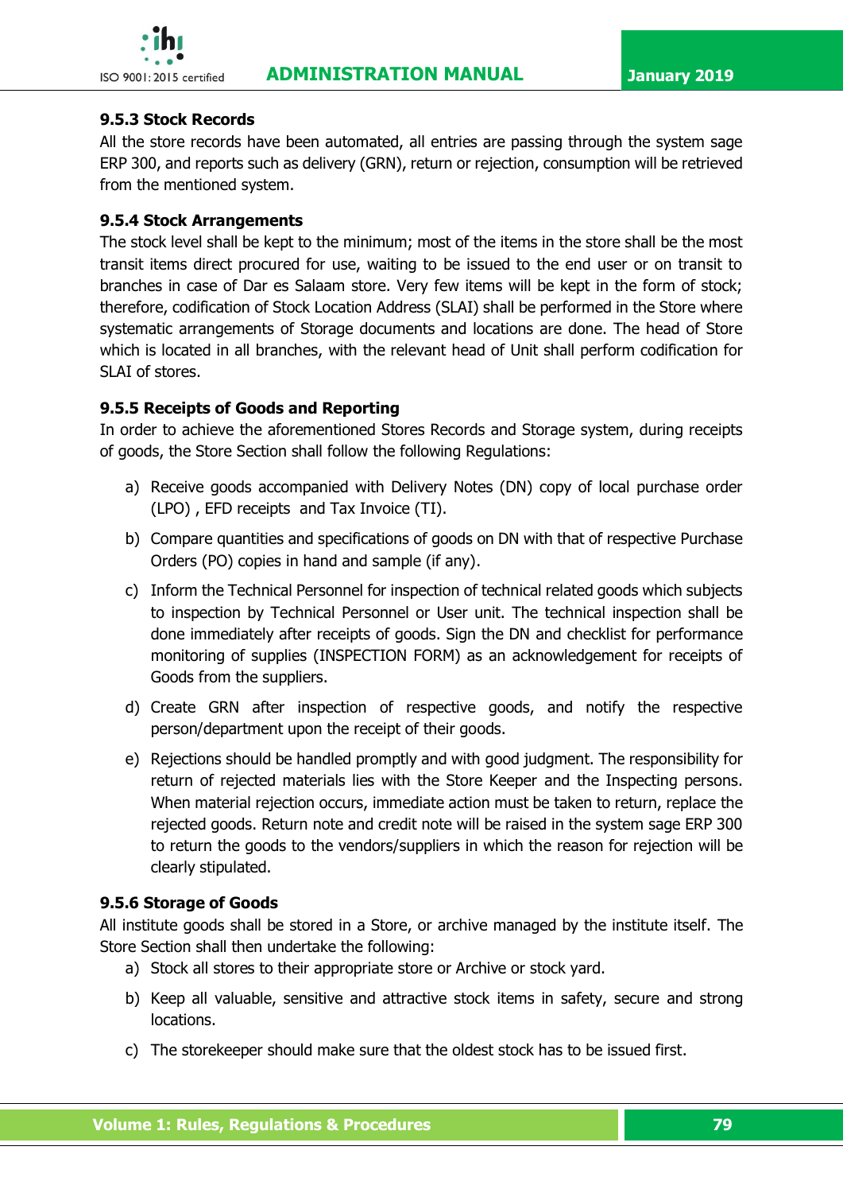### 9.5.3 Stock Records

All the store records have been automated, all entries are passing through the system sage ERP 300, and reports such as delivery (GRN), return or rejection, consumption will be retrieved from the mentioned system.

### 9.5.4 Stock Arrangements

The stock level shall be kept to the minimum; most of the items in the store shall be the most transit items direct procured for use, waiting to be issued to the end user or on transit to branches in case of Dar es Salaam store. Very few items will be kept in the form of stock; therefore, codification of Stock Location Address (SLAI) shall be performed in the Store where systematic arrangements of Storage documents and locations are done. The head of Store which is located in all branches, with the relevant head of Unit shall perform codification for SLAI of stores.

### 9.5.5 Receipts of Goods and Reporting

In order to achieve the aforementioned Stores Records and Storage system, during receipts of goods, the Store Section shall follow the following Regulations:

a) Receive goods accompanied with Delivery Notes (DN) copy of local purchase order (LPO) , EFD receipts and Tax Invoice (TI).

b) Compare quantities and specifications of goods on DN with that of respective Purchase Orders (PO) copies in hand and sample (if any).

c) Inform the Technical Personnel for inspection of technical related goods which subjects to inspection by Technical Personnel or User unit. The technical inspection shall be done immediately after receipts of goods. Sign the DN and checklist for performance monitoring of supplies (INSPECTION FORM) as an acknowledgement for receipts of Goods from the suppliers.

d) Create GRN after inspection of respective goods, and notify the respective person/department upon the receipt of their goods.

e) Rejections should be handled promptly and with good judgment. The responsibility for return of rejected materials lies with the Store Keeper and the Inspecting persons. When material rejection occurs, immediate action must be taken to return, replace the rejected goods. Return note and credit note will be raised in the system sage ERP 300 to return the goods to the vendors/suppliers in which the reason for rejection will be clearly stipulated.

### 9.5.6 Storage of Goods

All institute goods shall be stored in a Store, or archive managed by the institute itself. The Store Section shall then undertake the following:

a) Stock all stores to their appropriate store or Archive or stock yard.

b) Keep all valuable, sensitive and attractive stock items in safety, secure and strong locations.

c) The storekeeper should make sure that the oldest stock has to be issued first.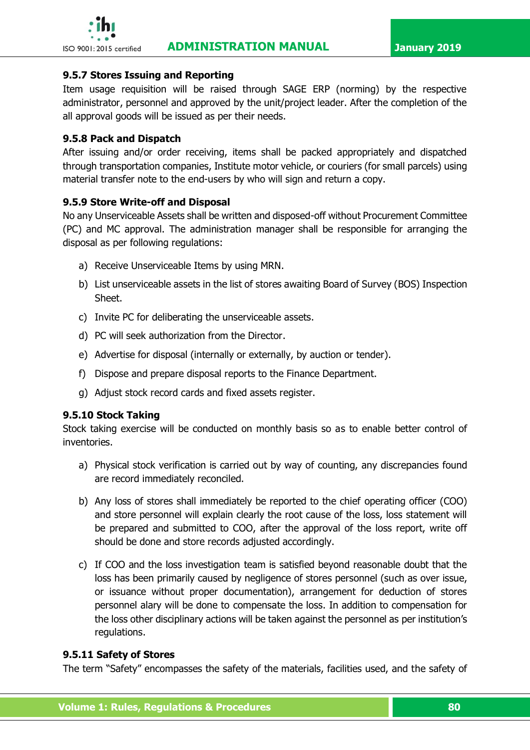### 9.5.7 Stores Issuing and Reporting

Item usage requisition will be raised through SAGE ERP (norming) by the respective administrator, personnel and approved by the unit/project leader. After the completion of the all approval goods will be issued as per their needs.

### 9.5.8 Pack and Dispatch

After issuing and/or order receiving, items shall be packed appropriately and dispatched through transportation companies, Institute motor vehicle, or couriers (for small parcels) using material transfer note to the end-users by who will sign and return a copy.

### 9.5.9 Store Write-off and Disposal

No any Unserviceable Assets shall be written and disposed-off without Procurement Committee (PC) and MC approval. The administration manager shall be responsible for arranging the disposal as per following regulations:

a) Receive Unserviceable Items by using MRN.

b) List unserviceable assets in the list of stores awaiting Board of Survey (BOS) Inspection Sheet.

c) Invite PC for deliberating the unserviceable assets.

d) PC will seek authorization from the Director.

e) Advertise for disposal (internally or externally, by auction or tender).

f) Dispose and prepare disposal reports to the Finance Department.

g) Adjust stock record cards and fixed assets register.

### 9.5.10 Stock Taking

Stock taking exercise will be conducted on monthly basis so as to enable better control of inventories.

a) Physical stock verification is carried out by way of counting, any discrepancies found are record immediately reconciled.

b) Any loss of stores shall immediately be reported to the chief operating officer (COO) and store personnel will explain clearly the root cause of the loss, loss statement will be prepared and submitted to COO, after the approval of the loss report, write off should be done and store records adjusted accordingly.

c) If COO and the loss investigation team is satisfied beyond reasonable doubt that the loss has been primarily caused by negligence of stores personnel (such as over issue, or issuance without proper documentation), arrangement for deduction of stores personnel alary will be done to compensate the loss. In addition to compensation for the loss other disciplinary actions will be taken against the personnel as per institution's regulations.

### 9.5.11 Safety of Stores

The term "Safety" encompasses the safety of the materials, facilities used, and the safety of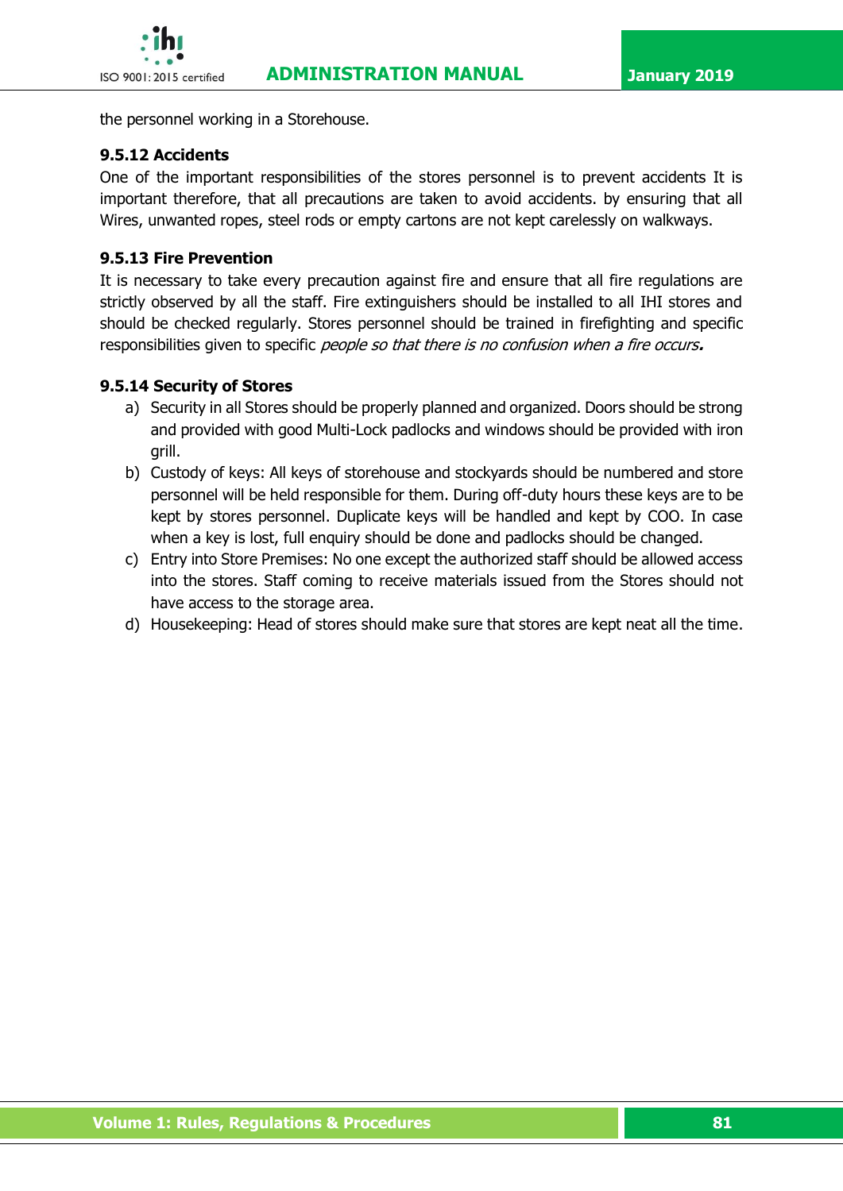the personnel working in a Storehouse.

### 9.5.12 Accidents

One of the important responsibilities of the stores personnel is to prevent accidents It is important therefore, that all precautions are taken to avoid accidents. by ensuring that all Wires, unwanted ropes, steel rods or empty cartons are not kept carelessly on walkways.

### 9.5.13 Fire Prevention

It is necessary to take every precaution against fire and ensure that all fire regulations are strictly observed by all the staff. Fire extinguishers should be installed to all IHI stores and should be checked regularly. Stores personnel should be trained in firefighting and specific responsibilities given to specific *people so that there is no confusion when a fire occurs.*

### 9.5.14 Security of Stores

a) Security in all Stores should be properly planned and organized. Doors should be strong and provided with good Multi-Lock padlocks and windows should be provided with iron grill.

b) Custody of keys: All keys of storehouse and stockyards should be numbered and store personnel will be held responsible for them. During off-duty hours these keys are to be kept by stores personnel. Duplicate keys will be handled and kept by COO. In case when a key is lost, full enquiry should be done and padlocks should be changed.

c) Entry into Store Premises: No one except the authorized staff should be allowed access into the stores. Staff coming to receive materials issued from the Stores should not have access to the storage area.

d) Housekeeping: Head of stores should make sure that stores are kept neat all the time.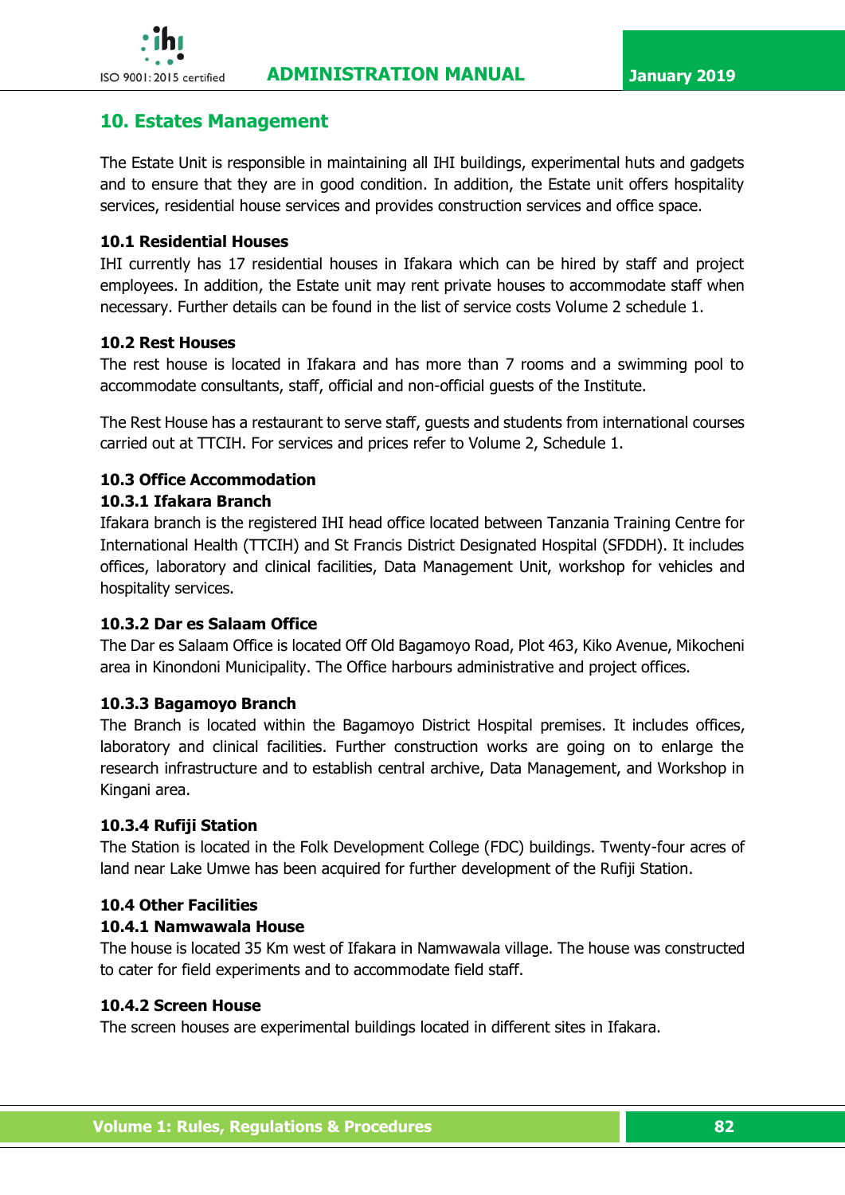## 10. Estates Management

The Estate Unit is responsible in maintaining all IHI buildings, experimental huts and gadgets and to ensure that they are in good condition. In addition, the Estate unit offers hospitality services, residential house services and provides construction services and office space.

### 10.1 Residential Houses

IHI currently has 17 residential houses in Ifakara which can be hired by staff and project employees. In addition, the Estate unit may rent private houses to accommodate staff when necessary. Further details can be found in the list of service costs Volume 2 schedule 1.

### 10.2 Rest Houses

The rest house is located in Ifakara and has more than 7 rooms and a swimming pool to accommodate consultants, staff, official and non-official guests of the Institute.

The Rest House has a restaurant to serve staff, guests and students from international courses carried out at TTCIH. For services and prices refer to Volume 2, Schedule 1.

### 10.3 Office Accommodation

#### 10.3.1 Ifakara Branch

Ifakara branch is the registered IHI head office located between Tanzania Training Centre for International Health (TTCIH) and St Francis District Designated Hospital (SFDDH). It includes offices, laboratory and clinical facilities, Data Management Unit, workshop for vehicles and hospitality services.

#### 10.3.2 Dar es Salaam Office

The Dar es Salaam Office is located Off Old Bagamoyo Road, Plot 463, Kiko Avenue, Mikocheni area in Kinondoni Municipality. The Office harbours administrative and project offices.

#### 10.3.3 Bagamoyo Branch

The Branch is located within the Bagamoyo District Hospital premises. It includes offices, laboratory and clinical facilities. Further construction works are going on to enlarge the research infrastructure and to establish central archive, Data Management, and Workshop in Kingani area.

#### 10.3.4 Rufiji Station

The Station is located in the Folk Development College (FDC) buildings. Twenty-four acres of land near Lake Umwe has been acquired for further development of the Rufiji Station.

### 10.4 Other Facilities

#### 10.4.1 Namwawala House

The house is located 35 Km west of Ifakara in Namwawala village. The house was constructed to cater for field experiments and to accommodate field staff.

#### 10.4.2 Screen House

The screen houses are experimental buildings located in different sites in Ifakara.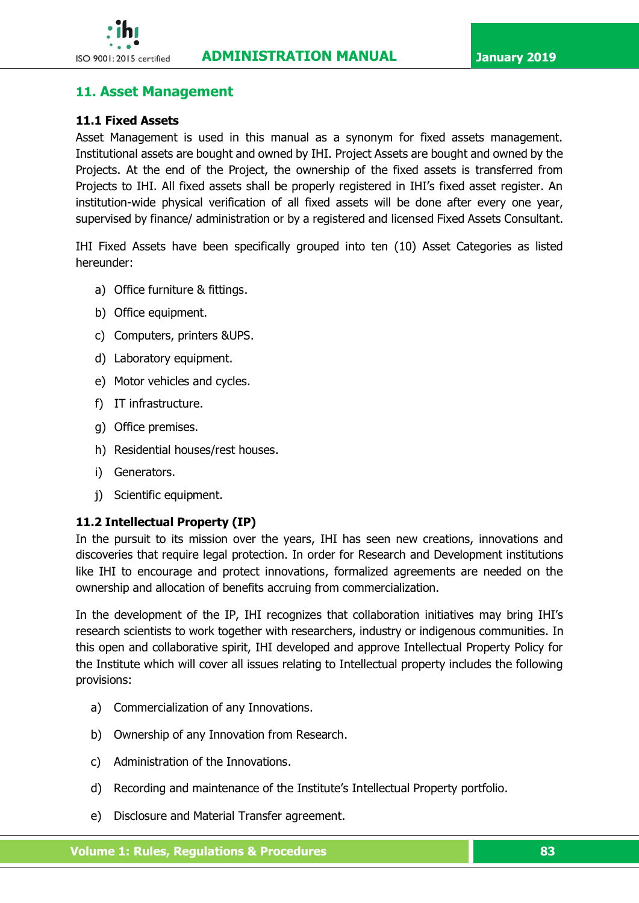## 11. Asset Management

### 11.1 Fixed Assets

Asset Management is used in this manual as a synonym for fixed assets management. Institutional assets are bought and owned by IHI. Project Assets are bought and owned by the Projects. At the end of the Project, the ownership of the fixed assets is transferred from Projects to IHI. All fixed assets shall be properly registered in IHI's fixed asset register. An institution-wide physical verification of all fixed assets will be done after every one year, supervised by finance/ administration or by a registered and licensed Fixed Assets Consultant.

IHI Fixed Assets have been specifically grouped into ten (10) Asset Categories as listed hereunder:

a) Office furniture & fittings.

b) Office equipment.

c) Computers, printers &UPS.

d) Laboratory equipment.

e) Motor vehicles and cycles.

f) IT infrastructure.

g) Office premises.

h) Residential houses/rest houses.

i) Generators.

j) Scientific equipment.

### 11.2 Intellectual Property (IP)

In the pursuit to its mission over the years, IHI has seen new creations, innovations and discoveries that require legal protection. In order for Research and Development institutions like IHI to encourage and protect innovations, formalized agreements are needed on the ownership and allocation of benefits accruing from commercialization.

In the development of the IP, IHI recognizes that collaboration initiatives may bring IHI's research scientists to work together with researchers, industry or indigenous communities. In this open and collaborative spirit, IHI developed and approve Intellectual Property Policy for the Institute which will cover all issues relating to Intellectual property includes the following provisions:

a) Commercialization of any Innovations.

b) Ownership of any Innovation from Research.

c) Administration of the Innovations.

d) Recording and maintenance of the Institute's Intellectual Property portfolio.

e) Disclosure and Material Transfer agreement.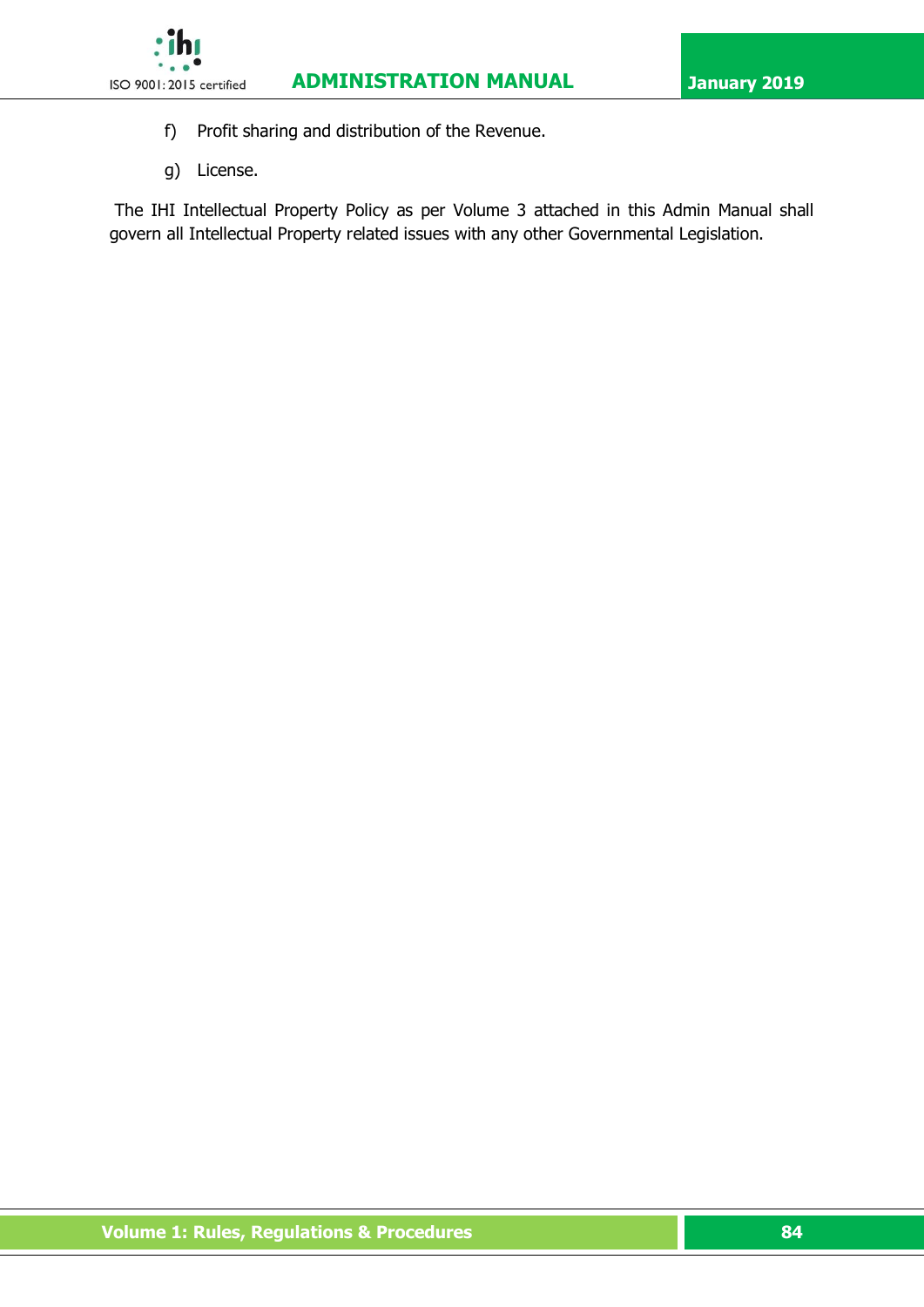f) Profit sharing and distribution of the Revenue.

g) License.

The IHI Intellectual Property Policy as per Volume 3 attached in this Admin Manual shall govern all Intellectual Property related issues with any other Governmental Legislation.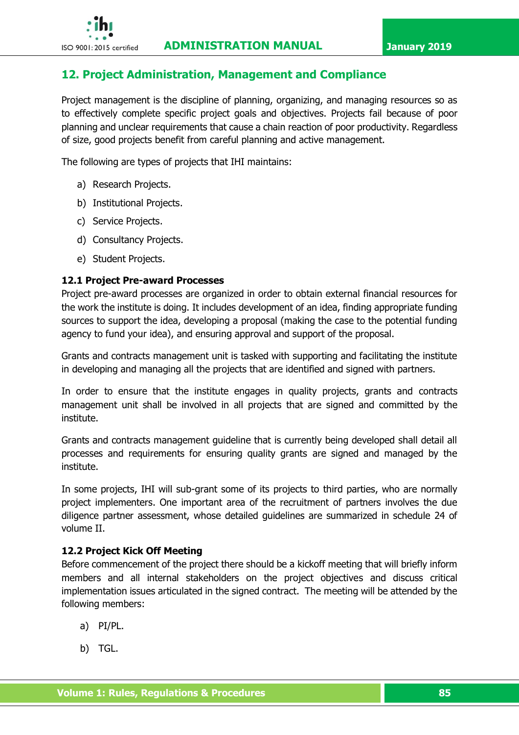## 12. Project Administration, Management and Compliance

Project management is the discipline of planning, organizing, and managing resources so as to effectively complete specific project goals and objectives. Projects fail because of poor planning and unclear requirements that cause a chain reaction of poor productivity. Regardless of size, good projects benefit from careful planning and active management.

The following are types of projects that IHI maintains:

a) Research Projects.

b) Institutional Projects.

c) Service Projects.

d) Consultancy Projects.

e) Student Projects.

### 12.1 Project Pre-award Processes

Project pre-award processes are organized in order to obtain external financial resources for the work the institute is doing. It includes development of an idea, finding appropriate funding sources to support the idea, developing a proposal (making the case to the potential funding agency to fund your idea), and ensuring approval and support of the proposal.

Grants and contracts management unit is tasked with supporting and facilitating the institute in developing and managing all the projects that are identified and signed with partners.

In order to ensure that the institute engages in quality projects, grants and contracts management unit shall be involved in all projects that are signed and committed by the institute.

Grants and contracts management guideline that is currently being developed shall detail all processes and requirements for ensuring quality grants are signed and managed by the institute.

In some projects, IHI will sub-grant some of its projects to third parties, who are normally project implementers. One important area of the recruitment of partners involves the due diligence partner assessment, whose detailed guidelines are summarized in schedule 24 of volume II.

### 12.2 Project Kick Off Meeting

Before commencement of the project there should be a kickoff meeting that will briefly inform members and all internal stakeholders on the project objectives and discuss critical implementation issues articulated in the signed contract. The meeting will be attended by the following members:

a) PI/PL.

b) TGL.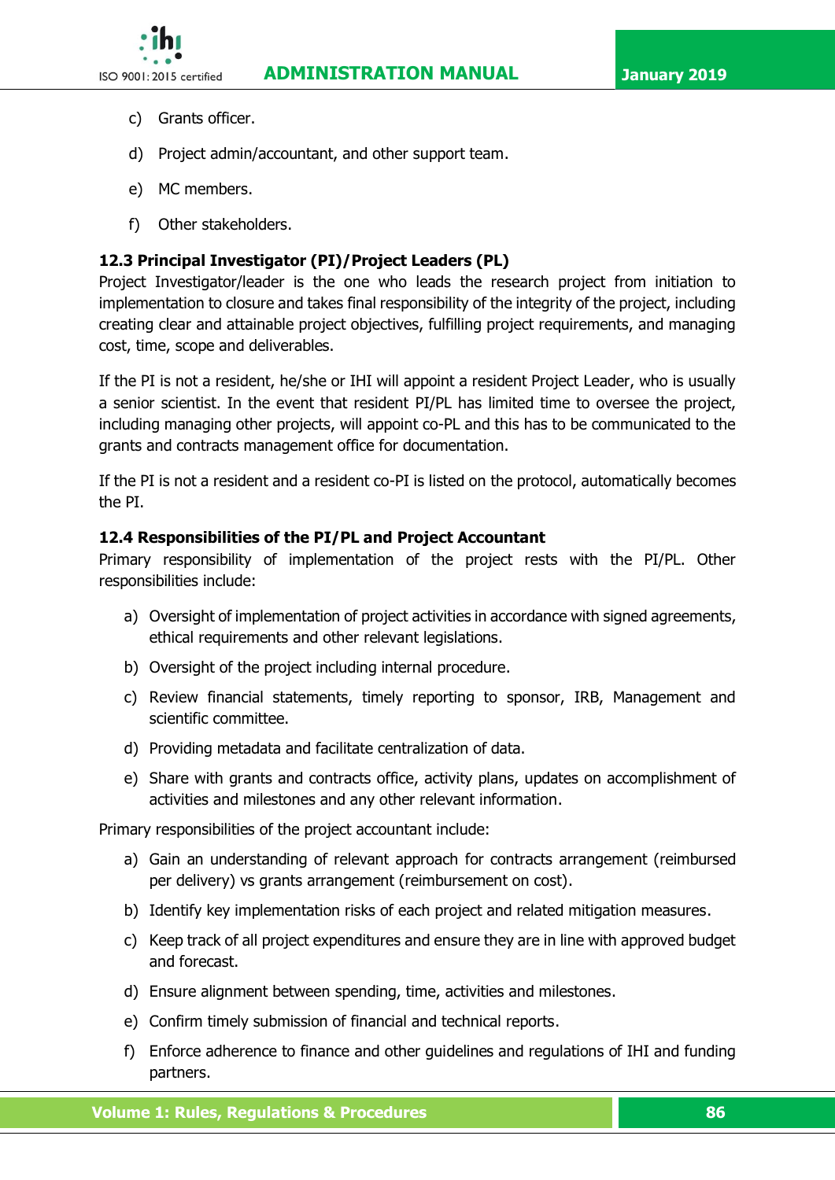c) Grants officer.

d) Project admin/accountant, and other support team.

e) MC members.

f) Other stakeholders.

### 12.3 Principal Investigator (PI)/Project Leaders (PL)

Project Investigator/leader is the one who leads the research project from initiation to implementation to closure and takes final responsibility of the integrity of the project, including creating clear and attainable project objectives, fulfilling project requirements, and managing cost, time, scope and deliverables.

If the PI is not a resident, he/she or IHI will appoint a resident Project Leader, who is usually a senior scientist. In the event that resident PI/PL has limited time to oversee the project, including managing other projects, will appoint co-PL and this has to be communicated to the grants and contracts management office for documentation.

If the PI is not a resident and a resident co-PI is listed on the protocol, automatically becomes the PI.

### 12.4 Responsibilities of the PI/PL and Project Accountant

Primary responsibility of implementation of the project rests with the PI/PL. Other responsibilities include:

a) Oversight of implementation of project activities in accordance with signed agreements, ethical requirements and other relevant legislations.

b) Oversight of the project including internal procedure.

c) Review financial statements, timely reporting to sponsor, IRB, Management and scientific committee.

d) Providing metadata and facilitate centralization of data.

e) Share with grants and contracts office, activity plans, updates on accomplishment of activities and milestones and any other relevant information.

Primary responsibilities of the project accountant include:

a) Gain an understanding of relevant approach for contracts arrangement (reimbursed per delivery) vs grants arrangement (reimbursement on cost).

b) Identify key implementation risks of each project and related mitigation measures.

c) Keep track of all project expenditures and ensure they are in line with approved budget and forecast.

d) Ensure alignment between spending, time, activities and milestones.

e) Confirm timely submission of financial and technical reports.

f) Enforce adherence to finance and other guidelines and regulations of IHI and funding partners.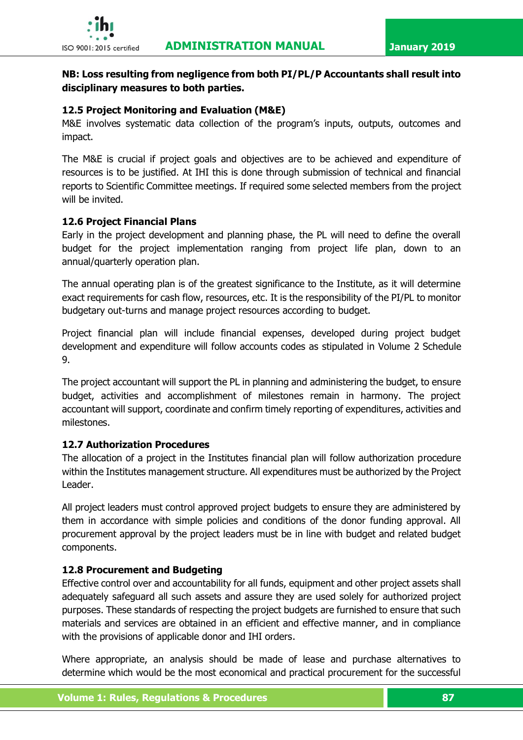**NB: Loss resulting from negligence from both PI/PL/P Accountants shall result into disciplinary measures to both parties.**

### 12.5 Project Monitoring and Evaluation (M&E)

M&E involves systematic data collection of the program's inputs, outputs, outcomes and impact.

The M&E is crucial if project goals and objectives are to be achieved and expenditure of resources is to be justified. At IHI this is done through submission of technical and financial reports to Scientific Committee meetings. If required some selected members from the project will be invited.

### 12.6 Project Financial Plans

Early in the project development and planning phase, the PL will need to define the overall budget for the project implementation ranging from project life plan, down to an annual/quarterly operation plan.

The annual operating plan is of the greatest significance to the Institute, as it will determine exact requirements for cash flow, resources, etc. It is the responsibility of the PI/PL to monitor budgetary out-turns and manage project resources according to budget.

Project financial plan will include financial expenses, developed during project budget development and expenditure will follow accounts codes as stipulated in Volume 2 Schedule 9.

The project accountant will support the PL in planning and administering the budget, to ensure budget, activities and accomplishment of milestones remain in harmony. The project accountant will support, coordinate and confirm timely reporting of expenditures, activities and milestones.

### 12.7 Authorization Procedures

The allocation of a project in the Institutes financial plan will follow authorization procedure within the Institutes management structure. All expenditures must be authorized by the Project Leader.

All project leaders must control approved project budgets to ensure they are administered by them in accordance with simple policies and conditions of the donor funding approval. All procurement approval by the project leaders must be in line with budget and related budget components.

### 12.8 Procurement and Budgeting

Effective control over and accountability for all funds, equipment and other project assets shall adequately safeguard all such assets and assure they are used solely for authorized project purposes. These standards of respecting the project budgets are furnished to ensure that such materials and services are obtained in an efficient and effective manner, and in compliance with the provisions of applicable donor and IHI orders.

Where appropriate, an analysis should be made of lease and purchase alternatives to determine which would be the most economical and practical procurement for the successful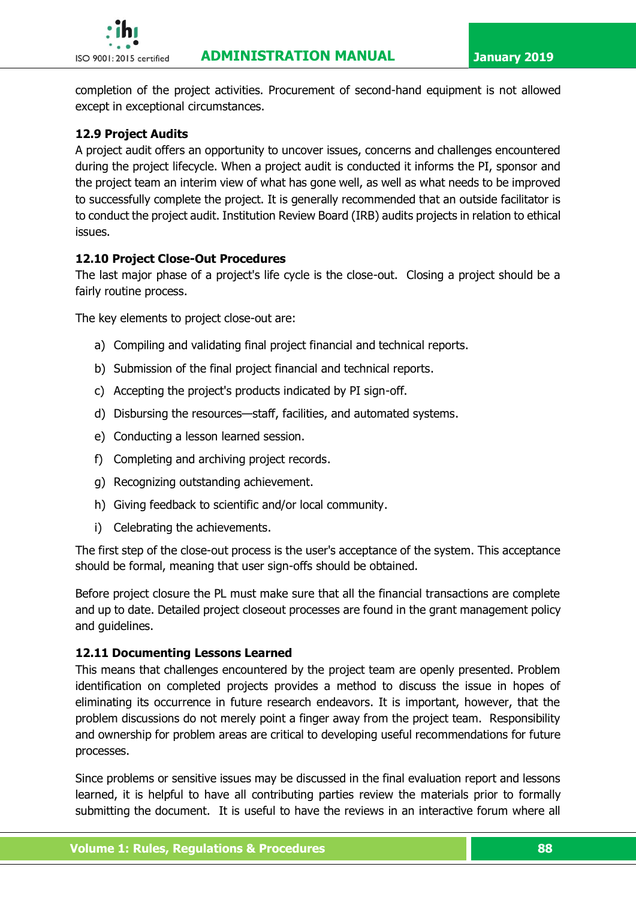completion of the project activities. Procurement of second-hand equipment is not allowed except in exceptional circumstances.

### 12.9 Project Audits

A project audit offers an opportunity to uncover issues, concerns and challenges encountered during the project lifecycle. When a project audit is conducted it informs the PI, sponsor and the project team an interim view of what has gone well, as well as what needs to be improved to successfully complete the project. It is generally recommended that an outside facilitator is to conduct the project audit. Institution Review Board (IRB) audits projects in relation to ethical issues.

### 12.10 Project Close-Out Procedures

The last major phase of a project's life cycle is the close-out. Closing a project should be a fairly routine process.

The key elements to project close-out are:

a) Compiling and validating final project financial and technical reports.

b) Submission of the final project financial and technical reports.

c) Accepting the project's products indicated by PI sign-off.

d) Disbursing the resources—staff, facilities, and automated systems.

e) Conducting a lesson learned session.

f) Completing and archiving project records.

g) Recognizing outstanding achievement.

h) Giving feedback to scientific and/or local community.

i) Celebrating the achievements.

The first step of the close-out process is the user's acceptance of the system. This acceptance should be formal, meaning that user sign-offs should be obtained.

Before project closure the PL must make sure that all the financial transactions are complete and up to date. Detailed project closeout processes are found in the grant management policy and guidelines.

### 12.11 Documenting Lessons Learned

This means that challenges encountered by the project team are openly presented. Problem identification on completed projects provides a method to discuss the issue in hopes of eliminating its occurrence in future research endeavors. It is important, however, that the problem discussions do not merely point a finger away from the project team. Responsibility and ownership for problem areas are critical to developing useful recommendations for future processes.

Since problems or sensitive issues may be discussed in the final evaluation report and lessons learned, it is helpful to have all contributing parties review the materials prior to formally submitting the document. It is useful to have the reviews in an interactive forum where all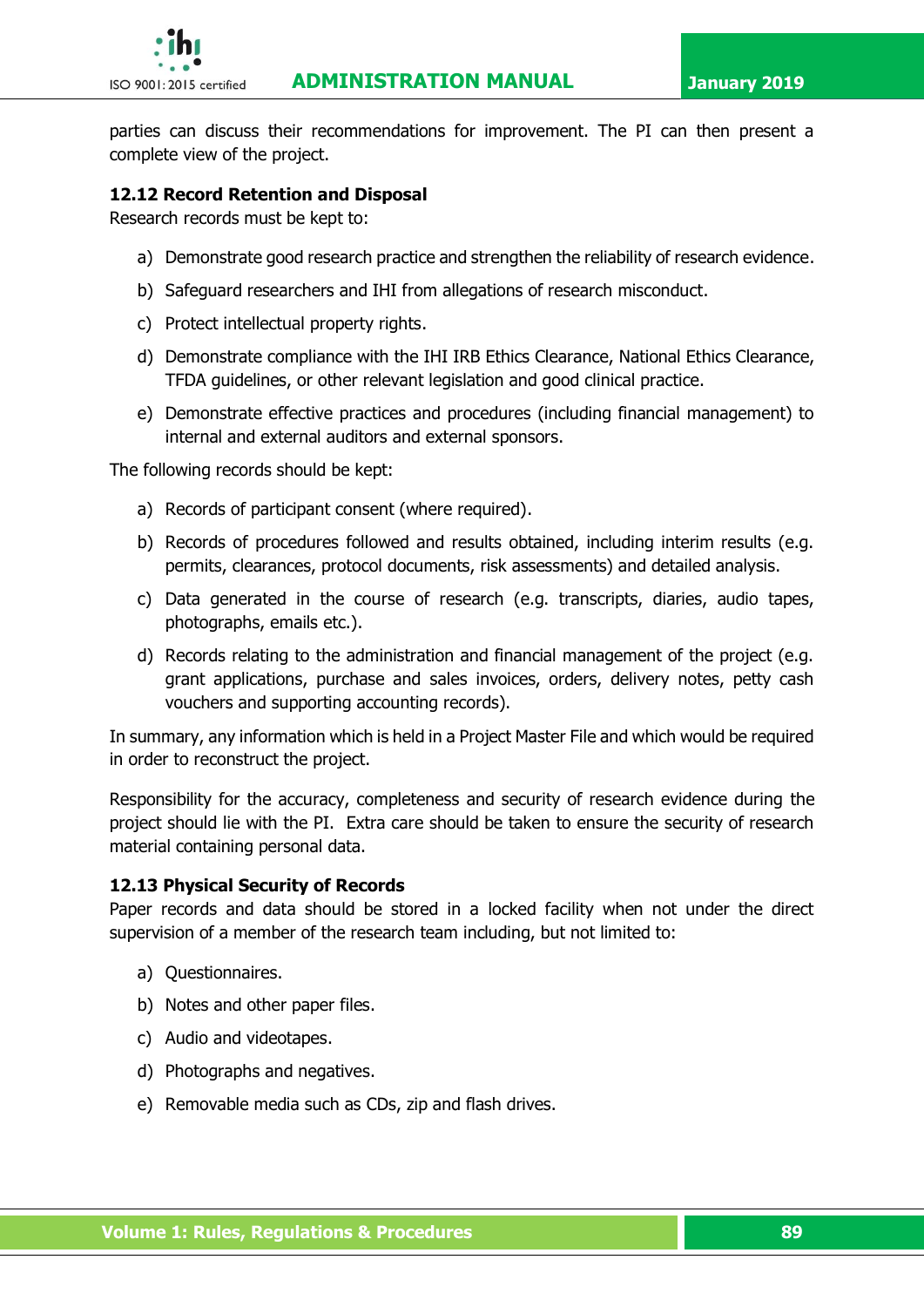parties can discuss their recommendations for improvement. The PI can then present a complete view of the project.

### 12.12 Record Retention and Disposal

Research records must be kept to:

a) Demonstrate good research practice and strengthen the reliability of research evidence.

b) Safeguard researchers and IHI from allegations of research misconduct.

c) Protect intellectual property rights.

d) Demonstrate compliance with the IHI IRB Ethics Clearance, National Ethics Clearance, TFDA guidelines, or other relevant legislation and good clinical practice.

e) Demonstrate effective practices and procedures (including financial management) to internal and external auditors and external sponsors.

The following records should be kept:

a) Records of participant consent (where required).

b) Records of procedures followed and results obtained, including interim results (e.g. permits, clearances, protocol documents, risk assessments) and detailed analysis.

c) Data generated in the course of research (e.g. transcripts, diaries, audio tapes, photographs, emails etc.).

d) Records relating to the administration and financial management of the project (e.g. grant applications, purchase and sales invoices, orders, delivery notes, petty cash vouchers and supporting accounting records).

In summary, any information which is held in a Project Master File and which would be required in order to reconstruct the project.

Responsibility for the accuracy, completeness and security of research evidence during the project should lie with the PI. Extra care should be taken to ensure the security of research material containing personal data.

### 12.13 Physical Security of Records

Paper records and data should be stored in a locked facility when not under the direct supervision of a member of the research team including, but not limited to:

a) Questionnaires.

b) Notes and other paper files.

c) Audio and videotapes.

d) Photographs and negatives.

e) Removable media such as CDs, zip and flash drives.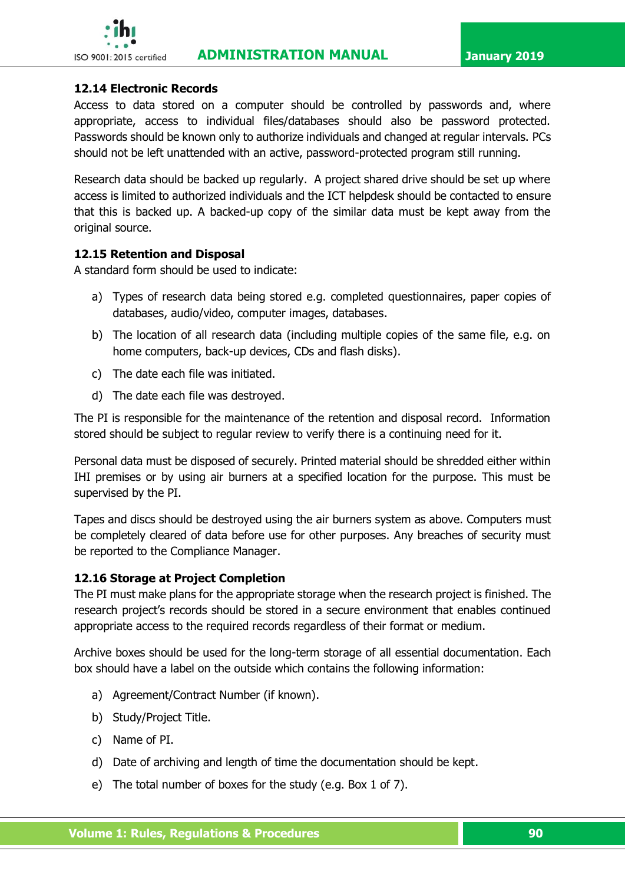### 12.14 Electronic Records

Access to data stored on a computer should be controlled by passwords and, where appropriate, access to individual files/databases should also be password protected. Passwords should be known only to authorize individuals and changed at regular intervals. PCs should not be left unattended with an active, password-protected program still running.

Research data should be backed up regularly. A project shared drive should be set up where access is limited to authorized individuals and the ICT helpdesk should be contacted to ensure that this is backed up. A backed-up copy of the similar data must be kept away from the original source.

### 12.15 Retention and Disposal

A standard form should be used to indicate:

a) Types of research data being stored e.g. completed questionnaires, paper copies of databases, audio/video, computer images, databases.

b) The location of all research data (including multiple copies of the same file, e.g. on home computers, back-up devices, CDs and flash disks).

c) The date each file was initiated.

d) The date each file was destroyed.

The PI is responsible for the maintenance of the retention and disposal record. Information stored should be subject to regular review to verify there is a continuing need for it.

Personal data must be disposed of securely. Printed material should be shredded either within IHI premises or by using air burners at a specified location for the purpose. This must be supervised by the PI.

Tapes and discs should be destroyed using the air burners system as above. Computers must be completely cleared of data before use for other purposes. Any breaches of security must be reported to the Compliance Manager.

### 12.16 Storage at Project Completion

The PI must make plans for the appropriate storage when the research project is finished. The research project's records should be stored in a secure environment that enables continued appropriate access to the required records regardless of their format or medium.

Archive boxes should be used for the long-term storage of all essential documentation. Each box should have a label on the outside which contains the following information:

a) Agreement/Contract Number (if known).

b) Study/Project Title.

c) Name of PI.

d) Date of archiving and length of time the documentation should be kept.

e) The total number of boxes for the study (e.g. Box 1 of 7).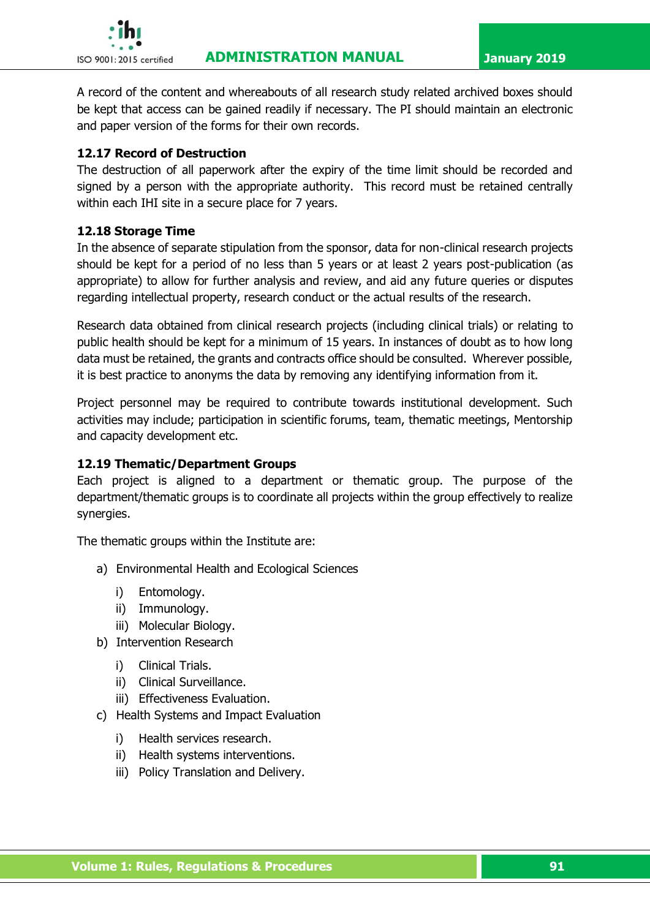A record of the content and whereabouts of all research study related archived boxes should be kept that access can be gained readily if necessary. The PI should maintain an electronic and paper version of the forms for their own records.

### 12.17 Record of Destruction

The destruction of all paperwork after the expiry of the time limit should be recorded and signed by a person with the appropriate authority. This record must be retained centrally within each IHI site in a secure place for 7 years.

### 12.18 Storage Time

In the absence of separate stipulation from the sponsor, data for non-clinical research projects should be kept for a period of no less than 5 years or at least 2 years post-publication (as appropriate) to allow for further analysis and review, and aid any future queries or disputes regarding intellectual property, research conduct or the actual results of the research.

Research data obtained from clinical research projects (including clinical trials) or relating to public health should be kept for a minimum of 15 years. In instances of doubt as to how long data must be retained, the grants and contracts office should be consulted. Wherever possible, it is best practice to anonyms the data by removing any identifying information from it.

Project personnel may be required to contribute towards institutional development. Such activities may include; participation in scientific forums, team, thematic meetings, Mentorship and capacity development etc.

### 12.19 Thematic/Department Groups

Each project is aligned to a department or thematic group. The purpose of the department/thematic groups is to coordinate all projects within the group effectively to realize synergies.

The thematic groups within the Institute are:

a) Environmental Health and Ecological Sciences
   - i) Entomology.
   - ii) Immunology.
   - iii) Molecular Biology.

b) Intervention Research
   - i) Clinical Trials.
   - ii) Clinical Surveillance.
   - iii) Effectiveness Evaluation.

c) Health Systems and Impact Evaluation
   - i) Health services research.
   - ii) Health systems interventions.
   - iii) Policy Translation and Delivery.